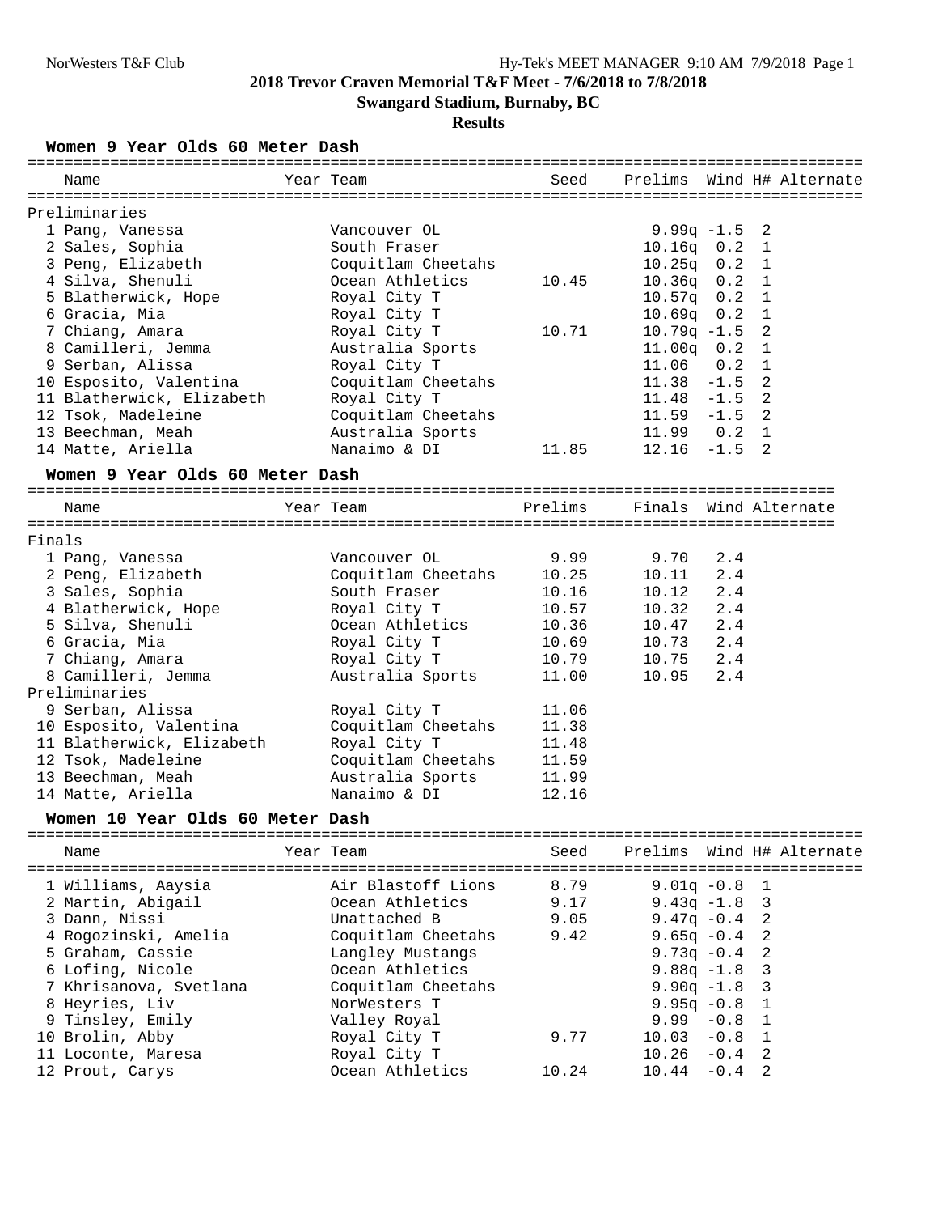NorWesters T&F Club

Hy-Tek's MEET MANAGER 9:10 AM 7/9/2018 Page 1

# 2018 Trevor Craven Memorial T&F Meet - 7/6/2018 to 7/8/2018

## Swangard Stadium, Burnaby, BC

### Results

#### Women 9 Year Olds 60 Meter Dash

Preliminaries

| | Name | Year | Team | Seed | Prelims | Wind | H# | Alternate |
|---|---|---|---|---|---|---|---|---|
| 1 | Pang, Vanessa | | Vancouver OL | | 9.99q | -1.5 | 2 | |
| 2 | Sales, Sophia | | South Fraser | | 10.16q | 0.2 | 1 | |
| 3 | Peng, Elizabeth | | Coquitlam Cheetahs | | 10.25q | 0.2 | 1 | |
| 4 | Silva, Shenuli | | Ocean Athletics | 10.45 | 10.36q | 0.2 | 1 | |
| 5 | Blatherwick, Hope | | Royal City T | | 10.57q | 0.2 | 1 | |
| 6 | Gracia, Mia | | Royal City T | | 10.69q | 0.2 | 1 | |
| 7 | Chiang, Amara | | Royal City T | 10.71 | 10.79q | -1.5 | 2 | |
| 8 | Camilleri, Jemma | | Australia Sports | | 11.00q | 0.2 | 1 | |
| 9 | Serban, Alissa | | Royal City T | | 11.06 | 0.2 | 1 | |
| 10 | Esposito, Valentina | | Coquitlam Cheetahs | | 11.38 | -1.5 | 2 | |
| 11 | Blatherwick, Elizabeth | | Royal City T | | 11.48 | -1.5 | 2 | |
| 12 | Tsok, Madeleine | | Coquitlam Cheetahs | | 11.59 | -1.5 | 2 | |
| 13 | Beechman, Meah | | Australia Sports | | 11.99 | 0.2 | 1 | |
| 14 | Matte, Ariella | | Nanaimo & DI | 11.85 | 12.16 | -1.5 | 2 | |

#### Women 9 Year Olds 60 Meter Dash

| | Name | Year | Team | Prelims | Finals | Wind | Alternate |
|---|---|---|---|---|---|---|---|
| **Finals** | | | | | | | |
| 1 | Pang, Vanessa | | Vancouver OL | 9.99 | 9.70 | 2.4 | |
| 2 | Peng, Elizabeth | | Coquitlam Cheetahs | 10.25 | 10.11 | 2.4 | |
| 3 | Sales, Sophia | | South Fraser | 10.16 | 10.12 | 2.4 | |
| 4 | Blatherwick, Hope | | Royal City T | 10.57 | 10.32 | 2.4 | |
| 5 | Silva, Shenuli | | Ocean Athletics | 10.36 | 10.47 | 2.4 | |
| 6 | Gracia, Mia | | Royal City T | 10.69 | 10.73 | 2.4 | |
| 7 | Chiang, Amara | | Royal City T | 10.79 | 10.75 | 2.4 | |
| 8 | Camilleri, Jemma | | Australia Sports | 11.00 | 10.95 | 2.4 | |
| **Preliminaries** | | | | | | | |
| 9 | Serban, Alissa | | Royal City T | 11.06 | | | |
| 10 | Esposito, Valentina | | Coquitlam Cheetahs | 11.38 | | | |
| 11 | Blatherwick, Elizabeth | | Royal City T | 11.48 | | | |
| 12 | Tsok, Madeleine | | Coquitlam Cheetahs | 11.59 | | | |
| 13 | Beechman, Meah | | Australia Sports | 11.99 | | | |
| 14 | Matte, Ariella | | Nanaimo & DI | 12.16 | | | |

#### Women 10 Year Olds 60 Meter Dash

| | Name | Year | Team | Seed | Prelims | Wind | H# | Alternate |
|---|---|---|---|---|---|---|---|---|
| 1 | Williams, Aaysia | | Air Blastoff Lions | 8.79 | 9.01q | -0.8 | 1 | |
| 2 | Martin, Abigail | | Ocean Athletics | 9.17 | 9.43q | -1.8 | 3 | |
| 3 | Dann, Nissi | | Unattached B | 9.05 | 9.47q | -0.4 | 2 | |
| 4 | Rogozinski, Amelia | | Coquitlam Cheetahs | 9.42 | 9.65q | -0.4 | 2 | |
| 5 | Graham, Cassie | | Langley Mustangs | | 9.73q | -0.4 | 2 | |
| 6 | Lofing, Nicole | | Ocean Athletics | | 9.88q | -1.8 | 3 | |
| 7 | Khrisanova, Svetlana | | Coquitlam Cheetahs | | 9.90q | -1.8 | 3 | |
| 8 | Heyries, Liv | | NorWesters T | | 9.95q | -0.8 | 1 | |
| 9 | Tinsley, Emily | | Valley Royal | | 9.99 | -0.8 | 1 | |
| 10 | Brolin, Abby | | Royal City T | 9.77 | 10.03 | -0.8 | 1 | |
| 11 | Loconte, Maresa | | Royal City T | | 10.26 | -0.4 | 2 | |
| 12 | Prout, Carys | | Ocean Athletics | 10.24 | 10.44 | -0.4 | 2 | |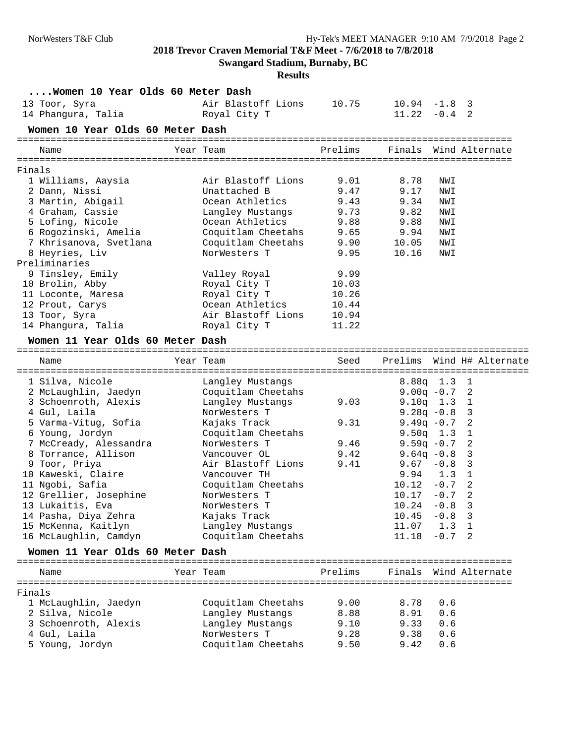## 2018 Trevor Craven Memorial T&F Meet - 7/6/2018 to 7/8/2018

**Swangard Stadium, Burnaby, BC**

**Results**

### ....Women 10 Year Olds 60 Meter Dash

| Place | Name | Year | Team | Seed | Prelims | Wind | H# |
|---|---|---|---|---|---|---|---|
| 13 | Toor, Syra | | Air Blastoff Lions | 10.75 | 10.94 | -1.8 | 3 |
| 14 | Phangura, Talia | | Royal City T | | 11.22 | -0.4 | 2 |

### Women 10 Year Olds 60 Meter Dash

| Place | Name | Year | Team | Prelims | Finals | Wind | Alternate |
|---|---|---|---|---|---|---|---|
| **Finals** | | | | | | | |
| 1 | Williams, Aaysia | | Air Blastoff Lions | 9.01 | 8.78 | NWI | |
| 2 | Dann, Nissi | | Unattached B | 9.47 | 9.17 | NWI | |
| 3 | Martin, Abigail | | Ocean Athletics | 9.43 | 9.34 | NWI | |
| 4 | Graham, Cassie | | Langley Mustangs | 9.73 | 9.82 | NWI | |
| 5 | Lofing, Nicole | | Ocean Athletics | 9.88 | 9.88 | NWI | |
| 6 | Rogozinski, Amelia | | Coquitlam Cheetahs | 9.65 | 9.94 | NWI | |
| 7 | Khrisanova, Svetlana | | Coquitlam Cheetahs | 9.90 | 10.05 | NWI | |
| 8 | Heyries, Liv | | NorWesters T | 9.95 | 10.16 | NWI | |
| **Preliminaries** | | | | | | | |
| 9 | Tinsley, Emily | | Valley Royal | 9.99 | | | |
| 10 | Brolin, Abby | | Royal City T | 10.03 | | | |
| 11 | Loconte, Maresa | | Royal City T | 10.26 | | | |
| 12 | Prout, Carys | | Ocean Athletics | 10.44 | | | |
| 13 | Toor, Syra | | Air Blastoff Lions | 10.94 | | | |
| 14 | Phangura, Talia | | Royal City T | 11.22 | | | |

### Women 11 Year Olds 60 Meter Dash

| Place | Name | Year | Team | Seed | Prelims | Wind | H# | Alternate |
|---|---|---|---|---|---|---|---|---|
| 1 | Silva, Nicole | | Langley Mustangs | | 8.88q | 1.3 | 1 | |
| 2 | McLaughlin, Jaedyn | | Coquitlam Cheetahs | | 9.00q | -0.7 | 2 | |
| 3 | Schoenroth, Alexis | | Langley Mustangs | 9.03 | 9.10q | 1.3 | 1 | |
| 4 | Gul, Laila | | NorWesters T | | 9.28q | -0.8 | 3 | |
| 5 | Varma-Vitug, Sofia | | Kajaks Track | 9.31 | 9.49q | -0.7 | 2 | |
| 6 | Young, Jordyn | | Coquitlam Cheetahs | | 9.50q | 1.3 | 1 | |
| 7 | McCready, Alessandra | | NorWesters T | 9.46 | 9.59q | -0.7 | 2 | |
| 8 | Torrance, Allison | | Vancouver OL | 9.42 | 9.64q | -0.8 | 3 | |
| 9 | Toor, Priya | | Air Blastoff Lions | 9.41 | 9.67 | -0.8 | 3 | |
| 10 | Kaweski, Claire | | Vancouver TH | | 9.94 | 1.3 | 1 | |
| 11 | Ngobi, Safia | | Coquitlam Cheetahs | | 10.12 | -0.7 | 2 | |
| 12 | Grellier, Josephine | | NorWesters T | | 10.17 | -0.7 | 2 | |
| 13 | Lukaitis, Eva | | NorWesters T | | 10.24 | -0.8 | 3 | |
| 14 | Pasha, Diya Zehra | | Kajaks Track | | 10.45 | -0.8 | 3 | |
| 15 | McKenna, Kaitlyn | | Langley Mustangs | | 11.07 | 1.3 | 1 | |
| 16 | McLaughlin, Camdyn | | Coquitlam Cheetahs | | 11.18 | -0.7 | 2 | |

### Women 11 Year Olds 60 Meter Dash

| Place | Name | Year | Team | Prelims | Finals | Wind | Alternate |
|---|---|---|---|---|---|---|---|
| **Finals** | | | | | | | |
| 1 | McLaughlin, Jaedyn | | Coquitlam Cheetahs | 9.00 | 8.78 | 0.6 | |
| 2 | Silva, Nicole | | Langley Mustangs | 8.88 | 8.91 | 0.6 | |
| 3 | Schoenroth, Alexis | | Langley Mustangs | 9.10 | 9.33 | 0.6 | |
| 4 | Gul, Laila | | NorWesters T | 9.28 | 9.38 | 0.6 | |
| 5 | Young, Jordyn | | Coquitlam Cheetahs | 9.50 | 9.42 | 0.6 | |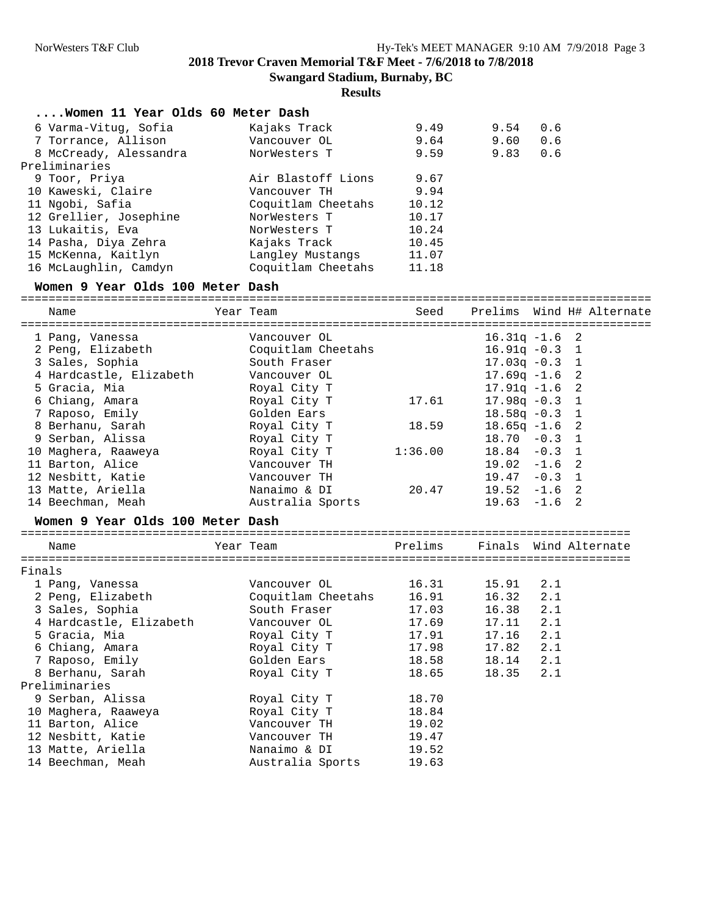## 2018 Trevor Craven Memorial T&F Meet - 7/6/2018 to 7/8/2018

**Swangard Stadium, Burnaby, BC**

**Results**

### ....Women 11 Year Olds 60 Meter Dash

| Place | Name | Year | Team | Prelims | Finals | Wind |
|---|---|---|---|---|---|---|
| 6 | Varma-Vitug, Sofia | | Kajaks Track | 9.49 | 9.54 | 0.6 |
| 7 | Torrance, Allison | | Vancouver OL | 9.64 | 9.60 | 0.6 |
| 8 | McCready, Alessandra | | NorWesters T | 9.59 | 9.83 | 0.6 |
| **Preliminaries** | | | | | | |
| 9 | Toor, Priya | | Air Blastoff Lions | 9.67 | | |
| 10 | Kaweski, Claire | | Vancouver TH | 9.94 | | |
| 11 | Ngobi, Safia | | Coquitlam Cheetahs | 10.12 | | |
| 12 | Grellier, Josephine | | NorWesters T | 10.17 | | |
| 13 | Lukaitis, Eva | | NorWesters T | 10.24 | | |
| 14 | Pasha, Diya Zehra | | Kajaks Track | 10.45 | | |
| 15 | McKenna, Kaitlyn | | Langley Mustangs | 11.07 | | |
| 16 | McLaughlin, Camdyn | | Coquitlam Cheetahs | 11.18 | | |

### Women 9 Year Olds 100 Meter Dash

| Place | Name | Year | Team | Seed | Prelims | Wind | H# | Alternate |
|---|---|---|---|---|---|---|---|---|
| 1 | Pang, Vanessa | | Vancouver OL | | 16.31q | -1.6 | 2 | |
| 2 | Peng, Elizabeth | | Coquitlam Cheetahs | | 16.91q | -0.3 | 1 | |
| 3 | Sales, Sophia | | South Fraser | | 17.03q | -0.3 | 1 | |
| 4 | Hardcastle, Elizabeth | | Vancouver OL | | 17.69q | -1.6 | 2 | |
| 5 | Gracia, Mia | | Royal City T | | 17.91q | -1.6 | 2 | |
| 6 | Chiang, Amara | | Royal City T | 17.61 | 17.98q | -0.3 | 1 | |
| 7 | Raposo, Emily | | Golden Ears | | 18.58q | -0.3 | 1 | |
| 8 | Berhanu, Sarah | | Royal City T | 18.59 | 18.65q | -1.6 | 2 | |
| 9 | Serban, Alissa | | Royal City T | | 18.70 | -0.3 | 1 | |
| 10 | Maghera, Raaweya | | Royal City T | 1:36.00 | 18.84 | -0.3 | 1 | |
| 11 | Barton, Alice | | Vancouver TH | | 19.02 | -1.6 | 2 | |
| 12 | Nesbitt, Katie | | Vancouver TH | | 19.47 | -0.3 | 1 | |
| 13 | Matte, Ariella | | Nanaimo & DI | 20.47 | 19.52 | -1.6 | 2 | |
| 14 | Beechman, Meah | | Australia Sports | | 19.63 | -1.6 | 2 | |

### Women 9 Year Olds 100 Meter Dash

| Place | Name | Year | Team | Prelims | Finals | Wind | Alternate |
|---|---|---|---|---|---|---|---|
| **Finals** | | | | | | | |
| 1 | Pang, Vanessa | | Vancouver OL | 16.31 | 15.91 | 2.1 | |
| 2 | Peng, Elizabeth | | Coquitlam Cheetahs | 16.91 | 16.32 | 2.1 | |
| 3 | Sales, Sophia | | South Fraser | 17.03 | 16.38 | 2.1 | |
| 4 | Hardcastle, Elizabeth | | Vancouver OL | 17.69 | 17.11 | 2.1 | |
| 5 | Gracia, Mia | | Royal City T | 17.91 | 17.16 | 2.1 | |
| 6 | Chiang, Amara | | Royal City T | 17.98 | 17.82 | 2.1 | |
| 7 | Raposo, Emily | | Golden Ears | 18.58 | 18.14 | 2.1 | |
| 8 | Berhanu, Sarah | | Royal City T | 18.65 | 18.35 | 2.1 | |
| **Preliminaries** | | | | | | | |
| 9 | Serban, Alissa | | Royal City T | 18.70 | | | |
| 10 | Maghera, Raaweya | | Royal City T | 18.84 | | | |
| 11 | Barton, Alice | | Vancouver TH | 19.02 | | | |
| 12 | Nesbitt, Katie | | Vancouver TH | 19.47 | | | |
| 13 | Matte, Ariella | | Nanaimo & DI | 19.52 | | | |
| 14 | Beechman, Meah | | Australia Sports | 19.63 | | | |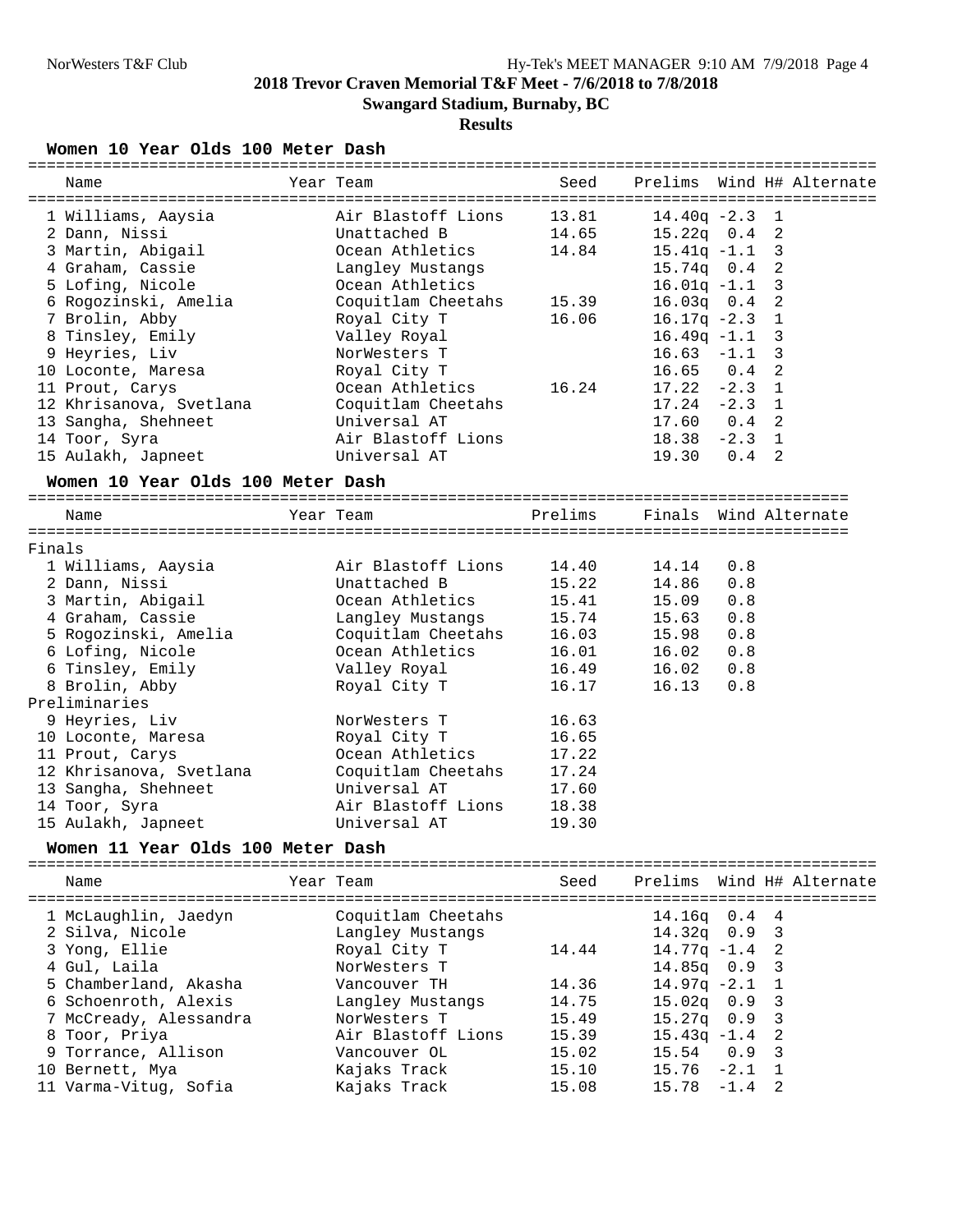**2018 Trevor Craven Memorial T&F Meet - 7/6/2018 to 7/8/2018**

**Swangard Stadium, Burnaby, BC**

**Results**

### Women 10 Year Olds 100 Meter Dash

| | Name | Year | Team | Seed | Prelims | Wind | H# | Alternate |
|---|---|---|---|---|---|---|---|---|
| 1 | Williams, Aaysia | | Air Blastoff Lions | 13.81 | 14.40q | -2.3 | 1 | |
| 2 | Dann, Nissi | | Unattached B | 14.65 | 15.22q | 0.4 | 2 | |
| 3 | Martin, Abigail | | Ocean Athletics | 14.84 | 15.41q | -1.1 | 3 | |
| 4 | Graham, Cassie | | Langley Mustangs | | 15.74q | 0.4 | 2 | |
| 5 | Lofing, Nicole | | Ocean Athletics | | 16.01q | -1.1 | 3 | |
| 6 | Rogozinski, Amelia | | Coquitlam Cheetahs | 15.39 | 16.03q | 0.4 | 2 | |
| 7 | Brolin, Abby | | Royal City T | 16.06 | 16.17q | -2.3 | 1 | |
| 8 | Tinsley, Emily | | Valley Royal | | 16.49q | -1.1 | 3 | |
| 9 | Heyries, Liv | | NorWesters T | | 16.63 | -1.1 | 3 | |
| 10 | Loconte, Maresa | | Royal City T | | 16.65 | 0.4 | 2 | |
| 11 | Prout, Carys | | Ocean Athletics | 16.24 | 17.22 | -2.3 | 1 | |
| 12 | Khrisanova, Svetlana | | Coquitlam Cheetahs | | 17.24 | -2.3 | 1 | |
| 13 | Sangha, Shehneet | | Universal AT | | 17.60 | 0.4 | 2 | |
| 14 | Toor, Syra | | Air Blastoff Lions | | 18.38 | -2.3 | 1 | |
| 15 | Aulakh, Japneet | | Universal AT | | 19.30 | 0.4 | 2 | |

### Women 10 Year Olds 100 Meter Dash

| | Name | Year | Team | Prelims | Finals | Wind | Alternate |
|---|---|---|---|---|---|---|---|
| **Finals** | | | | | | | |
| 1 | Williams, Aaysia | | Air Blastoff Lions | 14.40 | 14.14 | 0.8 | |
| 2 | Dann, Nissi | | Unattached B | 15.22 | 14.86 | 0.8 | |
| 3 | Martin, Abigail | | Ocean Athletics | 15.41 | 15.09 | 0.8 | |
| 4 | Graham, Cassie | | Langley Mustangs | 15.74 | 15.63 | 0.8 | |
| 5 | Rogozinski, Amelia | | Coquitlam Cheetahs | 16.03 | 15.98 | 0.8 | |
| 6 | Lofing, Nicole | | Ocean Athletics | 16.01 | 16.02 | 0.8 | |
| 6 | Tinsley, Emily | | Valley Royal | 16.49 | 16.02 | 0.8 | |
| 8 | Brolin, Abby | | Royal City T | 16.17 | 16.13 | 0.8 | |
| **Preliminaries** | | | | | | | |
| 9 | Heyries, Liv | | NorWesters T | 16.63 | | | |
| 10 | Loconte, Maresa | | Royal City T | 16.65 | | | |
| 11 | Prout, Carys | | Ocean Athletics | 17.22 | | | |
| 12 | Khrisanova, Svetlana | | Coquitlam Cheetahs | 17.24 | | | |
| 13 | Sangha, Shehneet | | Universal AT | 17.60 | | | |
| 14 | Toor, Syra | | Air Blastoff Lions | 18.38 | | | |
| 15 | Aulakh, Japneet | | Universal AT | 19.30 | | | |

### Women 11 Year Olds 100 Meter Dash

| | Name | Year | Team | Seed | Prelims | Wind | H# | Alternate |
|---|---|---|---|---|---|---|---|---|
| 1 | McLaughlin, Jaedyn | | Coquitlam Cheetahs | | 14.16q | 0.4 | 4 | |
| 2 | Silva, Nicole | | Langley Mustangs | | 14.32q | 0.9 | 3 | |
| 3 | Yong, Ellie | | Royal City T | 14.44 | 14.77q | -1.4 | 2 | |
| 4 | Gul, Laila | | NorWesters T | | 14.85q | 0.9 | 3 | |
| 5 | Chamberland, Akasha | | Vancouver TH | 14.36 | 14.97q | -2.1 | 1 | |
| 6 | Schoenroth, Alexis | | Langley Mustangs | 14.75 | 15.02q | 0.9 | 3 | |
| 7 | McCready, Alessandra | | NorWesters T | 15.49 | 15.27q | 0.9 | 3 | |
| 8 | Toor, Priya | | Air Blastoff Lions | 15.39 | 15.43q | -1.4 | 2 | |
| 9 | Torrance, Allison | | Vancouver OL | 15.02 | 15.54 | 0.9 | 3 | |
| 10 | Bernett, Mya | | Kajaks Track | 15.10 | 15.76 | -2.1 | 1 | |
| 11 | Varma-Vitug, Sofia | | Kajaks Track | 15.08 | 15.78 | -1.4 | 2 | |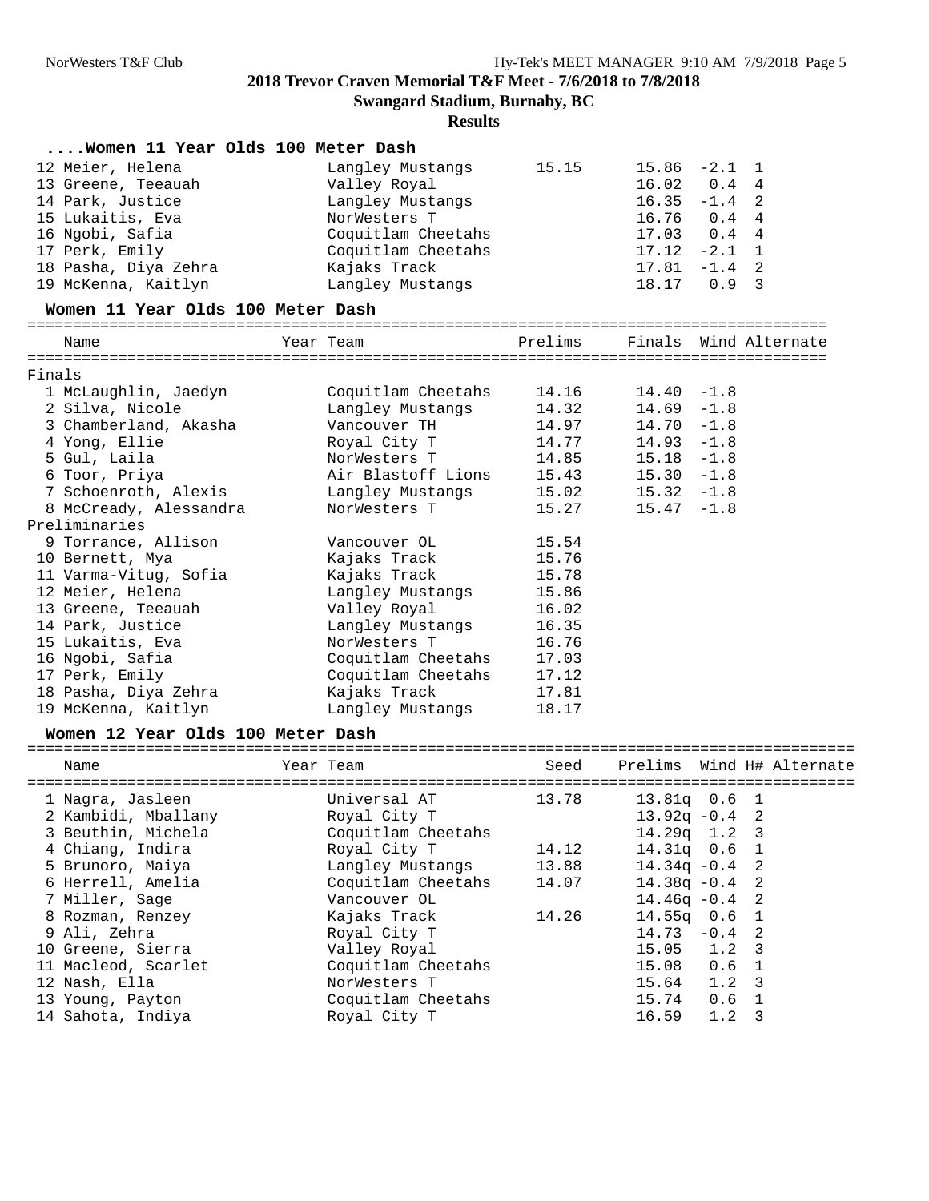## ....Women 11 Year Olds 100 Meter Dash

| Place | Name | Year | Team | Prelims | Wind | H# |
|---|---|---|---|---|---|---|
| 12 | Meier, Helena | | Langley Mustangs | 15.15 | 15.86 -2.1 | 1 |
| 13 | Greene, Teeauah | | Valley Royal | | 16.02 0.4 | 4 |
| 14 | Park, Justice | | Langley Mustangs | | 16.35 -1.4 | 2 |
| 15 | Lukaitis, Eva | | NorWesters T | | 16.76 0.4 | 4 |
| 16 | Ngobi, Safia | | Coquitlam Cheetahs | | 17.03 0.4 | 4 |
| 17 | Perk, Emily | | Coquitlam Cheetahs | | 17.12 -2.1 | 1 |
| 18 | Pasha, Diya Zehra | | Kajaks Track | | 17.81 -1.4 | 2 |
| 19 | McKenna, Kaitlyn | | Langley Mustangs | | 18.17 0.9 | 3 |

## Women 11 Year Olds 100 Meter Dash

| Place | Name | Year | Team | Prelims | Finals | Wind | Alternate |
|---|---|---|---|---|---|---|---|
| **Finals** | | | | | | | |
| 1 | McLaughlin, Jaedyn | | Coquitlam Cheetahs | 14.16 | 14.40 | -1.8 | |
| 2 | Silva, Nicole | | Langley Mustangs | 14.32 | 14.69 | -1.8 | |
| 3 | Chamberland, Akasha | | Vancouver TH | 14.97 | 14.70 | -1.8 | |
| 4 | Yong, Ellie | | Royal City T | 14.77 | 14.93 | -1.8 | |
| 5 | Gul, Laila | | NorWesters T | 14.85 | 15.18 | -1.8 | |
| 6 | Toor, Priya | | Air Blastoff Lions | 15.43 | 15.30 | -1.8 | |
| 7 | Schoenroth, Alexis | | Langley Mustangs | 15.02 | 15.32 | -1.8 | |
| 8 | McCready, Alessandra | | NorWesters T | 15.27 | 15.47 | -1.8 | |
| **Preliminaries** | | | | | | | |
| 9 | Torrance, Allison | | Vancouver OL | 15.54 | | | |
| 10 | Bernett, Mya | | Kajaks Track | 15.76 | | | |
| 11 | Varma-Vitug, Sofia | | Kajaks Track | 15.78 | | | |
| 12 | Meier, Helena | | Langley Mustangs | 15.86 | | | |
| 13 | Greene, Teeauah | | Valley Royal | 16.02 | | | |
| 14 | Park, Justice | | Langley Mustangs | 16.35 | | | |
| 15 | Lukaitis, Eva | | NorWesters T | 16.76 | | | |
| 16 | Ngobi, Safia | | Coquitlam Cheetahs | 17.03 | | | |
| 17 | Perk, Emily | | Coquitlam Cheetahs | 17.12 | | | |
| 18 | Pasha, Diya Zehra | | Kajaks Track | 17.81 | | | |
| 19 | McKenna, Kaitlyn | | Langley Mustangs | 18.17 | | | |

## Women 12 Year Olds 100 Meter Dash

| Place | Name | Year | Team | Seed | Prelims | Wind | H# | Alternate |
|---|---|---|---|---|---|---|---|---|
| 1 | Nagra, Jasleen | | Universal AT | 13.78 | 13.81q | 0.6 | 1 | |
| 2 | Kambidi, Mballany | | Royal City T | | 13.92q | -0.4 | 2 | |
| 3 | Beuthin, Michela | | Coquitlam Cheetahs | | 14.29q | 1.2 | 3 | |
| 4 | Chiang, Indira | | Royal City T | 14.12 | 14.31q | 0.6 | 1 | |
| 5 | Brunoro, Maiya | | Langley Mustangs | 13.88 | 14.34q | -0.4 | 2 | |
| 6 | Herrell, Amelia | | Coquitlam Cheetahs | 14.07 | 14.38q | -0.4 | 2 | |
| 7 | Miller, Sage | | Vancouver OL | | 14.46q | -0.4 | 2 | |
| 8 | Rozman, Renzey | | Kajaks Track | 14.26 | 14.55q | 0.6 | 1 | |
| 9 | Ali, Zehra | | Royal City T | | 14.73 | -0.4 | 2 | |
| 10 | Greene, Sierra | | Valley Royal | | 15.05 | 1.2 | 3 | |
| 11 | Macleod, Scarlet | | Coquitlam Cheetahs | | 15.08 | 0.6 | 1 | |
| 12 | Nash, Ella | | NorWesters T | | 15.64 | 1.2 | 3 | |
| 13 | Young, Payton | | Coquitlam Cheetahs | | 15.74 | 0.6 | 1 | |
| 14 | Sahota, Indiya | | Royal City T | | 16.59 | 1.2 | 3 | |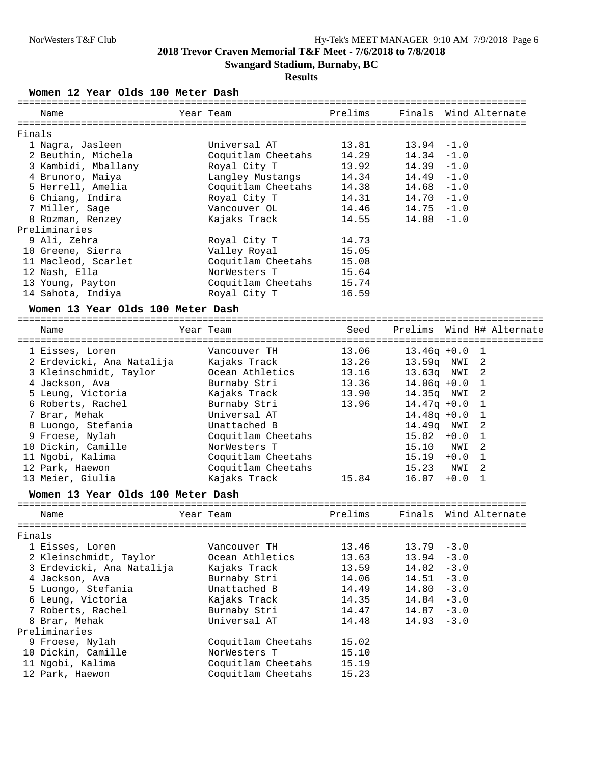# 2018 Trevor Craven Memorial T&F Meet - 7/6/2018 to 7/8/2018

## Swangard Stadium, Burnaby, BC

### Results

#### Women 12 Year Olds 100 Meter Dash

| | Name | Year | Team | Prelims | Finals | Wind | Alternate |
|---|---|---|---|---|---|---|---|
| **Finals** | | | | | | | |
| 1 | Nagra, Jasleen | | Universal AT | 13.81 | 13.94 | -1.0 | |
| 2 | Beuthin, Michela | | Coquitlam Cheetahs | 14.29 | 14.34 | -1.0 | |
| 3 | Kambidi, Mballany | | Royal City T | 13.92 | 14.39 | -1.0 | |
| 4 | Brunoro, Maiya | | Langley Mustangs | 14.34 | 14.49 | -1.0 | |
| 5 | Herrell, Amelia | | Coquitlam Cheetahs | 14.38 | 14.68 | -1.0 | |
| 6 | Chiang, Indira | | Royal City T | 14.31 | 14.70 | -1.0 | |
| 7 | Miller, Sage | | Vancouver OL | 14.46 | 14.75 | -1.0 | |
| 8 | Rozman, Renzey | | Kajaks Track | 14.55 | 14.88 | -1.0 | |
| **Preliminaries** | | | | | | | |
| 9 | Ali, Zehra | | Royal City T | 14.73 | | | |
| 10 | Greene, Sierra | | Valley Royal | 15.05 | | | |
| 11 | Macleod, Scarlet | | Coquitlam Cheetahs | 15.08 | | | |
| 12 | Nash, Ella | | NorWesters T | 15.64 | | | |
| 13 | Young, Payton | | Coquitlam Cheetahs | 15.74 | | | |
| 14 | Sahota, Indiya | | Royal City T | 16.59 | | | |

#### Women 13 Year Olds 100 Meter Dash

| | Name | Year | Team | Seed | Prelims | Wind | H# | Alternate |
|---|---|---|---|---|---|---|---|---|
| 1 | Eisses, Loren | | Vancouver TH | 13.06 | 13.46q | +0.0 | 1 | |
| 2 | Erdevicki, Ana Natalija | | Kajaks Track | 13.26 | 13.59q | NWI | 2 | |
| 3 | Kleinschmidt, Taylor | | Ocean Athletics | 13.16 | 13.63q | NWI | 2 | |
| 4 | Jackson, Ava | | Burnaby Stri | 13.36 | 14.06q | +0.0 | 1 | |
| 5 | Leung, Victoria | | Kajaks Track | 13.90 | 14.35q | NWI | 2 | |
| 6 | Roberts, Rachel | | Burnaby Stri | 13.96 | 14.47q | +0.0 | 1 | |
| 7 | Brar, Mehak | | Universal AT | | 14.48q | +0.0 | 1 | |
| 8 | Luongo, Stefania | | Unattached B | | 14.49q | NWI | 2 | |
| 9 | Froese, Nylah | | Coquitlam Cheetahs | | 15.02 | +0.0 | 1 | |
| 10 | Dickin, Camille | | NorWesters T | | 15.10 | NWI | 2 | |
| 11 | Ngobi, Kalima | | Coquitlam Cheetahs | | 15.19 | +0.0 | 1 | |
| 12 | Park, Haewon | | Coquitlam Cheetahs | | 15.23 | NWI | 2 | |
| 13 | Meier, Giulia | | Kajaks Track | 15.84 | 16.07 | +0.0 | 1 | |

#### Women 13 Year Olds 100 Meter Dash

| | Name | Year | Team | Prelims | Finals | Wind | Alternate |
|---|---|---|---|---|---|---|---|
| **Finals** | | | | | | | |
| 1 | Eisses, Loren | | Vancouver TH | 13.46 | 13.79 | -3.0 | |
| 2 | Kleinschmidt, Taylor | | Ocean Athletics | 13.63 | 13.94 | -3.0 | |
| 3 | Erdevicki, Ana Natalija | | Kajaks Track | 13.59 | 14.02 | -3.0 | |
| 4 | Jackson, Ava | | Burnaby Stri | 14.06 | 14.51 | -3.0 | |
| 5 | Luongo, Stefania | | Unattached B | 14.49 | 14.80 | -3.0 | |
| 6 | Leung, Victoria | | Kajaks Track | 14.35 | 14.84 | -3.0 | |
| 7 | Roberts, Rachel | | Burnaby Stri | 14.47 | 14.87 | -3.0 | |
| 8 | Brar, Mehak | | Universal AT | 14.48 | 14.93 | -3.0 | |
| **Preliminaries** | | | | | | | |
| 9 | Froese, Nylah | | Coquitlam Cheetahs | 15.02 | | | |
| 10 | Dickin, Camille | | NorWesters T | 15.10 | | | |
| 11 | Ngobi, Kalima | | Coquitlam Cheetahs | 15.19 | | | |
| 12 | Park, Haewon | | Coquitlam Cheetahs | 15.23 | | | |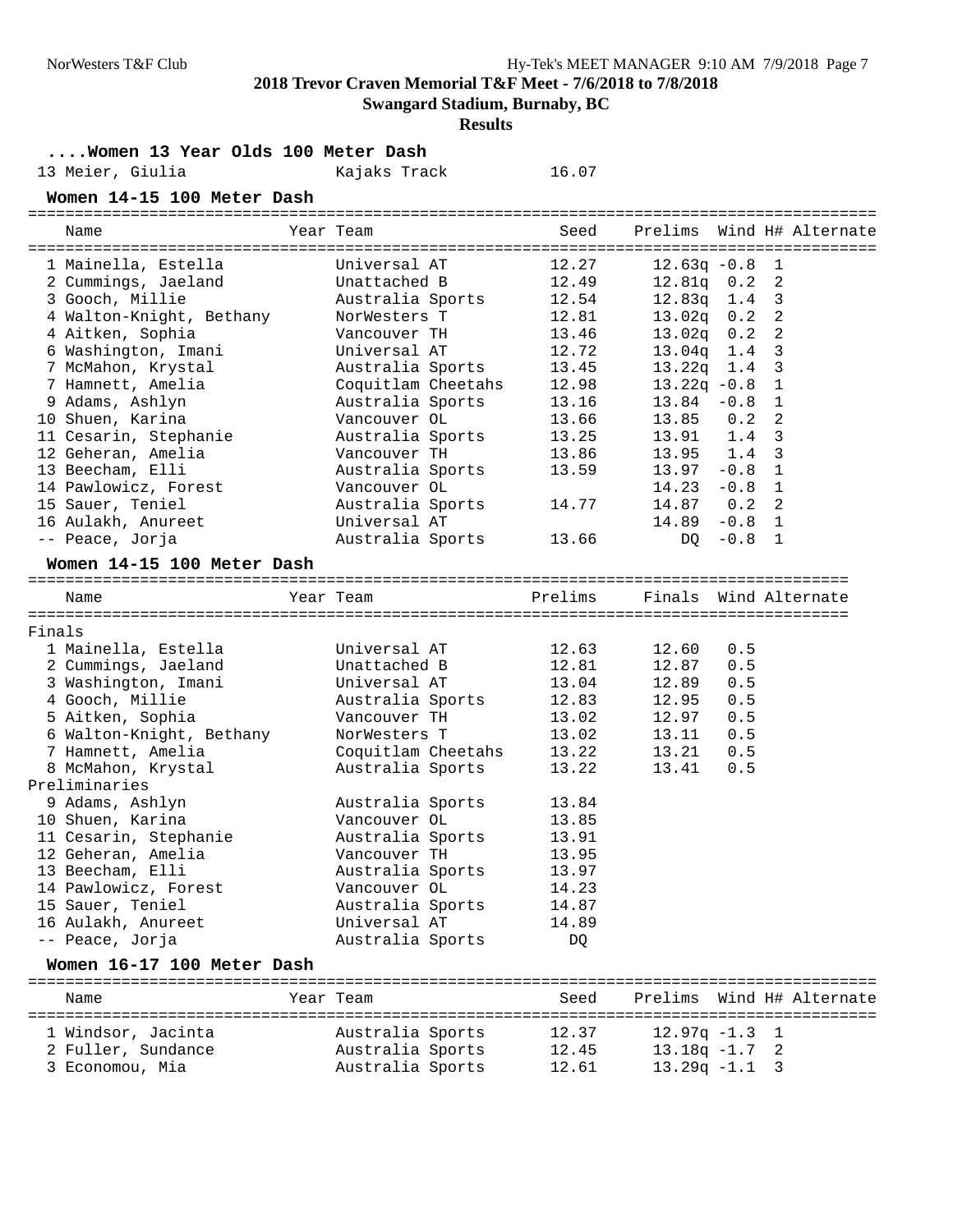# 2018 Trevor Craven Memorial T&F Meet - 7/6/2018 to 7/8/2018

## Swangard Stadium, Burnaby, BC

### Results

#### ....Women 13 Year Olds 100 Meter Dash

| Place | Name | Year | Team | Finals |
|---|---|---|---|---|
| 13 | Meier, Giulia | | Kajaks Track | 16.07 |

#### Women 14-15 100 Meter Dash

| Place | Name | Year | Team | Seed | Prelims | Wind | H# | Alternate |
|---|---|---|---|---|---|---|---|---|
| 1 | Mainella, Estella | | Universal AT | 12.27 | 12.63q | -0.8 | 1 | |
| 2 | Cummings, Jaeland | | Unattached B | 12.49 | 12.81q | 0.2 | 2 | |
| 3 | Gooch, Millie | | Australia Sports | 12.54 | 12.83q | 1.4 | 3 | |
| 4 | Walton-Knight, Bethany | | NorWesters T | 12.81 | 13.02q | 0.2 | 2 | |
| 4 | Aitken, Sophia | | Vancouver TH | 13.46 | 13.02q | 0.2 | 2 | |
| 6 | Washington, Imani | | Universal AT | 12.72 | 13.04q | 1.4 | 3 | |
| 7 | McMahon, Krystal | | Australia Sports | 13.45 | 13.22q | 1.4 | 3 | |
| 7 | Hamnett, Amelia | | Coquitlam Cheetahs | 12.98 | 13.22q | -0.8 | 1 | |
| 9 | Adams, Ashlyn | | Australia Sports | 13.16 | 13.84 | -0.8 | 1 | |
| 10 | Shuen, Karina | | Vancouver OL | 13.66 | 13.85 | 0.2 | 2 | |
| 11 | Cesarin, Stephanie | | Australia Sports | 13.25 | 13.91 | 1.4 | 3 | |
| 12 | Geheran, Amelia | | Vancouver TH | 13.86 | 13.95 | 1.4 | 3 | |
| 13 | Beecham, Elli | | Australia Sports | 13.59 | 13.97 | -0.8 | 1 | |
| 14 | Pawlowicz, Forest | | Vancouver OL | | 14.23 | -0.8 | 1 | |
| 15 | Sauer, Teniel | | Australia Sports | 14.77 | 14.87 | 0.2 | 2 | |
| 16 | Aulakh, Anureet | | Universal AT | | 14.89 | -0.8 | 1 | |
| -- | Peace, Jorja | | Australia Sports | 13.66 | DQ | -0.8 | 1 | |

#### Women 14-15 100 Meter Dash

| Place | Name | Year | Team | Prelims | Finals | Wind | Alternate |
|---|---|---|---|---|---|---|---|
| **Finals** | | | | | | | |
| 1 | Mainella, Estella | | Universal AT | 12.63 | 12.60 | 0.5 | |
| 2 | Cummings, Jaeland | | Unattached B | 12.81 | 12.87 | 0.5 | |
| 3 | Washington, Imani | | Universal AT | 13.04 | 12.89 | 0.5 | |
| 4 | Gooch, Millie | | Australia Sports | 12.83 | 12.95 | 0.5 | |
| 5 | Aitken, Sophia | | Vancouver TH | 13.02 | 12.97 | 0.5 | |
| 6 | Walton-Knight, Bethany | | NorWesters T | 13.02 | 13.11 | 0.5 | |
| 7 | Hamnett, Amelia | | Coquitlam Cheetahs | 13.22 | 13.21 | 0.5 | |
| 8 | McMahon, Krystal | | Australia Sports | 13.22 | 13.41 | 0.5 | |
| **Preliminaries** | | | | | | | |
| 9 | Adams, Ashlyn | | Australia Sports | 13.84 | | | |
| 10 | Shuen, Karina | | Vancouver OL | 13.85 | | | |
| 11 | Cesarin, Stephanie | | Australia Sports | 13.91 | | | |
| 12 | Geheran, Amelia | | Vancouver TH | 13.95 | | | |
| 13 | Beecham, Elli | | Australia Sports | 13.97 | | | |
| 14 | Pawlowicz, Forest | | Vancouver OL | 14.23 | | | |
| 15 | Sauer, Teniel | | Australia Sports | 14.87 | | | |
| 16 | Aulakh, Anureet | | Universal AT | 14.89 | | | |
| -- | Peace, Jorja | | Australia Sports | DQ | | | |

#### Women 16-17 100 Meter Dash

| Place | Name | Year | Team | Seed | Prelims | Wind | H# | Alternate |
|---|---|---|---|---|---|---|---|---|
| 1 | Windsor, Jacinta | | Australia Sports | 12.37 | 12.97q | -1.3 | 1 | |
| 2 | Fuller, Sundance | | Australia Sports | 12.45 | 13.18q | -1.7 | 2 | |
| 3 | Economou, Mia | | Australia Sports | 12.61 | 13.29q | -1.1 | 3 | |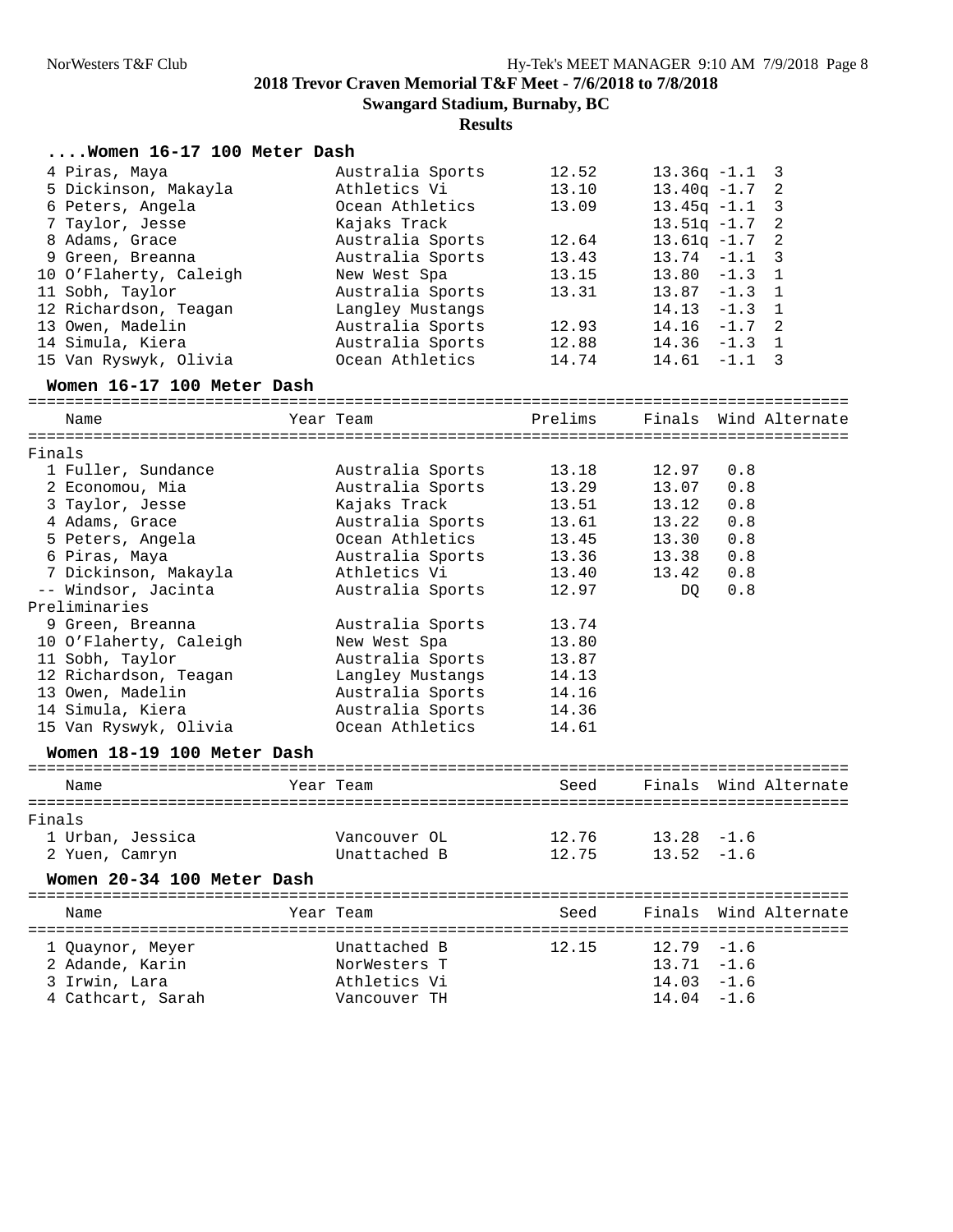## 2018 Trevor Craven Memorial T&F Meet - 7/6/2018 to 7/8/2018

**Swangard Stadium, Burnaby, BC**

**Results**

### ....Women 16-17 100 Meter Dash

| Name | Year | Team | Seed | Prelims | Wind | H# |
|---|---|---|---|---|---|---|
| 4 Piras, Maya | | Australia Sports | 12.52 | 13.36q | -1.1 | 3 |
| 5 Dickinson, Makayla | | Athletics Vi | 13.10 | 13.40q | -1.7 | 2 |
| 6 Peters, Angela | | Ocean Athletics | 13.09 | 13.45q | -1.1 | 3 |
| 7 Taylor, Jesse | | Kajaks Track | | 13.51q | -1.7 | 2 |
| 8 Adams, Grace | | Australia Sports | 12.64 | 13.61q | -1.7 | 2 |
| 9 Green, Breanna | | Australia Sports | 13.43 | 13.74 | -1.1 | 3 |
| 10 O'Flaherty, Caleigh | | New West Spa | 13.15 | 13.80 | -1.3 | 1 |
| 11 Sobh, Taylor | | Australia Sports | 13.31 | 13.87 | -1.3 | 1 |
| 12 Richardson, Teagan | | Langley Mustangs | | 14.13 | -1.3 | 1 |
| 13 Owen, Madelin | | Australia Sports | 12.93 | 14.16 | -1.7 | 2 |
| 14 Simula, Kiera | | Australia Sports | 12.88 | 14.36 | -1.3 | 1 |
| 15 Van Ryswyk, Olivia | | Ocean Athletics | 14.74 | 14.61 | -1.1 | 3 |

### Women 16-17 100 Meter Dash

| Name | Year | Team | Prelims | Finals | Wind | Alternate |
|---|---|---|---|---|---|---|
| **Finals** | | | | | | |
| 1 Fuller, Sundance | | Australia Sports | 13.18 | 12.97 | 0.8 | |
| 2 Economou, Mia | | Australia Sports | 13.29 | 13.07 | 0.8 | |
| 3 Taylor, Jesse | | Kajaks Track | 13.51 | 13.12 | 0.8 | |
| 4 Adams, Grace | | Australia Sports | 13.61 | 13.22 | 0.8 | |
| 5 Peters, Angela | | Ocean Athletics | 13.45 | 13.30 | 0.8 | |
| 6 Piras, Maya | | Australia Sports | 13.36 | 13.38 | 0.8 | |
| 7 Dickinson, Makayla | | Athletics Vi | 13.40 | 13.42 | 0.8 | |
| -- Windsor, Jacinta | | Australia Sports | 12.97 | DQ | 0.8 | |
| **Preliminaries** | | | | | | |
| 9 Green, Breanna | | Australia Sports | 13.74 | | | |
| 10 O'Flaherty, Caleigh | | New West Spa | 13.80 | | | |
| 11 Sobh, Taylor | | Australia Sports | 13.87 | | | |
| 12 Richardson, Teagan | | Langley Mustangs | 14.13 | | | |
| 13 Owen, Madelin | | Australia Sports | 14.16 | | | |
| 14 Simula, Kiera | | Australia Sports | 14.36 | | | |
| 15 Van Ryswyk, Olivia | | Ocean Athletics | 14.61 | | | |

### Women 18-19 100 Meter Dash

| Name | Year | Team | Seed | Finals | Wind | Alternate |
|---|---|---|---|---|---|---|
| **Finals** | | | | | | |
| 1 Urban, Jessica | | Vancouver OL | 12.76 | 13.28 | -1.6 | |
| 2 Yuen, Camryn | | Unattached B | 12.75 | 13.52 | -1.6 | |

### Women 20-34 100 Meter Dash

| Name | Year | Team | Seed | Finals | Wind | Alternate |
|---|---|---|---|---|---|---|
| 1 Quaynor, Meyer | | Unattached B | 12.15 | 12.79 | -1.6 | |
| 2 Adande, Karin | | NorWesters T | | 13.71 | -1.6 | |
| 3 Irwin, Lara | | Athletics Vi | | 14.03 | -1.6 | |
| 4 Cathcart, Sarah | | Vancouver TH | | 14.04 | -1.6 | |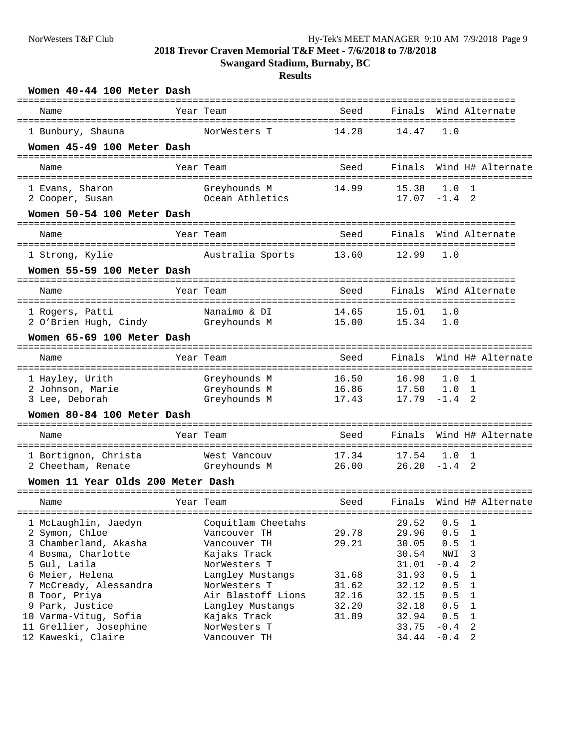# 2018 Trevor Craven Memorial T&F Meet - 7/6/2018 to 7/8/2018

## Swangard Stadium, Burnaby, BC

### Results

**Women 40-44 100 Meter Dash**

| | Name | Year | Team | Seed | Finals | Wind | Alternate |
|---|---|---|---|---|---|---|---|
| 1 | Bunbury, Shauna | | NorWesters T | 14.28 | 14.47 | 1.0 | |

**Women 45-49 100 Meter Dash**

| | Name | Year | Team | Seed | Finals | Wind | H# | Alternate |
|---|---|---|---|---|---|---|---|---|
| 1 | Evans, Sharon | | Greyhounds M | 14.99 | 15.38 | 1.0 | 1 | |
| 2 | Cooper, Susan | | Ocean Athletics | | 17.07 | -1.4 | 2 | |

**Women 50-54 100 Meter Dash**

| | Name | Year | Team | Seed | Finals | Wind | Alternate |
|---|---|---|---|---|---|---|---|
| 1 | Strong, Kylie | | Australia Sports | 13.60 | 12.99 | 1.0 | |

**Women 55-59 100 Meter Dash**

| | Name | Year | Team | Seed | Finals | Wind | Alternate |
|---|---|---|---|---|---|---|---|
| 1 | Rogers, Patti | | Nanaimo & DI | 14.65 | 15.01 | 1.0 | |
| 2 | O'Brien Hugh, Cindy | | Greyhounds M | 15.00 | 15.34 | 1.0 | |

**Women 65-69 100 Meter Dash**

| | Name | Year | Team | Seed | Finals | Wind | H# | Alternate |
|---|---|---|---|---|---|---|---|---|
| 1 | Hayley, Urith | | Greyhounds M | 16.50 | 16.98 | 1.0 | 1 | |
| 2 | Johnson, Marie | | Greyhounds M | 16.86 | 17.50 | 1.0 | 1 | |
| 3 | Lee, Deborah | | Greyhounds M | 17.43 | 17.79 | -1.4 | 2 | |

**Women 80-84 100 Meter Dash**

| | Name | Year | Team | Seed | Finals | Wind | H# | Alternate |
|---|---|---|---|---|---|---|---|---|
| 1 | Bortignon, Christa | | West Vancouv | 17.34 | 17.54 | 1.0 | 1 | |
| 2 | Cheetham, Renate | | Greyhounds M | 26.00 | 26.20 | -1.4 | 2 | |

**Women 11 Year Olds 200 Meter Dash**

| | Name | Year | Team | Seed | Finals | Wind | H# | Alternate |
|---|---|---|---|---|---|---|---|---|
| 1 | McLaughlin, Jaedyn | | Coquitlam Cheetahs | | 29.52 | 0.5 | 1 | |
| 2 | Symon, Chloe | | Vancouver TH | 29.78 | 29.96 | 0.5 | 1 | |
| 3 | Chamberland, Akasha | | Vancouver TH | 29.21 | 30.05 | 0.5 | 1 | |
| 4 | Bosma, Charlotte | | Kajaks Track | | 30.54 | NWI | 3 | |
| 5 | Gul, Laila | | NorWesters T | | 31.01 | -0.4 | 2 | |
| 6 | Meier, Helena | | Langley Mustangs | 31.68 | 31.93 | 0.5 | 1 | |
| 7 | McCready, Alessandra | | NorWesters T | 31.62 | 32.12 | 0.5 | 1 | |
| 8 | Toor, Priya | | Air Blastoff Lions | 32.16 | 32.15 | 0.5 | 1 | |
| 9 | Park, Justice | | Langley Mustangs | 32.20 | 32.18 | 0.5 | 1 | |
| 10 | Varma-Vitug, Sofia | | Kajaks Track | 31.89 | 32.94 | 0.5 | 1 | |
| 11 | Grellier, Josephine | | NorWesters T | | 33.75 | -0.4 | 2 | |
| 12 | Kaweski, Claire | | Vancouver TH | | 34.44 | -0.4 | 2 | |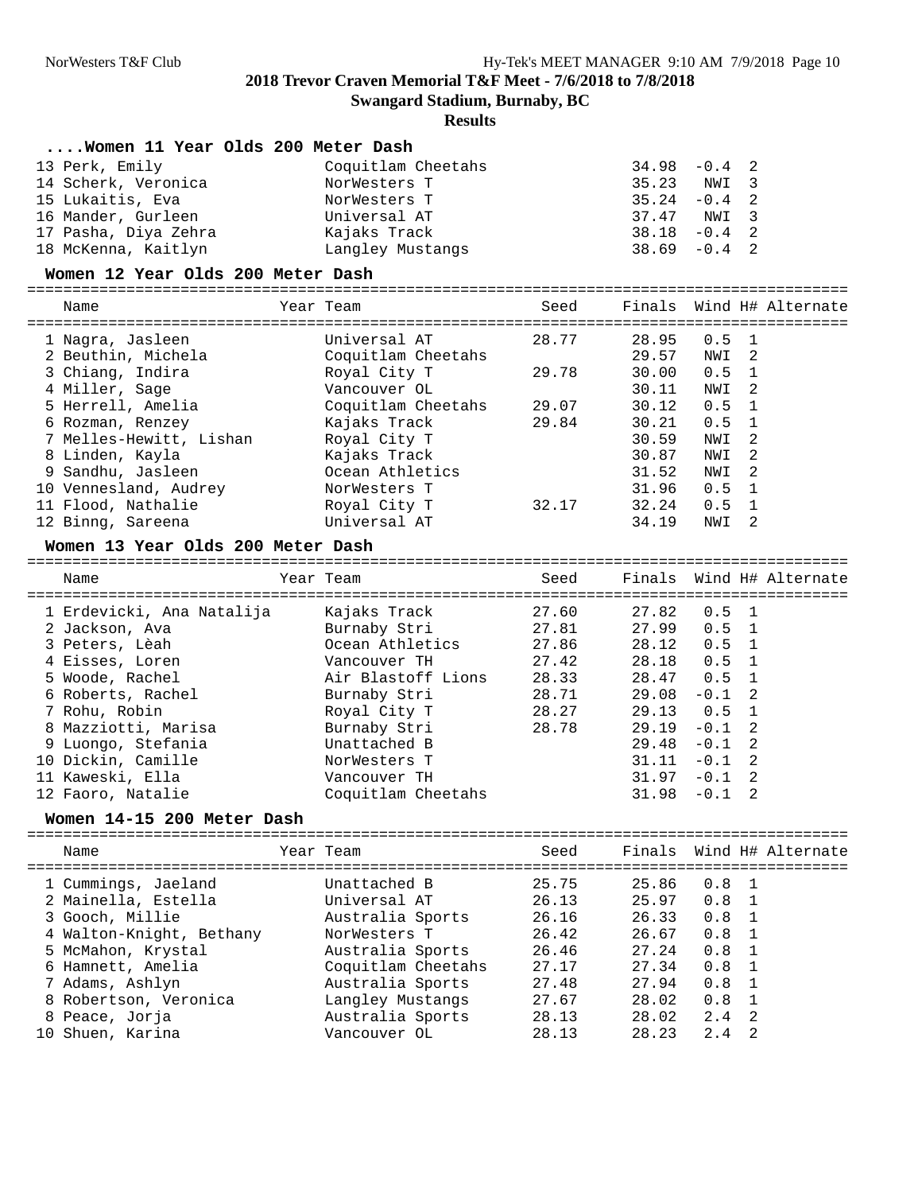# 2018 Trevor Craven Memorial T&F Meet - 7/6/2018 to 7/8/2018

**Swangard Stadium, Burnaby, BC**

**Results**

### ....Women 11 Year Olds 200 Meter Dash

| Place | Name | Year | Team | Seed | Finals | Wind | H# | Alternate |
|---|---|---|---|---|---|---|---|---|
| 13 | Perk, Emily | | Coquitlam Cheetahs | | 34.98 | -0.4 | 2 | |
| 14 | Scherk, Veronica | | NorWesters T | | 35.23 | NWI | 3 | |
| 15 | Lukaitis, Eva | | NorWesters T | | 35.24 | -0.4 | 2 | |
| 16 | Mander, Gurleen | | Universal AT | | 37.47 | NWI | 3 | |
| 17 | Pasha, Diya Zehra | | Kajaks Track | | 38.18 | -0.4 | 2 | |
| 18 | McKenna, Kaitlyn | | Langley Mustangs | | 38.69 | -0.4 | 2 | |

### Women 12 Year Olds 200 Meter Dash

| Place | Name | Year | Team | Seed | Finals | Wind | H# | Alternate |
|---|---|---|---|---|---|---|---|---|
| 1 | Nagra, Jasleen | | Universal AT | 28.77 | 28.95 | 0.5 | 1 | |
| 2 | Beuthin, Michela | | Coquitlam Cheetahs | | 29.57 | NWI | 2 | |
| 3 | Chiang, Indira | | Royal City T | 29.78 | 30.00 | 0.5 | 1 | |
| 4 | Miller, Sage | | Vancouver OL | | 30.11 | NWI | 2 | |
| 5 | Herrell, Amelia | | Coquitlam Cheetahs | 29.07 | 30.12 | 0.5 | 1 | |
| 6 | Rozman, Renzey | | Kajaks Track | 29.84 | 30.21 | 0.5 | 1 | |
| 7 | Melles-Hewitt, Lishan | | Royal City T | | 30.59 | NWI | 2 | |
| 8 | Linden, Kayla | | Kajaks Track | | 30.87 | NWI | 2 | |
| 9 | Sandhu, Jasleen | | Ocean Athletics | | 31.52 | NWI | 2 | |
| 10 | Vennesland, Audrey | | NorWesters T | | 31.96 | 0.5 | 1 | |
| 11 | Flood, Nathalie | | Royal City T | 32.17 | 32.24 | 0.5 | 1 | |
| 12 | Binng, Sareena | | Universal AT | | 34.19 | NWI | 2 | |

### Women 13 Year Olds 200 Meter Dash

| Place | Name | Year | Team | Seed | Finals | Wind | H# | Alternate |
|---|---|---|---|---|---|---|---|---|
| 1 | Erdevicki, Ana Natalija | | Kajaks Track | 27.60 | 27.82 | 0.5 | 1 | |
| 2 | Jackson, Ava | | Burnaby Stri | 27.81 | 27.99 | 0.5 | 1 | |
| 3 | Peters, Lèah | | Ocean Athletics | 27.86 | 28.12 | 0.5 | 1 | |
| 4 | Eisses, Loren | | Vancouver TH | 27.42 | 28.18 | 0.5 | 1 | |
| 5 | Woode, Rachel | | Air Blastoff Lions | 28.33 | 28.47 | 0.5 | 1 | |
| 6 | Roberts, Rachel | | Burnaby Stri | 28.71 | 29.08 | -0.1 | 2 | |
| 7 | Rohu, Robin | | Royal City T | 28.27 | 29.13 | 0.5 | 1 | |
| 8 | Mazziotti, Marisa | | Burnaby Stri | 28.78 | 29.19 | -0.1 | 2 | |
| 9 | Luongo, Stefania | | Unattached B | | 29.48 | -0.1 | 2 | |
| 10 | Dickin, Camille | | NorWesters T | | 31.11 | -0.1 | 2 | |
| 11 | Kaweski, Ella | | Vancouver TH | | 31.97 | -0.1 | 2 | |
| 12 | Faoro, Natalie | | Coquitlam Cheetahs | | 31.98 | -0.1 | 2 | |

### Women 14-15 200 Meter Dash

| Place | Name | Year | Team | Seed | Finals | Wind | H# | Alternate |
|---|---|---|---|---|---|---|---|---|
| 1 | Cummings, Jaeland | | Unattached B | 25.75 | 25.86 | 0.8 | 1 | |
| 2 | Mainella, Estella | | Universal AT | 26.13 | 25.97 | 0.8 | 1 | |
| 3 | Gooch, Millie | | Australia Sports | 26.16 | 26.33 | 0.8 | 1 | |
| 4 | Walton-Knight, Bethany | | NorWesters T | 26.42 | 26.67 | 0.8 | 1 | |
| 5 | McMahon, Krystal | | Australia Sports | 26.46 | 27.24 | 0.8 | 1 | |
| 6 | Hamnett, Amelia | | Coquitlam Cheetahs | 27.17 | 27.34 | 0.8 | 1 | |
| 7 | Adams, Ashlyn | | Australia Sports | 27.48 | 27.94 | 0.8 | 1 | |
| 8 | Robertson, Veronica | | Langley Mustangs | 27.67 | 28.02 | 0.8 | 1 | |
| 8 | Peace, Jorja | | Australia Sports | 28.13 | 28.02 | 2.4 | 2 | |
| 10 | Shuen, Karina | | Vancouver OL | 28.13 | 28.23 | 2.4 | 2 | |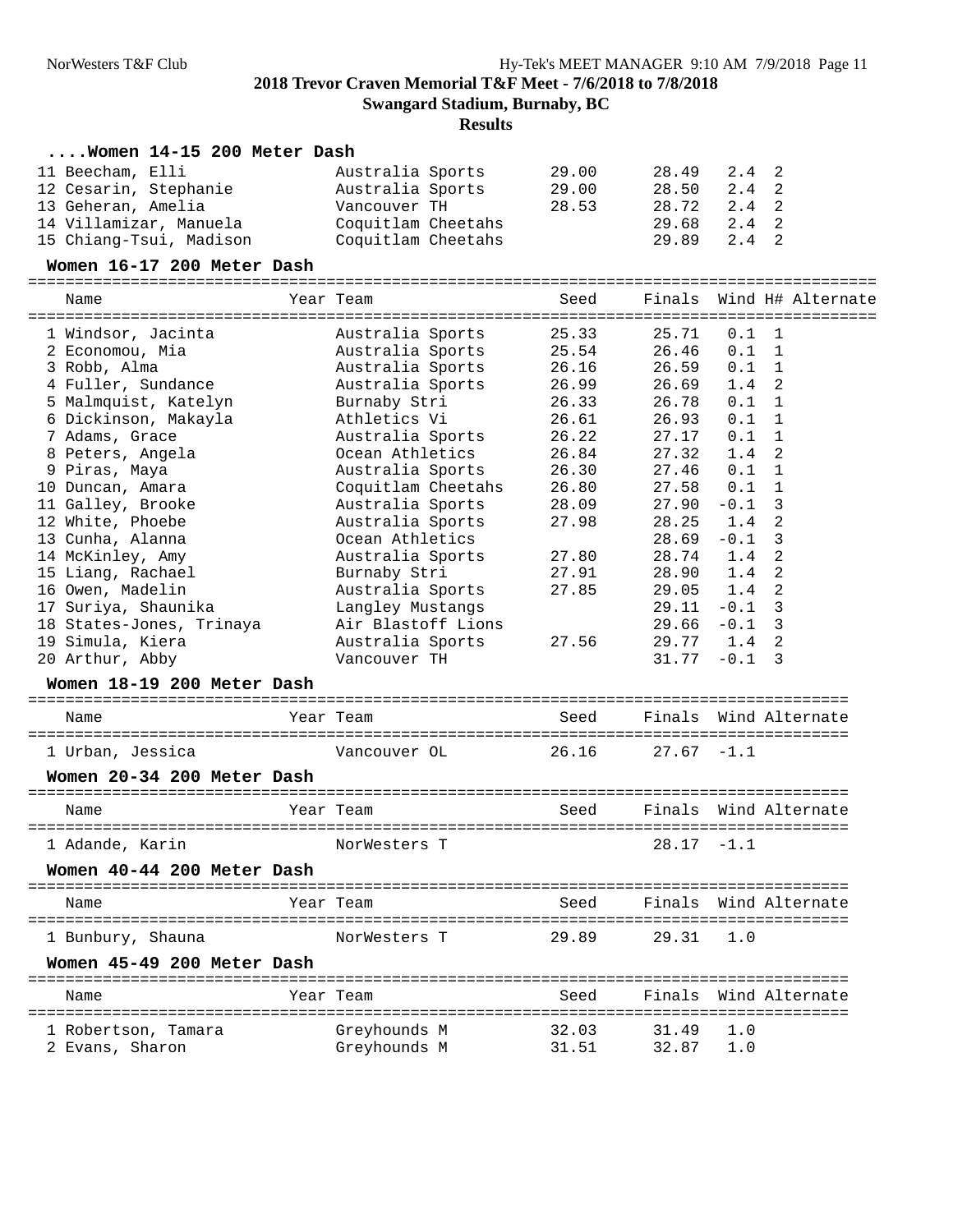**2018 Trevor Craven Memorial T&F Meet - 7/6/2018 to 7/8/2018**

**Swangard Stadium, Burnaby, BC**

**Results**

### ....Women 14-15 200 Meter Dash

| Name | Year | Team | Seed | Finals | Wind | H# |
|---|---|---|---|---|---|---|
| 11 Beecham, Elli | | Australia Sports | 29.00 | 28.49 | 2.4 | 2 |
| 12 Cesarin, Stephanie | | Australia Sports | 29.00 | 28.50 | 2.4 | 2 |
| 13 Geheran, Amelia | | Vancouver TH | 28.53 | 28.72 | 2.4 | 2 |
| 14 Villamizar, Manuela | | Coquitlam Cheetahs | | 29.68 | 2.4 | 2 |
| 15 Chiang-Tsui, Madison | | Coquitlam Cheetahs | | 29.89 | 2.4 | 2 |

### Women 16-17 200 Meter Dash

| Name | Year | Team | Seed | Finals | Wind | H# | Alternate |
|---|---|---|---|---|---|---|---|
| 1 Windsor, Jacinta | | Australia Sports | 25.33 | 25.71 | 0.1 | 1 | |
| 2 Economou, Mia | | Australia Sports | 25.54 | 26.46 | 0.1 | 1 | |
| 3 Robb, Alma | | Australia Sports | 26.16 | 26.59 | 0.1 | 1 | |
| 4 Fuller, Sundance | | Australia Sports | 26.99 | 26.69 | 1.4 | 2 | |
| 5 Malmquist, Katelyn | | Burnaby Stri | 26.33 | 26.78 | 0.1 | 1 | |
| 6 Dickinson, Makayla | | Athletics Vi | 26.61 | 26.93 | 0.1 | 1 | |
| 7 Adams, Grace | | Australia Sports | 26.22 | 27.17 | 0.1 | 1 | |
| 8 Peters, Angela | | Ocean Athletics | 26.84 | 27.32 | 1.4 | 2 | |
| 9 Piras, Maya | | Australia Sports | 26.30 | 27.46 | 0.1 | 1 | |
| 10 Duncan, Amara | | Coquitlam Cheetahs | 26.80 | 27.58 | 0.1 | 1 | |
| 11 Galley, Brooke | | Australia Sports | 28.09 | 27.90 | -0.1 | 3 | |
| 12 White, Phoebe | | Australia Sports | 27.98 | 28.25 | 1.4 | 2 | |
| 13 Cunha, Alanna | | Ocean Athletics | | 28.69 | -0.1 | 3 | |
| 14 McKinley, Amy | | Australia Sports | 27.80 | 28.74 | 1.4 | 2 | |
| 15 Liang, Rachael | | Burnaby Stri | 27.91 | 28.90 | 1.4 | 2 | |
| 16 Owen, Madelin | | Australia Sports | 27.85 | 29.05 | 1.4 | 2 | |
| 17 Suriya, Shaunika | | Langley Mustangs | | 29.11 | -0.1 | 3 | |
| 18 States-Jones, Trinaya | | Air Blastoff Lions | | 29.66 | -0.1 | 3 | |
| 19 Simula, Kiera | | Australia Sports | 27.56 | 29.77 | 1.4 | 2 | |
| 20 Arthur, Abby | | Vancouver TH | | 31.77 | -0.1 | 3 | |

### Women 18-19 200 Meter Dash

| Name | Year | Team | Seed | Finals | Wind | Alternate |
|---|---|---|---|---|---|---|
| 1 Urban, Jessica | | Vancouver OL | 26.16 | 27.67 | -1.1 | |

### Women 20-34 200 Meter Dash

| Name | Year | Team | Seed | Finals | Wind | Alternate |
|---|---|---|---|---|---|---|
| 1 Adande, Karin | | NorWesters T | | 28.17 | -1.1 | |

### Women 40-44 200 Meter Dash

| Name | Year | Team | Seed | Finals | Wind | Alternate |
|---|---|---|---|---|---|---|
| 1 Bunbury, Shauna | | NorWesters T | 29.89 | 29.31 | 1.0 | |

### Women 45-49 200 Meter Dash

| Name | Year | Team | Seed | Finals | Wind | Alternate |
|---|---|---|---|---|---|---|
| 1 Robertson, Tamara | | Greyhounds M | 32.03 | 31.49 | 1.0 | |
| 2 Evans, Sharon | | Greyhounds M | 31.51 | 32.87 | 1.0 | |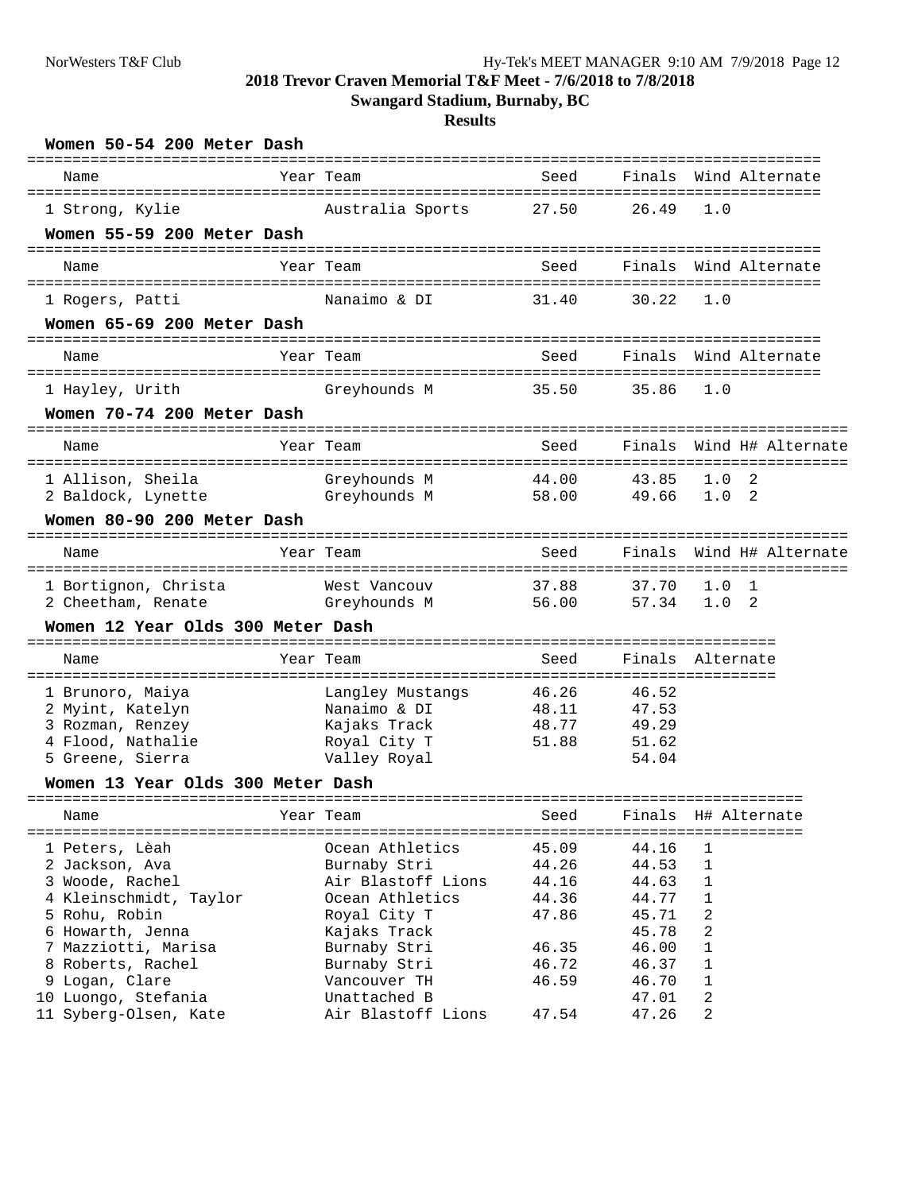# 2018 Trevor Craven Memorial T&F Meet - 7/6/2018 to 7/8/2018

## Swangard Stadium, Burnaby, BC

### Results

**Women 50-54 200 Meter Dash**

| Name | Year | Team | Seed | Finals | Wind | Alternate |
|---|---|---|---|---|---|---|
| 1 Strong, Kylie | | Australia Sports | 27.50 | 26.49 | 1.0 | |

**Women 55-59 200 Meter Dash**

| Name | Year | Team | Seed | Finals | Wind | Alternate |
|---|---|---|---|---|---|---|
| 1 Rogers, Patti | | Nanaimo & DI | 31.40 | 30.22 | 1.0 | |

**Women 65-69 200 Meter Dash**

| Name | Year | Team | Seed | Finals | Wind | Alternate |
|---|---|---|---|---|---|---|
| 1 Hayley, Urith | | Greyhounds M | 35.50 | 35.86 | 1.0 | |

**Women 70-74 200 Meter Dash**

| Name | Year | Team | Seed | Finals | Wind | H# | Alternate |
|---|---|---|---|---|---|---|---|
| 1 Allison, Sheila | | Greyhounds M | 44.00 | 43.85 | 1.0 | 2 | |
| 2 Baldock, Lynette | | Greyhounds M | 58.00 | 49.66 | 1.0 | 2 | |

**Women 80-90 200 Meter Dash**

| Name | Year | Team | Seed | Finals | Wind | H# | Alternate |
|---|---|---|---|---|---|---|---|
| 1 Bortignon, Christa | | West Vancouv | 37.88 | 37.70 | 1.0 | 1 | |
| 2 Cheetham, Renate | | Greyhounds M | 56.00 | 57.34 | 1.0 | 2 | |

**Women 12 Year Olds 300 Meter Dash**

| Name | Year | Team | Seed | Finals | Alternate |
|---|---|---|---|---|---|
| 1 Brunoro, Maiya | | Langley Mustangs | 46.26 | 46.52 | |
| 2 Myint, Katelyn | | Nanaimo & DI | 48.11 | 47.53 | |
| 3 Rozman, Renzey | | Kajaks Track | 48.77 | 49.29 | |
| 4 Flood, Nathalie | | Royal City T | 51.88 | 51.62 | |
| 5 Greene, Sierra | | Valley Royal | | 54.04 | |

**Women 13 Year Olds 300 Meter Dash**

| Name | Year | Team | Seed | Finals | H# | Alternate |
|---|---|---|---|---|---|---|
| 1 Peters, Lèah | | Ocean Athletics | 45.09 | 44.16 | 1 | |
| 2 Jackson, Ava | | Burnaby Stri | 44.26 | 44.53 | 1 | |
| 3 Woode, Rachel | | Air Blastoff Lions | 44.16 | 44.63 | 1 | |
| 4 Kleinschmidt, Taylor | | Ocean Athletics | 44.36 | 44.77 | 1 | |
| 5 Rohu, Robin | | Royal City T | 47.86 | 45.71 | 2 | |
| 6 Howarth, Jenna | | Kajaks Track | | 45.78 | 2 | |
| 7 Mazziotti, Marisa | | Burnaby Stri | 46.35 | 46.00 | 1 | |
| 8 Roberts, Rachel | | Burnaby Stri | 46.72 | 46.37 | 1 | |
| 9 Logan, Clare | | Vancouver TH | 46.59 | 46.70 | 1 | |
| 10 Luongo, Stefania | | Unattached B | | 47.01 | 2 | |
| 11 Syberg-Olsen, Kate | | Air Blastoff Lions | 47.54 | 47.26 | 2 | |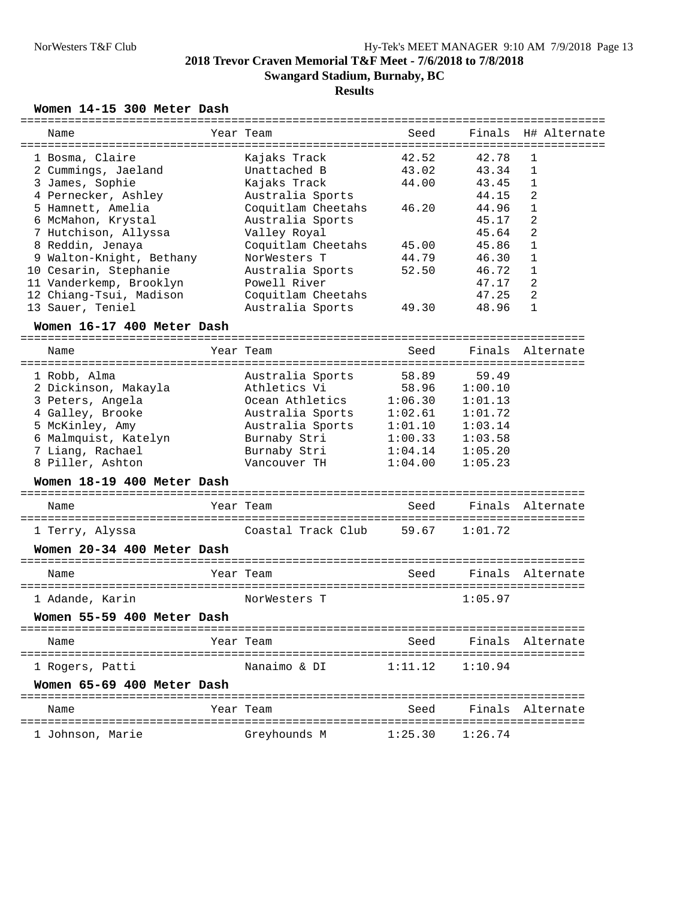**2018 Trevor Craven Memorial T&F Meet - 7/6/2018 to 7/8/2018**

**Swangard Stadium, Burnaby, BC**

**Results**

### Women 14-15 300 Meter Dash

| Place | Name | Year | Team | Seed | Finals | H# | Alternate |
|---|---|---|---|---|---|---|---|
| 1 | Bosma, Claire | | Kajaks Track | 42.52 | 42.78 | 1 | |
| 2 | Cummings, Jaeland | | Unattached B | 43.02 | 43.34 | 1 | |
| 3 | James, Sophie | | Kajaks Track | 44.00 | 43.45 | 1 | |
| 4 | Pernecker, Ashley | | Australia Sports | | 44.15 | 2 | |
| 5 | Hamnett, Amelia | | Coquitlam Cheetahs | 46.20 | 44.96 | 1 | |
| 6 | McMahon, Krystal | | Australia Sports | | 45.17 | 2 | |
| 7 | Hutchison, Allyssa | | Valley Royal | | 45.64 | 2 | |
| 8 | Reddin, Jenaya | | Coquitlam Cheetahs | 45.00 | 45.86 | 1 | |
| 9 | Walton-Knight, Bethany | | NorWesters T | 44.79 | 46.30 | 1 | |
| 10 | Cesarin, Stephanie | | Australia Sports | 52.50 | 46.72 | 1 | |
| 11 | Vanderkemp, Brooklyn | | Powell River | | 47.17 | 2 | |
| 12 | Chiang-Tsui, Madison | | Coquitlam Cheetahs | | 47.25 | 2 | |
| 13 | Sauer, Teniel | | Australia Sports | 49.30 | 48.96 | 1 | |

### Women 16-17 400 Meter Dash

| Place | Name | Year | Team | Seed | Finals | Alternate |
|---|---|---|---|---|---|---|
| 1 | Robb, Alma | | Australia Sports | 58.89 | 59.49 | |
| 2 | Dickinson, Makayla | | Athletics Vi | 58.96 | 1:00.10 | |
| 3 | Peters, Angela | | Ocean Athletics | 1:06.30 | 1:01.13 | |
| 4 | Galley, Brooke | | Australia Sports | 1:02.61 | 1:01.72 | |
| 5 | McKinley, Amy | | Australia Sports | 1:01.10 | 1:03.14 | |
| 6 | Malmquist, Katelyn | | Burnaby Stri | 1:00.33 | 1:03.58 | |
| 7 | Liang, Rachael | | Burnaby Stri | 1:04.14 | 1:05.20 | |
| 8 | Piller, Ashton | | Vancouver TH | 1:04.00 | 1:05.23 | |

### Women 18-19 400 Meter Dash

| Place | Name | Year | Team | Seed | Finals | Alternate |
|---|---|---|---|---|---|---|
| 1 | Terry, Alyssa | | Coastal Track Club | 59.67 | 1:01.72 | |

### Women 20-34 400 Meter Dash

| Place | Name | Year | Team | Seed | Finals | Alternate |
|---|---|---|---|---|---|---|
| 1 | Adande, Karin | | NorWesters T | | 1:05.97 | |

### Women 55-59 400 Meter Dash

| Place | Name | Year | Team | Seed | Finals | Alternate |
|---|---|---|---|---|---|---|
| 1 | Rogers, Patti | | Nanaimo & DI | 1:11.12 | 1:10.94 | |

### Women 65-69 400 Meter Dash

| Place | Name | Year | Team | Seed | Finals | Alternate |
|---|---|---|---|---|---|---|
| 1 | Johnson, Marie | | Greyhounds M | 1:25.30 | 1:26.74 | |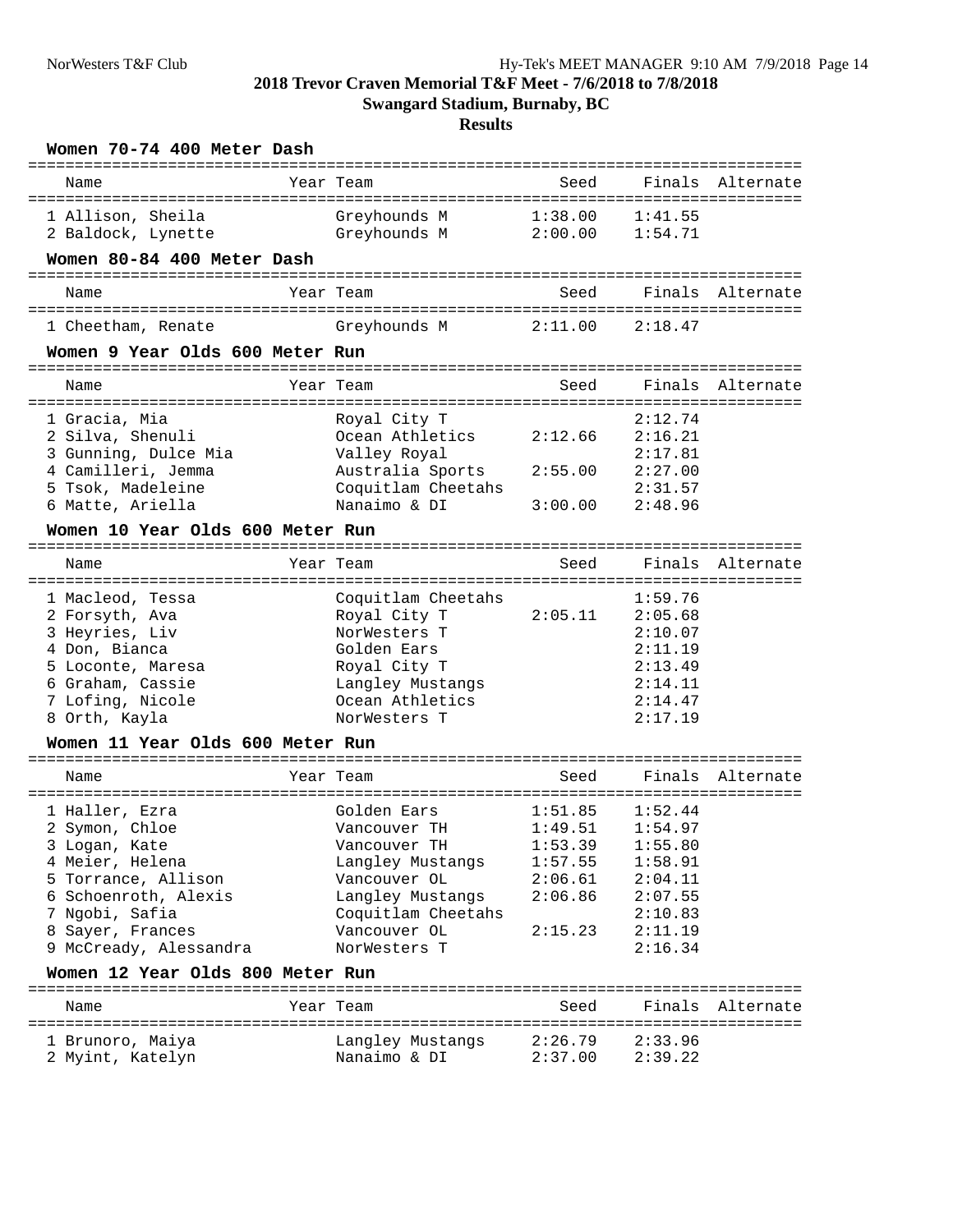# 2018 Trevor Craven Memorial T&F Meet - 7/6/2018 to 7/8/2018

## Swangard Stadium, Burnaby, BC

### Results

#### Women 70-74 400 Meter Dash

| | Name | Year | Team | Seed | Finals | Alternate |
|---|---|---|---|---|---|---|
| 1 | Allison, Sheila | | Greyhounds M | 1:38.00 | 1:41.55 | |
| 2 | Baldock, Lynette | | Greyhounds M | 2:00.00 | 1:54.71 | |

#### Women 80-84 400 Meter Dash

| | Name | Year | Team | Seed | Finals | Alternate |
|---|---|---|---|---|---|---|
| 1 | Cheetham, Renate | | Greyhounds M | 2:11.00 | 2:18.47 | |

#### Women 9 Year Olds 600 Meter Run

| | Name | Year | Team | Seed | Finals | Alternate |
|---|---|---|---|---|---|---|
| 1 | Gracia, Mia | | Royal City T | | 2:12.74 | |
| 2 | Silva, Shenuli | | Ocean Athletics | 2:12.66 | 2:16.21 | |
| 3 | Gunning, Dulce Mia | | Valley Royal | | 2:17.81 | |
| 4 | Camilleri, Jemma | | Australia Sports | 2:55.00 | 2:27.00 | |
| 5 | Tsok, Madeleine | | Coquitlam Cheetahs | | 2:31.57 | |
| 6 | Matte, Ariella | | Nanaimo & DI | 3:00.00 | 2:48.96 | |

#### Women 10 Year Olds 600 Meter Run

| | Name | Year | Team | Seed | Finals | Alternate |
|---|---|---|---|---|---|---|
| 1 | Macleod, Tessa | | Coquitlam Cheetahs | | 1:59.76 | |
| 2 | Forsyth, Ava | | Royal City T | 2:05.11 | 2:05.68 | |
| 3 | Heyries, Liv | | NorWesters T | | 2:10.07 | |
| 4 | Don, Bianca | | Golden Ears | | 2:11.19 | |
| 5 | Loconte, Maresa | | Royal City T | | 2:13.49 | |
| 6 | Graham, Cassie | | Langley Mustangs | | 2:14.11 | |
| 7 | Lofing, Nicole | | Ocean Athletics | | 2:14.47 | |
| 8 | Orth, Kayla | | NorWesters T | | 2:17.19 | |

#### Women 11 Year Olds 600 Meter Run

| | Name | Year | Team | Seed | Finals | Alternate |
|---|---|---|---|---|---|---|
| 1 | Haller, Ezra | | Golden Ears | 1:51.85 | 1:52.44 | |
| 2 | Symon, Chloe | | Vancouver TH | 1:49.51 | 1:54.97 | |
| 3 | Logan, Kate | | Vancouver TH | 1:53.39 | 1:55.80 | |
| 4 | Meier, Helena | | Langley Mustangs | 1:57.55 | 1:58.91 | |
| 5 | Torrance, Allison | | Vancouver OL | 2:06.61 | 2:04.11 | |
| 6 | Schoenroth, Alexis | | Langley Mustangs | 2:06.86 | 2:07.55 | |
| 7 | Ngobi, Safia | | Coquitlam Cheetahs | | 2:10.83 | |
| 8 | Sayer, Frances | | Vancouver OL | 2:15.23 | 2:11.19 | |
| 9 | McCready, Alessandra | | NorWesters T | | 2:16.34 | |

#### Women 12 Year Olds 800 Meter Run

| | Name | Year | Team | Seed | Finals | Alternate |
|---|---|---|---|---|---|---|
| 1 | Brunoro, Maiya | | Langley Mustangs | 2:26.79 | 2:33.96 | |
| 2 | Myint, Katelyn | | Nanaimo & DI | 2:37.00 | 2:39.22 | |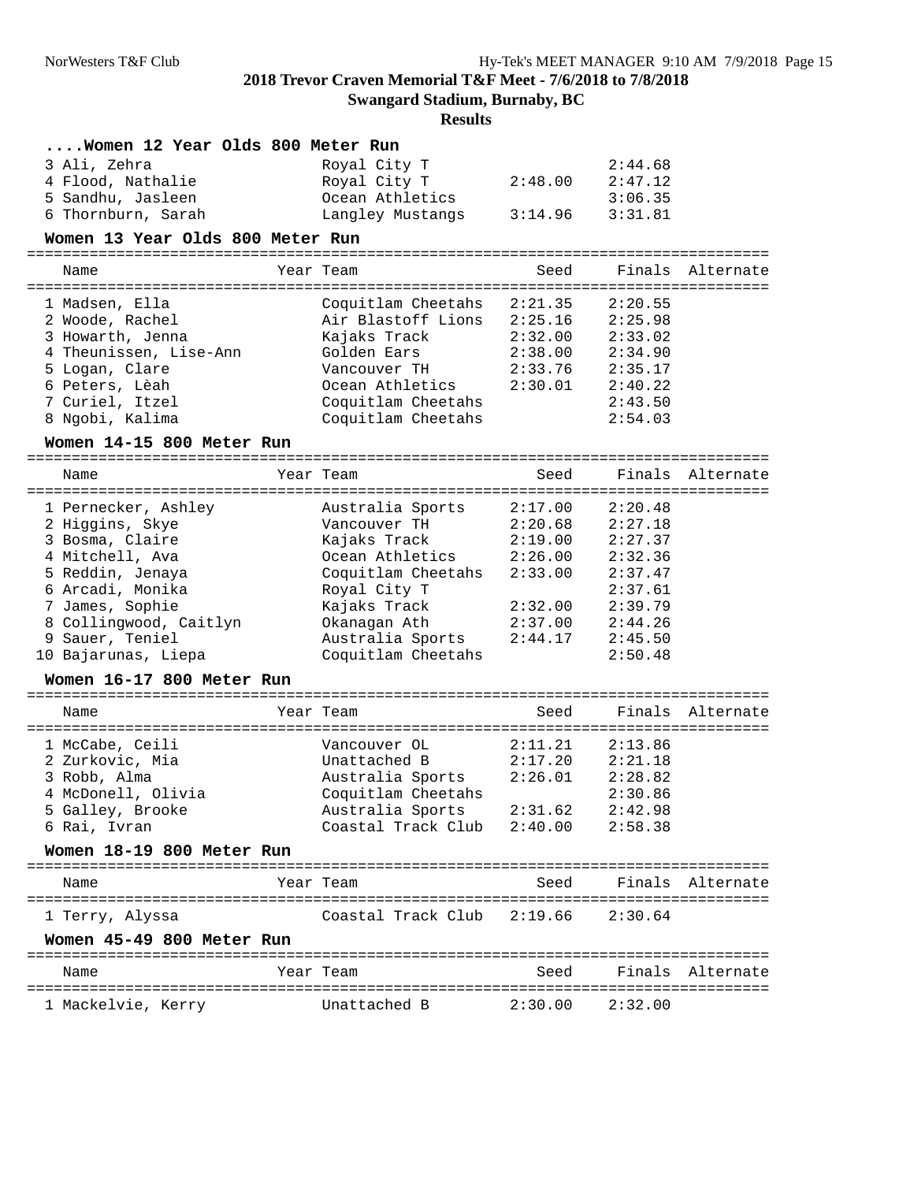## 2018 Trevor Craven Memorial T&F Meet - 7/6/2018 to 7/8/2018

### Swangard Stadium, Burnaby, BC

### Results

#### ....Women 12 Year Olds 800 Meter Run

| Name | Year | Team | Seed | Finals | Alternate |
|---|---|---|---|---|---|
| 3 Ali, Zehra | | Royal City T | | 2:44.68 | |
| 4 Flood, Nathalie | | Royal City T | 2:48.00 | 2:47.12 | |
| 5 Sandhu, Jasleen | | Ocean Athletics | | 3:06.35 | |
| 6 Thornburn, Sarah | | Langley Mustangs | 3:14.96 | 3:31.81 | |

#### Women 13 Year Olds 800 Meter Run

| Name | Year | Team | Seed | Finals | Alternate |
|---|---|---|---|---|---|
| 1 Madsen, Ella | | Coquitlam Cheetahs | 2:21.35 | 2:20.55 | |
| 2 Woode, Rachel | | Air Blastoff Lions | 2:25.16 | 2:25.98 | |
| 3 Howarth, Jenna | | Kajaks Track | 2:32.00 | 2:33.02 | |
| 4 Theunissen, Lise-Ann | | Golden Ears | 2:38.00 | 2:34.90 | |
| 5 Logan, Clare | | Vancouver TH | 2:33.76 | 2:35.17 | |
| 6 Peters, Lèah | | Ocean Athletics | 2:30.01 | 2:40.22 | |
| 7 Curiel, Itzel | | Coquitlam Cheetahs | | 2:43.50 | |
| 8 Ngobi, Kalima | | Coquitlam Cheetahs | | 2:54.03 | |

#### Women 14-15 800 Meter Run

| Name | Year | Team | Seed | Finals | Alternate |
|---|---|---|---|---|---|
| 1 Pernecker, Ashley | | Australia Sports | 2:17.00 | 2:20.48 | |
| 2 Higgins, Skye | | Vancouver TH | 2:20.68 | 2:27.18 | |
| 3 Bosma, Claire | | Kajaks Track | 2:19.00 | 2:27.37 | |
| 4 Mitchell, Ava | | Ocean Athletics | 2:26.00 | 2:32.36 | |
| 5 Reddin, Jenaya | | Coquitlam Cheetahs | 2:33.00 | 2:37.47 | |
| 6 Arcadi, Monika | | Royal City T | | 2:37.61 | |
| 7 James, Sophie | | Kajaks Track | 2:32.00 | 2:39.79 | |
| 8 Collingwood, Caitlyn | | Okanagan Ath | 2:37.00 | 2:44.26 | |
| 9 Sauer, Teniel | | Australia Sports | 2:44.17 | 2:45.50 | |
| 10 Bajarunas, Liepa | | Coquitlam Cheetahs | | 2:50.48 | |

#### Women 16-17 800 Meter Run

| Name | Year | Team | Seed | Finals | Alternate |
|---|---|---|---|---|---|
| 1 McCabe, Ceili | | Vancouver OL | 2:11.21 | 2:13.86 | |
| 2 Zurkovic, Mia | | Unattached B | 2:17.20 | 2:21.18 | |
| 3 Robb, Alma | | Australia Sports | 2:26.01 | 2:28.82 | |
| 4 McDonell, Olivia | | Coquitlam Cheetahs | | 2:30.86 | |
| 5 Galley, Brooke | | Australia Sports | 2:31.62 | 2:42.98 | |
| 6 Rai, Ivran | | Coastal Track Club | 2:40.00 | 2:58.38 | |

#### Women 18-19 800 Meter Run

| Name | Year | Team | Seed | Finals | Alternate |
|---|---|---|---|---|---|
| 1 Terry, Alyssa | | Coastal Track Club | 2:19.66 | 2:30.64 | |

#### Women 45-49 800 Meter Run

| Name | Year | Team | Seed | Finals | Alternate |
|---|---|---|---|---|---|
| 1 Mackelvie, Kerry | | Unattached B | 2:30.00 | 2:32.00 | |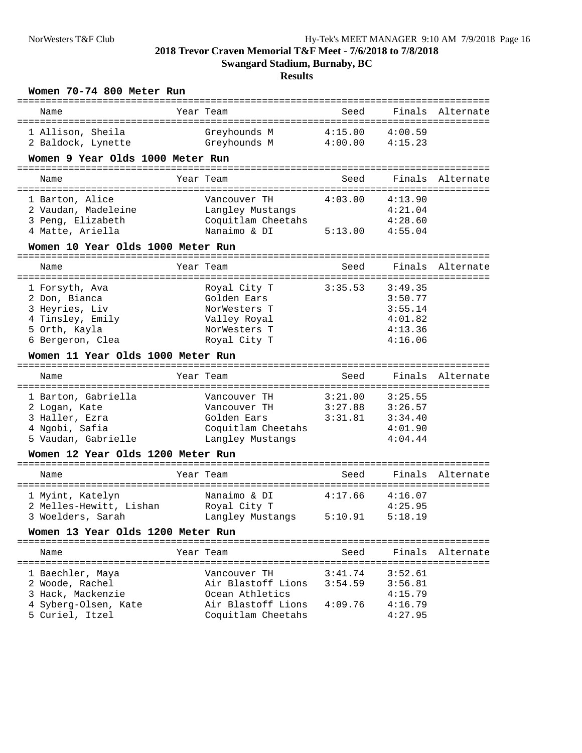# 2018 Trevor Craven Memorial T&F Meet - 7/6/2018 to 7/8/2018

## Swangard Stadium, Burnaby, BC

### Results

**Women 70-74 800 Meter Run**

| Name | Year | Team | Seed | Finals | Alternate |
|---|---|---|---|---|---|
| 1 Allison, Sheila | | Greyhounds M | 4:15.00 | 4:00.59 | |
| 2 Baldock, Lynette | | Greyhounds M | 4:00.00 | 4:15.23 | |

**Women 9 Year Olds 1000 Meter Run**

| Name | Year | Team | Seed | Finals | Alternate |
|---|---|---|---|---|---|
| 1 Barton, Alice | | Vancouver TH | 4:03.00 | 4:13.90 | |
| 2 Vaudan, Madeleine | | Langley Mustangs | | 4:21.04 | |
| 3 Peng, Elizabeth | | Coquitlam Cheetahs | | 4:28.60 | |
| 4 Matte, Ariella | | Nanaimo & DI | 5:13.00 | 4:55.04 | |

**Women 10 Year Olds 1000 Meter Run**

| Name | Year | Team | Seed | Finals | Alternate |
|---|---|---|---|---|---|
| 1 Forsyth, Ava | | Royal City T | 3:35.53 | 3:49.35 | |
| 2 Don, Bianca | | Golden Ears | | 3:50.77 | |
| 3 Heyries, Liv | | NorWesters T | | 3:55.14 | |
| 4 Tinsley, Emily | | Valley Royal | | 4:01.82 | |
| 5 Orth, Kayla | | NorWesters T | | 4:13.36 | |
| 6 Bergeron, Clea | | Royal City T | | 4:16.06 | |

**Women 11 Year Olds 1000 Meter Run**

| Name | Year | Team | Seed | Finals | Alternate |
|---|---|---|---|---|---|
| 1 Barton, Gabriella | | Vancouver TH | 3:21.00 | 3:25.55 | |
| 2 Logan, Kate | | Vancouver TH | 3:27.88 | 3:26.57 | |
| 3 Haller, Ezra | | Golden Ears | 3:31.81 | 3:34.40 | |
| 4 Ngobi, Safia | | Coquitlam Cheetahs | | 4:01.90 | |
| 5 Vaudan, Gabrielle | | Langley Mustangs | | 4:04.44 | |

**Women 12 Year Olds 1200 Meter Run**

| Name | Year | Team | Seed | Finals | Alternate |
|---|---|---|---|---|---|
| 1 Myint, Katelyn | | Nanaimo & DI | 4:17.66 | 4:16.07 | |
| 2 Melles-Hewitt, Lishan | | Royal City T | | 4:25.95 | |
| 3 Woelders, Sarah | | Langley Mustangs | 5:10.91 | 5:18.19 | |

**Women 13 Year Olds 1200 Meter Run**

| Name | Year | Team | Seed | Finals | Alternate |
|---|---|---|---|---|---|
| 1 Baechler, Maya | | Vancouver TH | 3:41.74 | 3:52.61 | |
| 2 Woode, Rachel | | Air Blastoff Lions | 3:54.59 | 3:56.81 | |
| 3 Hack, Mackenzie | | Ocean Athletics | | 4:15.79 | |
| 4 Syberg-Olsen, Kate | | Air Blastoff Lions | 4:09.76 | 4:16.79 | |
| 5 Curiel, Itzel | | Coquitlam Cheetahs | | 4:27.95 | |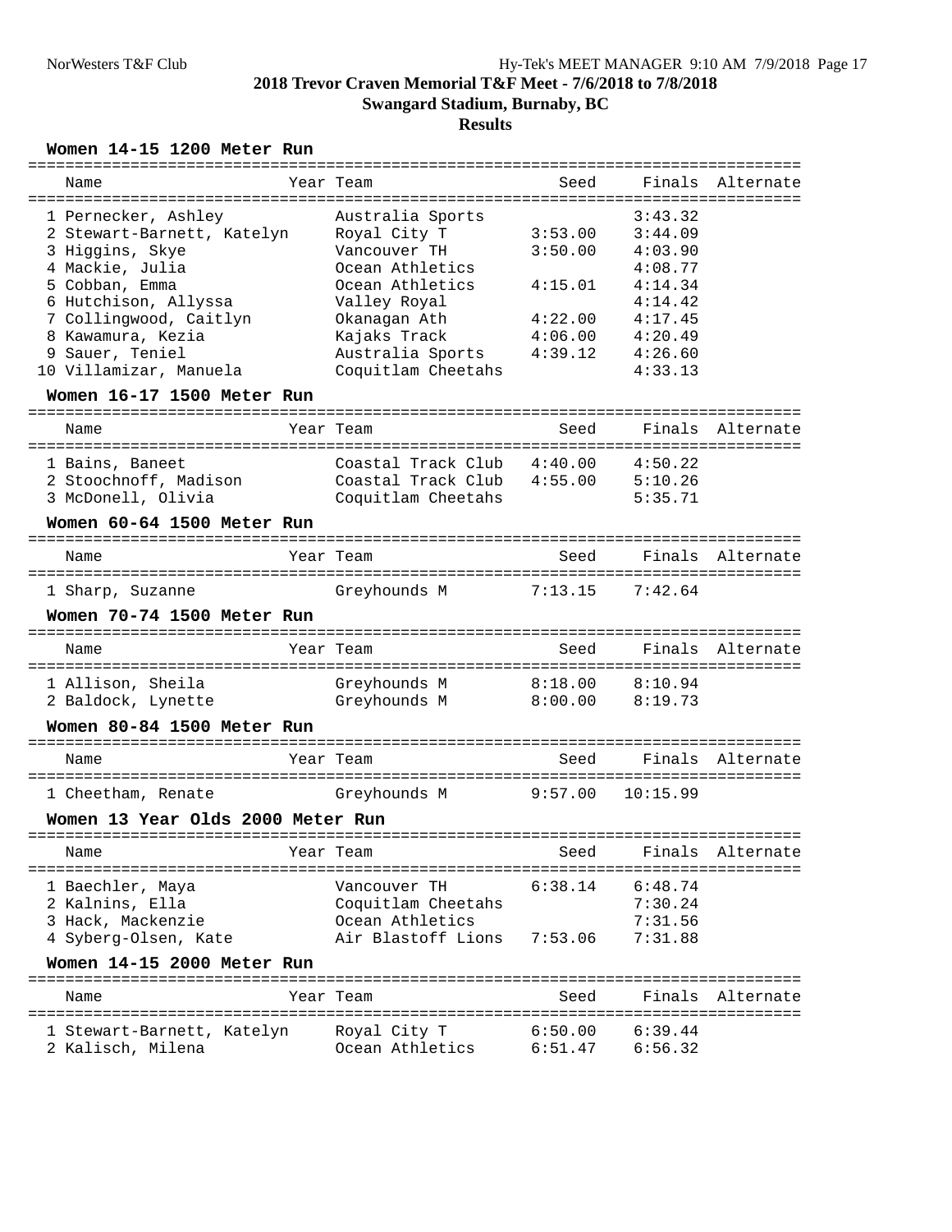**2018 Trevor Craven Memorial T&F Meet - 7/6/2018 to 7/8/2018**

**Swangard Stadium, Burnaby, BC**

**Results**

### Women 14-15 1200 Meter Run

| | Name | Year | Team | Seed | Finals | Alternate |
|---|---|---|---|---|---|---|
| 1 | Pernecker, Ashley | | Australia Sports | | 3:43.32 | |
| 2 | Stewart-Barnett, Katelyn | | Royal City T | 3:53.00 | 3:44.09 | |
| 3 | Higgins, Skye | | Vancouver TH | 3:50.00 | 4:03.90 | |
| 4 | Mackie, Julia | | Ocean Athletics | | 4:08.77 | |
| 5 | Cobban, Emma | | Ocean Athletics | 4:15.01 | 4:14.34 | |
| 6 | Hutchison, Allyssa | | Valley Royal | | 4:14.42 | |
| 7 | Collingwood, Caitlyn | | Okanagan Ath | 4:22.00 | 4:17.45 | |
| 8 | Kawamura, Kezia | | Kajaks Track | 4:06.00 | 4:20.49 | |
| 9 | Sauer, Teniel | | Australia Sports | 4:39.12 | 4:26.60 | |
| 10 | Villamizar, Manuela | | Coquitlam Cheetahs | | 4:33.13 | |

### Women 16-17 1500 Meter Run

| | Name | Year | Team | Seed | Finals | Alternate |
|---|---|---|---|---|---|---|
| 1 | Bains, Baneet | | Coastal Track Club | 4:40.00 | 4:50.22 | |
| 2 | Stoochnoff, Madison | | Coastal Track Club | 4:55.00 | 5:10.26 | |
| 3 | McDonell, Olivia | | Coquitlam Cheetahs | | 5:35.71 | |

### Women 60-64 1500 Meter Run

| | Name | Year | Team | Seed | Finals | Alternate |
|---|---|---|---|---|---|---|
| 1 | Sharp, Suzanne | | Greyhounds M | 7:13.15 | 7:42.64 | |

### Women 70-74 1500 Meter Run

| | Name | Year | Team | Seed | Finals | Alternate |
|---|---|---|---|---|---|---|
| 1 | Allison, Sheila | | Greyhounds M | 8:18.00 | 8:10.94 | |
| 2 | Baldock, Lynette | | Greyhounds M | 8:00.00 | 8:19.73 | |

### Women 80-84 1500 Meter Run

| | Name | Year | Team | Seed | Finals | Alternate |
|---|---|---|---|---|---|---|
| 1 | Cheetham, Renate | | Greyhounds M | 9:57.00 | 10:15.99 | |

### Women 13 Year Olds 2000 Meter Run

| | Name | Year | Team | Seed | Finals | Alternate |
|---|---|---|---|---|---|---|
| 1 | Baechler, Maya | | Vancouver TH | 6:38.14 | 6:48.74 | |
| 2 | Kalnins, Ella | | Coquitlam Cheetahs | | 7:30.24 | |
| 3 | Hack, Mackenzie | | Ocean Athletics | | 7:31.56 | |
| 4 | Syberg-Olsen, Kate | | Air Blastoff Lions | 7:53.06 | 7:31.88 | |

### Women 14-15 2000 Meter Run

| | Name | Year | Team | Seed | Finals | Alternate |
|---|---|---|---|---|---|---|
| 1 | Stewart-Barnett, Katelyn | | Royal City T | 6:50.00 | 6:39.44 | |
| 2 | Kalisch, Milena | | Ocean Athletics | 6:51.47 | 6:56.32 | |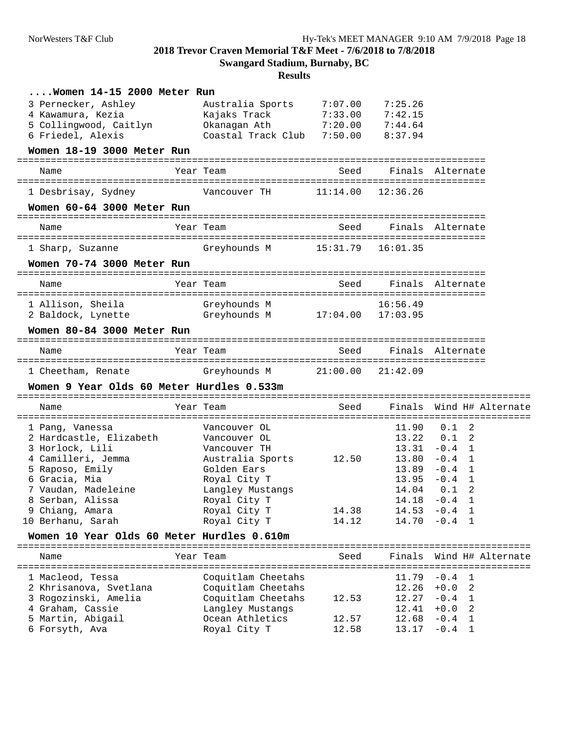## 2018 Trevor Craven Memorial T&F Meet - 7/6/2018 to 7/8/2018

**Swangard Stadium, Burnaby, BC**

**Results**

### ....Women 14-15 2000 Meter Run

| Name | Year | Team | Seed | Finals |
|---|---|---|---|---|
| 3 Pernecker, Ashley | | Australia Sports | 7:07.00 | 7:25.26 |
| 4 Kawamura, Kezia | | Kajaks Track | 7:33.00 | 7:42.15 |
| 5 Collingwood, Caitlyn | | Okanagan Ath | 7:20.00 | 7:44.64 |
| 6 Friedel, Alexis | | Coastal Track Club | 7:50.00 | 8:37.94 |

### Women 18-19 3000 Meter Run

| Name | Year | Team | Seed | Finals | Alternate |
|---|---|---|---|---|---|
| 1 Desbrisay, Sydney | | Vancouver TH | 11:14.00 | 12:36.26 | |

### Women 60-64 3000 Meter Run

| Name | Year | Team | Seed | Finals | Alternate |
|---|---|---|---|---|---|
| 1 Sharp, Suzanne | | Greyhounds M | 15:31.79 | 16:01.35 | |

### Women 70-74 3000 Meter Run

| Name | Year | Team | Seed | Finals | Alternate |
|---|---|---|---|---|---|
| 1 Allison, Sheila | | Greyhounds M | | 16:56.49 | |
| 2 Baldock, Lynette | | Greyhounds M | 17:04.00 | 17:03.95 | |

### Women 80-84 3000 Meter Run

| Name | Year | Team | Seed | Finals | Alternate |
|---|---|---|---|---|---|
| 1 Cheetham, Renate | | Greyhounds M | 21:00.00 | 21:42.09 | |

### Women 9 Year Olds 60 Meter Hurdles 0.533m

| Name | Year | Team | Seed | Finals | Wind | H# | Alternate |
|---|---|---|---|---|---|---|---|
| 1 Pang, Vanessa | | Vancouver OL | | 11.90 | 0.1 | 2 | |
| 2 Hardcastle, Elizabeth | | Vancouver OL | | 13.22 | 0.1 | 2 | |
| 3 Horlock, Lili | | Vancouver TH | | 13.31 | -0.4 | 1 | |
| 4 Camilleri, Jemma | | Australia Sports | 12.50 | 13.80 | -0.4 | 1 | |
| 5 Raposo, Emily | | Golden Ears | | 13.89 | -0.4 | 1 | |
| 6 Gracia, Mia | | Royal City T | | 13.95 | -0.4 | 1 | |
| 7 Vaudan, Madeleine | | Langley Mustangs | | 14.04 | 0.1 | 2 | |
| 8 Serban, Alissa | | Royal City T | | 14.18 | -0.4 | 1 | |
| 9 Chiang, Amara | | Royal City T | 14.38 | 14.53 | -0.4 | 1 | |
| 10 Berhanu, Sarah | | Royal City T | 14.12 | 14.70 | -0.4 | 1 | |

### Women 10 Year Olds 60 Meter Hurdles 0.610m

| Name | Year | Team | Seed | Finals | Wind | H# | Alternate |
|---|---|---|---|---|---|---|---|
| 1 Macleod, Tessa | | Coquitlam Cheetahs | | 11.79 | -0.4 | 1 | |
| 2 Khrisanova, Svetlana | | Coquitlam Cheetahs | | 12.26 | +0.0 | 2 | |
| 3 Rogozinski, Amelia | | Coquitlam Cheetahs | 12.53 | 12.27 | -0.4 | 1 | |
| 4 Graham, Cassie | | Langley Mustangs | | 12.41 | +0.0 | 2 | |
| 5 Martin, Abigail | | Ocean Athletics | 12.57 | 12.68 | -0.4 | 1 | |
| 6 Forsyth, Ava | | Royal City T | 12.58 | 13.17 | -0.4 | 1 | |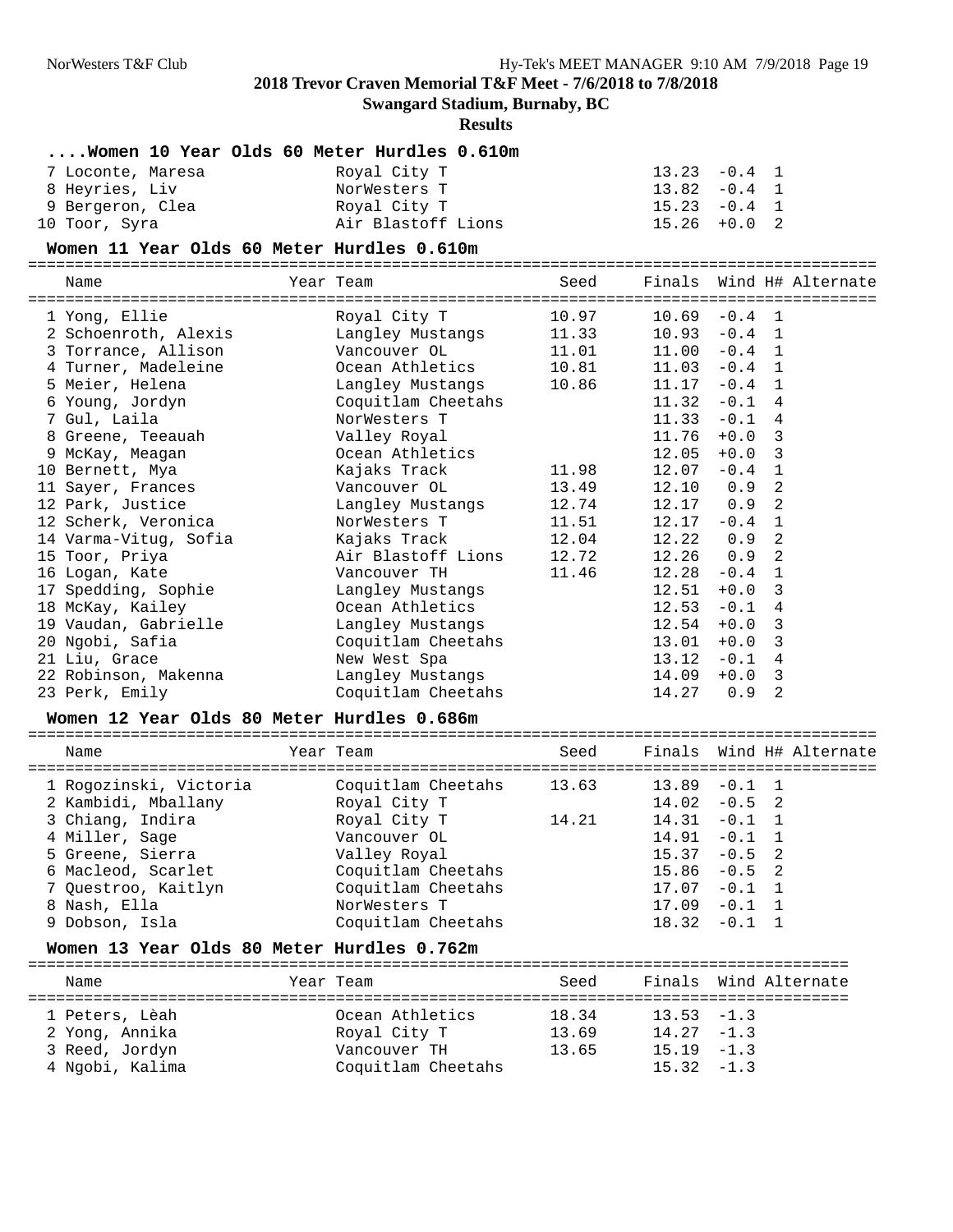# 2018 Trevor Craven Memorial T&F Meet - 7/6/2018 to 7/8/2018

## Swangard Stadium, Burnaby, BC

### Results

#### ....Women 10 Year Olds 60 Meter Hurdles 0.610m

| Name | Year | Team | Seed | Finals | Wind | H# | Alternate |
|---|---|---|---|---|---|---|---|
| 7 Loconte, Maresa | | Royal City T | | 13.23 | -0.4 | 1 | |
| 8 Heyries, Liv | | NorWesters T | | 13.82 | -0.4 | 1 | |
| 9 Bergeron, Clea | | Royal City T | | 15.23 | -0.4 | 1 | |
| 10 Toor, Syra | | Air Blastoff Lions | | 15.26 | +0.0 | 2 | |

#### Women 11 Year Olds 60 Meter Hurdles 0.610m

| Name | Year | Team | Seed | Finals | Wind | H# | Alternate |
|---|---|---|---|---|---|---|---|
| 1 Yong, Ellie | | Royal City T | 10.97 | 10.69 | -0.4 | 1 | |
| 2 Schoenroth, Alexis | | Langley Mustangs | 11.33 | 10.93 | -0.4 | 1 | |
| 3 Torrance, Allison | | Vancouver OL | 11.01 | 11.00 | -0.4 | 1 | |
| 4 Turner, Madeleine | | Ocean Athletics | 10.81 | 11.03 | -0.4 | 1 | |
| 5 Meier, Helena | | Langley Mustangs | 10.86 | 11.17 | -0.4 | 1 | |
| 6 Young, Jordyn | | Coquitlam Cheetahs | | 11.32 | -0.1 | 4 | |
| 7 Gul, Laila | | NorWesters T | | 11.33 | -0.1 | 4 | |
| 8 Greene, Teeauah | | Valley Royal | | 11.76 | +0.0 | 3 | |
| 9 McKay, Meagan | | Ocean Athletics | | 12.05 | +0.0 | 3 | |
| 10 Bernett, Mya | | Kajaks Track | 11.98 | 12.07 | -0.4 | 1 | |
| 11 Sayer, Frances | | Vancouver OL | 13.49 | 12.10 | 0.9 | 2 | |
| 12 Park, Justice | | Langley Mustangs | 12.74 | 12.17 | 0.9 | 2 | |
| 12 Scherk, Veronica | | NorWesters T | 11.51 | 12.17 | -0.4 | 1 | |
| 14 Varma-Vitug, Sofia | | Kajaks Track | 12.04 | 12.22 | 0.9 | 2 | |
| 15 Toor, Priya | | Air Blastoff Lions | 12.72 | 12.26 | 0.9 | 2 | |
| 16 Logan, Kate | | Vancouver TH | 11.46 | 12.28 | -0.4 | 1 | |
| 17 Spedding, Sophie | | Langley Mustangs | | 12.51 | +0.0 | 3 | |
| 18 McKay, Kailey | | Ocean Athletics | | 12.53 | -0.1 | 4 | |
| 19 Vaudan, Gabrielle | | Langley Mustangs | | 12.54 | +0.0 | 3 | |
| 20 Ngobi, Safia | | Coquitlam Cheetahs | | 13.01 | +0.0 | 3 | |
| 21 Liu, Grace | | New West Spa | | 13.12 | -0.1 | 4 | |
| 22 Robinson, Makenna | | Langley Mustangs | | 14.09 | +0.0 | 3 | |
| 23 Perk, Emily | | Coquitlam Cheetahs | | 14.27 | 0.9 | 2 | |

#### Women 12 Year Olds 80 Meter Hurdles 0.686m

| Name | Year | Team | Seed | Finals | Wind | H# | Alternate |
|---|---|---|---|---|---|---|---|
| 1 Rogozinski, Victoria | | Coquitlam Cheetahs | 13.63 | 13.89 | -0.1 | 1 | |
| 2 Kambidi, Mballany | | Royal City T | | 14.02 | -0.5 | 2 | |
| 3 Chiang, Indira | | Royal City T | 14.21 | 14.31 | -0.1 | 1 | |
| 4 Miller, Sage | | Vancouver OL | | 14.91 | -0.1 | 1 | |
| 5 Greene, Sierra | | Valley Royal | | 15.37 | -0.5 | 2 | |
| 6 Macleod, Scarlet | | Coquitlam Cheetahs | | 15.86 | -0.5 | 2 | |
| 7 Questroo, Kaitlyn | | Coquitlam Cheetahs | | 17.07 | -0.1 | 1 | |
| 8 Nash, Ella | | NorWesters T | | 17.09 | -0.1 | 1 | |
| 9 Dobson, Isla | | Coquitlam Cheetahs | | 18.32 | -0.1 | 1 | |

#### Women 13 Year Olds 80 Meter Hurdles 0.762m

| Name | Year | Team | Seed | Finals | Wind | Alternate |
|---|---|---|---|---|---|---|
| 1 Peters, Lèah | | Ocean Athletics | 18.34 | 13.53 | -1.3 | |
| 2 Yong, Annika | | Royal City T | 13.69 | 14.27 | -1.3 | |
| 3 Reed, Jordyn | | Vancouver TH | 13.65 | 15.19 | -1.3 | |
| 4 Ngobi, Kalima | | Coquitlam Cheetahs | | 15.32 | -1.3 | |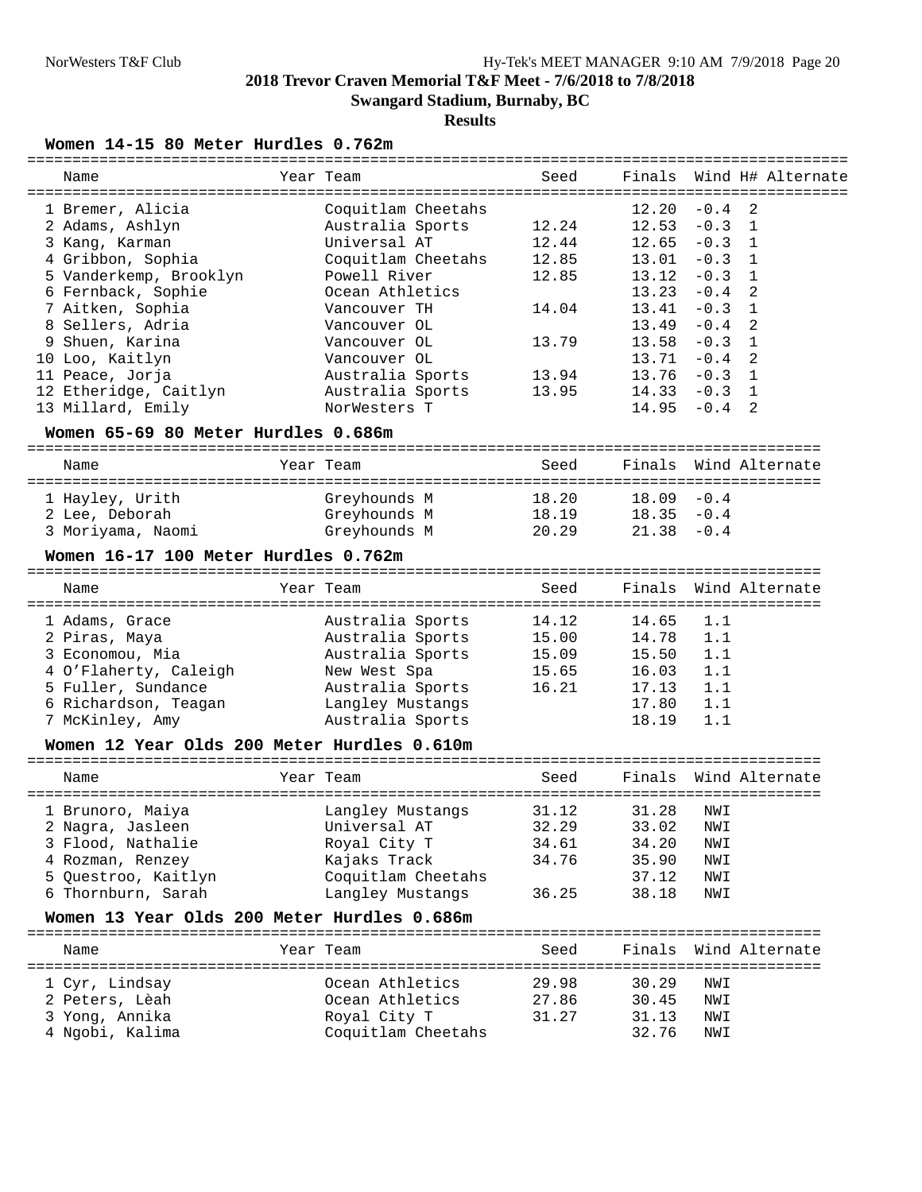## 2018 Trevor Craven Memorial T&F Meet - 7/6/2018 to 7/8/2018

**Swangard Stadium, Burnaby, BC**

**Results**

### Women 14-15 80 Meter Hurdles 0.762m

| | Name | Year | Team | Seed | Finals | Wind | H# | Alternate |
|---|---|---|---|---|---|---|---|---|
| 1 | Bremer, Alicia | | Coquitlam Cheetahs | | 12.20 | -0.4 | 2 | |
| 2 | Adams, Ashlyn | | Australia Sports | 12.24 | 12.53 | -0.3 | 1 | |
| 3 | Kang, Karman | | Universal AT | 12.44 | 12.65 | -0.3 | 1 | |
| 4 | Gribbon, Sophia | | Coquitlam Cheetahs | 12.85 | 13.01 | -0.3 | 1 | |
| 5 | Vanderkemp, Brooklyn | | Powell River | 12.85 | 13.12 | -0.3 | 1 | |
| 6 | Fernback, Sophie | | Ocean Athletics | | 13.23 | -0.4 | 2 | |
| 7 | Aitken, Sophia | | Vancouver TH | 14.04 | 13.41 | -0.3 | 1 | |
| 8 | Sellers, Adria | | Vancouver OL | | 13.49 | -0.4 | 2 | |
| 9 | Shuen, Karina | | Vancouver OL | 13.79 | 13.58 | -0.3 | 1 | |
| 10 | Loo, Kaitlyn | | Vancouver OL | | 13.71 | -0.4 | 2 | |
| 11 | Peace, Jorja | | Australia Sports | 13.94 | 13.76 | -0.3 | 1 | |
| 12 | Etheridge, Caitlyn | | Australia Sports | 13.95 | 14.33 | -0.3 | 1 | |
| 13 | Millard, Emily | | NorWesters T | | 14.95 | -0.4 | 2 | |

### Women 65-69 80 Meter Hurdles 0.686m

| | Name | Year | Team | Seed | Finals | Wind | Alternate |
|---|---|---|---|---|---|---|---|
| 1 | Hayley, Urith | | Greyhounds M | 18.20 | 18.09 | -0.4 | |
| 2 | Lee, Deborah | | Greyhounds M | 18.19 | 18.35 | -0.4 | |
| 3 | Moriyama, Naomi | | Greyhounds M | 20.29 | 21.38 | -0.4 | |

### Women 16-17 100 Meter Hurdles 0.762m

| | Name | Year | Team | Seed | Finals | Wind | Alternate |
|---|---|---|---|---|---|---|---|
| 1 | Adams, Grace | | Australia Sports | 14.12 | 14.65 | 1.1 | |
| 2 | Piras, Maya | | Australia Sports | 15.00 | 14.78 | 1.1 | |
| 3 | Economou, Mia | | Australia Sports | 15.09 | 15.50 | 1.1 | |
| 4 | O'Flaherty, Caleigh | | New West Spa | 15.65 | 16.03 | 1.1 | |
| 5 | Fuller, Sundance | | Australia Sports | 16.21 | 17.13 | 1.1 | |
| 6 | Richardson, Teagan | | Langley Mustangs | | 17.80 | 1.1 | |
| 7 | McKinley, Amy | | Australia Sports | | 18.19 | 1.1 | |

### Women 12 Year Olds 200 Meter Hurdles 0.610m

| | Name | Year | Team | Seed | Finals | Wind | Alternate |
|---|---|---|---|---|---|---|---|
| 1 | Brunoro, Maiya | | Langley Mustangs | 31.12 | 31.28 | NWI | |
| 2 | Nagra, Jasleen | | Universal AT | 32.29 | 33.02 | NWI | |
| 3 | Flood, Nathalie | | Royal City T | 34.61 | 34.20 | NWI | |
| 4 | Rozman, Renzey | | Kajaks Track | 34.76 | 35.90 | NWI | |
| 5 | Questroo, Kaitlyn | | Coquitlam Cheetahs | | 37.12 | NWI | |
| 6 | Thornburn, Sarah | | Langley Mustangs | 36.25 | 38.18 | NWI | |

### Women 13 Year Olds 200 Meter Hurdles 0.686m

| | Name | Year | Team | Seed | Finals | Wind | Alternate |
|---|---|---|---|---|---|---|---|
| 1 | Cyr, Lindsay | | Ocean Athletics | 29.98 | 30.29 | NWI | |
| 2 | Peters, Lèah | | Ocean Athletics | 27.86 | 30.45 | NWI | |
| 3 | Yong, Annika | | Royal City T | 31.27 | 31.13 | NWI | |
| 4 | Ngobi, Kalima | | Coquitlam Cheetahs | | 32.76 | NWI | |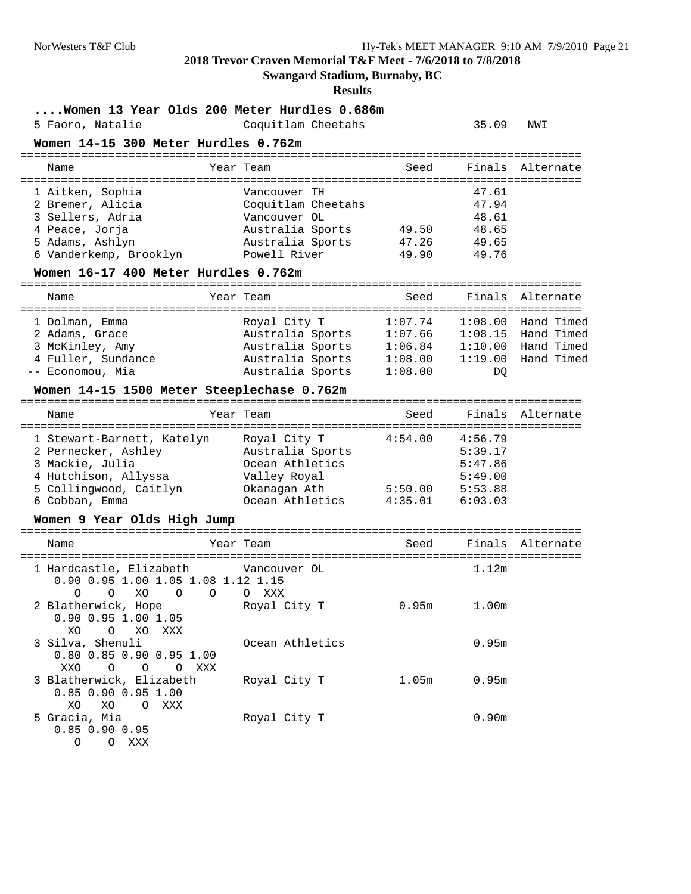## 2018 Trevor Craven Memorial T&F Meet - 7/6/2018 to 7/8/2018

**Swangard Stadium, Burnaby, BC**

**Results**

### ....Women 13 Year Olds 200 Meter Hurdles 0.686m

| Name | Year | Team | Seed | Finals | Alternate |
|---|---|---|---|---|---|
| 5 Faoro, Natalie | | Coquitlam Cheetahs | | 35.09 | NWI |

### Women 14-15 300 Meter Hurdles 0.762m

| Name | Year | Team | Seed | Finals | Alternate |
|---|---|---|---|---|---|
| 1 Aitken, Sophia | | Vancouver TH | | 47.61 | |
| 2 Bremer, Alicia | | Coquitlam Cheetahs | | 47.94 | |
| 3 Sellers, Adria | | Vancouver OL | | 48.61 | |
| 4 Peace, Jorja | | Australia Sports | 49.50 | 48.65 | |
| 5 Adams, Ashlyn | | Australia Sports | 47.26 | 49.65 | |
| 6 Vanderkemp, Brooklyn | | Powell River | 49.90 | 49.76 | |

### Women 16-17 400 Meter Hurdles 0.762m

| Name | Year | Team | Seed | Finals | Alternate |
|---|---|---|---|---|---|
| 1 Dolman, Emma | | Royal City T | 1:07.74 | 1:08.00 | Hand Timed |
| 2 Adams, Grace | | Australia Sports | 1:07.66 | 1:08.15 | Hand Timed |
| 3 McKinley, Amy | | Australia Sports | 1:06.84 | 1:10.00 | Hand Timed |
| 4 Fuller, Sundance | | Australia Sports | 1:08.00 | 1:19.00 | Hand Timed |
| -- Economou, Mia | | Australia Sports | 1:08.00 | DQ | |

### Women 14-15 1500 Meter Steeplechase 0.762m

| Name | Year | Team | Seed | Finals | Alternate |
|---|---|---|---|---|---|
| 1 Stewart-Barnett, Katelyn | | Royal City T | 4:54.00 | 4:56.79 | |
| 2 Pernecker, Ashley | | Australia Sports | | 5:39.17 | |
| 3 Mackie, Julia | | Ocean Athletics | | 5:47.86 | |
| 4 Hutchison, Allyssa | | Valley Royal | | 5:49.00 | |
| 5 Collingwood, Caitlyn | | Okanagan Ath | 5:50.00 | 5:53.88 | |
| 6 Cobban, Emma | | Ocean Athletics | 4:35.01 | 6:03.03 | |

### Women 9 Year Olds High Jump

| Name | Year | Team | Seed | Finals | Alternate |
|---|---|---|---|---|---|
| 1 Hardcastle, Elizabeth | | Vancouver OL | | 1.12m | |
| 0.90 0.95 1.00 1.05 1.08 1.12 1.15 | | | | | |
| O O XO O O O XXX | | | | | |
| 2 Blatherwick, Hope | | Royal City T | 0.95m | 1.00m | |
| 0.90 0.95 1.00 1.05 | | | | | |
| XO O XO XXX | | | | | |
| 3 Silva, Shenuli | | Ocean Athletics | | 0.95m | |
| 0.80 0.85 0.90 0.95 1.00 | | | | | |
| XXO O O O XXX | | | | | |
| 3 Blatherwick, Elizabeth | | Royal City T | 1.05m | 0.95m | |
| 0.85 0.90 0.95 1.00 | | | | | |
| XO XO O XXX | | | | | |
| 5 Gracia, Mia | | Royal City T | | 0.90m | |
| 0.85 0.90 0.95 | | | | | |
| O O XXX | | | | | |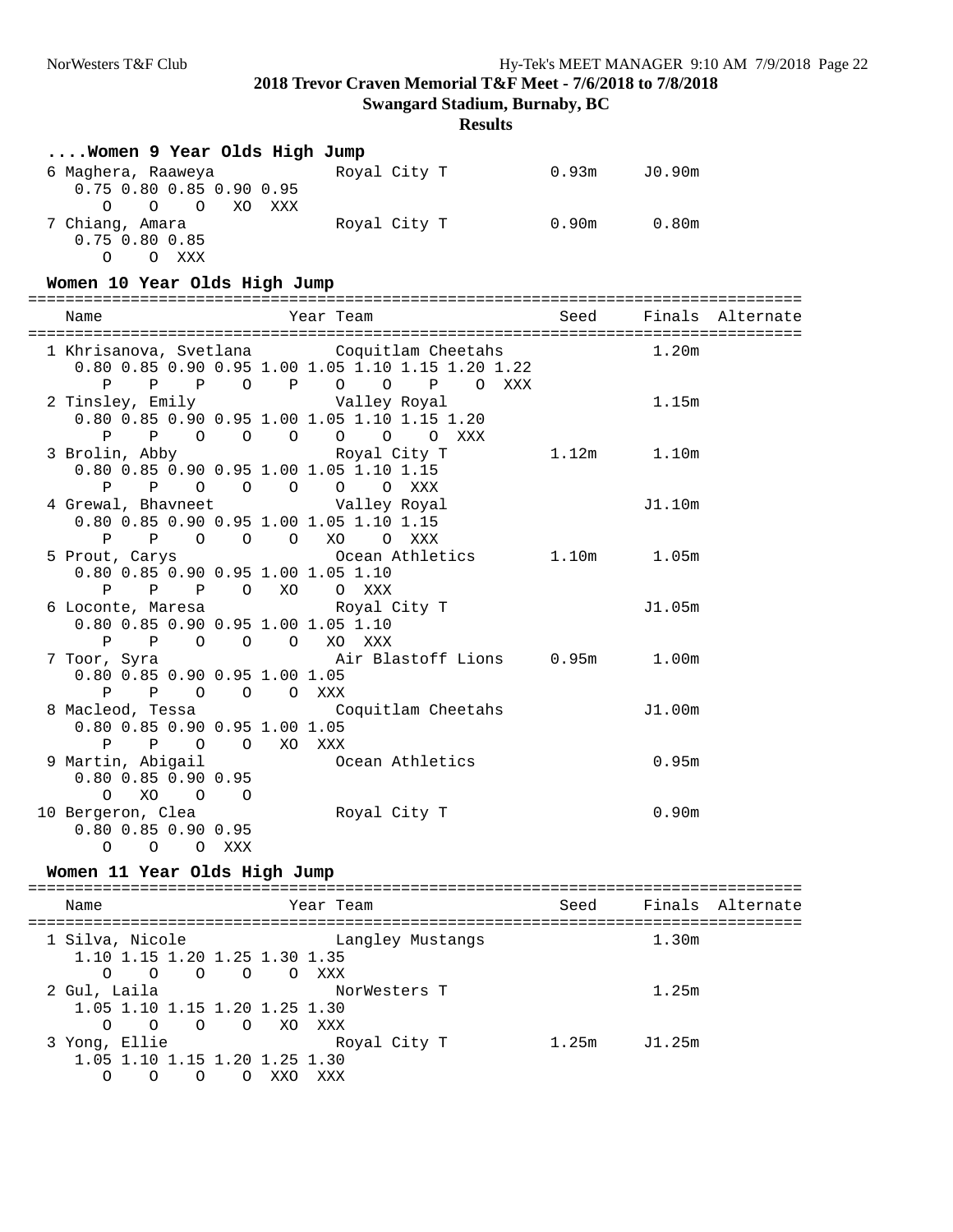## 2018 Trevor Craven Memorial T&F Meet - 7/6/2018 to 7/8/2018

**Swangard Stadium, Burnaby, BC**

**Results**

### ....Women 9 Year Olds High Jump

```
  6 Maghera, Raaweya             Royal City T             0.93m    J0.90m  
     0.75 0.80 0.85 0.90 0.95
        O    O    O   XO  XXX 
  7 Chiang, Amara                Royal City T             0.90m     0.80m  
     0.75 0.80 0.85
        O    O  XXX 
```

### Women 10 Year Olds High Jump

```
===================================================================================
    Name                    Year Team                      Seed     Finals Alternate 
===================================================================================
  1 Khrisanova, Svetlana         Coquitlam Cheetahs                 1.20m  
     0.80 0.85 0.90 0.95 1.00 1.05 1.10 1.15 1.20 1.22
        P    P    P    O    P    O    O    P    O  XXX 
  2 Tinsley, Emily               Valley Royal                       1.15m  
     0.80 0.85 0.90 0.95 1.00 1.05 1.10 1.15 1.20
        P    P    O    O    O    O    O    O  XXX 
  3 Brolin, Abby                 Royal City T             1.12m     1.10m  
     0.80 0.85 0.90 0.95 1.00 1.05 1.10 1.15
        P    P    O    O    O    O    O  XXX 
  4 Grewal, Bhavneet             Valley Royal                      J1.10m  
     0.80 0.85 0.90 0.95 1.00 1.05 1.10 1.15
        P    P    O    O    O   XO    O  XXX 
  5 Prout, Carys                 Ocean Athletics          1.10m     1.05m  
     0.80 0.85 0.90 0.95 1.00 1.05 1.10
        P    P    P    O   XO    O  XXX 
  6 Loconte, Maresa              Royal City T                      J1.05m  
     0.80 0.85 0.90 0.95 1.00 1.05 1.10
        P    P    O    O    O   XO  XXX 
  7 Toor, Syra                   Air Blastoff Lions       0.95m     1.00m  
     0.80 0.85 0.90 0.95 1.00 1.05
        P    P    O    O    O  XXX 
  8 Macleod, Tessa               Coquitlam Cheetahs                J1.00m  
     0.80 0.85 0.90 0.95 1.00 1.05
        P    P    O   XO  XXX 
  9 Martin, Abigail              Ocean Athletics                    0.95m  
     0.80 0.85 0.90 0.95
        O   XO    O    O 
 10 Bergeron, Clea               Royal City T                       0.90m  
     0.80 0.85 0.90 0.95
        O    O    O  XXX 
```

### Women 11 Year Olds High Jump

```
===================================================================================
    Name                    Year Team                      Seed     Finals Alternate 
===================================================================================
  1 Silva, Nicole                Langley Mustangs                   1.30m  
     1.10 1.15 1.20 1.25 1.30 1.35
        O    O    O    O    O  XXX 
  2 Gul, Laila                   NorWesters T                       1.25m  
     1.05 1.10 1.15 1.20 1.25 1.30
        O    O    O    O   XO  XXX 
  3 Yong, Ellie                  Royal City T             1.25m    J1.25m  
     1.05 1.10 1.15 1.20 1.25 1.30
        O    O    O    O  XXO  XXX 
```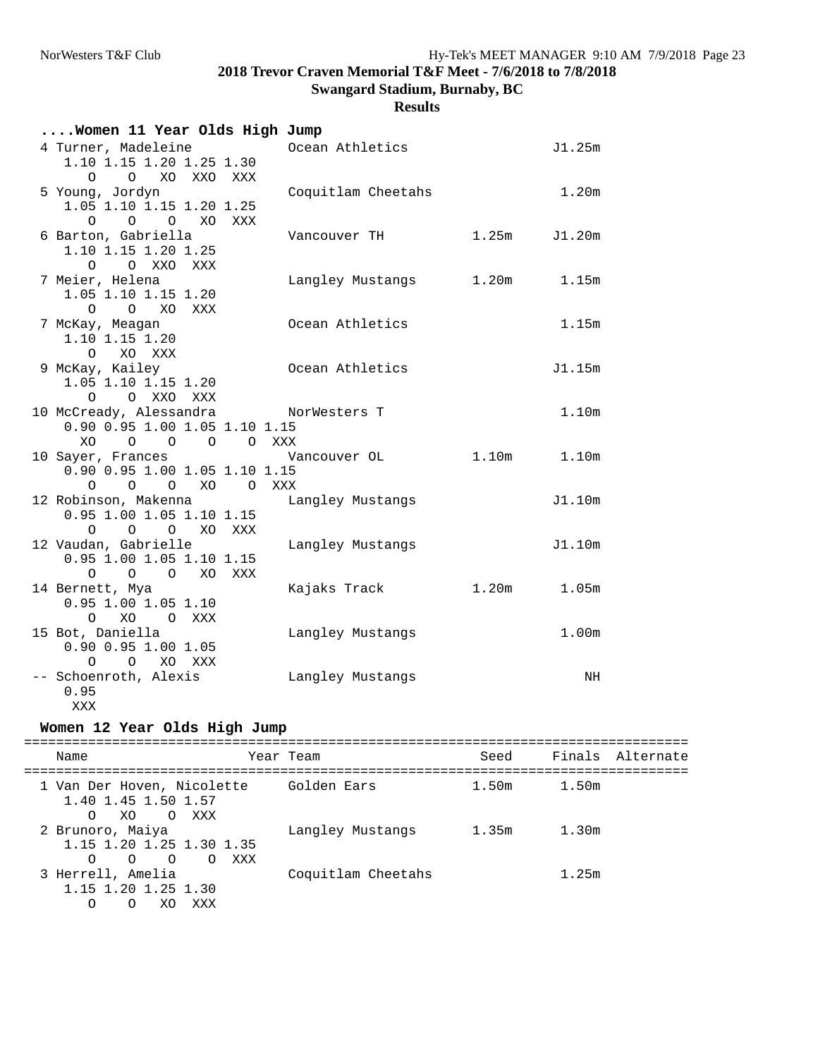**2018 Trevor Craven Memorial T&F Meet - 7/6/2018 to 7/8/2018**

**Swangard Stadium, Burnaby, BC**

**Results**

### ....Women 11 Year Olds High Jump

```
  4 Turner, Madeleine            Ocean Athletics                  J1.25m  
     1.10 1.15 1.20 1.25 1.30
        O    O   XO  XXO  XXX
  5 Young, Jordyn                Coquitlam Cheetahs                1.20m  
     1.05 1.10 1.15 1.20 1.25
        O    O    O   XO  XXX
  6 Barton, Gabriella            Vancouver TH            1.25m    J1.20m  
     1.10 1.15 1.20 1.25
        O    O  XXO  XXX
  7 Meier, Helena                Langley Mustangs        1.20m     1.15m  
     1.05 1.10 1.15 1.20
        O    O   XO  XXX
  7 McKay, Meagan                Ocean Athletics                   1.15m  
     1.10 1.15 1.20
        O   XO  XXX
  9 McKay, Kailey                Ocean Athletics                  J1.15m  
     1.05 1.10 1.15 1.20
        O    O  XXO  XXX
 10 McCready, Alessandra         NorWesters T                      1.10m  
     0.90 0.95 1.00 1.05 1.10 1.15
       XO    O    O    O    O  XXX
 10 Sayer, Frances               Vancouver OL            1.10m     1.10m  
     0.90 0.95 1.00 1.05 1.10 1.15
        O    O    O   XO    O  XXX
 12 Robinson, Makenna            Langley Mustangs                 J1.10m  
     0.95 1.00 1.05 1.10 1.15
        O    O    O   XO  XXX
 12 Vaudan, Gabrielle            Langley Mustangs                 J1.10m  
     0.95 1.00 1.05 1.10 1.15
        O    O    O   XO  XXX
 14 Bernett, Mya                 Kajaks Track            1.20m     1.05m  
     0.95 1.00 1.05 1.10
        O   XO    O  XXX
 15 Bot, Daniella                Langley Mustangs                  1.00m  
     0.90 0.95 1.00 1.05
        O    O   XO  XXX
 -- Schoenroth, Alexis           Langley Mustangs                     NH  
     0.95
      XXX
```

### Women 12 Year Olds High Jump

```
=================================================================================
    Name                    Year Team                    Seed     Finals Alternate
=================================================================================
  1 Van Der Hoven, Nicolette     Golden Ears             1.50m     1.50m  
     1.40 1.45 1.50 1.57
        O   XO    O  XXX
  2 Brunoro, Maiya               Langley Mustangs        1.35m     1.30m  
     1.15 1.20 1.25 1.30 1.35
        O    O    O    O  XXX
  3 Herrell, Amelia              Coquitlam Cheetahs                1.25m  
     1.15 1.20 1.25 1.30
        O    O   XO  XXX
```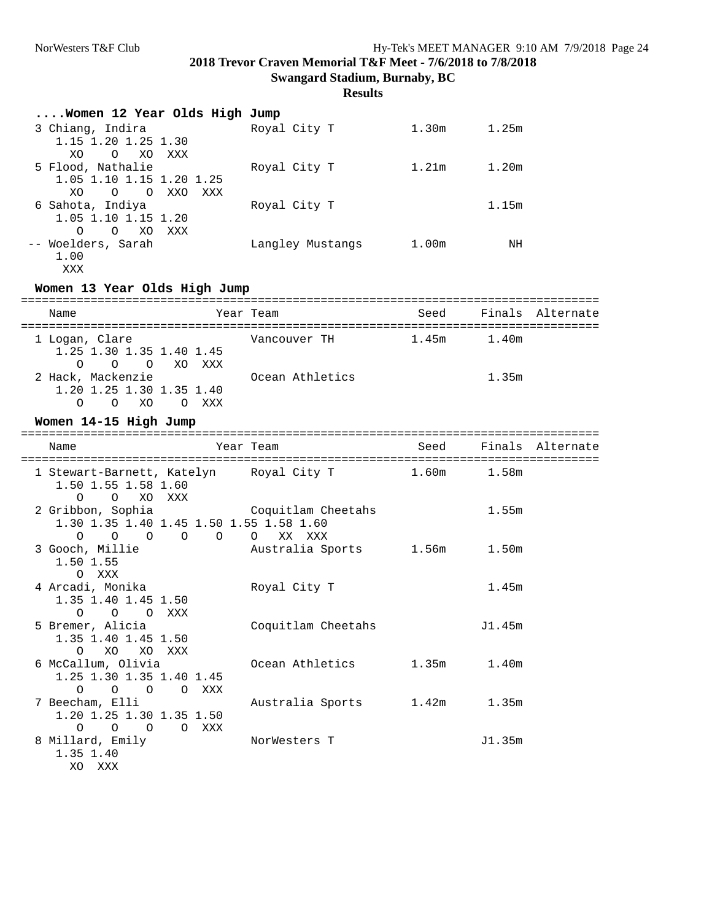**2018 Trevor Craven Memorial T&F Meet - 7/6/2018 to 7/8/2018**

**Swangard Stadium, Burnaby, BC**

**Results**

### ....Women 12 Year Olds High Jump

```
  3 Chiang, Indira              Royal City T           1.30m      1.25m
     1.15 1.20 1.25 1.30
       XO    O   XO  XXX
  5 Flood, Nathalie             Royal City T           1.21m      1.20m
     1.05 1.10 1.15 1.20 1.25
       XO    O    O  XXO  XXX
  6 Sahota, Indiya              Royal City T                      1.15m
     1.05 1.10 1.15 1.20
        O    O   XO  XXX
 -- Woelders, Sarah             Langley Mustangs       1.00m         NH
     1.00
      XXX
```

### Women 13 Year Olds High Jump

```
===================================================================================
    Name                    Year Team                    Seed     Finals  Alternate
===================================================================================
  1 Logan, Clare                Vancouver TH           1.45m      1.40m
     1.25 1.30 1.35 1.40 1.45
        O    O    O   XO  XXX
  2 Hack, Mackenzie             Ocean Athletics                   1.35m
     1.20 1.25 1.30 1.35 1.40
        O    O   XO    O  XXX
```

### Women 14-15 High Jump

```
===================================================================================
    Name                    Year Team                    Seed     Finals  Alternate
===================================================================================
  1 Stewart-Barnett, Katelyn    Royal City T           1.60m      1.58m
     1.50 1.55 1.58 1.60
        O    O   XO  XXX
  2 Gribbon, Sophia             Coquitlam Cheetahs                1.55m
     1.30 1.35 1.40 1.45 1.50 1.55 1.58 1.60
        O    O    O    O    O    O   XX  XXX
  3 Gooch, Millie               Australia Sports       1.56m      1.50m
     1.50 1.55
        O  XXX
  4 Arcadi, Monika              Royal City T                      1.45m
     1.35 1.40 1.45 1.50
        O    O    O  XXX
  5 Bremer, Alicia              Coquitlam Cheetahs               J1.45m
     1.35 1.40 1.45 1.50
        O   XO   XO  XXX
  6 McCallum, Olivia            Ocean Athletics        1.35m      1.40m
     1.25 1.30 1.35 1.40 1.45
        O    O    O    O  XXX
  7 Beecham, Elli               Australia Sports       1.42m      1.35m
     1.20 1.25 1.30 1.35 1.50
        O    O    O    O  XXX
  8 Millard, Emily              NorWesters T                     J1.35m
     1.35 1.40
       XO  XXX
```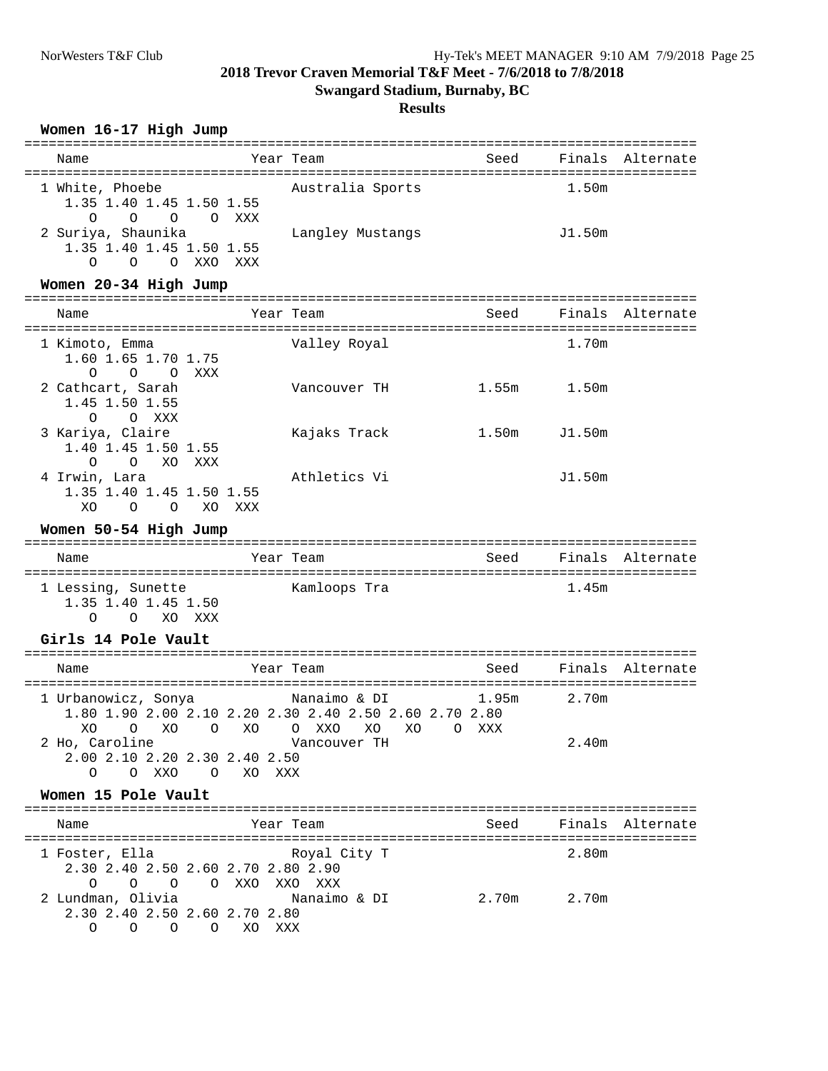## 2018 Trevor Craven Memorial T&F Meet - 7/6/2018 to 7/8/2018

### Swangard Stadium, Burnaby, BC

### Results

#### Women 16-17 High Jump

| Name | Year | Team | Seed | Finals | Alternate |
|---|---|---|---|---|---|
| 1 White, Phoebe | | Australia Sports | | 1.50m | |
| 2 Suriya, Shaunika | | Langley Mustangs | | J1.50m | |

```
1 White, Phoebe
   1.35 1.40 1.45 1.50 1.55
      O    O    O    O  XXX
2 Suriya, Shaunika
   1.35 1.40 1.45 1.50 1.55
      O    O    O  XXO  XXX
```

#### Women 20-34 High Jump

| Name | Year | Team | Seed | Finals | Alternate |
|---|---|---|---|---|---|
| 1 Kimoto, Emma | | Valley Royal | | 1.70m | |
| 2 Cathcart, Sarah | | Vancouver TH | 1.55m | 1.50m | |
| 3 Kariya, Claire | | Kajaks Track | 1.50m | J1.50m | |
| 4 Irwin, Lara | | Athletics Vi | | J1.50m | |

```
1 Kimoto, Emma
   1.60 1.65 1.70 1.75
      O    O    O  XXX
2 Cathcart, Sarah
   1.45 1.50 1.55
      O    O  XXX
3 Kariya, Claire
   1.40 1.45 1.50 1.55
      O    O   XO  XXX
4 Irwin, Lara
   1.35 1.40 1.45 1.50 1.55
     XO    O    O   XO  XXX
```

#### Women 50-54 High Jump

| Name | Year | Team | Seed | Finals | Alternate |
|---|---|---|---|---|---|
| 1 Lessing, Sunette | | Kamloops Tra | | 1.45m | |

```
1 Lessing, Sunette
   1.35 1.40 1.45 1.50
      O    O   XO  XXX
```

#### Girls 14 Pole Vault

| Name | Year | Team | Seed | Finals | Alternate |
|---|---|---|---|---|---|
| 1 Urbanowicz, Sonya | | Nanaimo & DI | 1.95m | 2.70m | |
| 2 Ho, Caroline | | Vancouver TH | | 2.40m | |

```
1 Urbanowicz, Sonya
   1.80 1.90 2.00 2.10 2.20 2.30 2.40 2.50 2.60 2.70 2.80
     XO    O   XO    O   XO    O  XXO   XO   XO    O  XXX
2 Ho, Caroline
   2.00 2.10 2.20 2.30 2.40 2.50
      O    O  XXO    O   XO  XXX
```

#### Women 15 Pole Vault

| Name | Year | Team | Seed | Finals | Alternate |
|---|---|---|---|---|---|
| 1 Foster, Ella | | Royal City T | | 2.80m | |
| 2 Lundman, Olivia | | Nanaimo & DI | 2.70m | 2.70m | |

```
1 Foster, Ella
   2.30 2.40 2.50 2.60 2.70 2.80 2.90
      O    O    O    O  XXO  XXO  XXX
2 Lundman, Olivia
   2.30 2.40 2.50 2.60 2.70 2.80
      O    O    O    O   XO  XXX
```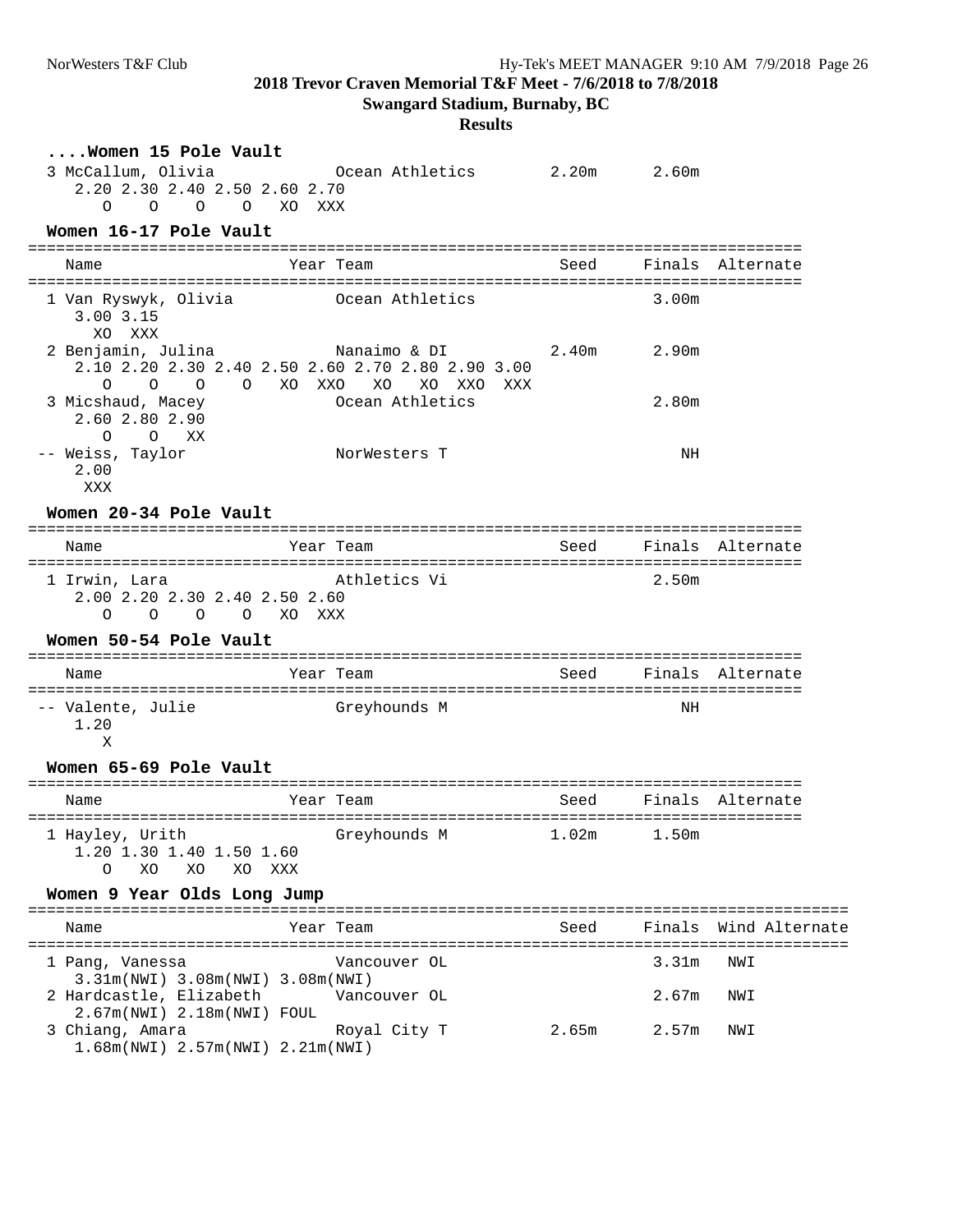## 2018 Trevor Craven Memorial T&F Meet - 7/6/2018 to 7/8/2018

**Swangard Stadium, Burnaby, BC**

**Results**

### ....Women 15 Pole Vault

```
  3 McCallum, Olivia            Ocean Athletics        2.20m      2.60m
     2.20 2.30 2.40 2.50 2.60 2.70
        O    O    O    O   XO  XXX
```

### Women 16-17 Pole Vault

```
====================================================================================
    Name                    Year Team                    Seed     Finals  Alternate
====================================================================================
  1 Van Ryswyk, Olivia          Ocean Athletics                   3.00m
     3.00 3.15
       XO  XXX
  2 Benjamin, Julina            Nanaimo & DI           2.40m      2.90m
     2.10 2.20 2.30 2.40 2.50 2.60 2.70 2.80 2.90 3.00
        O    O    O    O   XO  XXO   XO   XO  XXO  XXX
  3 Micshaud, Macey             Ocean Athletics                   2.80m
     2.60 2.80 2.90
        O    O   XX
 -- Weiss, Taylor               NorWesters T                         NH
     2.00
      XXX
```

### Women 20-34 Pole Vault

```
====================================================================================
    Name                    Year Team                    Seed     Finals  Alternate
====================================================================================
  1 Irwin, Lara                 Athletics Vi                      2.50m
     2.00 2.20 2.30 2.40 2.50 2.60
        O    O    O    O   XO  XXX
```

### Women 50-54 Pole Vault

```
====================================================================================
    Name                    Year Team                    Seed     Finals  Alternate
====================================================================================
 -- Valente, Julie              Greyhounds M                         NH
     1.20
        X
```

### Women 65-69 Pole Vault

```
====================================================================================
    Name                    Year Team                    Seed     Finals  Alternate
====================================================================================
  1 Hayley, Urith               Greyhounds M           1.02m      1.50m
     1.20 1.30 1.40 1.50 1.60
        O   XO   XO   XO  XXX
```

### Women 9 Year Olds Long Jump

```
=========================================================================================
    Name                    Year Team                    Seed     Finals  Wind Alternate
=========================================================================================
  1 Pang, Vanessa               Vancouver OL                      3.31m   NWI
     3.31m(NWI) 3.08m(NWI) 3.08m(NWI)
  2 Hardcastle, Elizabeth       Vancouver OL                      2.67m   NWI
     2.67m(NWI) 2.18m(NWI) FOUL
  3 Chiang, Amara               Royal City T           2.65m      2.57m   NWI
     1.68m(NWI) 2.57m(NWI) 2.21m(NWI)
```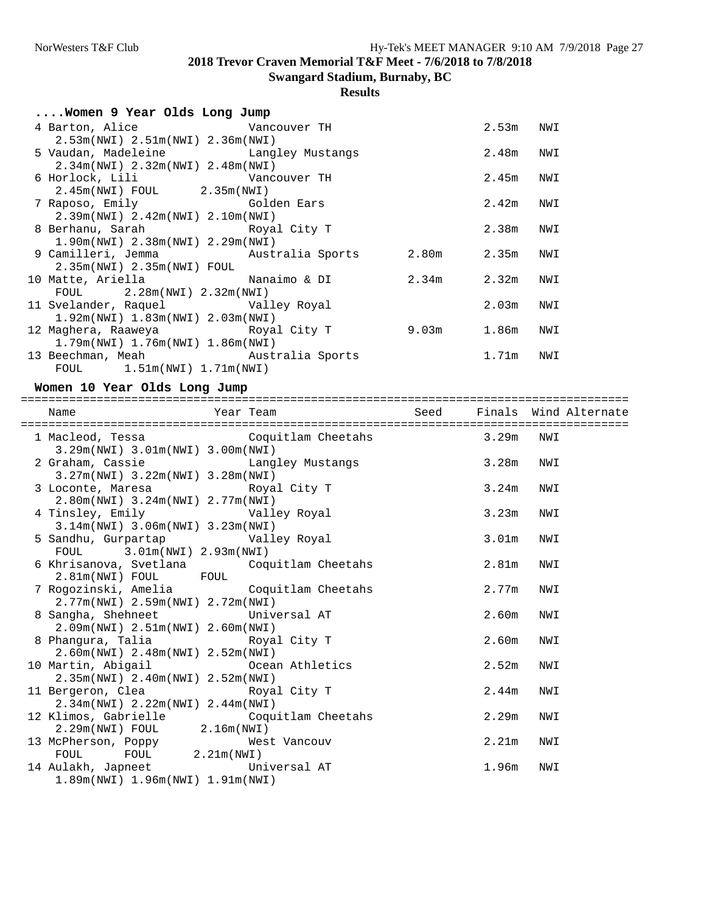## 2018 Trevor Craven Memorial T&F Meet - 7/6/2018 to 7/8/2018

**Swangard Stadium, Burnaby, BC**

**Results**

### ....Women 9 Year Olds Long Jump

| Place | Name | Year | Team | Seed | Finals | Wind |
|---|---|---|---|---|---|---|
| 4 | Barton, Alice | | Vancouver TH | | 2.53m | NWI |
| | 2.53m(NWI) 2.51m(NWI) 2.36m(NWI) | | | | | |
| 5 | Vaudan, Madeleine | | Langley Mustangs | | 2.48m | NWI |
| | 2.34m(NWI) 2.32m(NWI) 2.48m(NWI) | | | | | |
| 6 | Horlock, Lili | | Vancouver TH | | 2.45m | NWI |
| | 2.45m(NWI) FOUL 2.35m(NWI) | | | | | |
| 7 | Raposo, Emily | | Golden Ears | | 2.42m | NWI |
| | 2.39m(NWI) 2.42m(NWI) 2.10m(NWI) | | | | | |
| 8 | Berhanu, Sarah | | Royal City T | | 2.38m | NWI |
| | 1.90m(NWI) 2.38m(NWI) 2.29m(NWI) | | | | | |
| 9 | Camilleri, Jemma | | Australia Sports | 2.80m | 2.35m | NWI |
| | 2.35m(NWI) 2.35m(NWI) FOUL | | | | | |
| 10 | Matte, Ariella | | Nanaimo & DI | 2.34m | 2.32m | NWI |
| | FOUL 2.28m(NWI) 2.32m(NWI) | | | | | |
| 11 | Svelander, Raquel | | Valley Royal | | 2.03m | NWI |
| | 1.92m(NWI) 1.83m(NWI) 2.03m(NWI) | | | | | |
| 12 | Maghera, Raaweya | | Royal City T | 9.03m | 1.86m | NWI |
| | 1.79m(NWI) 1.76m(NWI) 1.86m(NWI) | | | | | |
| 13 | Beechman, Meah | | Australia Sports | | 1.71m | NWI |
| | FOUL 1.51m(NWI) 1.71m(NWI) | | | | | |

### Women 10 Year Olds Long Jump

| Place | Name | Year | Team | Seed | Finals | Wind | Alternate |
|---|---|---|---|---|---|---|---|
| 1 | Macleod, Tessa | | Coquitlam Cheetahs | | 3.29m | NWI | |
| | 3.29m(NWI) 3.01m(NWI) 3.00m(NWI) | | | | | | |
| 2 | Graham, Cassie | | Langley Mustangs | | 3.28m | NWI | |
| | 3.27m(NWI) 3.22m(NWI) 3.28m(NWI) | | | | | | |
| 3 | Loconte, Maresa | | Royal City T | | 3.24m | NWI | |
| | 2.80m(NWI) 3.24m(NWI) 2.77m(NWI) | | | | | | |
| 4 | Tinsley, Emily | | Valley Royal | | 3.23m | NWI | |
| | 3.14m(NWI) 3.06m(NWI) 3.23m(NWI) | | | | | | |
| 5 | Sandhu, Gurpartap | | Valley Royal | | 3.01m | NWI | |
| | FOUL 3.01m(NWI) 2.93m(NWI) | | | | | | |
| 6 | Khrisanova, Svetlana | | Coquitlam Cheetahs | | 2.81m | NWI | |
| | 2.81m(NWI) FOUL FOUL | | | | | | |
| 7 | Rogozinski, Amelia | | Coquitlam Cheetahs | | 2.77m | NWI | |
| | 2.77m(NWI) 2.59m(NWI) 2.72m(NWI) | | | | | | |
| 8 | Sangha, Shehneet | | Universal AT | | 2.60m | NWI | |
| | 2.09m(NWI) 2.51m(NWI) 2.60m(NWI) | | | | | | |
| 8 | Phangura, Talia | | Royal City T | | 2.60m | NWI | |
| | 2.60m(NWI) 2.48m(NWI) 2.52m(NWI) | | | | | | |
| 10 | Martin, Abigail | | Ocean Athletics | | 2.52m | NWI | |
| | 2.35m(NWI) 2.40m(NWI) 2.52m(NWI) | | | | | | |
| 11 | Bergeron, Clea | | Royal City T | | 2.44m | NWI | |
| | 2.34m(NWI) 2.22m(NWI) 2.44m(NWI) | | | | | | |
| 12 | Klimos, Gabrielle | | Coquitlam Cheetahs | | 2.29m | NWI | |
| | 2.29m(NWI) FOUL 2.16m(NWI) | | | | | | |
| 13 | McPherson, Poppy | | West Vancouv | | 2.21m | NWI | |
| | FOUL FOUL 2.21m(NWI) | | | | | | |
| 14 | Aulakh, Japneet | | Universal AT | | 1.96m | NWI | |
| | 1.89m(NWI) 1.96m(NWI) 1.91m(NWI) | | | | | | |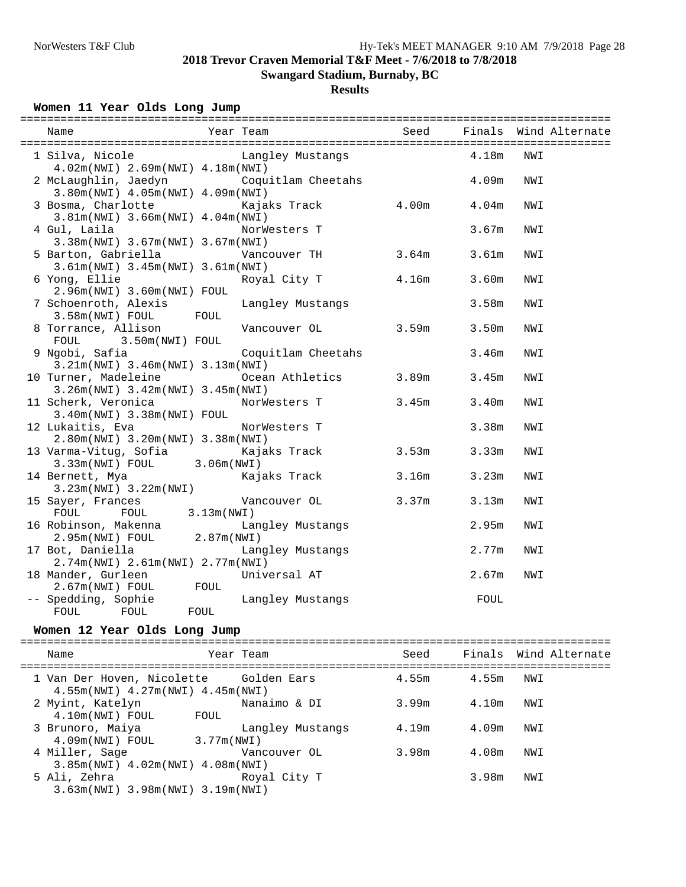## 2018 Trevor Craven Memorial T&F Meet - 7/6/2018 to 7/8/2018

### Swangard Stadium, Burnaby, BC

### Results

#### Women 11 Year Olds Long Jump

| Place | Name | Year | Team | Seed | Finals | Wind | Alternate |
|---|---|---|---|---|---|---|---|
| 1 | Silva, Nicole | | Langley Mustangs | | 4.18m | NWI | |
| | 4.02m(NWI) 2.69m(NWI) 4.18m(NWI) | | | | | | |
| 2 | McLaughlin, Jaedyn | | Coquitlam Cheetahs | | 4.09m | NWI | |
| | 3.80m(NWI) 4.05m(NWI) 4.09m(NWI) | | | | | | |
| 3 | Bosma, Charlotte | | Kajaks Track | 4.00m | 4.04m | NWI | |
| | 3.81m(NWI) 3.66m(NWI) 4.04m(NWI) | | | | | | |
| 4 | Gul, Laila | | NorWesters T | | 3.67m | NWI | |
| | 3.38m(NWI) 3.67m(NWI) 3.67m(NWI) | | | | | | |
| 5 | Barton, Gabriella | | Vancouver TH | 3.64m | 3.61m | NWI | |
| | 3.61m(NWI) 3.45m(NWI) 3.61m(NWI) | | | | | | |
| 6 | Yong, Ellie | | Royal City T | 4.16m | 3.60m | NWI | |
| | 2.96m(NWI) 3.60m(NWI) FOUL | | | | | | |
| 7 | Schoenroth, Alexis | | Langley Mustangs | | 3.58m | NWI | |
| | 3.58m(NWI) FOUL FOUL | | | | | | |
| 8 | Torrance, Allison | | Vancouver OL | 3.59m | 3.50m | NWI | |
| | FOUL 3.50m(NWI) FOUL | | | | | | |
| 9 | Ngobi, Safia | | Coquitlam Cheetahs | | 3.46m | NWI | |
| | 3.21m(NWI) 3.46m(NWI) 3.13m(NWI) | | | | | | |
| 10 | Turner, Madeleine | | Ocean Athletics | 3.89m | 3.45m | NWI | |
| | 3.26m(NWI) 3.42m(NWI) 3.45m(NWI) | | | | | | |
| 11 | Scherk, Veronica | | NorWesters T | 3.45m | 3.40m | NWI | |
| | 3.40m(NWI) 3.38m(NWI) FOUL | | | | | | |
| 12 | Lukaitis, Eva | | NorWesters T | | 3.38m | NWI | |
| | 2.80m(NWI) 3.20m(NWI) 3.38m(NWI) | | | | | | |
| 13 | Varma-Vitug, Sofia | | Kajaks Track | 3.53m | 3.33m | NWI | |
| | 3.33m(NWI) FOUL 3.06m(NWI) | | | | | | |
| 14 | Bernett, Mya | | Kajaks Track | 3.16m | 3.23m | NWI | |
| | 3.23m(NWI) 3.22m(NWI) | | | | | | |
| 15 | Sayer, Frances | | Vancouver OL | 3.37m | 3.13m | NWI | |
| | FOUL FOUL 3.13m(NWI) | | | | | | |
| 16 | Robinson, Makenna | | Langley Mustangs | | 2.95m | NWI | |
| | 2.95m(NWI) FOUL 2.87m(NWI) | | | | | | |
| 17 | Bot, Daniella | | Langley Mustangs | | 2.77m | NWI | |
| | 2.74m(NWI) 2.61m(NWI) 2.77m(NWI) | | | | | | |
| 18 | Mander, Gurleen | | Universal AT | | 2.67m | NWI | |
| | 2.67m(NWI) FOUL FOUL | | | | | | |
| -- | Spedding, Sophie | | Langley Mustangs | | FOUL | | |
| | FOUL FOUL FOUL | | | | | | |

#### Women 12 Year Olds Long Jump

| Place | Name | Year | Team | Seed | Finals | Wind | Alternate |
|---|---|---|---|---|---|---|---|
| 1 | Van Der Hoven, Nicolette | | Golden Ears | 4.55m | 4.55m | NWI | |
| | 4.55m(NWI) 4.27m(NWI) 4.45m(NWI) | | | | | | |
| 2 | Myint, Katelyn | | Nanaimo & DI | 3.99m | 4.10m | NWI | |
| | 4.10m(NWI) FOUL FOUL | | | | | | |
| 3 | Brunoro, Maiya | | Langley Mustangs | 4.19m | 4.09m | NWI | |
| | 4.09m(NWI) FOUL 3.77m(NWI) | | | | | | |
| 4 | Miller, Sage | | Vancouver OL | 3.98m | 4.08m | NWI | |
| | 3.85m(NWI) 4.02m(NWI) 4.08m(NWI) | | | | | | |
| 5 | Ali, Zehra | | Royal City T | | 3.98m | NWI | |
| | 3.63m(NWI) 3.98m(NWI) 3.19m(NWI) | | | | | | |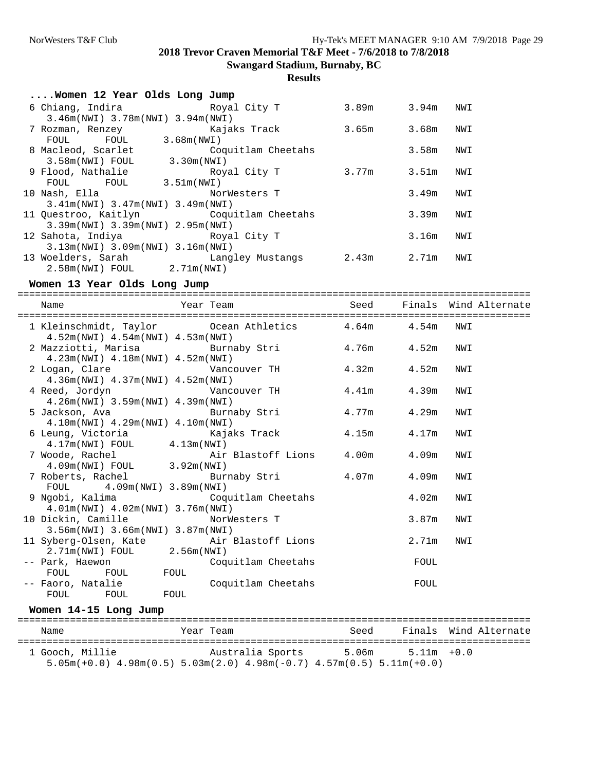# 2018 Trevor Craven Memorial T&F Meet - 7/6/2018 to 7/8/2018

## Swangard Stadium, Burnaby, BC

### Results

#### ....Women 12 Year Olds Long Jump

| Place | Name | Year | Team | Seed | Finals | Wind | Alternate |
|---|---|---|---|---|---|---|---|
| 6 | Chiang, Indira | | Royal City T | 3.89m | 3.94m | NWI | |
| | 3.46m(NWI) 3.78m(NWI) 3.94m(NWI) | | | | | | |
| 7 | Rozman, Renzey | | Kajaks Track | 3.65m | 3.68m | NWI | |
| | FOUL FOUL 3.68m(NWI) | | | | | | |
| 8 | Macleod, Scarlet | | Coquitlam Cheetahs | | 3.58m | NWI | |
| | 3.58m(NWI) FOUL 3.30m(NWI) | | | | | | |
| 9 | Flood, Nathalie | | Royal City T | 3.77m | 3.51m | NWI | |
| | FOUL FOUL 3.51m(NWI) | | | | | | |
| 10 | Nash, Ella | | NorWesters T | | 3.49m | NWI | |
| | 3.41m(NWI) 3.47m(NWI) 3.49m(NWI) | | | | | | |
| 11 | Questroo, Kaitlyn | | Coquitlam Cheetahs | | 3.39m | NWI | |
| | 3.39m(NWI) 3.39m(NWI) 2.95m(NWI) | | | | | | |
| 12 | Sahota, Indiya | | Royal City T | | 3.16m | NWI | |
| | 3.13m(NWI) 3.09m(NWI) 3.16m(NWI) | | | | | | |
| 13 | Woelders, Sarah | | Langley Mustangs | 2.43m | 2.71m | NWI | |
| | 2.58m(NWI) FOUL 2.71m(NWI) | | | | | | |

#### Women 13 Year Olds Long Jump

| Place | Name | Year | Team | Seed | Finals | Wind | Alternate |
|---|---|---|---|---|---|---|---|
| 1 | Kleinschmidt, Taylor | | Ocean Athletics | 4.64m | 4.54m | NWI | |
| | 4.52m(NWI) 4.54m(NWI) 4.53m(NWI) | | | | | | |
| 2 | Mazziotti, Marisa | | Burnaby Stri | 4.76m | 4.52m | NWI | |
| | 4.23m(NWI) 4.18m(NWI) 4.52m(NWI) | | | | | | |
| 2 | Logan, Clare | | Vancouver TH | 4.32m | 4.52m | NWI | |
| | 4.36m(NWI) 4.37m(NWI) 4.52m(NWI) | | | | | | |
| 4 | Reed, Jordyn | | Vancouver TH | 4.41m | 4.39m | NWI | |
| | 4.26m(NWI) 3.59m(NWI) 4.39m(NWI) | | | | | | |
| 5 | Jackson, Ava | | Burnaby Stri | 4.77m | 4.29m | NWI | |
| | 4.10m(NWI) 4.29m(NWI) 4.10m(NWI) | | | | | | |
| 6 | Leung, Victoria | | Kajaks Track | 4.15m | 4.17m | NWI | |
| | 4.17m(NWI) FOUL 4.13m(NWI) | | | | | | |
| 7 | Woode, Rachel | | Air Blastoff Lions | 4.00m | 4.09m | NWI | |
| | 4.09m(NWI) FOUL 3.92m(NWI) | | | | | | |
| 7 | Roberts, Rachel | | Burnaby Stri | 4.07m | 4.09m | NWI | |
| | FOUL 4.09m(NWI) 3.89m(NWI) | | | | | | |
| 9 | Ngobi, Kalima | | Coquitlam Cheetahs | | 4.02m | NWI | |
| | 4.01m(NWI) 4.02m(NWI) 3.76m(NWI) | | | | | | |
| 10 | Dickin, Camille | | NorWesters T | | 3.87m | NWI | |
| | 3.56m(NWI) 3.66m(NWI) 3.87m(NWI) | | | | | | |
| 11 | Syberg-Olsen, Kate | | Air Blastoff Lions | | 2.71m | NWI | |
| | 2.71m(NWI) FOUL 2.56m(NWI) | | | | | | |
| -- | Park, Haewon | | Coquitlam Cheetahs | | FOUL | | |
| | FOUL FOUL FOUL | | | | | | |
| -- | Faoro, Natalie | | Coquitlam Cheetahs | | FOUL | | |
| | FOUL FOUL FOUL | | | | | | |

#### Women 14-15 Long Jump

| Place | Name | Year | Team | Seed | Finals | Wind | Alternate |
|---|---|---|---|---|---|---|---|
| 1 | Gooch, Millie | | Australia Sports | 5.06m | 5.11m | +0.0 | |
| | 5.05m(+0.0) 4.98m(0.5) 5.03m(2.0) 4.98m(-0.7) 4.57m(0.5) 5.11m(+0.0) | | | | | | |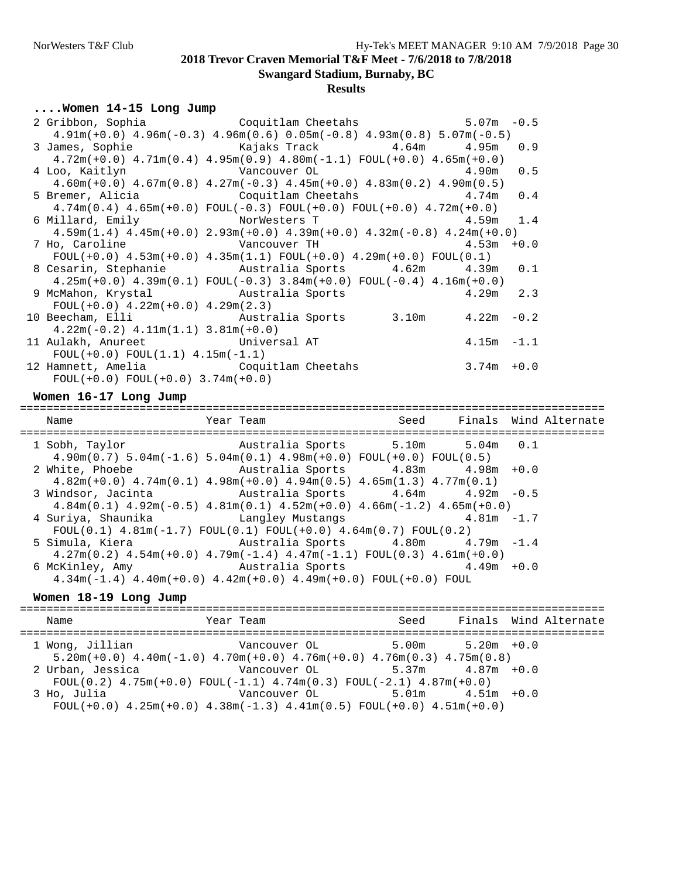## 2018 Trevor Craven Memorial T&F Meet - 7/6/2018 to 7/8/2018

**Swangard Stadium, Burnaby, BC**

**Results**

### ....Women 14-15 Long Jump

```
  2 Gribbon, Sophia            Coquitlam Cheetahs                 5.07m  -0.5
     4.91m(+0.0) 4.96m(-0.3) 4.96m(0.6) 0.05m(-0.8) 4.93m(0.8) 5.07m(-0.5)
  3 James, Sophie              Kajaks Track          4.64m       4.95m   0.9
     4.72m(+0.0) 4.71m(0.4) 4.95m(0.9) 4.80m(-1.1) FOUL(+0.0) 4.65m(+0.0)
  4 Loo, Kaitlyn               Vancouver OL                       4.90m   0.5
     4.60m(+0.0) 4.67m(0.8) 4.27m(-0.3) 4.45m(+0.0) 4.83m(0.2) 4.90m(0.5)
  5 Bremer, Alicia             Coquitlam Cheetahs                 4.74m   0.4
     4.74m(0.4) 4.65m(+0.0) FOUL(-0.3) FOUL(+0.0) FOUL(+0.0) 4.72m(+0.0)
  6 Millard, Emily             NorWesters T                       4.59m   1.4
     4.59m(1.4) 4.45m(+0.0) 2.93m(+0.0) 4.39m(+0.0) 4.32m(-0.8) 4.24m(+0.0)
  7 Ho, Caroline               Vancouver TH                       4.53m  +0.0
     FOUL(+0.0) 4.53m(+0.0) 4.35m(1.1) FOUL(+0.0) 4.29m(+0.0) FOUL(0.1)
  8 Cesarin, Stephanie         Australia Sports      4.62m       4.39m   0.1
     4.25m(+0.0) 4.39m(0.1) FOUL(-0.3) 3.84m(+0.0) FOUL(-0.4) 4.16m(+0.0)
  9 McMahon, Krystal           Australia Sports                   4.29m   2.3
     FOUL(+0.0) 4.22m(+0.0) 4.29m(2.3)
 10 Beecham, Elli              Australia Sports      3.10m       4.22m  -0.2
     4.22m(-0.2) 4.11m(1.1) 3.81m(+0.0)
 11 Aulakh, Anureet            Universal AT                       4.15m  -1.1
     FOUL(+0.0) FOUL(1.1) 4.15m(-1.1)
 12 Hamnett, Amelia            Coquitlam Cheetahs                 3.74m  +0.0
     FOUL(+0.0) FOUL(+0.0) 3.74m(+0.0)
```

### Women 16-17 Long Jump

```
===========================================================================================
    Name                    Year Team                   Seed     Finals  Wind Alternate
===========================================================================================
  1 Sobh, Taylor               Australia Sports      5.10m       5.04m   0.1
     4.90m(0.7) 5.04m(-1.6) 5.04m(0.1) 4.98m(+0.0) FOUL(+0.0) FOUL(0.5)
  2 White, Phoebe              Australia Sports      4.83m       4.98m  +0.0
     4.82m(+0.0) 4.74m(0.1) 4.98m(+0.0) 4.94m(0.5) 4.65m(1.3) 4.77m(0.1)
  3 Windsor, Jacinta           Australia Sports      4.64m       4.92m  -0.5
     4.84m(0.1) 4.92m(-0.5) 4.81m(0.1) 4.52m(+0.0) 4.66m(-1.2) 4.65m(+0.0)
  4 Suriya, Shaunika           Langley Mustangs                   4.81m  -1.7
     FOUL(0.1) 4.81m(-1.7) FOUL(0.1) FOUL(+0.0) 4.64m(0.7) FOUL(0.2)
  5 Simula, Kiera              Australia Sports      4.80m       4.79m  -1.4
     4.27m(0.2) 4.54m(+0.0) 4.79m(-1.4) 4.47m(-1.1) FOUL(0.3) 4.61m(+0.0)
  6 McKinley, Amy              Australia Sports                   4.49m  +0.0
     4.34m(-1.4) 4.40m(+0.0) 4.42m(+0.0) 4.49m(+0.0) FOUL(+0.0) FOUL
```

### Women 18-19 Long Jump

```
===========================================================================================
    Name                    Year Team                   Seed     Finals  Wind Alternate
===========================================================================================
  1 Wong, Jillian              Vancouver OL          5.00m       5.20m  +0.0
     5.20m(+0.0) 4.40m(-1.0) 4.70m(+0.0) 4.76m(+0.0) 4.76m(0.3) 4.75m(0.8)
  2 Urban, Jessica             Vancouver OL          5.37m       4.87m  +0.0
     FOUL(0.2) 4.75m(+0.0) FOUL(-1.1) 4.74m(0.3) FOUL(-2.1) 4.87m(+0.0)
  3 Ho, Julia                  Vancouver OL          5.01m       4.51m  +0.0
     FOUL(+0.0) 4.25m(+0.0) 4.38m(-1.3) 4.41m(0.5) FOUL(+0.0) 4.51m(+0.0)
```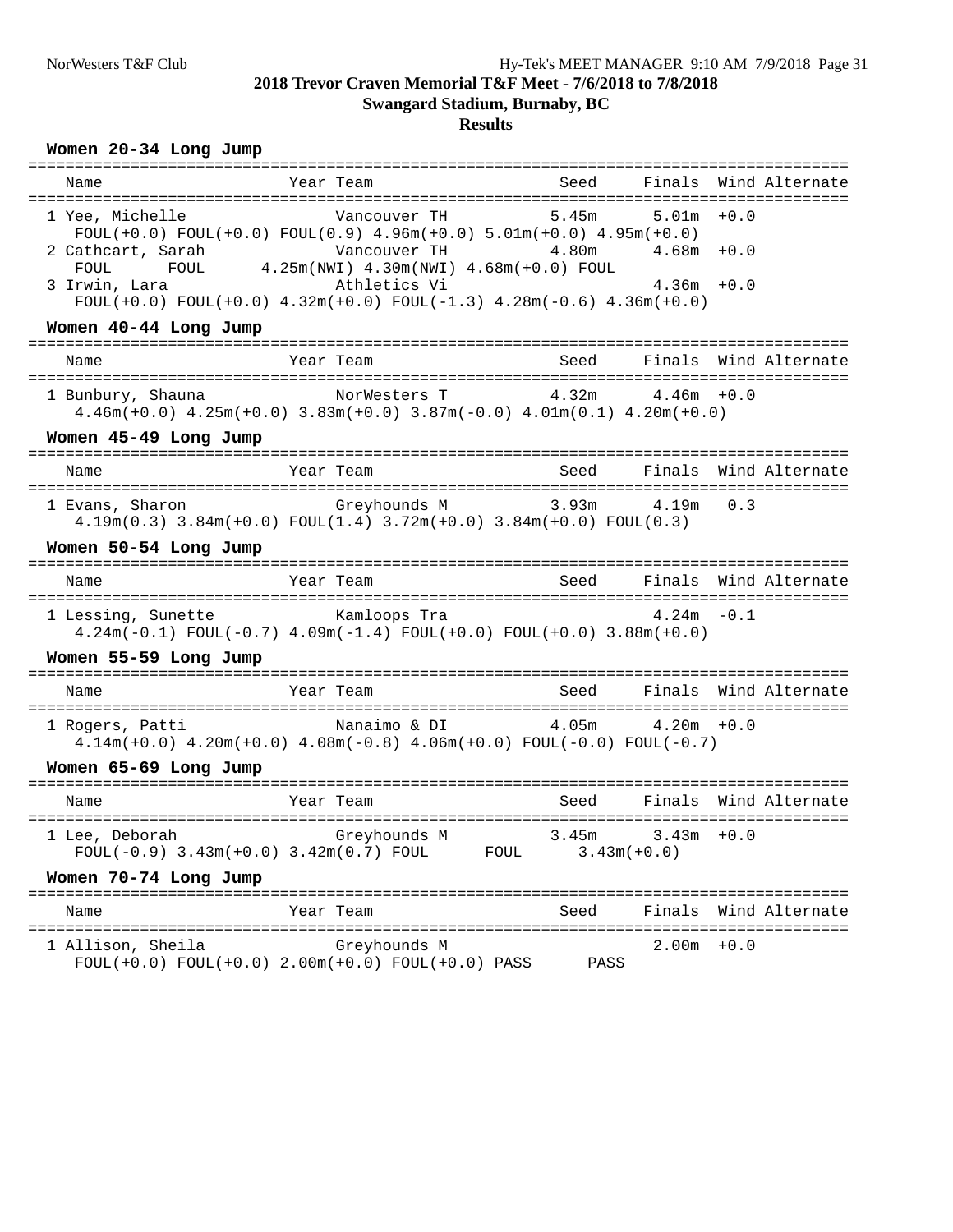**2018 Trevor Craven Memorial T&F Meet - 7/6/2018 to 7/8/2018**

**Swangard Stadium, Burnaby, BC**

**Results**

### Women 20-34 Long Jump

| Name | Year | Team | Seed | Finals | Wind | Alternate |
|---|---|---|---|---|---|---|
| 1 Yee, Michelle | | Vancouver TH | 5.45m | 5.01m | +0.0 | |
| FOUL(+0.0) FOUL(+0.0) FOUL(0.9) 4.96m(+0.0) 5.01m(+0.0) 4.95m(+0.0) | | | | | | |
| 2 Cathcart, Sarah | | Vancouver TH | 4.80m | 4.68m | +0.0 | |
| FOUL FOUL 4.25m(NWI) 4.30m(NWI) 4.68m(+0.0) FOUL | | | | | | |
| 3 Irwin, Lara | | Athletics Vi | | 4.36m | +0.0 | |
| FOUL(+0.0) FOUL(+0.0) 4.32m(+0.0) FOUL(-1.3) 4.28m(-0.6) 4.36m(+0.0) | | | | | | |

### Women 40-44 Long Jump

| Name | Year | Team | Seed | Finals | Wind | Alternate |
|---|---|---|---|---|---|---|
| 1 Bunbury, Shauna | | NorWesters T | 4.32m | 4.46m | +0.0 | |
| 4.46m(+0.0) 4.25m(+0.0) 3.83m(+0.0) 3.87m(-0.0) 4.01m(0.1) 4.20m(+0.0) | | | | | | |

### Women 45-49 Long Jump

| Name | Year | Team | Seed | Finals | Wind | Alternate |
|---|---|---|---|---|---|---|
| 1 Evans, Sharon | | Greyhounds M | 3.93m | 4.19m | 0.3 | |
| 4.19m(0.3) 3.84m(+0.0) FOUL(1.4) 3.72m(+0.0) 3.84m(+0.0) FOUL(0.3) | | | | | | |

### Women 50-54 Long Jump

| Name | Year | Team | Seed | Finals | Wind | Alternate |
|---|---|---|---|---|---|---|
| 1 Lessing, Sunette | | Kamloops Tra | | 4.24m | -0.1 | |
| 4.24m(-0.1) FOUL(-0.7) 4.09m(-1.4) FOUL(+0.0) FOUL(+0.0) 3.88m(+0.0) | | | | | | |

### Women 55-59 Long Jump

| Name | Year | Team | Seed | Finals | Wind | Alternate |
|---|---|---|---|---|---|---|
| 1 Rogers, Patti | | Nanaimo & DI | 4.05m | 4.20m | +0.0 | |
| 4.14m(+0.0) 4.20m(+0.0) 4.08m(-0.8) 4.06m(+0.0) FOUL(-0.0) FOUL(-0.7) | | | | | | |

### Women 65-69 Long Jump

| Name | Year | Team | Seed | Finals | Wind | Alternate |
|---|---|---|---|---|---|---|
| 1 Lee, Deborah | | Greyhounds M | 3.45m | 3.43m | +0.0 | |
| FOUL(-0.9) 3.43m(+0.0) 3.42m(0.7) FOUL FOUL 3.43m(+0.0) | | | | | | |

### Women 70-74 Long Jump

| Name | Year | Team | Seed | Finals | Wind | Alternate |
|---|---|---|---|---|---|---|
| 1 Allison, Sheila | | Greyhounds M | | 2.00m | +0.0 | |
| FOUL(+0.0) FOUL(+0.0) 2.00m(+0.0) FOUL(+0.0) PASS PASS | | | | | | |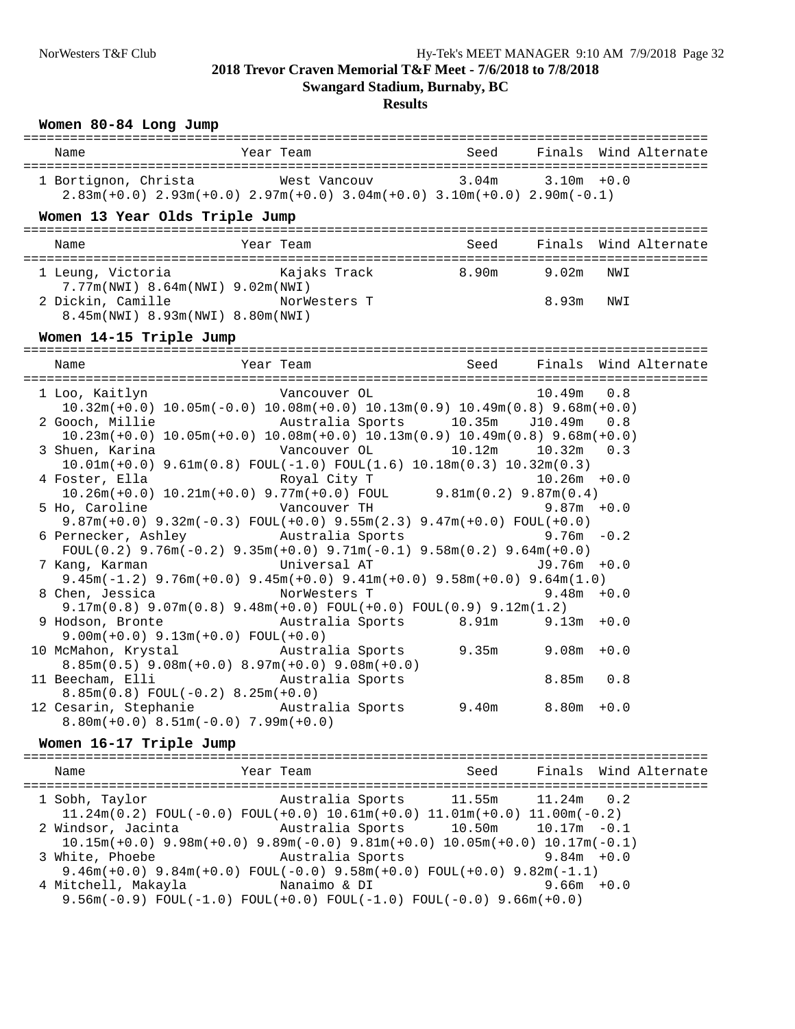## 2018 Trevor Craven Memorial T&F Meet - 7/6/2018 to 7/8/2018

**Swangard Stadium, Burnaby, BC**

**Results**

### Women 80-84 Long Jump

| Name | Year | Team | Seed | Finals | Wind | Alternate |
|---|---|---|---|---|---|---|
| 1 Bortignon, Christa | | West Vancouv | 3.04m | 3.10m | +0.0 | |

2.83m(+0.0) 2.93m(+0.0) 2.97m(+0.0) 3.04m(+0.0) 3.10m(+0.0) 2.90m(-0.1)

### Women 13 Year Olds Triple Jump

| Name | Year | Team | Seed | Finals | Wind | Alternate |
|---|---|---|---|---|---|---|
| 1 Leung, Victoria | | Kajaks Track | 8.90m | 9.02m | NWI | |
| 2 Dickin, Camille | | NorWesters T | | 8.93m | NWI | |

1 Leung, Victoria: 7.77m(NWI) 8.64m(NWI) 9.02m(NWI)

2 Dickin, Camille: 8.45m(NWI) 8.93m(NWI) 8.80m(NWI)

### Women 14-15 Triple Jump

| Name | Year | Team | Seed | Finals | Wind | Alternate |
|---|---|---|---|---|---|---|
| 1 Loo, Kaitlyn | | Vancouver OL | | 10.49m | 0.8 | |
| 2 Gooch, Millie | | Australia Sports | 10.35m | J10.49m | 0.8 | |
| 3 Shuen, Karina | | Vancouver OL | 10.12m | 10.32m | 0.3 | |
| 4 Foster, Ella | | Royal City T | | 10.26m | +0.0 | |
| 5 Ho, Caroline | | Vancouver TH | | 9.87m | +0.0 | |
| 6 Pernecker, Ashley | | Australia Sports | | 9.76m | -0.2 | |
| 7 Kang, Karman | | Universal AT | | J9.76m | +0.0 | |
| 8 Chen, Jessica | | NorWesters T | | 9.48m | +0.0 | |
| 9 Hodson, Bronte | | Australia Sports | 8.91m | 9.13m | +0.0 | |
| 10 McMahon, Krystal | | Australia Sports | 9.35m | 9.08m | +0.0 | |
| 11 Beecham, Elli | | Australia Sports | | 8.85m | 0.8 | |
| 12 Cesarin, Stephanie | | Australia Sports | 9.40m | 8.80m | +0.0 | |

1 Loo, Kaitlyn: 10.32m(+0.0) 10.05m(-0.0) 10.08m(+0.0) 10.13m(0.9) 10.49m(0.8) 9.68m(+0.0)

2 Gooch, Millie: 10.23m(+0.0) 10.05m(+0.0) 10.08m(+0.0) 10.13m(0.9) 10.49m(0.8) 9.68m(+0.0)

3 Shuen, Karina: 10.01m(+0.0) 9.61m(0.8) FOUL(-1.0) FOUL(1.6) 10.18m(0.3) 10.32m(0.3)

4 Foster, Ella: 10.26m(+0.0) 10.21m(+0.0) 9.77m(+0.0) FOUL 9.81m(0.2) 9.87m(0.4)

5 Ho, Caroline: 9.87m(+0.0) 9.32m(-0.3) FOUL(+0.0) 9.55m(2.3) 9.47m(+0.0) FOUL(+0.0)

6 Pernecker, Ashley: FOUL(0.2) 9.76m(-0.2) 9.35m(+0.0) 9.71m(-0.1) 9.58m(0.2) 9.64m(+0.0)

7 Kang, Karman: 9.45m(-1.2) 9.76m(+0.0) 9.45m(+0.0) 9.41m(+0.0) 9.58m(+0.0) 9.64m(1.0)

8 Chen, Jessica: 9.17m(0.8) 9.07m(0.8) 9.48m(+0.0) FOUL(+0.0) FOUL(0.9) 9.12m(1.2)

9 Hodson, Bronte: 9.00m(+0.0) 9.13m(+0.0) FOUL(+0.0)

10 McMahon, Krystal: 8.85m(0.5) 9.08m(+0.0) 8.97m(+0.0) 9.08m(+0.0)

11 Beecham, Elli: 8.85m(0.8) FOUL(-0.2) 8.25m(+0.0)

12 Cesarin, Stephanie: 8.80m(+0.0) 8.51m(-0.0) 7.99m(+0.0)

### Women 16-17 Triple Jump

| Name | Year | Team | Seed | Finals | Wind | Alternate |
|---|---|---|---|---|---|---|
| 1 Sobh, Taylor | | Australia Sports | 11.55m | 11.24m | 0.2 | |
| 2 Windsor, Jacinta | | Australia Sports | 10.50m | 10.17m | -0.1 | |
| 3 White, Phoebe | | Australia Sports | | 9.84m | +0.0 | |
| 4 Mitchell, Makayla | | Nanaimo & DI | | 9.66m | +0.0 | |

1 Sobh, Taylor: 11.24m(0.2) FOUL(-0.0) FOUL(+0.0) 10.61m(+0.0) 11.01m(+0.0) 11.00m(-0.2)

2 Windsor, Jacinta: 10.15m(+0.0) 9.98m(+0.0) 9.89m(-0.0) 9.81m(+0.0) 10.05m(+0.0) 10.17m(-0.1)

3 White, Phoebe: 9.46m(+0.0) 9.84m(+0.0) FOUL(-0.0) 9.58m(+0.0) FOUL(+0.0) 9.82m(-1.1)

4 Mitchell, Makayla: 9.56m(-0.9) FOUL(-1.0) FOUL(+0.0) FOUL(-1.0) FOUL(-0.0) 9.66m(+0.0)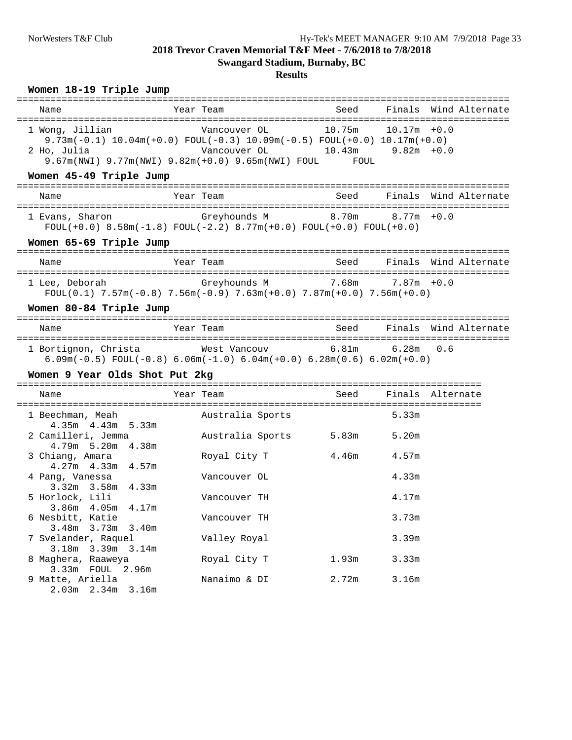## 2018 Trevor Craven Memorial T&F Meet - 7/6/2018 to 7/8/2018

**Swangard Stadium, Burnaby, BC**

**Results**

### Women 18-19 Triple Jump

| Name | Year | Team | Seed | Finals | Wind | Alternate |
|---|---|---|---|---|---|---|
| 1 Wong, Jillian | | Vancouver OL | 10.75m | 10.17m | +0.0 | |
| 9.73m(-0.1) 10.04m(+0.0) FOUL(-0.3) 10.09m(-0.5) FOUL(+0.0) 10.17m(+0.0) | | | | | | |
| 2 Ho, Julia | | Vancouver OL | 10.43m | 9.82m | +0.0 | |
| 9.67m(NWI) 9.77m(NWI) 9.82m(+0.0) 9.65m(NWI) FOUL FOUL | | | | | | |

### Women 45-49 Triple Jump

| Name | Year | Team | Seed | Finals | Wind | Alternate |
|---|---|---|---|---|---|---|
| 1 Evans, Sharon | | Greyhounds M | 8.70m | 8.77m | +0.0 | |
| FOUL(+0.0) 8.58m(-1.8) FOUL(-2.2) 8.77m(+0.0) FOUL(+0.0) FOUL(+0.0) | | | | | | |

### Women 65-69 Triple Jump

| Name | Year | Team | Seed | Finals | Wind | Alternate |
|---|---|---|---|---|---|---|
| 1 Lee, Deborah | | Greyhounds M | 7.68m | 7.87m | +0.0 | |
| FOUL(0.1) 7.57m(-0.8) 7.56m(-0.9) 7.63m(+0.0) 7.87m(+0.0) 7.56m(+0.0) | | | | | | |

### Women 80-84 Triple Jump

| Name | Year | Team | Seed | Finals | Wind | Alternate |
|---|---|---|---|---|---|---|
| 1 Bortignon, Christa | | West Vancouv | 6.81m | 6.28m | 0.6 | |
| 6.09m(-0.5) FOUL(-0.8) 6.06m(-1.0) 6.04m(+0.0) 6.28m(0.6) 6.02m(+0.0) | | | | | | |

### Women 9 Year Olds Shot Put 2kg

| Name | Year | Team | Seed | Finals | Alternate |
|---|---|---|---|---|---|
| 1 Beechman, Meah | | Australia Sports | | 5.33m | |
| 4.35m 4.43m 5.33m | | | | | |
| 2 Camilleri, Jemma | | Australia Sports | 5.83m | 5.20m | |
| 4.79m 5.20m 4.38m | | | | | |
| 3 Chiang, Amara | | Royal City T | 4.46m | 4.57m | |
| 4.27m 4.33m 4.57m | | | | | |
| 4 Pang, Vanessa | | Vancouver OL | | 4.33m | |
| 3.32m 3.58m 4.33m | | | | | |
| 5 Horlock, Lili | | Vancouver TH | | 4.17m | |
| 3.86m 4.05m 4.17m | | | | | |
| 6 Nesbitt, Katie | | Vancouver TH | | 3.73m | |
| 3.48m 3.73m 3.40m | | | | | |
| 7 Svelander, Raquel | | Valley Royal | | 3.39m | |
| 3.18m 3.39m 3.14m | | | | | |
| 8 Maghera, Raaweya | | Royal City T | 1.93m | 3.33m | |
| 3.33m FOUL 2.96m | | | | | |
| 9 Matte, Ariella | | Nanaimo & DI | 2.72m | 3.16m | |
| 2.03m 2.34m 3.16m | | | | | |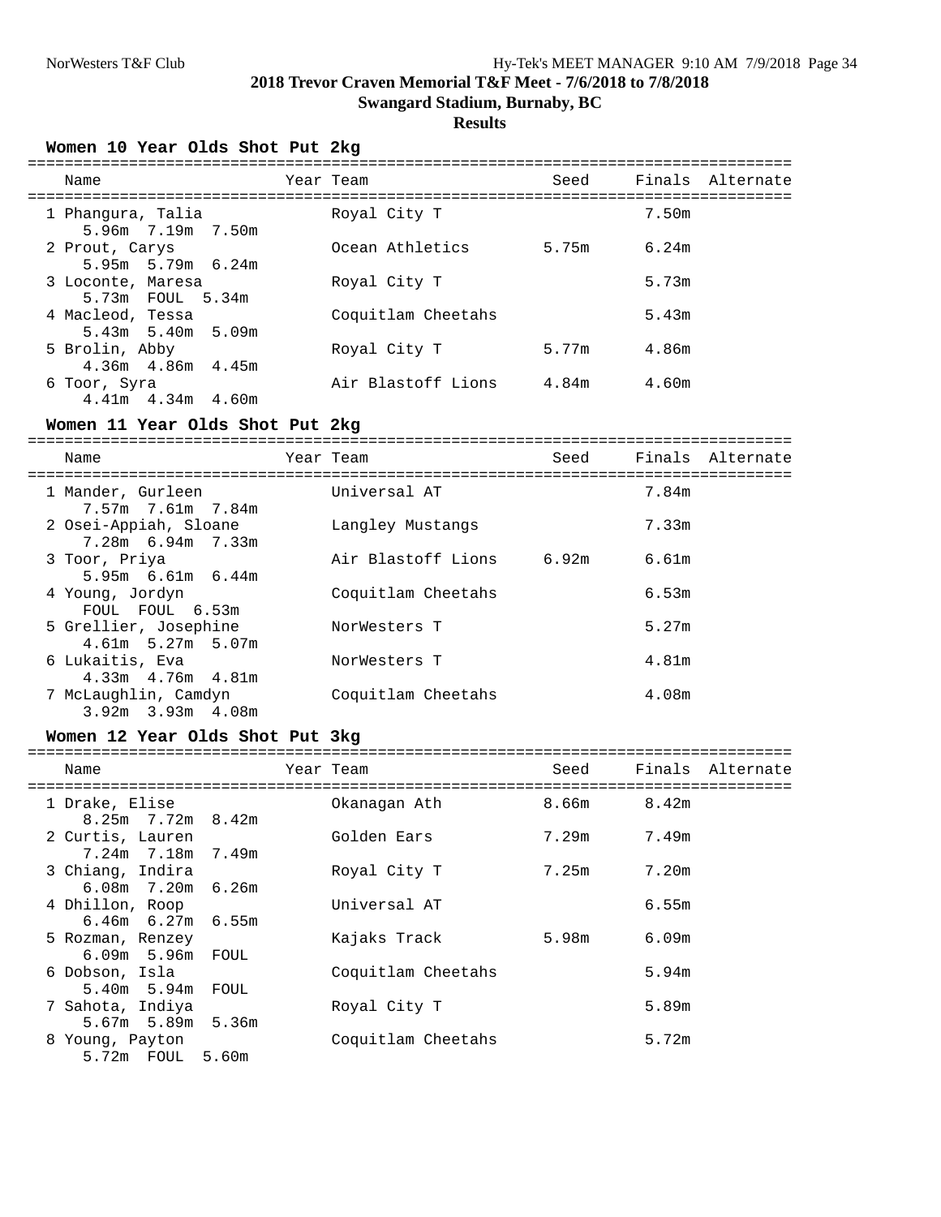**2018 Trevor Craven Memorial T&F Meet - 7/6/2018 to 7/8/2018**

**Swangard Stadium, Burnaby, BC**

**Results**

### Women 10 Year Olds Shot Put 2kg

| Place | Name | Year | Team | Seed | Finals | Alternate |
|---|---|---|---|---|---|---|
| 1 | Phangura, Talia | | Royal City T | | 7.50m | |
| | 5.96m 7.19m 7.50m | | | | | |
| 2 | Prout, Carys | | Ocean Athletics | 5.75m | 6.24m | |
| | 5.95m 5.79m 6.24m | | | | | |
| 3 | Loconte, Maresa | | Royal City T | | 5.73m | |
| | 5.73m FOUL 5.34m | | | | | |
| 4 | Macleod, Tessa | | Coquitlam Cheetahs | | 5.43m | |
| | 5.43m 5.40m 5.09m | | | | | |
| 5 | Brolin, Abby | | Royal City T | 5.77m | 4.86m | |
| | 4.36m 4.86m 4.45m | | | | | |
| 6 | Toor, Syra | | Air Blastoff Lions | 4.84m | 4.60m | |
| | 4.41m 4.34m 4.60m | | | | | |

### Women 11 Year Olds Shot Put 2kg

| Place | Name | Year | Team | Seed | Finals | Alternate |
|---|---|---|---|---|---|---|
| 1 | Mander, Gurleen | | Universal AT | | 7.84m | |
| | 7.57m 7.61m 7.84m | | | | | |
| 2 | Osei-Appiah, Sloane | | Langley Mustangs | | 7.33m | |
| | 7.28m 6.94m 7.33m | | | | | |
| 3 | Toor, Priya | | Air Blastoff Lions | 6.92m | 6.61m | |
| | 5.95m 6.61m 6.44m | | | | | |
| 4 | Young, Jordyn | | Coquitlam Cheetahs | | 6.53m | |
| | FOUL FOUL 6.53m | | | | | |
| 5 | Grellier, Josephine | | NorWesters T | | 5.27m | |
| | 4.61m 5.27m 5.07m | | | | | |
| 6 | Lukaitis, Eva | | NorWesters T | | 4.81m | |
| | 4.33m 4.76m 4.81m | | | | | |
| 7 | McLaughlin, Camdyn | | Coquitlam Cheetahs | | 4.08m | |
| | 3.92m 3.93m 4.08m | | | | | |

### Women 12 Year Olds Shot Put 3kg

| Place | Name | Year | Team | Seed | Finals | Alternate |
|---|---|---|---|---|---|---|
| 1 | Drake, Elise | | Okanagan Ath | 8.66m | 8.42m | |
| | 8.25m 7.72m 8.42m | | | | | |
| 2 | Curtis, Lauren | | Golden Ears | 7.29m | 7.49m | |
| | 7.24m 7.18m 7.49m | | | | | |
| 3 | Chiang, Indira | | Royal City T | 7.25m | 7.20m | |
| | 6.08m 7.20m 6.26m | | | | | |
| 4 | Dhillon, Roop | | Universal AT | | 6.55m | |
| | 6.46m 6.27m 6.55m | | | | | |
| 5 | Rozman, Renzey | | Kajaks Track | 5.98m | 6.09m | |
| | 6.09m 5.96m FOUL | | | | | |
| 6 | Dobson, Isla | | Coquitlam Cheetahs | | 5.94m | |
| | 5.40m 5.94m FOUL | | | | | |
| 7 | Sahota, Indiya | | Royal City T | | 5.89m | |
| | 5.67m 5.89m 5.36m | | | | | |
| 8 | Young, Payton | | Coquitlam Cheetahs | | 5.72m | |
| | 5.72m FOUL 5.60m | | | | | |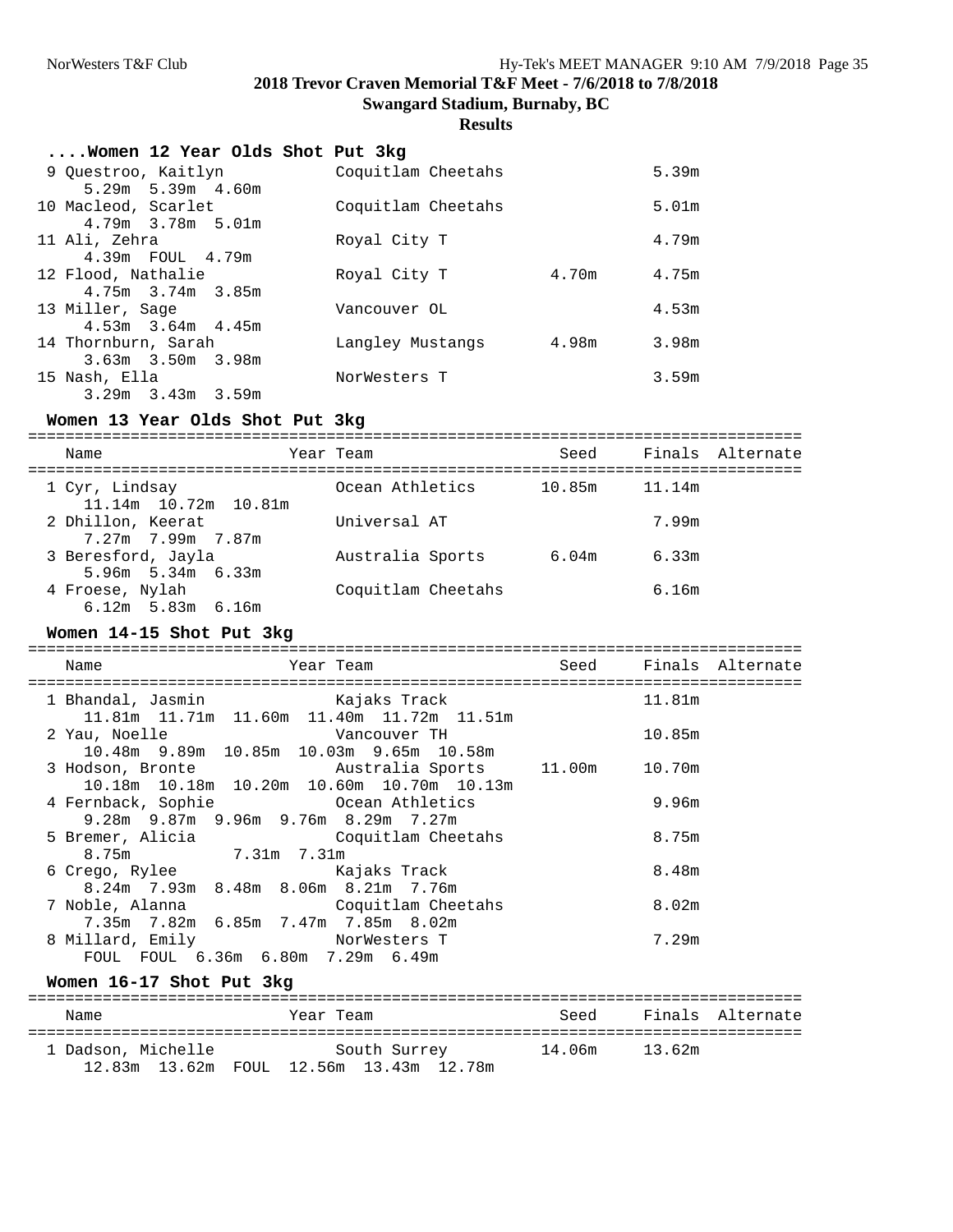## 2018 Trevor Craven Memorial T&F Meet - 7/6/2018 to 7/8/2018

**Swangard Stadium, Burnaby, BC**

**Results**

### ....Women 12 Year Olds Shot Put 3kg

| Place | Name | Year | Team | Seed | Finals | Alternate |
|---|---|---|---|---|---|---|
| 9 | Questroo, Kaitlyn | | Coquitlam Cheetahs | | 5.39m | |
| | 5.29m 5.39m 4.60m | | | | | |
| 10 | Macleod, Scarlet | | Coquitlam Cheetahs | | 5.01m | |
| | 4.79m 3.78m 5.01m | | | | | |
| 11 | Ali, Zehra | | Royal City T | | 4.79m | |
| | 4.39m FOUL 4.79m | | | | | |
| 12 | Flood, Nathalie | | Royal City T | 4.70m | 4.75m | |
| | 4.75m 3.74m 3.85m | | | | | |
| 13 | Miller, Sage | | Vancouver OL | | 4.53m | |
| | 4.53m 3.64m 4.45m | | | | | |
| 14 | Thornburn, Sarah | | Langley Mustangs | 4.98m | 3.98m | |
| | 3.63m 3.50m 3.98m | | | | | |
| 15 | Nash, Ella | | NorWesters T | | 3.59m | |
| | 3.29m 3.43m 3.59m | | | | | |

### Women 13 Year Olds Shot Put 3kg

| Place | Name | Year | Team | Seed | Finals | Alternate |
|---|---|---|---|---|---|---|
| 1 | Cyr, Lindsay | | Ocean Athletics | 10.85m | 11.14m | |
| | 11.14m 10.72m 10.81m | | | | | |
| 2 | Dhillon, Keerat | | Universal AT | | 7.99m | |
| | 7.27m 7.99m 7.87m | | | | | |
| 3 | Beresford, Jayla | | Australia Sports | 6.04m | 6.33m | |
| | 5.96m 5.34m 6.33m | | | | | |
| 4 | Froese, Nylah | | Coquitlam Cheetahs | | 6.16m | |
| | 6.12m 5.83m 6.16m | | | | | |

### Women 14-15 Shot Put 3kg

| Place | Name | Year | Team | Seed | Finals | Alternate |
|---|---|---|---|---|---|---|
| 1 | Bhandal, Jasmin | | Kajaks Track | | 11.81m | |
| | 11.81m 11.71m 11.60m 11.40m 11.72m 11.51m | | | | | |
| 2 | Yau, Noelle | | Vancouver TH | | 10.85m | |
| | 10.48m 9.89m 10.85m 10.03m 9.65m 10.58m | | | | | |
| 3 | Hodson, Bronte | | Australia Sports | 11.00m | 10.70m | |
| | 10.18m 10.18m 10.20m 10.60m 10.70m 10.13m | | | | | |
| 4 | Fernback, Sophie | | Ocean Athletics | | 9.96m | |
| | 9.28m 9.87m 9.96m 9.76m 8.29m 7.27m | | | | | |
| 5 | Bremer, Alicia | | Coquitlam Cheetahs | | 8.75m | |
| | 8.75m 7.31m 7.31m | | | | | |
| 6 | Crego, Rylee | | Kajaks Track | | 8.48m | |
| | 8.24m 7.93m 8.48m 8.06m 8.21m 7.76m | | | | | |
| 7 | Noble, Alanna | | Coquitlam Cheetahs | | 8.02m | |
| | 7.35m 7.82m 6.85m 7.47m 7.85m 8.02m | | | | | |
| 8 | Millard, Emily | | NorWesters T | | 7.29m | |
| | FOUL FOUL 6.36m 6.80m 7.29m 6.49m | | | | | |

### Women 16-17 Shot Put 3kg

| Place | Name | Year | Team | Seed | Finals | Alternate |
|---|---|---|---|---|---|---|
| 1 | Dadson, Michelle | | South Surrey | 14.06m | 13.62m | |
| | 12.83m 13.62m FOUL 12.56m 13.43m 12.78m | | | | | |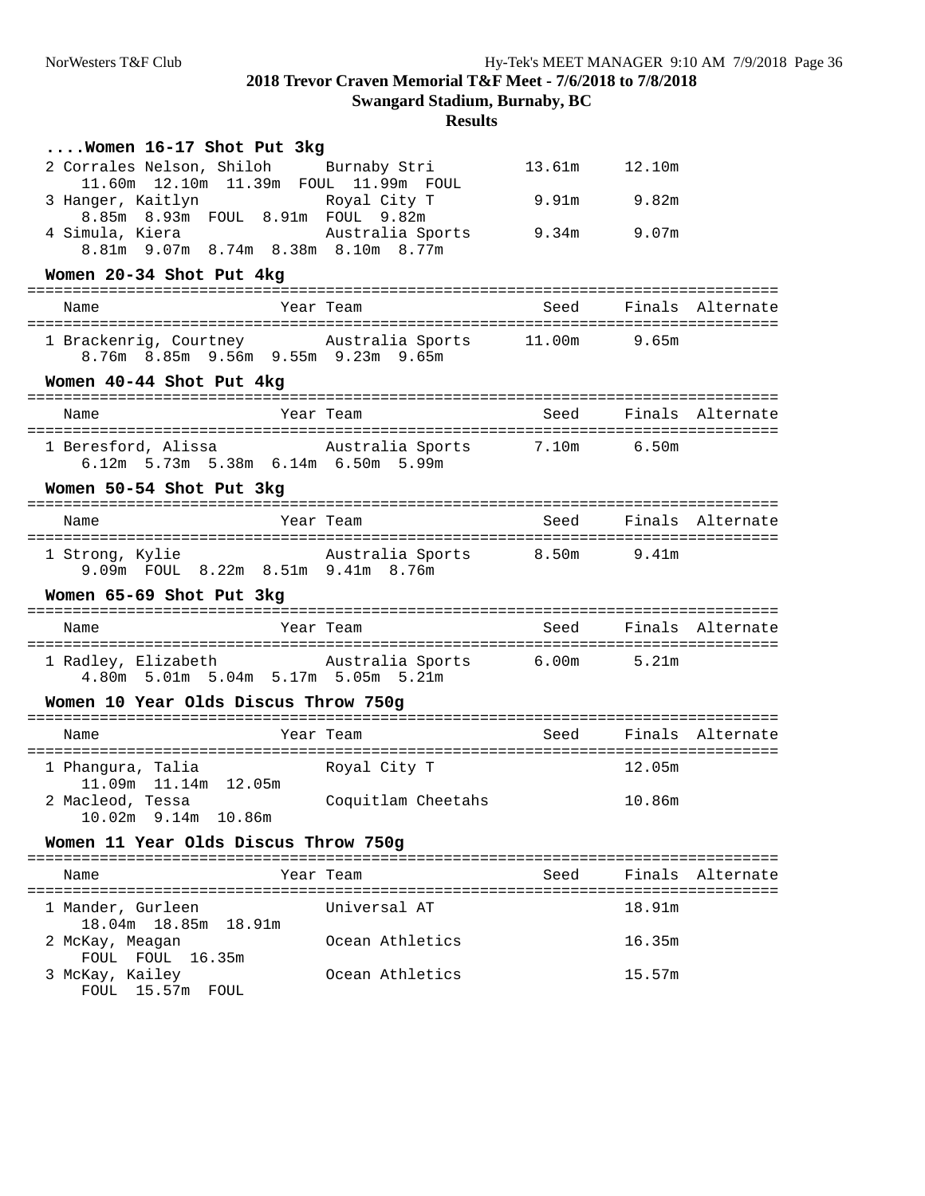## 2018 Trevor Craven Memorial T&F Meet - 7/6/2018 to 7/8/2018

**Swangard Stadium, Burnaby, BC**

**Results**

### ....Women 16-17 Shot Put 3kg

| Name | Year | Team | Seed | Finals | Alternate |
|---|---|---|---|---|---|
| 2 Corrales Nelson, Shiloh | | Burnaby Stri | 13.61m | 12.10m | |
| 11.60m 12.10m 11.39m FOUL 11.99m FOUL | | | | | |
| 3 Hanger, Kaitlyn | | Royal City T | 9.91m | 9.82m | |
| 8.85m 8.93m FOUL 8.91m FOUL 9.82m | | | | | |
| 4 Simula, Kiera | | Australia Sports | 9.34m | 9.07m | |
| 8.81m 9.07m 8.74m 8.38m 8.10m 8.77m | | | | | |

### Women 20-34 Shot Put 4kg

| Name | Year | Team | Seed | Finals | Alternate |
|---|---|---|---|---|---|
| 1 Brackenrig, Courtney | | Australia Sports | 11.00m | 9.65m | |
| 8.76m 8.85m 9.56m 9.55m 9.23m 9.65m | | | | | |

### Women 40-44 Shot Put 4kg

| Name | Year | Team | Seed | Finals | Alternate |
|---|---|---|---|---|---|
| 1 Beresford, Alissa | | Australia Sports | 7.10m | 6.50m | |
| 6.12m 5.73m 5.38m 6.14m 6.50m 5.99m | | | | | |

### Women 50-54 Shot Put 3kg

| Name | Year | Team | Seed | Finals | Alternate |
|---|---|---|---|---|---|
| 1 Strong, Kylie | | Australia Sports | 8.50m | 9.41m | |
| 9.09m FOUL 8.22m 8.51m 9.41m 8.76m | | | | | |

### Women 65-69 Shot Put 3kg

| Name | Year | Team | Seed | Finals | Alternate |
|---|---|---|---|---|---|
| 1 Radley, Elizabeth | | Australia Sports | 6.00m | 5.21m | |
| 4.80m 5.01m 5.04m 5.17m 5.05m 5.21m | | | | | |

### Women 10 Year Olds Discus Throw 750g

| Name | Year | Team | Seed | Finals | Alternate |
|---|---|---|---|---|---|
| 1 Phangura, Talia | | Royal City T | | 12.05m | |
| 11.09m 11.14m 12.05m | | | | | |
| 2 Macleod, Tessa | | Coquitlam Cheetahs | | 10.86m | |
| 10.02m 9.14m 10.86m | | | | | |

### Women 11 Year Olds Discus Throw 750g

| Name | Year | Team | Seed | Finals | Alternate |
|---|---|---|---|---|---|
| 1 Mander, Gurleen | | Universal AT | | 18.91m | |
| 18.04m 18.85m 18.91m | | | | | |
| 2 McKay, Meagan | | Ocean Athletics | | 16.35m | |
| FOUL FOUL 16.35m | | | | | |
| 3 McKay, Kailey | | Ocean Athletics | | 15.57m | |
| FOUL 15.57m FOUL | | | | | |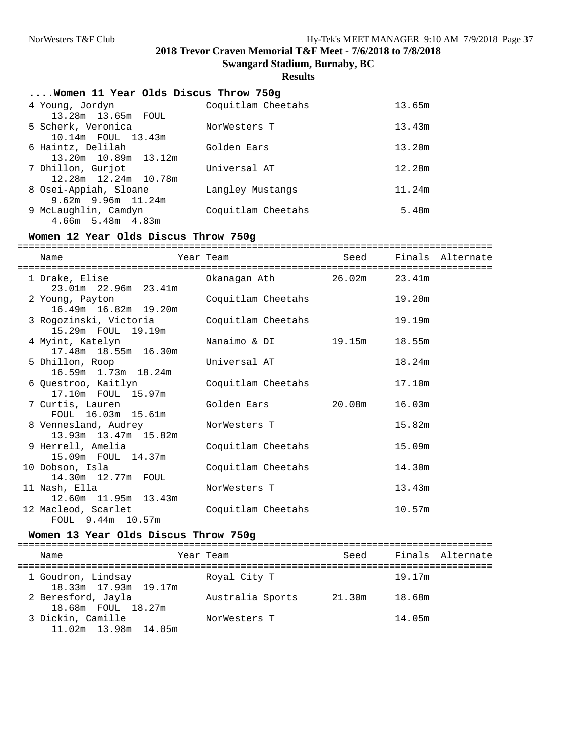# 2018 Trevor Craven Memorial T&F Meet - 7/6/2018 to 7/8/2018

**Swangard Stadium, Burnaby, BC**

**Results**

### ....Women 11 Year Olds Discus Throw 750g

| Place | Name | Year | Team | Seed | Finals | Alternate |
|---|---|---|---|---|---|---|
| 4 | Young, Jordyn | | Coquitlam Cheetahs | | 13.65m | |
| | 13.28m 13.65m FOUL | | | | | |
| 5 | Scherk, Veronica | | NorWesters T | | 13.43m | |
| | 10.14m FOUL 13.43m | | | | | |
| 6 | Haintz, Delilah | | Golden Ears | | 13.20m | |
| | 13.20m 10.89m 13.12m | | | | | |
| 7 | Dhillon, Gurjot | | Universal AT | | 12.28m | |
| | 12.28m 12.24m 10.78m | | | | | |
| 8 | Osei-Appiah, Sloane | | Langley Mustangs | | 11.24m | |
| | 9.62m 9.96m 11.24m | | | | | |
| 9 | McLaughlin, Camdyn | | Coquitlam Cheetahs | | 5.48m | |
| | 4.66m 5.48m 4.83m | | | | | |

### Women 12 Year Olds Discus Throw 750g

| Place | Name | Year | Team | Seed | Finals | Alternate |
|---|---|---|---|---|---|---|
| 1 | Drake, Elise | | Okanagan Ath | 26.02m | 23.41m | |
| | 23.01m 22.96m 23.41m | | | | | |
| 2 | Young, Payton | | Coquitlam Cheetahs | | 19.20m | |
| | 16.49m 16.82m 19.20m | | | | | |
| 3 | Rogozinski, Victoria | | Coquitlam Cheetahs | | 19.19m | |
| | 15.29m FOUL 19.19m | | | | | |
| 4 | Myint, Katelyn | | Nanaimo & DI | 19.15m | 18.55m | |
| | 17.48m 18.55m 16.30m | | | | | |
| 5 | Dhillon, Roop | | Universal AT | | 18.24m | |
| | 16.59m 1.73m 18.24m | | | | | |
| 6 | Questroo, Kaitlyn | | Coquitlam Cheetahs | | 17.10m | |
| | 17.10m FOUL 15.97m | | | | | |
| 7 | Curtis, Lauren | | Golden Ears | 20.08m | 16.03m | |
| | FOUL 16.03m 15.61m | | | | | |
| 8 | Vennesland, Audrey | | NorWesters T | | 15.82m | |
| | 13.93m 13.47m 15.82m | | | | | |
| 9 | Herrell, Amelia | | Coquitlam Cheetahs | | 15.09m | |
| | 15.09m FOUL 14.37m | | | | | |
| 10 | Dobson, Isla | | Coquitlam Cheetahs | | 14.30m | |
| | 14.30m 12.77m FOUL | | | | | |
| 11 | Nash, Ella | | NorWesters T | | 13.43m | |
| | 12.60m 11.95m 13.43m | | | | | |
| 12 | Macleod, Scarlet | | Coquitlam Cheetahs | | 10.57m | |
| | FOUL 9.44m 10.57m | | | | | |

### Women 13 Year Olds Discus Throw 750g

| Place | Name | Year | Team | Seed | Finals | Alternate |
|---|---|---|---|---|---|---|
| 1 | Goudron, Lindsay | | Royal City T | | 19.17m | |
| | 18.33m 17.93m 19.17m | | | | | |
| 2 | Beresford, Jayla | | Australia Sports | 21.30m | 18.68m | |
| | 18.68m FOUL 18.27m | | | | | |
| 3 | Dickin, Camille | | NorWesters T | | 14.05m | |
| | 11.02m 13.98m 14.05m | | | | | |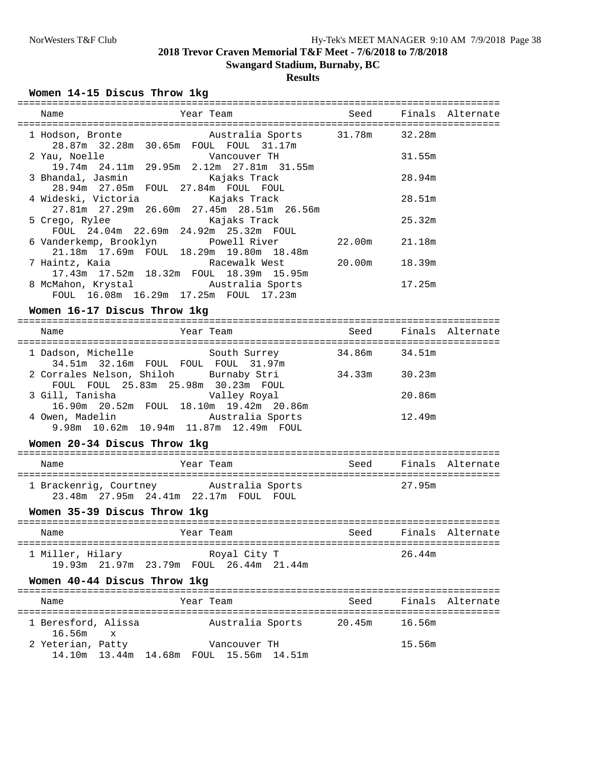## 2018 Trevor Craven Memorial T&F Meet - 7/6/2018 to 7/8/2018

### Swangard Stadium, Burnaby, BC

### Results

#### Women 14-15 Discus Throw 1kg

| Name | Year | Team | Seed | Finals | Alternate |
|---|---|---|---|---|---|
| 1 Hodson, Bronte | | Australia Sports | 31.78m | 32.28m | |
| 28.87m 32.28m 30.65m FOUL FOUL 31.17m | | | | | |
| 2 Yau, Noelle | | Vancouver TH | | 31.55m | |
| 19.74m 24.11m 29.95m 2.12m 27.81m 31.55m | | | | | |
| 3 Bhandal, Jasmin | | Kajaks Track | | 28.94m | |
| 28.94m 27.05m FOUL 27.84m FOUL FOUL | | | | | |
| 4 Wideski, Victoria | | Kajaks Track | | 28.51m | |
| 27.81m 27.29m 26.60m 27.45m 28.51m 26.56m | | | | | |
| 5 Crego, Rylee | | Kajaks Track | | 25.32m | |
| FOUL 24.04m 22.69m 24.92m 25.32m FOUL | | | | | |
| 6 Vanderkemp, Brooklyn | | Powell River | 22.00m | 21.18m | |
| 21.18m 17.69m FOUL 18.29m 19.80m 18.48m | | | | | |
| 7 Haintz, Kaia | | Racewalk West | 20.00m | 18.39m | |
| 17.43m 17.52m 18.32m FOUL 18.39m 15.95m | | | | | |
| 8 McMahon, Krystal | | Australia Sports | | 17.25m | |
| FOUL 16.08m 16.29m 17.25m FOUL 17.23m | | | | | |

#### Women 16-17 Discus Throw 1kg

| Name | Year | Team | Seed | Finals | Alternate |
|---|---|---|---|---|---|
| 1 Dadson, Michelle | | South Surrey | 34.86m | 34.51m | |
| 34.51m 32.16m FOUL FOUL FOUL 31.97m | | | | | |
| 2 Corrales Nelson, Shiloh | | Burnaby Stri | 34.33m | 30.23m | |
| FOUL FOUL 25.83m 25.98m 30.23m FOUL | | | | | |
| 3 Gill, Tanisha | | Valley Royal | | 20.86m | |
| 16.90m 20.52m FOUL 18.10m 19.42m 20.86m | | | | | |
| 4 Owen, Madelin | | Australia Sports | | 12.49m | |
| 9.98m 10.62m 10.94m 11.87m 12.49m FOUL | | | | | |

#### Women 20-34 Discus Throw 1kg

| Name | Year | Team | Seed | Finals | Alternate |
|---|---|---|---|---|---|
| 1 Brackenrig, Courtney | | Australia Sports | | 27.95m | |
| 23.48m 27.95m 24.41m 22.17m FOUL FOUL | | | | | |

#### Women 35-39 Discus Throw 1kg

| Name | Year | Team | Seed | Finals | Alternate |
|---|---|---|---|---|---|
| 1 Miller, Hilary | | Royal City T | | 26.44m | |
| 19.93m 21.97m 23.79m FOUL 26.44m 21.44m | | | | | |

#### Women 40-44 Discus Throw 1kg

| Name | Year | Team | Seed | Finals | Alternate |
|---|---|---|---|---|---|
| 1 Beresford, Alissa | | Australia Sports | 20.45m | 16.56m | |
| 16.56m x | | | | | |
| 2 Yeterian, Patty | | Vancouver TH | | 15.56m | |
| 14.10m 13.44m 14.68m FOUL 15.56m 14.51m | | | | | |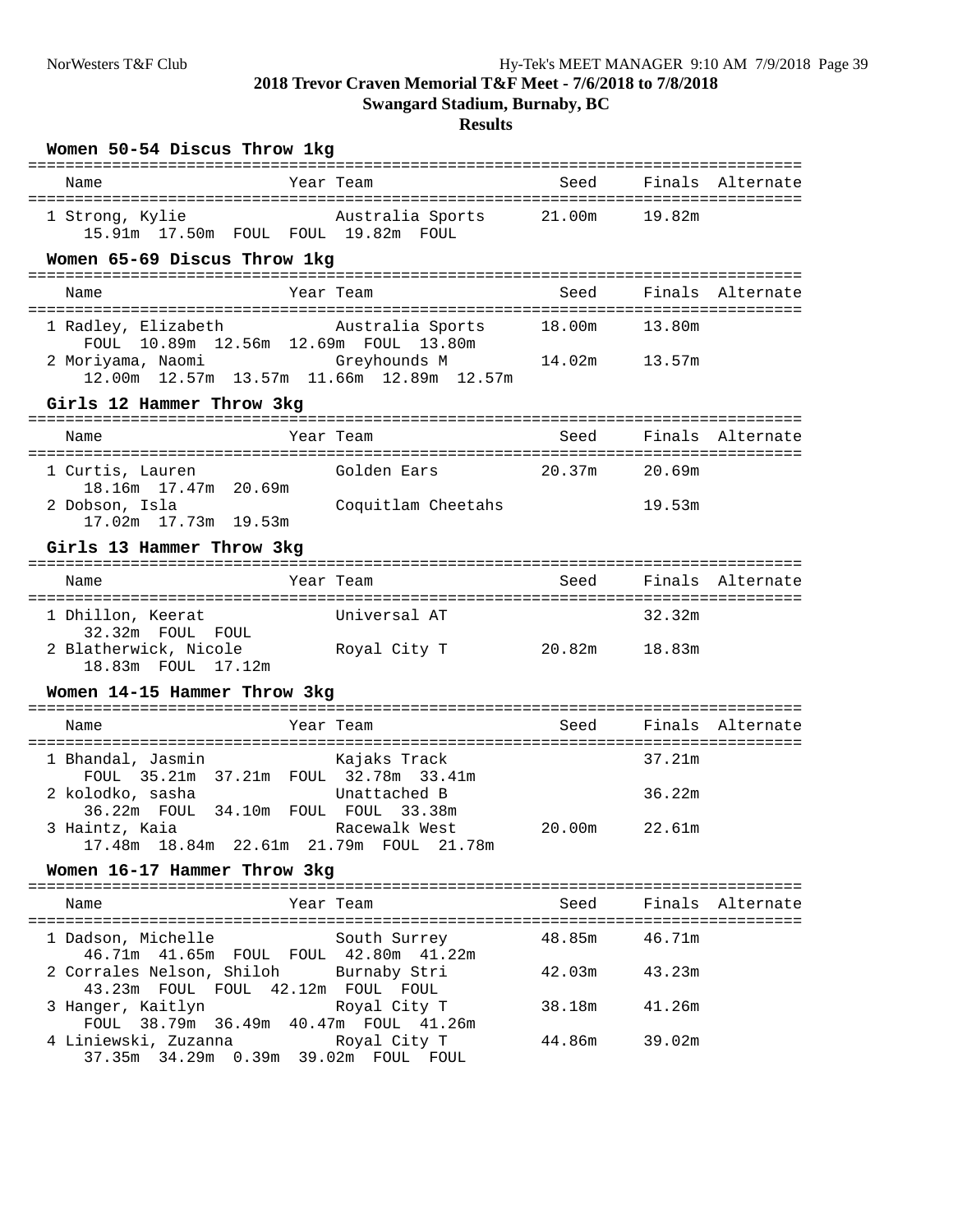## 2018 Trevor Craven Memorial T&F Meet - 7/6/2018 to 7/8/2018

### Swangard Stadium, Burnaby, BC

### Results

#### Women 50-54 Discus Throw 1kg

| Name | Year | Team | Seed | Finals | Alternate |
|---|---|---|---|---|---|
| 1 Strong, Kylie | | Australia Sports | 21.00m | 19.82m | |
| 15.91m 17.50m FOUL FOUL 19.82m FOUL | | | | | |

#### Women 65-69 Discus Throw 1kg

| Name | Year | Team | Seed | Finals | Alternate |
|---|---|---|---|---|---|
| 1 Radley, Elizabeth | | Australia Sports | 18.00m | 13.80m | |
| FOUL 10.89m 12.56m 12.69m FOUL 13.80m | | | | | |
| 2 Moriyama, Naomi | | Greyhounds M | 14.02m | 13.57m | |
| 12.00m 12.57m 13.57m 11.66m 12.89m 12.57m | | | | | |

#### Girls 12 Hammer Throw 3kg

| Name | Year | Team | Seed | Finals | Alternate |
|---|---|---|---|---|---|
| 1 Curtis, Lauren | | Golden Ears | 20.37m | 20.69m | |
| 18.16m 17.47m 20.69m | | | | | |
| 2 Dobson, Isla | | Coquitlam Cheetahs | | 19.53m | |
| 17.02m 17.73m 19.53m | | | | | |

#### Girls 13 Hammer Throw 3kg

| Name | Year | Team | Seed | Finals | Alternate |
|---|---|---|---|---|---|
| 1 Dhillon, Keerat | | Universal AT | | 32.32m | |
| 32.32m FOUL FOUL | | | | | |
| 2 Blatherwick, Nicole | | Royal City T | 20.82m | 18.83m | |
| 18.83m FOUL 17.12m | | | | | |

#### Women 14-15 Hammer Throw 3kg

| Name | Year | Team | Seed | Finals | Alternate |
|---|---|---|---|---|---|
| 1 Bhandal, Jasmin | | Kajaks Track | | 37.21m | |
| FOUL 35.21m 37.21m FOUL 32.78m 33.41m | | | | | |
| 2 kolodko, sasha | | Unattached B | | 36.22m | |
| 36.22m FOUL 34.10m FOUL FOUL 33.38m | | | | | |
| 3 Haintz, Kaia | | Racewalk West | 20.00m | 22.61m | |
| 17.48m 18.84m 22.61m 21.79m FOUL 21.78m | | | | | |

#### Women 16-17 Hammer Throw 3kg

| Name | Year | Team | Seed | Finals | Alternate |
|---|---|---|---|---|---|
| 1 Dadson, Michelle | | South Surrey | 48.85m | 46.71m | |
| 46.71m 41.65m FOUL FOUL 42.80m 41.22m | | | | | |
| 2 Corrales Nelson, Shiloh | | Burnaby Stri | 42.03m | 43.23m | |
| 43.23m FOUL FOUL 42.12m FOUL FOUL | | | | | |
| 3 Hanger, Kaitlyn | | Royal City T | 38.18m | 41.26m | |
| FOUL 38.79m 36.49m 40.47m FOUL 41.26m | | | | | |
| 4 Liniewski, Zuzanna | | Royal City T | 44.86m | 39.02m | |
| 37.35m 34.29m 0.39m 39.02m FOUL FOUL | | | | | |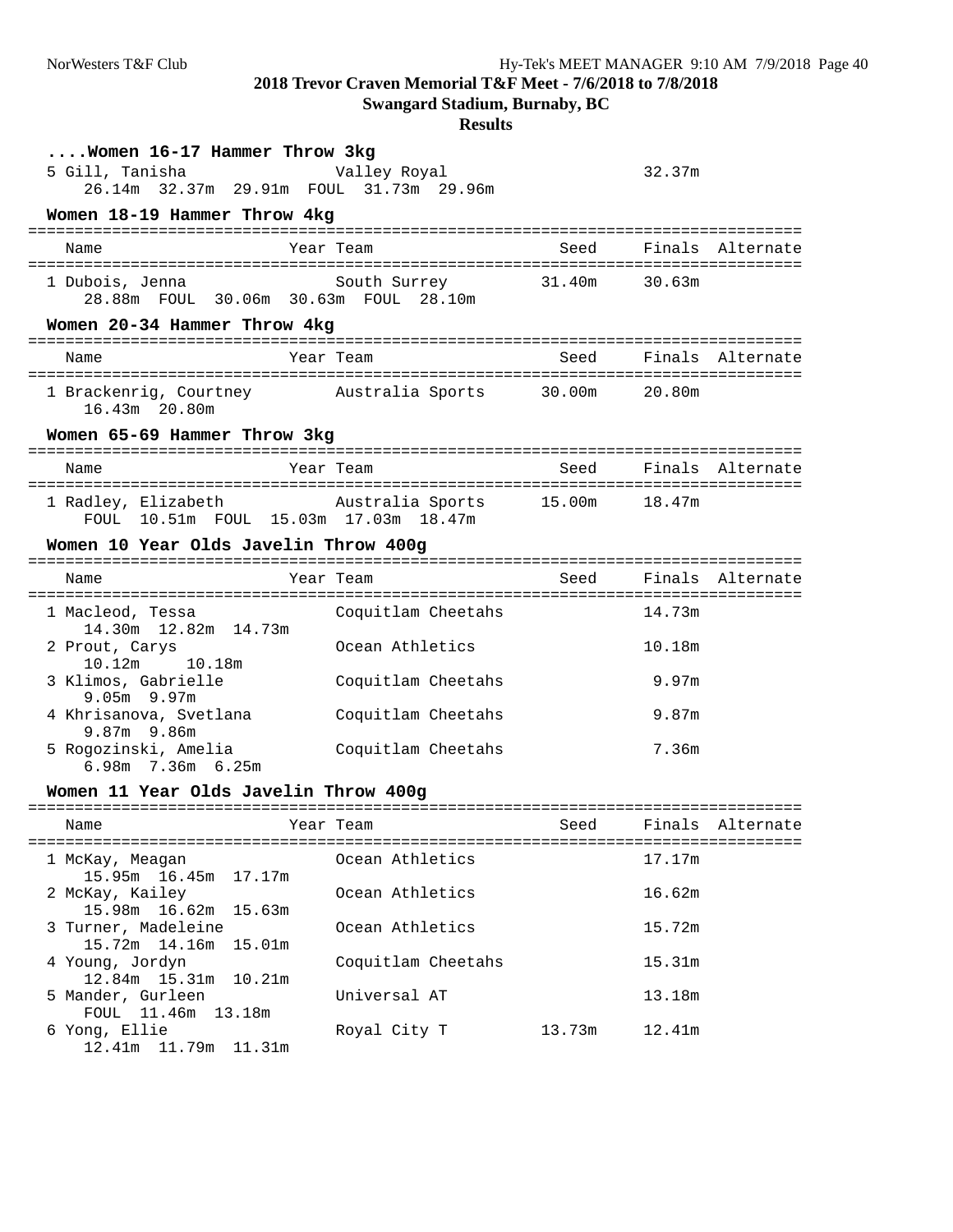## 2018 Trevor Craven Memorial T&F Meet - 7/6/2018 to 7/8/2018

**Swangard Stadium, Burnaby, BC**

**Results**

### ....Women 16-17 Hammer Throw 3kg

| Name | Year | Team | Seed | Finals | Alternate |
|---|---|---|---|---|---|
| 5 Gill, Tanisha | | Valley Royal | | 32.37m | |

26.14m 32.37m 29.91m FOUL 31.73m 29.96m

### Women 18-19 Hammer Throw 4kg

| Name | Year | Team | Seed | Finals | Alternate |
|---|---|---|---|---|---|
| 1 Dubois, Jenna | | South Surrey | 31.40m | 30.63m | |

28.88m FOUL 30.06m 30.63m FOUL 28.10m

### Women 20-34 Hammer Throw 4kg

| Name | Year | Team | Seed | Finals | Alternate |
|---|---|---|---|---|---|
| 1 Brackenrig, Courtney | | Australia Sports | 30.00m | 20.80m | |

16.43m 20.80m

### Women 65-69 Hammer Throw 3kg

| Name | Year | Team | Seed | Finals | Alternate |
|---|---|---|---|---|---|
| 1 Radley, Elizabeth | | Australia Sports | 15.00m | 18.47m | |

FOUL 10.51m FOUL 15.03m 17.03m 18.47m

### Women 10 Year Olds Javelin Throw 400g

| Name | Year | Team | Seed | Finals | Alternate |
|---|---|---|---|---|---|
| 1 Macleod, Tessa<br>14.30m 12.82m 14.73m | | Coquitlam Cheetahs | | 14.73m | |
| 2 Prout, Carys<br>10.12m 10.18m | | Ocean Athletics | | 10.18m | |
| 3 Klimos, Gabrielle<br>9.05m 9.97m | | Coquitlam Cheetahs | | 9.97m | |
| 4 Khrisanova, Svetlana<br>9.87m 9.86m | | Coquitlam Cheetahs | | 9.87m | |
| 5 Rogozinski, Amelia<br>6.98m 7.36m 6.25m | | Coquitlam Cheetahs | | 7.36m | |

### Women 11 Year Olds Javelin Throw 400g

| Name | Year | Team | Seed | Finals | Alternate |
|---|---|---|---|---|---|
| 1 McKay, Meagan<br>15.95m 16.45m 17.17m | | Ocean Athletics | | 17.17m | |
| 2 McKay, Kailey<br>15.98m 16.62m 15.63m | | Ocean Athletics | | 16.62m | |
| 3 Turner, Madeleine<br>15.72m 14.16m 15.01m | | Ocean Athletics | | 15.72m | |
| 4 Young, Jordyn<br>12.84m 15.31m 10.21m | | Coquitlam Cheetahs | | 15.31m | |
| 5 Mander, Gurleen<br>FOUL 11.46m 13.18m | | Universal AT | | 13.18m | |
| 6 Yong, Ellie<br>12.41m 11.79m 11.31m | | Royal City T | 13.73m | 12.41m | |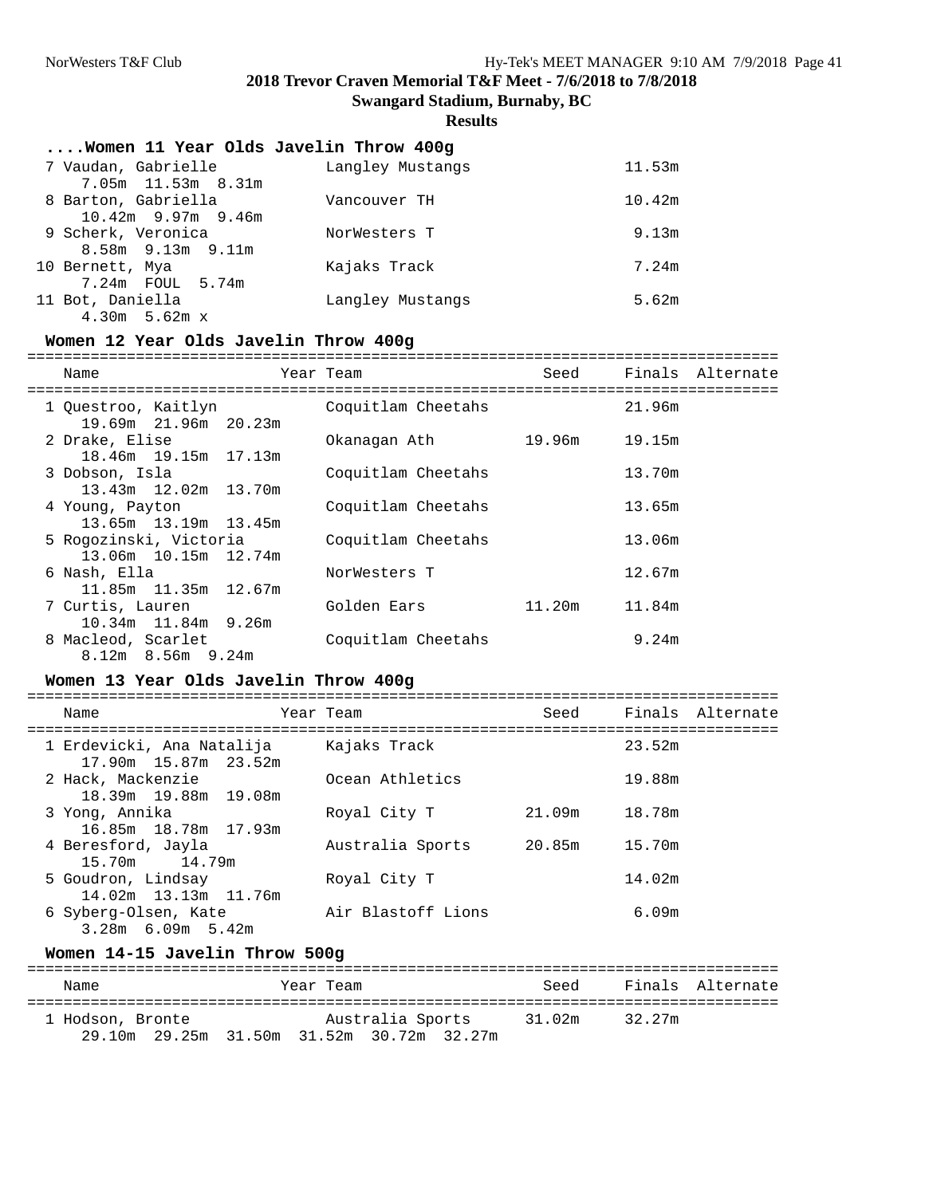**2018 Trevor Craven Memorial T&F Meet - 7/6/2018 to 7/8/2018**

**Swangard Stadium, Burnaby, BC**

**Results**

### ....Women 11 Year Olds Javelin Throw 400g

| Place | Name | Year | Team | Seed | Finals | Alternate |
|---|---|---|---|---|---|---|
| 7 | Vaudan, Gabrielle | | Langley Mustangs | | 11.53m | |
| | 7.05m 11.53m 8.31m | | | | | |
| 8 | Barton, Gabriella | | Vancouver TH | | 10.42m | |
| | 10.42m 9.97m 9.46m | | | | | |
| 9 | Scherk, Veronica | | NorWesters T | | 9.13m | |
| | 8.58m 9.13m 9.11m | | | | | |
| 10 | Bernett, Mya | | Kajaks Track | | 7.24m | |
| | 7.24m FOUL 5.74m | | | | | |
| 11 | Bot, Daniella | | Langley Mustangs | | 5.62m | |
| | 4.30m 5.62m x | | | | | |

### Women 12 Year Olds Javelin Throw 400g

| Place | Name | Year | Team | Seed | Finals | Alternate |
|---|---|---|---|---|---|---|
| 1 | Questroo, Kaitlyn | | Coquitlam Cheetahs | | 21.96m | |
| | 19.69m 21.96m 20.23m | | | | | |
| 2 | Drake, Elise | | Okanagan Ath | 19.96m | 19.15m | |
| | 18.46m 19.15m 17.13m | | | | | |
| 3 | Dobson, Isla | | Coquitlam Cheetahs | | 13.70m | |
| | 13.43m 12.02m 13.70m | | | | | |
| 4 | Young, Payton | | Coquitlam Cheetahs | | 13.65m | |
| | 13.65m 13.19m 13.45m | | | | | |
| 5 | Rogozinski, Victoria | | Coquitlam Cheetahs | | 13.06m | |
| | 13.06m 10.15m 12.74m | | | | | |
| 6 | Nash, Ella | | NorWesters T | | 12.67m | |
| | 11.85m 11.35m 12.67m | | | | | |
| 7 | Curtis, Lauren | | Golden Ears | 11.20m | 11.84m | |
| | 10.34m 11.84m 9.26m | | | | | |
| 8 | Macleod, Scarlet | | Coquitlam Cheetahs | | 9.24m | |
| | 8.12m 8.56m 9.24m | | | | | |

### Women 13 Year Olds Javelin Throw 400g

| Place | Name | Year | Team | Seed | Finals | Alternate |
|---|---|---|---|---|---|---|
| 1 | Erdevicki, Ana Natalija | | Kajaks Track | | 23.52m | |
| | 17.90m 15.87m 23.52m | | | | | |
| 2 | Hack, Mackenzie | | Ocean Athletics | | 19.88m | |
| | 18.39m 19.88m 19.08m | | | | | |
| 3 | Yong, Annika | | Royal City T | 21.09m | 18.78m | |
| | 16.85m 18.78m 17.93m | | | | | |
| 4 | Beresford, Jayla | | Australia Sports | 20.85m | 15.70m | |
| | 15.70m 14.79m | | | | | |
| 5 | Goudron, Lindsay | | Royal City T | | 14.02m | |
| | 14.02m 13.13m 11.76m | | | | | |
| 6 | Syberg-Olsen, Kate | | Air Blastoff Lions | | 6.09m | |
| | 3.28m 6.09m 5.42m | | | | | |

### Women 14-15 Javelin Throw 500g

| Place | Name | Year | Team | Seed | Finals | Alternate |
|---|---|---|---|---|---|---|
| 1 | Hodson, Bronte | | Australia Sports | 31.02m | 32.27m | |
| | 29.10m 29.25m 31.50m 31.52m 30.72m 32.27m | | | | | |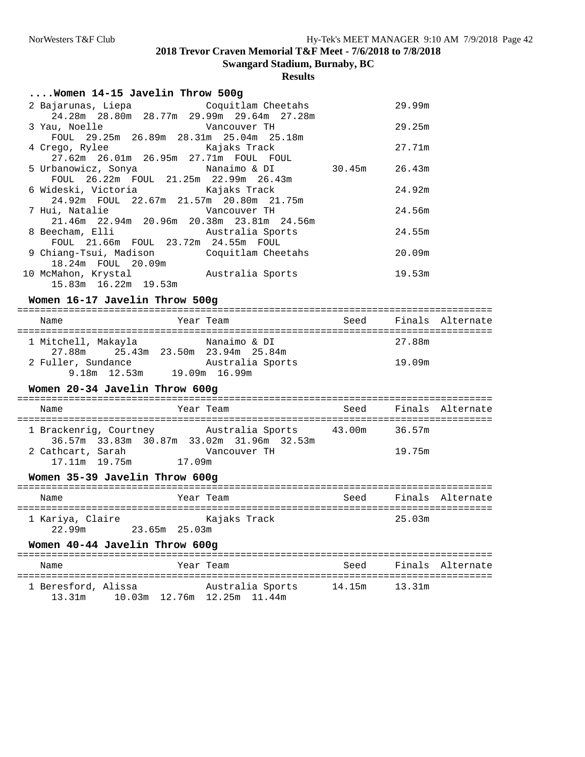## 2018 Trevor Craven Memorial T&F Meet - 7/6/2018 to 7/8/2018

**Swangard Stadium, Burnaby, BC**

**Results**

### ....Women 14-15 Javelin Throw 500g

| Place | Name | Year | Team | Seed | Finals |
|---|---|---|---|---|---|
| 2 | Bajarunas, Liepa | | Coquitlam Cheetahs | | 29.99m |
| | 24.28m 28.80m 28.77m 29.99m 29.64m 27.28m | | | | |
| 3 | Yau, Noelle | | Vancouver TH | | 29.25m |
| | FOUL 29.25m 26.89m 28.31m 25.04m 25.18m | | | | |
| 4 | Crego, Rylee | | Kajaks Track | | 27.71m |
| | 27.62m 26.01m 26.95m 27.71m FOUL FOUL | | | | |
| 5 | Urbanowicz, Sonya | | Nanaimo & DI | 30.45m | 26.43m |
| | FOUL 26.22m FOUL 21.25m 22.99m 26.43m | | | | |
| 6 | Wideski, Victoria | | Kajaks Track | | 24.92m |
| | 24.92m FOUL 22.67m 21.57m 20.80m 21.75m | | | | |
| 7 | Hui, Natalie | | Vancouver TH | | 24.56m |
| | 21.46m 22.94m 20.96m 20.38m 23.81m 24.56m | | | | |
| 8 | Beecham, Elli | | Australia Sports | | 24.55m |
| | FOUL 21.66m FOUL 23.72m 24.55m FOUL | | | | |
| 9 | Chiang-Tsui, Madison | | Coquitlam Cheetahs | | 20.09m |
| | 18.24m FOUL 20.09m | | | | |
| 10 | McMahon, Krystal | | Australia Sports | | 19.53m |
| | 15.83m 16.22m 19.53m | | | | |

### Women 16-17 Javelin Throw 500g

| Place | Name | Year | Team | Seed | Finals | Alternate |
|---|---|---|---|---|---|---|
| 1 | Mitchell, Makayla | | Nanaimo & DI | | 27.88m | |
| | 27.88m 25.43m 23.50m 23.94m 25.84m | | | | | |
| 2 | Fuller, Sundance | | Australia Sports | | 19.09m | |
| | 9.18m 12.53m 19.09m 16.99m | | | | | |

### Women 20-34 Javelin Throw 600g

| Place | Name | Year | Team | Seed | Finals | Alternate |
|---|---|---|---|---|---|---|
| 1 | Brackenrig, Courtney | | Australia Sports | 43.00m | 36.57m | |
| | 36.57m 33.83m 30.87m 33.02m 31.96m 32.53m | | | | | |
| 2 | Cathcart, Sarah | | Vancouver TH | | 19.75m | |
| | 17.11m 19.75m 17.09m | | | | | |

### Women 35-39 Javelin Throw 600g

| Place | Name | Year | Team | Seed | Finals | Alternate |
|---|---|---|---|---|---|---|
| 1 | Kariya, Claire | | Kajaks Track | | 25.03m | |
| | 22.99m 23.65m 25.03m | | | | | |

### Women 40-44 Javelin Throw 600g

| Place | Name | Year | Team | Seed | Finals | Alternate |
|---|---|---|---|---|---|---|
| 1 | Beresford, Alissa | | Australia Sports | 14.15m | 13.31m | |
| | 13.31m 10.03m 12.76m 12.25m 11.44m | | | | | |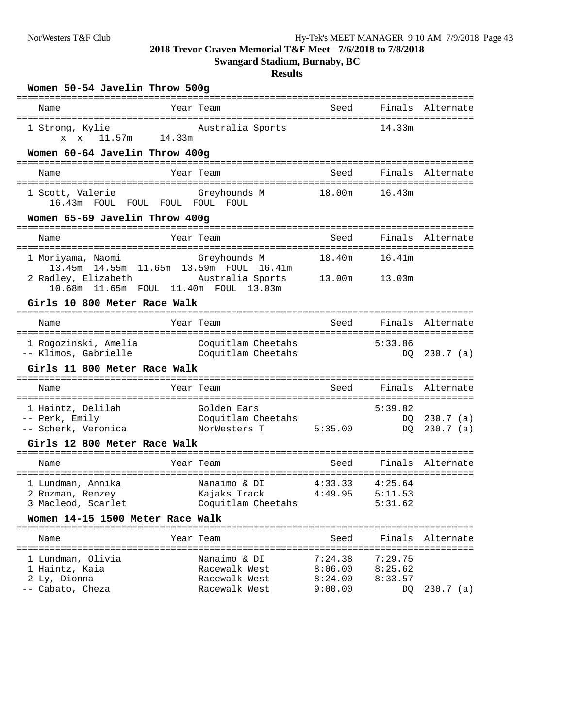# 2018 Trevor Craven Memorial T&F Meet - 7/6/2018 to 7/8/2018

## Swangard Stadium, Burnaby, BC

### Results

#### Women 50-54 Javelin Throw 500g

| Place | Name | Year | Team | Seed | Finals | Alternate |
|---|---|---|---|---|---|---|
| 1 | Strong, Kylie | | Australia Sports | | 14.33m | |
| | x x 11.57m 14.33m | | | | | |

#### Women 60-64 Javelin Throw 400g

| Place | Name | Year | Team | Seed | Finals | Alternate |
|---|---|---|---|---|---|---|
| 1 | Scott, Valerie | | Greyhounds M | 18.00m | 16.43m | |
| | 16.43m FOUL FOUL FOUL FOUL FOUL | | | | | |

#### Women 65-69 Javelin Throw 400g

| Place | Name | Year | Team | Seed | Finals | Alternate |
|---|---|---|---|---|---|---|
| 1 | Moriyama, Naomi | | Greyhounds M | 18.40m | 16.41m | |
| | 13.45m 14.55m 11.65m 13.59m FOUL 16.41m | | | | | |
| 2 | Radley, Elizabeth | | Australia Sports | 13.00m | 13.03m | |
| | 10.68m 11.65m FOUL 11.40m FOUL 13.03m | | | | | |

#### Girls 10 800 Meter Race Walk

| Place | Name | Year | Team | Seed | Finals | Alternate |
|---|---|---|---|---|---|---|
| 1 | Rogozinski, Amelia | | Coquitlam Cheetahs | | 5:33.86 | |
| -- | Klimos, Gabrielle | | Coquitlam Cheetahs | | DQ | 230.7 (a) |

#### Girls 11 800 Meter Race Walk

| Place | Name | Year | Team | Seed | Finals | Alternate |
|---|---|---|---|---|---|---|
| 1 | Haintz, Delilah | | Golden Ears | | 5:39.82 | |
| -- | Perk, Emily | | Coquitlam Cheetahs | | DQ | 230.7 (a) |
| -- | Scherk, Veronica | | NorWesters T | 5:35.00 | DQ | 230.7 (a) |

#### Girls 12 800 Meter Race Walk

| Place | Name | Year | Team | Seed | Finals | Alternate |
|---|---|---|---|---|---|---|
| 1 | Lundman, Annika | | Nanaimo & DI | 4:33.33 | 4:25.64 | |
| 2 | Rozman, Renzey | | Kajaks Track | 4:49.95 | 5:11.53 | |
| 3 | Macleod, Scarlet | | Coquitlam Cheetahs | | 5:31.62 | |

#### Women 14-15 1500 Meter Race Walk

| Place | Name | Year | Team | Seed | Finals | Alternate |
|---|---|---|---|---|---|---|
| 1 | Lundman, Olivia | | Nanaimo & DI | 7:24.38 | 7:29.75 | |
| 1 | Haintz, Kaia | | Racewalk West | 8:06.00 | 8:25.62 | |
| 2 | Ly, Dionna | | Racewalk West | 8:24.00 | 8:33.57 | |
| -- | Cabato, Cheza | | Racewalk West | 9:00.00 | DQ | 230.7 (a) |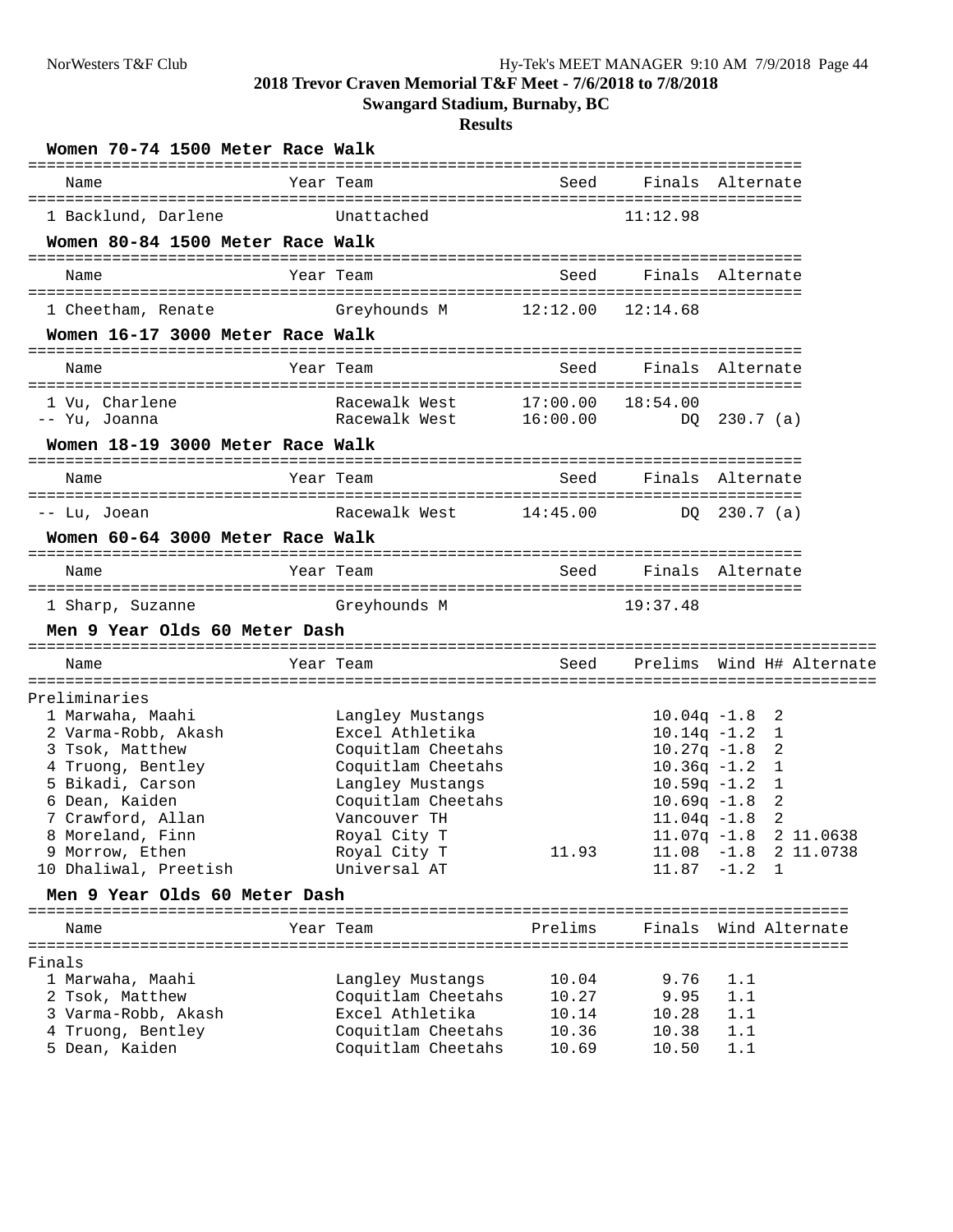**2018 Trevor Craven Memorial T&F Meet - 7/6/2018 to 7/8/2018**

**Swangard Stadium, Burnaby, BC**

**Results**

### Women 70-74 1500 Meter Race Walk

| | Name | Year | Team | Seed | Finals | Alternate |
|---|---|---|---|---|---|---|
| 1 | Backlund, Darlene | | Unattached | | 11:12.98 | |

### Women 80-84 1500 Meter Race Walk

| | Name | Year | Team | Seed | Finals | Alternate |
|---|---|---|---|---|---|---|
| 1 | Cheetham, Renate | | Greyhounds M | 12:12.00 | 12:14.68 | |

### Women 16-17 3000 Meter Race Walk

| | Name | Year | Team | Seed | Finals | Alternate |
|---|---|---|---|---|---|---|
| 1 | Vu, Charlene | | Racewalk West | 17:00.00 | 18:54.00 | |
| -- | Yu, Joanna | | Racewalk West | 16:00.00 | DQ | 230.7 (a) |

### Women 18-19 3000 Meter Race Walk

| | Name | Year | Team | Seed | Finals | Alternate |
|---|---|---|---|---|---|---|
| -- | Lu, Joean | | Racewalk West | 14:45.00 | DQ | 230.7 (a) |

### Women 60-64 3000 Meter Race Walk

| | Name | Year | Team | Seed | Finals | Alternate |
|---|---|---|---|---|---|---|
| 1 | Sharp, Suzanne | | Greyhounds M | | 19:37.48 | |

### Men 9 Year Olds 60 Meter Dash

Preliminaries

| | Name | Year | Team | Seed | Prelims | Wind | H# | Alternate |
|---|---|---|---|---|---|---|---|---|
| 1 | Marwaha, Maahi | | Langley Mustangs | | 10.04q | -1.8 | 2 | |
| 2 | Varma-Robb, Akash | | Excel Athletika | | 10.14q | -1.2 | 1 | |
| 3 | Tsok, Matthew | | Coquitlam Cheetahs | | 10.27q | -1.8 | 2 | |
| 4 | Truong, Bentley | | Coquitlam Cheetahs | | 10.36q | -1.2 | 1 | |
| 5 | Bikadi, Carson | | Langley Mustangs | | 10.59q | -1.2 | 1 | |
| 6 | Dean, Kaiden | | Coquitlam Cheetahs | | 10.69q | -1.8 | 2 | |
| 7 | Crawford, Allan | | Vancouver TH | | 11.04q | -1.8 | 2 | |
| 8 | Moreland, Finn | | Royal City T | | 11.07q | -1.8 | 2 | 11.0638 |
| 9 | Morrow, Ethen | | Royal City T | 11.93 | 11.08 | -1.8 | 2 | 11.0738 |
| 10 | Dhaliwal, Preetish | | Universal AT | | 11.87 | -1.2 | 1 | |

### Men 9 Year Olds 60 Meter Dash

Finals

| | Name | Year | Team | Prelims | Finals | Wind | Alternate |
|---|---|---|---|---|---|---|---|
| 1 | Marwaha, Maahi | | Langley Mustangs | 10.04 | 9.76 | 1.1 | |
| 2 | Tsok, Matthew | | Coquitlam Cheetahs | 10.27 | 9.95 | 1.1 | |
| 3 | Varma-Robb, Akash | | Excel Athletika | 10.14 | 10.28 | 1.1 | |
| 4 | Truong, Bentley | | Coquitlam Cheetahs | 10.36 | 10.38 | 1.1 | |
| 5 | Dean, Kaiden | | Coquitlam Cheetahs | 10.69 | 10.50 | 1.1 | |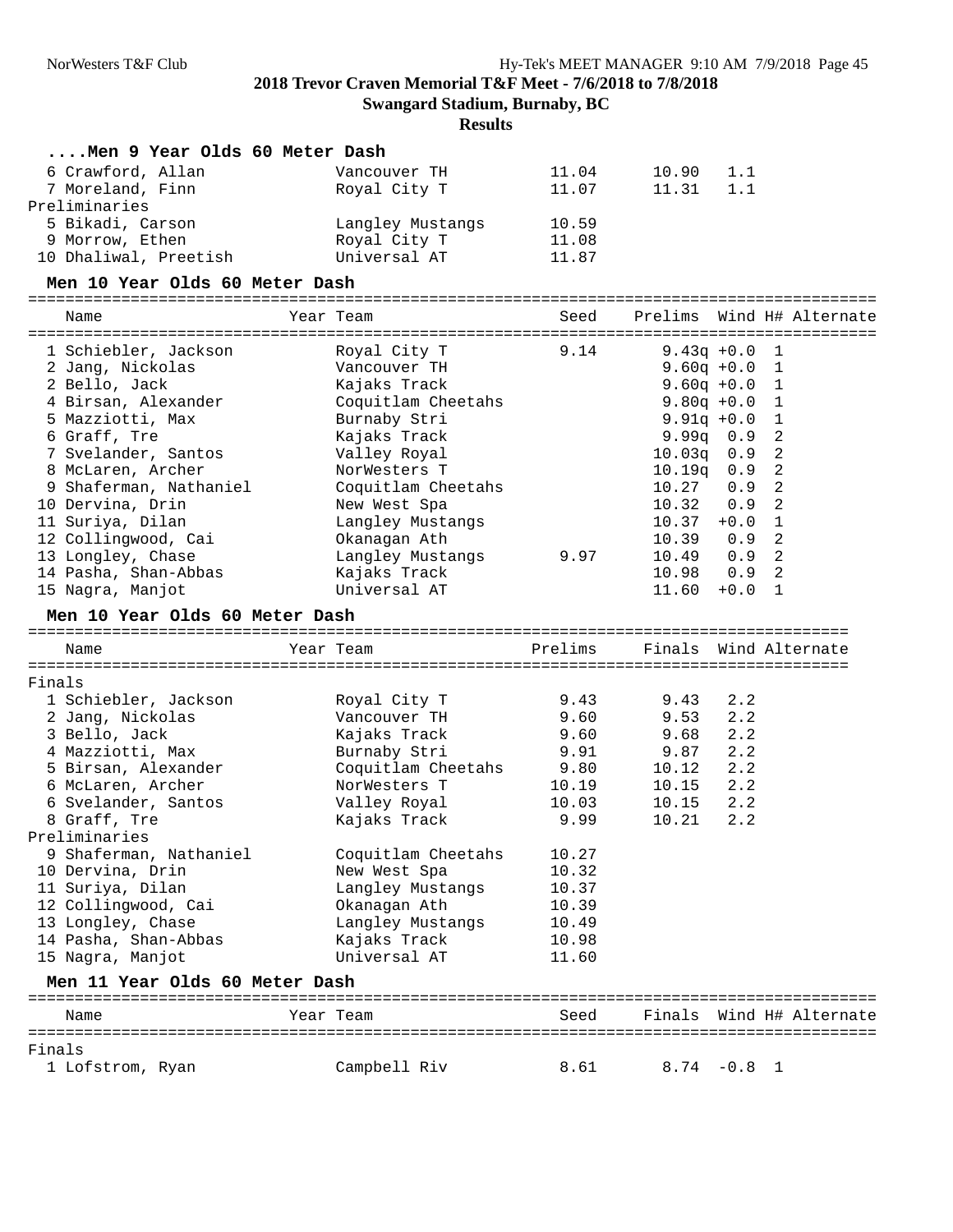**2018 Trevor Craven Memorial T&F Meet - 7/6/2018 to 7/8/2018**

**Swangard Stadium, Burnaby, BC**

**Results**

### ....Men 9 Year Olds 60 Meter Dash

| Place | Name | Year | Team | Prelims | Finals | Wind |
|---|---|---|---|---|---|---|
| 6 | Crawford, Allan | | Vancouver TH | 11.04 | 10.90 | 1.1 |
| 7 | Moreland, Finn | | Royal City T | 11.07 | 11.31 | 1.1 |
| **Preliminaries** | | | | | | |
| 5 | Bikadi, Carson | | Langley Mustangs | 10.59 | | |
| 9 | Morrow, Ethen | | Royal City T | 11.08 | | |
| 10 | Dhaliwal, Preetish | | Universal AT | 11.87 | | |

### Men 10 Year Olds 60 Meter Dash

| Place | Name | Year | Team | Seed | Prelims | Wind | H# | Alternate |
|---|---|---|---|---|---|---|---|---|
| 1 | Schiebler, Jackson | | Royal City T | 9.14 | 9.43q | +0.0 | 1 | |
| 2 | Jang, Nickolas | | Vancouver TH | | 9.60q | +0.0 | 1 | |
| 2 | Bello, Jack | | Kajaks Track | | 9.60q | +0.0 | 1 | |
| 4 | Birsan, Alexander | | Coquitlam Cheetahs | | 9.80q | +0.0 | 1 | |
| 5 | Mazziotti, Max | | Burnaby Stri | | 9.91q | +0.0 | 1 | |
| 6 | Graff, Tre | | Kajaks Track | | 9.99q | 0.9 | 2 | |
| 7 | Svelander, Santos | | Valley Royal | | 10.03q | 0.9 | 2 | |
| 8 | McLaren, Archer | | NorWesters T | | 10.19q | 0.9 | 2 | |
| 9 | Shaferman, Nathaniel | | Coquitlam Cheetahs | | 10.27 | 0.9 | 2 | |
| 10 | Dervina, Drin | | New West Spa | | 10.32 | 0.9 | 2 | |
| 11 | Suriya, Dilan | | Langley Mustangs | | 10.37 | +0.0 | 1 | |
| 12 | Collingwood, Cai | | Okanagan Ath | | 10.39 | 0.9 | 2 | |
| 13 | Longley, Chase | | Langley Mustangs | 9.97 | 10.49 | 0.9 | 2 | |
| 14 | Pasha, Shan-Abbas | | Kajaks Track | | 10.98 | 0.9 | 2 | |
| 15 | Nagra, Manjot | | Universal AT | | 11.60 | +0.0 | 1 | |

### Men 10 Year Olds 60 Meter Dash

| Place | Name | Year | Team | Prelims | Finals | Wind | Alternate |
|---|---|---|---|---|---|---|---|
| **Finals** | | | | | | | |
| 1 | Schiebler, Jackson | | Royal City T | 9.43 | 9.43 | 2.2 | |
| 2 | Jang, Nickolas | | Vancouver TH | 9.60 | 9.53 | 2.2 | |
| 3 | Bello, Jack | | Kajaks Track | 9.60 | 9.68 | 2.2 | |
| 4 | Mazziotti, Max | | Burnaby Stri | 9.91 | 9.87 | 2.2 | |
| 5 | Birsan, Alexander | | Coquitlam Cheetahs | 9.80 | 10.12 | 2.2 | |
| 6 | McLaren, Archer | | NorWesters T | 10.19 | 10.15 | 2.2 | |
| 6 | Svelander, Santos | | Valley Royal | 10.03 | 10.15 | 2.2 | |
| 8 | Graff, Tre | | Kajaks Track | 9.99 | 10.21 | 2.2 | |
| **Preliminaries** | | | | | | | |
| 9 | Shaferman, Nathaniel | | Coquitlam Cheetahs | 10.27 | | | |
| 10 | Dervina, Drin | | New West Spa | 10.32 | | | |
| 11 | Suriya, Dilan | | Langley Mustangs | 10.37 | | | |
| 12 | Collingwood, Cai | | Okanagan Ath | 10.39 | | | |
| 13 | Longley, Chase | | Langley Mustangs | 10.49 | | | |
| 14 | Pasha, Shan-Abbas | | Kajaks Track | 10.98 | | | |
| 15 | Nagra, Manjot | | Universal AT | 11.60 | | | |

### Men 11 Year Olds 60 Meter Dash

| Place | Name | Year | Team | Seed | Finals | Wind | H# | Alternate |
|---|---|---|---|---|---|---|---|---|
| **Finals** | | | | | | | | |
| 1 | Lofstrom, Ryan | | Campbell Riv | 8.61 | 8.74 | -0.8 | 1 | |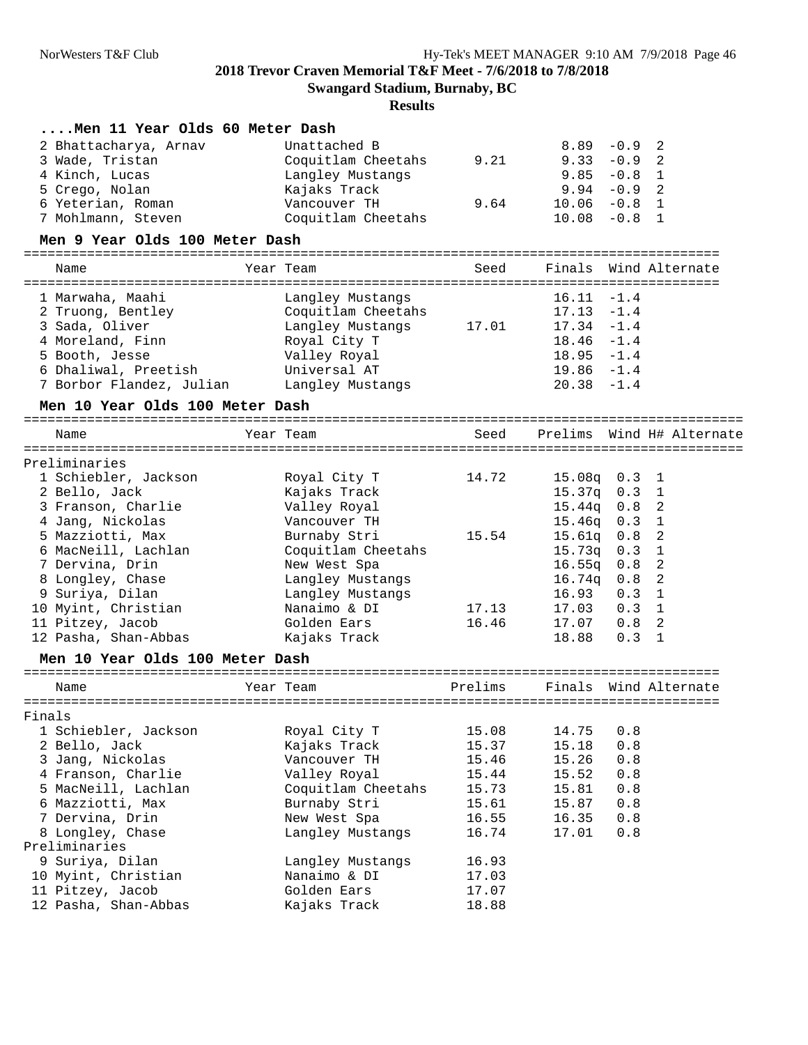**2018 Trevor Craven Memorial T&F Meet - 7/6/2018 to 7/8/2018**

**Swangard Stadium, Burnaby, BC**

**Results**

### ....Men 11 Year Olds 60 Meter Dash

| Place | Name | Year | Team | Seed | Finals | Wind | H# |
|---|---|---|---|---|---|---|---|
| 2 | Bhattacharya, Arnav | | Unattached B | | 8.89 | -0.9 | 2 |
| 3 | Wade, Tristan | | Coquitlam Cheetahs | 9.21 | 9.33 | -0.9 | 2 |
| 4 | Kinch, Lucas | | Langley Mustangs | | 9.85 | -0.8 | 1 |
| 5 | Crego, Nolan | | Kajaks Track | | 9.94 | -0.9 | 2 |
| 6 | Yeterian, Roman | | Vancouver TH | 9.64 | 10.06 | -0.8 | 1 |
| 7 | Mohlmann, Steven | | Coquitlam Cheetahs | | 10.08 | -0.8 | 1 |

### Men 9 Year Olds 100 Meter Dash

| Place | Name | Year | Team | Seed | Finals | Wind | Alternate |
|---|---|---|---|---|---|---|---|
| 1 | Marwaha, Maahi | | Langley Mustangs | | 16.11 | -1.4 | |
| 2 | Truong, Bentley | | Coquitlam Cheetahs | | 17.13 | -1.4 | |
| 3 | Sada, Oliver | | Langley Mustangs | 17.01 | 17.34 | -1.4 | |
| 4 | Moreland, Finn | | Royal City T | | 18.46 | -1.4 | |
| 5 | Booth, Jesse | | Valley Royal | | 18.95 | -1.4 | |
| 6 | Dhaliwal, Preetish | | Universal AT | | 19.86 | -1.4 | |
| 7 | Borbor Flandez, Julian | | Langley Mustangs | | 20.38 | -1.4 | |

### Men 10 Year Olds 100 Meter Dash

Preliminaries

| Place | Name | Year | Team | Seed | Prelims | Wind | H# | Alternate |
|---|---|---|---|---|---|---|---|---|
| 1 | Schiebler, Jackson | | Royal City T | 14.72 | 15.08q | 0.3 | 1 | |
| 2 | Bello, Jack | | Kajaks Track | | 15.37q | 0.3 | 1 | |
| 3 | Franson, Charlie | | Valley Royal | | 15.44q | 0.8 | 2 | |
| 4 | Jang, Nickolas | | Vancouver TH | | 15.46q | 0.3 | 1 | |
| 5 | Mazziotti, Max | | Burnaby Stri | 15.54 | 15.61q | 0.8 | 2 | |
| 6 | MacNeill, Lachlan | | Coquitlam Cheetahs | | 15.73q | 0.3 | 1 | |
| 7 | Dervina, Drin | | New West Spa | | 16.55q | 0.8 | 2 | |
| 8 | Longley, Chase | | Langley Mustangs | | 16.74q | 0.8 | 2 | |
| 9 | Suriya, Dilan | | Langley Mustangs | | 16.93 | 0.3 | 1 | |
| 10 | Myint, Christian | | Nanaimo & DI | 17.13 | 17.03 | 0.3 | 1 | |
| 11 | Pitzey, Jacob | | Golden Ears | 16.46 | 17.07 | 0.8 | 2 | |
| 12 | Pasha, Shan-Abbas | | Kajaks Track | | 18.88 | 0.3 | 1 | |

### Men 10 Year Olds 100 Meter Dash

| Place | Name | Year | Team | Prelims | Finals | Wind | Alternate |
|---|---|---|---|---|---|---|---|
| **Finals** | | | | | | | |
| 1 | Schiebler, Jackson | | Royal City T | 15.08 | 14.75 | 0.8 | |
| 2 | Bello, Jack | | Kajaks Track | 15.37 | 15.18 | 0.8 | |
| 3 | Jang, Nickolas | | Vancouver TH | 15.46 | 15.26 | 0.8 | |
| 4 | Franson, Charlie | | Valley Royal | 15.44 | 15.52 | 0.8 | |
| 5 | MacNeill, Lachlan | | Coquitlam Cheetahs | 15.73 | 15.81 | 0.8 | |
| 6 | Mazziotti, Max | | Burnaby Stri | 15.61 | 15.87 | 0.8 | |
| 7 | Dervina, Drin | | New West Spa | 16.55 | 16.35 | 0.8 | |
| 8 | Longley, Chase | | Langley Mustangs | 16.74 | 17.01 | 0.8 | |
| **Preliminaries** | | | | | | | |
| 9 | Suriya, Dilan | | Langley Mustangs | 16.93 | | | |
| 10 | Myint, Christian | | Nanaimo & DI | 17.03 | | | |
| 11 | Pitzey, Jacob | | Golden Ears | 17.07 | | | |
| 12 | Pasha, Shan-Abbas | | Kajaks Track | 18.88 | | | |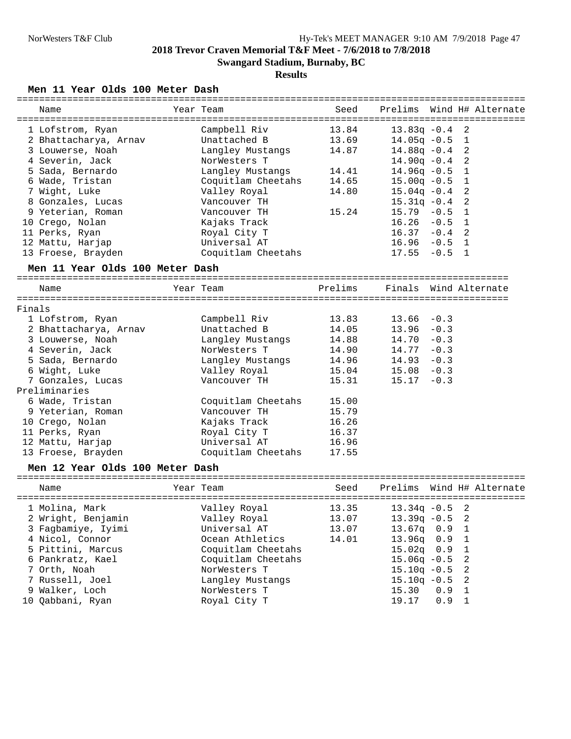**2018 Trevor Craven Memorial T&F Meet - 7/6/2018 to 7/8/2018**

**Swangard Stadium, Burnaby, BC**

**Results**

### Men 11 Year Olds 100 Meter Dash

| | Name | Year | Team | Seed | Prelims | Wind | H# | Alternate |
|---|---|---|---|---|---|---|---|---|
| 1 | Lofstrom, Ryan | | Campbell Riv | 13.84 | 13.83q | -0.4 | 2 | |
| 2 | Bhattacharya, Arnav | | Unattached B | 13.69 | 14.05q | -0.5 | 1 | |
| 3 | Louwerse, Noah | | Langley Mustangs | 14.87 | 14.88q | -0.4 | 2 | |
| 4 | Severin, Jack | | NorWesters T | | 14.90q | -0.4 | 2 | |
| 5 | Sada, Bernardo | | Langley Mustangs | 14.41 | 14.96q | -0.5 | 1 | |
| 6 | Wade, Tristan | | Coquitlam Cheetahs | 14.65 | 15.00q | -0.5 | 1 | |
| 7 | Wight, Luke | | Valley Royal | 14.80 | 15.04q | -0.4 | 2 | |
| 8 | Gonzales, Lucas | | Vancouver TH | | 15.31q | -0.4 | 2 | |
| 9 | Yeterian, Roman | | Vancouver TH | 15.24 | 15.79 | -0.5 | 1 | |
| 10 | Crego, Nolan | | Kajaks Track | | 16.26 | -0.5 | 1 | |
| 11 | Perks, Ryan | | Royal City T | | 16.37 | -0.4 | 2 | |
| 12 | Mattu, Harjap | | Universal AT | | 16.96 | -0.5 | 1 | |
| 13 | Froese, Brayden | | Coquitlam Cheetahs | | 17.55 | -0.5 | 1 | |

### Men 11 Year Olds 100 Meter Dash

| | Name | Year | Team | Prelims | Finals | Wind | Alternate |
|---|---|---|---|---|---|---|---|
| **Finals** | | | | | | | |
| 1 | Lofstrom, Ryan | | Campbell Riv | 13.83 | 13.66 | -0.3 | |
| 2 | Bhattacharya, Arnav | | Unattached B | 14.05 | 13.96 | -0.3 | |
| 3 | Louwerse, Noah | | Langley Mustangs | 14.88 | 14.70 | -0.3 | |
| 4 | Severin, Jack | | NorWesters T | 14.90 | 14.77 | -0.3 | |
| 5 | Sada, Bernardo | | Langley Mustangs | 14.96 | 14.93 | -0.3 | |
| 6 | Wight, Luke | | Valley Royal | 15.04 | 15.08 | -0.3 | |
| 7 | Gonzales, Lucas | | Vancouver TH | 15.31 | 15.17 | -0.3 | |
| **Preliminaries** | | | | | | | |
| 6 | Wade, Tristan | | Coquitlam Cheetahs | 15.00 | | | |
| 9 | Yeterian, Roman | | Vancouver TH | 15.79 | | | |
| 10 | Crego, Nolan | | Kajaks Track | 16.26 | | | |
| 11 | Perks, Ryan | | Royal City T | 16.37 | | | |
| 12 | Mattu, Harjap | | Universal AT | 16.96 | | | |
| 13 | Froese, Brayden | | Coquitlam Cheetahs | 17.55 | | | |

### Men 12 Year Olds 100 Meter Dash

| | Name | Year | Team | Seed | Prelims | Wind | H# | Alternate |
|---|---|---|---|---|---|---|---|---|
| 1 | Molina, Mark | | Valley Royal | 13.35 | 13.34q | -0.5 | 2 | |
| 2 | Wright, Benjamin | | Valley Royal | 13.07 | 13.39q | -0.5 | 2 | |
| 3 | Fagbamiye, Iyimi | | Universal AT | 13.07 | 13.67q | 0.9 | 1 | |
| 4 | Nicol, Connor | | Ocean Athletics | 14.01 | 13.96q | 0.9 | 1 | |
| 5 | Pittini, Marcus | | Coquitlam Cheetahs | | 15.02q | 0.9 | 1 | |
| 6 | Pankratz, Kael | | Coquitlam Cheetahs | | 15.06q | -0.5 | 2 | |
| 7 | Orth, Noah | | NorWesters T | | 15.10q | -0.5 | 2 | |
| 7 | Russell, Joel | | Langley Mustangs | | 15.10q | -0.5 | 2 | |
| 9 | Walker, Loch | | NorWesters T | | 15.30 | 0.9 | 1 | |
| 10 | Qabbani, Ryan | | Royal City T | | 19.17 | 0.9 | 1 | |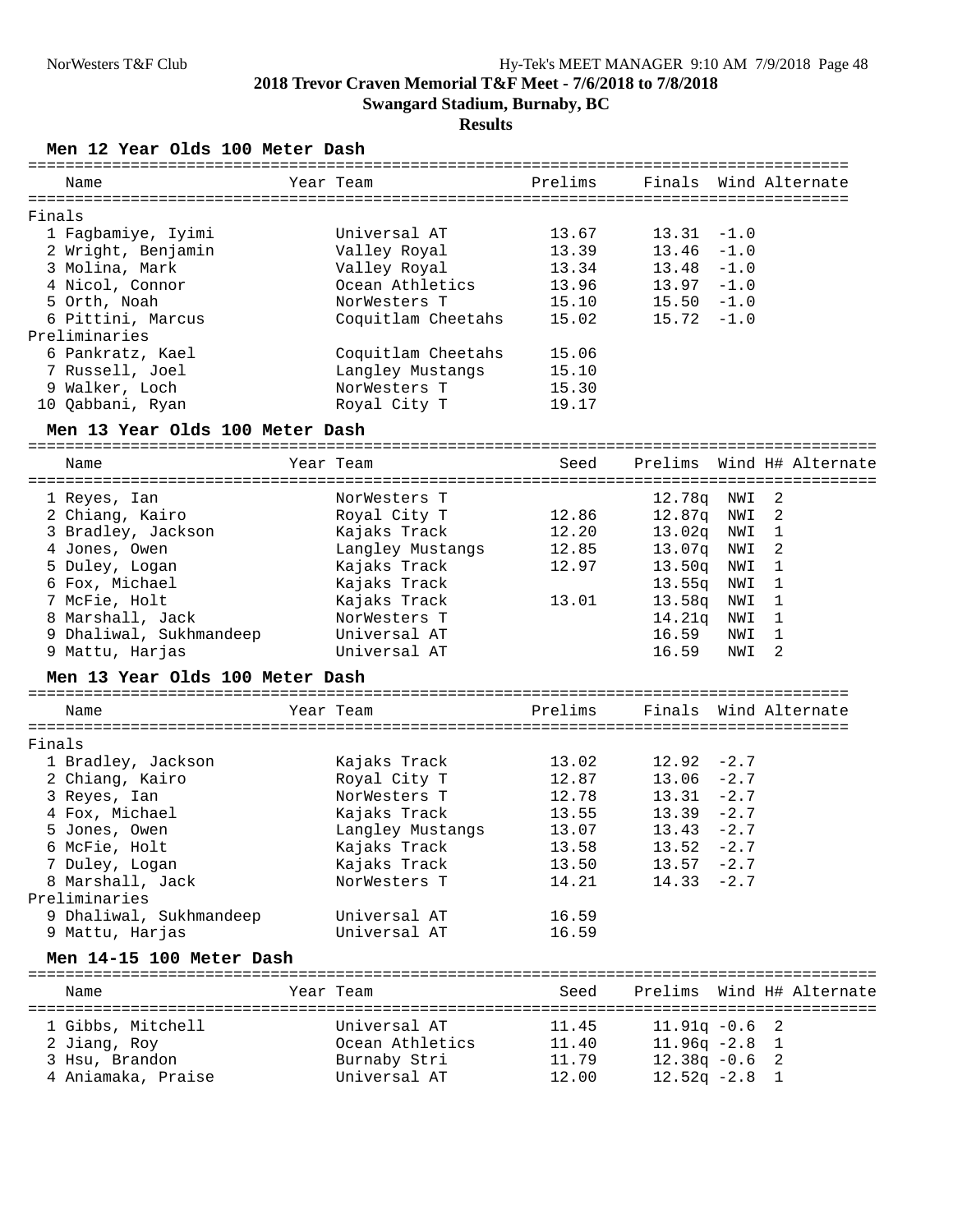# 2018 Trevor Craven Memorial T&F Meet - 7/6/2018 to 7/8/2018

**Swangard Stadium, Burnaby, BC**

**Results**

### Men 12 Year Olds 100 Meter Dash

| Name | Year | Team | Prelims | Finals | Wind | Alternate |
|---|---|---|---|---|---|---|
| **Finals** | | | | | | |
| 1 Fagbamiye, Iyimi | | Universal AT | 13.67 | 13.31 | -1.0 | |
| 2 Wright, Benjamin | | Valley Royal | 13.39 | 13.46 | -1.0 | |
| 3 Molina, Mark | | Valley Royal | 13.34 | 13.48 | -1.0 | |
| 4 Nicol, Connor | | Ocean Athletics | 13.96 | 13.97 | -1.0 | |
| 5 Orth, Noah | | NorWesters T | 15.10 | 15.50 | -1.0 | |
| 6 Pittini, Marcus | | Coquitlam Cheetahs | 15.02 | 15.72 | -1.0 | |
| **Preliminaries** | | | | | | |
| 6 Pankratz, Kael | | Coquitlam Cheetahs | 15.06 | | | |
| 7 Russell, Joel | | Langley Mustangs | 15.10 | | | |
| 9 Walker, Loch | | NorWesters T | 15.30 | | | |
| 10 Qabbani, Ryan | | Royal City T | 19.17 | | | |

### Men 13 Year Olds 100 Meter Dash

| Name | Year | Team | Seed | Prelims | Wind | H# | Alternate |
|---|---|---|---|---|---|---|---|
| 1 Reyes, Ian | | NorWesters T | | 12.78q | NWI | 2 | |
| 2 Chiang, Kairo | | Royal City T | 12.86 | 12.87q | NWI | 2 | |
| 3 Bradley, Jackson | | Kajaks Track | 12.20 | 13.02q | NWI | 1 | |
| 4 Jones, Owen | | Langley Mustangs | 12.85 | 13.07q | NWI | 2 | |
| 5 Duley, Logan | | Kajaks Track | 12.97 | 13.50q | NWI | 1 | |
| 6 Fox, Michael | | Kajaks Track | | 13.55q | NWI | 1 | |
| 7 McFie, Holt | | Kajaks Track | 13.01 | 13.58q | NWI | 1 | |
| 8 Marshall, Jack | | NorWesters T | | 14.21q | NWI | 1 | |
| 9 Dhaliwal, Sukhmandeep | | Universal AT | | 16.59 | NWI | 1 | |
| 9 Mattu, Harjas | | Universal AT | | 16.59 | NWI | 2 | |

### Men 13 Year Olds 100 Meter Dash

| Name | Year | Team | Prelims | Finals | Wind | Alternate |
|---|---|---|---|---|---|---|
| **Finals** | | | | | | |
| 1 Bradley, Jackson | | Kajaks Track | 13.02 | 12.92 | -2.7 | |
| 2 Chiang, Kairo | | Royal City T | 12.87 | 13.06 | -2.7 | |
| 3 Reyes, Ian | | NorWesters T | 12.78 | 13.31 | -2.7 | |
| 4 Fox, Michael | | Kajaks Track | 13.55 | 13.39 | -2.7 | |
| 5 Jones, Owen | | Langley Mustangs | 13.07 | 13.43 | -2.7 | |
| 6 McFie, Holt | | Kajaks Track | 13.58 | 13.52 | -2.7 | |
| 7 Duley, Logan | | Kajaks Track | 13.50 | 13.57 | -2.7 | |
| 8 Marshall, Jack | | NorWesters T | 14.21 | 14.33 | -2.7 | |
| **Preliminaries** | | | | | | |
| 9 Dhaliwal, Sukhmandeep | | Universal AT | 16.59 | | | |
| 9 Mattu, Harjas | | Universal AT | 16.59 | | | |

### Men 14-15 100 Meter Dash

| Name | Year | Team | Seed | Prelims | Wind | H# | Alternate |
|---|---|---|---|---|---|---|---|
| 1 Gibbs, Mitchell | | Universal AT | 11.45 | 11.91q | -0.6 | 2 | |
| 2 Jiang, Roy | | Ocean Athletics | 11.40 | 11.96q | -2.8 | 1 | |
| 3 Hsu, Brandon | | Burnaby Stri | 11.79 | 12.38q | -0.6 | 2 | |
| 4 Aniamaka, Praise | | Universal AT | 12.00 | 12.52q | -2.8 | 1 | |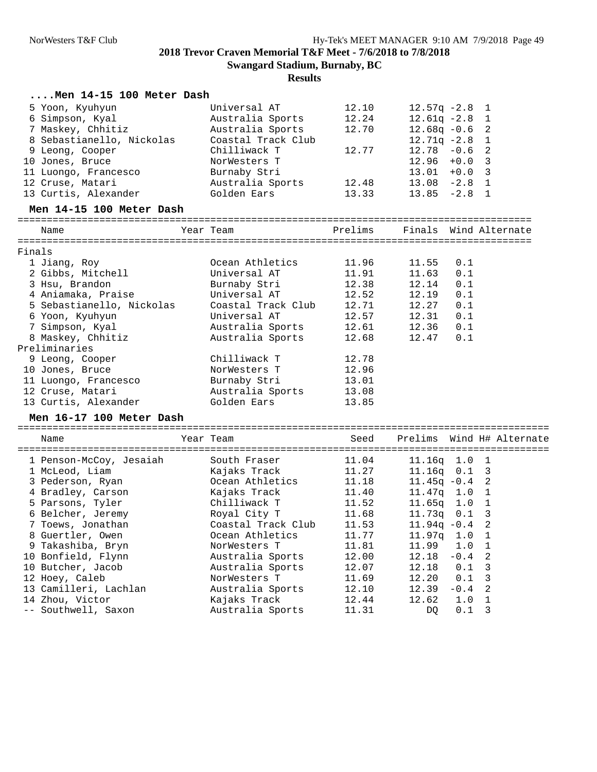**2018 Trevor Craven Memorial T&F Meet - 7/6/2018 to 7/8/2018**

**Swangard Stadium, Burnaby, BC**

**Results**

### ....Men 14-15 100 Meter Dash

| Place | Name | Team | Seed | Prelims | Wind | H# |
|---|---|---|---|---|---|---|
| 5 | Yoon, Kyuhyun | Universal AT | 12.10 | 12.57q | -2.8 | 1 |
| 6 | Simpson, Kyal | Australia Sports | 12.24 | 12.61q | -2.8 | 1 |
| 7 | Maskey, Chhitiz | Australia Sports | 12.70 | 12.68q | -0.6 | 2 |
| 8 | Sebastianello, Nickolas | Coastal Track Club | | 12.71q | -2.8 | 1 |
| 9 | Leong, Cooper | Chilliwack T | 12.77 | 12.78 | -0.6 | 2 |
| 10 | Jones, Bruce | NorWesters T | | 12.96 | +0.0 | 3 |
| 11 | Luongo, Francesco | Burnaby Stri | | 13.01 | +0.0 | 3 |
| 12 | Cruse, Matari | Australia Sports | 12.48 | 13.08 | -2.8 | 1 |
| 13 | Curtis, Alexander | Golden Ears | 13.33 | 13.85 | -2.8 | 1 |

### Men 14-15 100 Meter Dash

| Place | Name | Year | Team | Prelims | Finals | Wind | Alternate |
|---|---|---|---|---|---|---|---|
| **Finals** | | | | | | | |
| 1 | Jiang, Roy | | Ocean Athletics | 11.96 | 11.55 | 0.1 | |
| 2 | Gibbs, Mitchell | | Universal AT | 11.91 | 11.63 | 0.1 | |
| 3 | Hsu, Brandon | | Burnaby Stri | 12.38 | 12.14 | 0.1 | |
| 4 | Aniamaka, Praise | | Universal AT | 12.52 | 12.19 | 0.1 | |
| 5 | Sebastianello, Nickolas | | Coastal Track Club | 12.71 | 12.27 | 0.1 | |
| 6 | Yoon, Kyuhyun | | Universal AT | 12.57 | 12.31 | 0.1 | |
| 7 | Simpson, Kyal | | Australia Sports | 12.61 | 12.36 | 0.1 | |
| 8 | Maskey, Chhitiz | | Australia Sports | 12.68 | 12.47 | 0.1 | |
| **Preliminaries** | | | | | | | |
| 9 | Leong, Cooper | | Chilliwack T | 12.78 | | | |
| 10 | Jones, Bruce | | NorWesters T | 12.96 | | | |
| 11 | Luongo, Francesco | | Burnaby Stri | 13.01 | | | |
| 12 | Cruse, Matari | | Australia Sports | 13.08 | | | |
| 13 | Curtis, Alexander | | Golden Ears | 13.85 | | | |

### Men 16-17 100 Meter Dash

| Place | Name | Year | Team | Seed | Prelims | Wind | H# | Alternate |
|---|---|---|---|---|---|---|---|---|
| 1 | Penson-McCoy, Jesaiah | | South Fraser | 11.04 | 11.16q | 1.0 | 1 | |
| 1 | McLeod, Liam | | Kajaks Track | 11.27 | 11.16q | 0.1 | 3 | |
| 3 | Pederson, Ryan | | Ocean Athletics | 11.18 | 11.45q | -0.4 | 2 | |
| 4 | Bradley, Carson | | Kajaks Track | 11.40 | 11.47q | 1.0 | 1 | |
| 5 | Parsons, Tyler | | Chilliwack T | 11.52 | 11.65q | 1.0 | 1 | |
| 6 | Belcher, Jeremy | | Royal City T | 11.68 | 11.73q | 0.1 | 3 | |
| 7 | Toews, Jonathan | | Coastal Track Club | 11.53 | 11.94q | -0.4 | 2 | |
| 8 | Guertler, Owen | | Ocean Athletics | 11.77 | 11.97q | 1.0 | 1 | |
| 9 | Takashiba, Bryn | | NorWesters T | 11.81 | 11.99 | 1.0 | 1 | |
| 10 | Bonfield, Flynn | | Australia Sports | 12.00 | 12.18 | -0.4 | 2 | |
| 10 | Butcher, Jacob | | Australia Sports | 12.07 | 12.18 | 0.1 | 3 | |
| 12 | Hoey, Caleb | | NorWesters T | 11.69 | 12.20 | 0.1 | 3 | |
| 13 | Camilleri, Lachlan | | Australia Sports | 12.10 | 12.39 | -0.4 | 2 | |
| 14 | Zhou, Victor | | Kajaks Track | 12.44 | 12.62 | 1.0 | 1 | |
| -- | Southwell, Saxon | | Australia Sports | 11.31 | DQ | 0.1 | 3 | |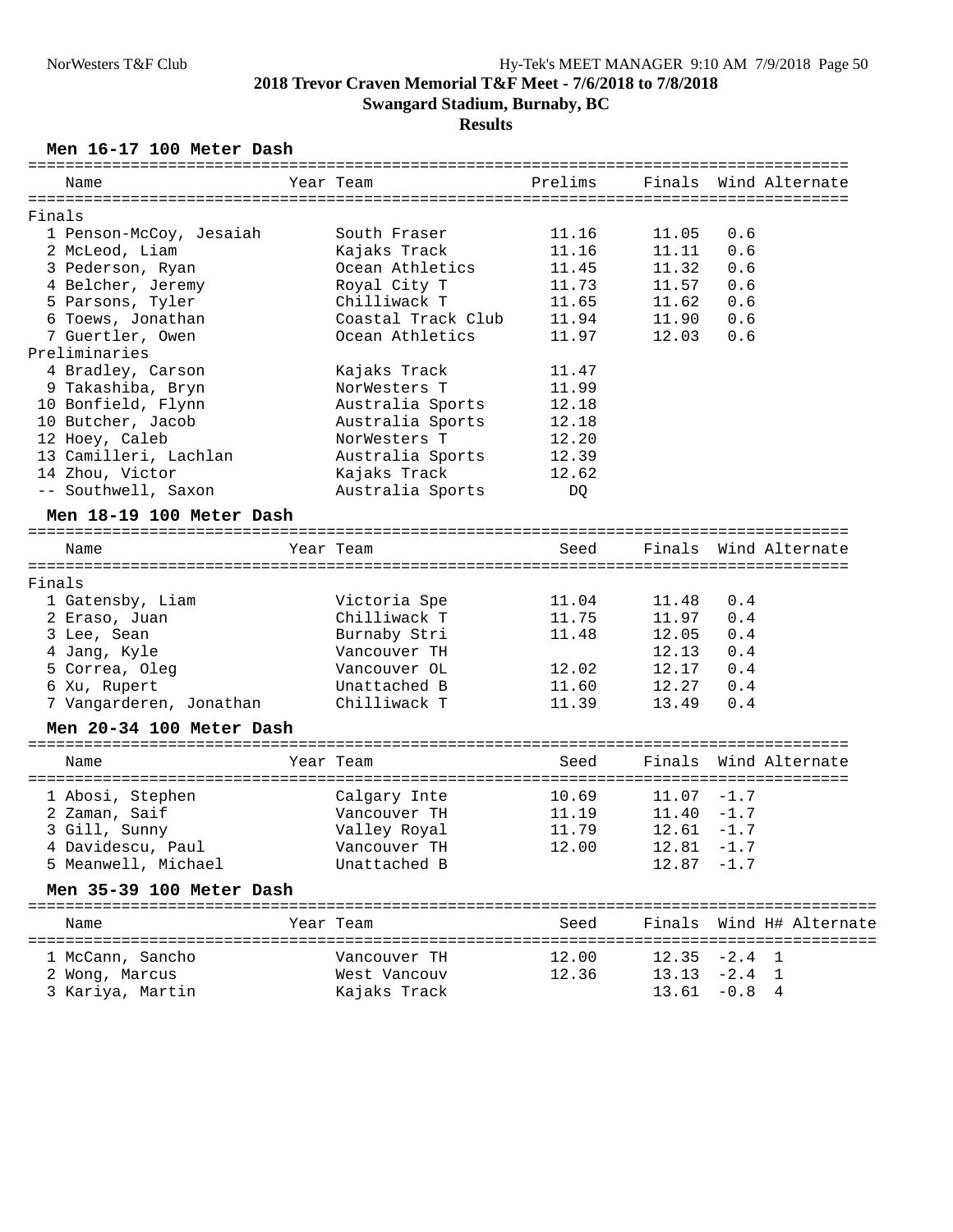**2018 Trevor Craven Memorial T&F Meet - 7/6/2018 to 7/8/2018**

**Swangard Stadium, Burnaby, BC**

**Results**

### Men 16-17 100 Meter Dash

| Name | Year | Team | Prelims | Finals | Wind | Alternate |
|---|---|---|---|---|---|---|
| **Finals** | | | | | | |
| 1 Penson-McCoy, Jesaiah | | South Fraser | 11.16 | 11.05 | 0.6 | |
| 2 McLeod, Liam | | Kajaks Track | 11.16 | 11.11 | 0.6 | |
| 3 Pederson, Ryan | | Ocean Athletics | 11.45 | 11.32 | 0.6 | |
| 4 Belcher, Jeremy | | Royal City T | 11.73 | 11.57 | 0.6 | |
| 5 Parsons, Tyler | | Chilliwack T | 11.65 | 11.62 | 0.6 | |
| 6 Toews, Jonathan | | Coastal Track Club | 11.94 | 11.90 | 0.6 | |
| 7 Guertler, Owen | | Ocean Athletics | 11.97 | 12.03 | 0.6 | |
| **Preliminaries** | | | | | | |
| 4 Bradley, Carson | | Kajaks Track | 11.47 | | | |
| 9 Takashiba, Bryn | | NorWesters T | 11.99 | | | |
| 10 Bonfield, Flynn | | Australia Sports | 12.18 | | | |
| 10 Butcher, Jacob | | Australia Sports | 12.18 | | | |
| 12 Hoey, Caleb | | NorWesters T | 12.20 | | | |
| 13 Camilleri, Lachlan | | Australia Sports | 12.39 | | | |
| 14 Zhou, Victor | | Kajaks Track | 12.62 | | | |
| -- Southwell, Saxon | | Australia Sports | DQ | | | |

### Men 18-19 100 Meter Dash

| Name | Year | Team | Seed | Finals | Wind | Alternate |
|---|---|---|---|---|---|---|
| **Finals** | | | | | | |
| 1 Gatensby, Liam | | Victoria Spe | 11.04 | 11.48 | 0.4 | |
| 2 Eraso, Juan | | Chilliwack T | 11.75 | 11.97 | 0.4 | |
| 3 Lee, Sean | | Burnaby Stri | 11.48 | 12.05 | 0.4 | |
| 4 Jang, Kyle | | Vancouver TH | | 12.13 | 0.4 | |
| 5 Correa, Oleg | | Vancouver OL | 12.02 | 12.17 | 0.4 | |
| 6 Xu, Rupert | | Unattached B | 11.60 | 12.27 | 0.4 | |
| 7 Vangarderen, Jonathan | | Chilliwack T | 11.39 | 13.49 | 0.4 | |

### Men 20-34 100 Meter Dash

| Name | Year | Team | Seed | Finals | Wind | Alternate |
|---|---|---|---|---|---|---|
| 1 Abosi, Stephen | | Calgary Inte | 10.69 | 11.07 | -1.7 | |
| 2 Zaman, Saif | | Vancouver TH | 11.19 | 11.40 | -1.7 | |
| 3 Gill, Sunny | | Valley Royal | 11.79 | 12.61 | -1.7 | |
| 4 Davidescu, Paul | | Vancouver TH | 12.00 | 12.81 | -1.7 | |
| 5 Meanwell, Michael | | Unattached B | | 12.87 | -1.7 | |

### Men 35-39 100 Meter Dash

| Name | Year | Team | Seed | Finals | Wind | H# | Alternate |
|---|---|---|---|---|---|---|---|
| 1 McCann, Sancho | | Vancouver TH | 12.00 | 12.35 | -2.4 | 1 | |
| 2 Wong, Marcus | | West Vancouv | 12.36 | 13.13 | -2.4 | 1 | |
| 3 Kariya, Martin | | Kajaks Track | | 13.61 | -0.8 | 4 | |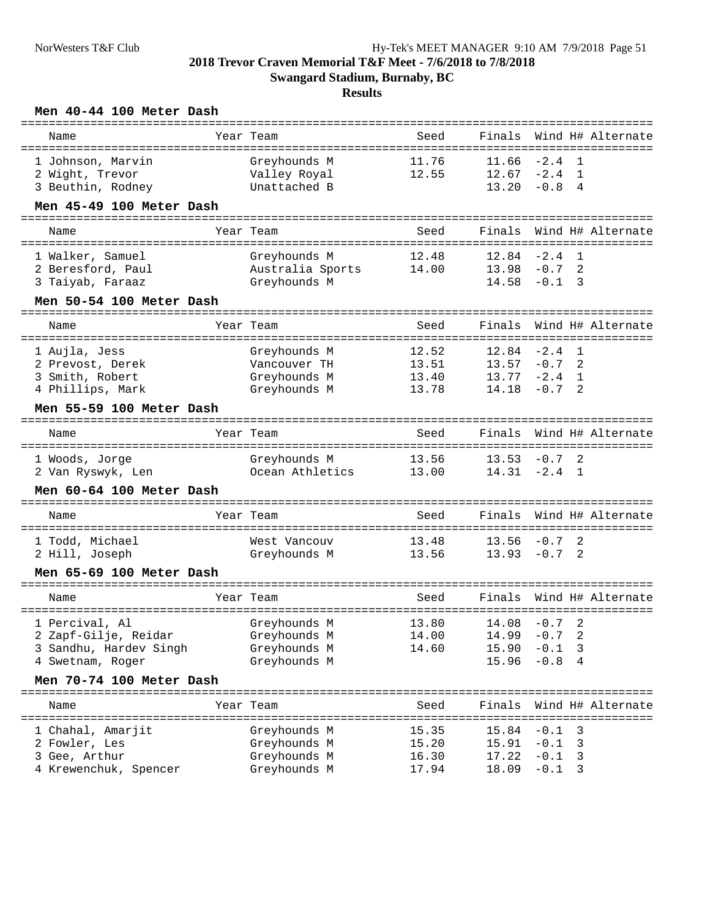**2018 Trevor Craven Memorial T&F Meet - 7/6/2018 to 7/8/2018**

**Swangard Stadium, Burnaby, BC**

**Results**

### Men 40-44 100 Meter Dash

| Name | Year | Team | Seed | Finals | Wind | H# | Alternate |
|---|---|---|---|---|---|---|---|
| 1 Johnson, Marvin | | Greyhounds M | 11.76 | 11.66 | -2.4 | 1 | |
| 2 Wight, Trevor | | Valley Royal | 12.55 | 12.67 | -2.4 | 1 | |
| 3 Beuthin, Rodney | | Unattached B | | 13.20 | -0.8 | 4 | |

### Men 45-49 100 Meter Dash

| Name | Year | Team | Seed | Finals | Wind | H# | Alternate |
|---|---|---|---|---|---|---|---|
| 1 Walker, Samuel | | Greyhounds M | 12.48 | 12.84 | -2.4 | 1 | |
| 2 Beresford, Paul | | Australia Sports | 14.00 | 13.98 | -0.7 | 2 | |
| 3 Taiyab, Faraaz | | Greyhounds M | | 14.58 | -0.1 | 3 | |

### Men 50-54 100 Meter Dash

| Name | Year | Team | Seed | Finals | Wind | H# | Alternate |
|---|---|---|---|---|---|---|---|
| 1 Aujla, Jess | | Greyhounds M | 12.52 | 12.84 | -2.4 | 1 | |
| 2 Prevost, Derek | | Vancouver TH | 13.51 | 13.57 | -0.7 | 2 | |
| 3 Smith, Robert | | Greyhounds M | 13.40 | 13.77 | -2.4 | 1 | |
| 4 Phillips, Mark | | Greyhounds M | 13.78 | 14.18 | -0.7 | 2 | |

### Men 55-59 100 Meter Dash

| Name | Year | Team | Seed | Finals | Wind | H# | Alternate |
|---|---|---|---|---|---|---|---|
| 1 Woods, Jorge | | Greyhounds M | 13.56 | 13.53 | -0.7 | 2 | |
| 2 Van Ryswyk, Len | | Ocean Athletics | 13.00 | 14.31 | -2.4 | 1 | |

### Men 60-64 100 Meter Dash

| Name | Year | Team | Seed | Finals | Wind | H# | Alternate |
|---|---|---|---|---|---|---|---|
| 1 Todd, Michael | | West Vancouv | 13.48 | 13.56 | -0.7 | 2 | |
| 2 Hill, Joseph | | Greyhounds M | 13.56 | 13.93 | -0.7 | 2 | |

### Men 65-69 100 Meter Dash

| Name | Year | Team | Seed | Finals | Wind | H# | Alternate |
|---|---|---|---|---|---|---|---|
| 1 Percival, Al | | Greyhounds M | 13.80 | 14.08 | -0.7 | 2 | |
| 2 Zapf-Gilje, Reidar | | Greyhounds M | 14.00 | 14.99 | -0.7 | 2 | |
| 3 Sandhu, Hardev Singh | | Greyhounds M | 14.60 | 15.90 | -0.1 | 3 | |
| 4 Swetnam, Roger | | Greyhounds M | | 15.96 | -0.8 | 4 | |

### Men 70-74 100 Meter Dash

| Name | Year | Team | Seed | Finals | Wind | H# | Alternate |
|---|---|---|---|---|---|---|---|
| 1 Chahal, Amarjit | | Greyhounds M | 15.35 | 15.84 | -0.1 | 3 | |
| 2 Fowler, Les | | Greyhounds M | 15.20 | 15.91 | -0.1 | 3 | |
| 3 Gee, Arthur | | Greyhounds M | 16.30 | 17.22 | -0.1 | 3 | |
| 4 Krewenchuk, Spencer | | Greyhounds M | 17.94 | 18.09 | -0.1 | 3 | |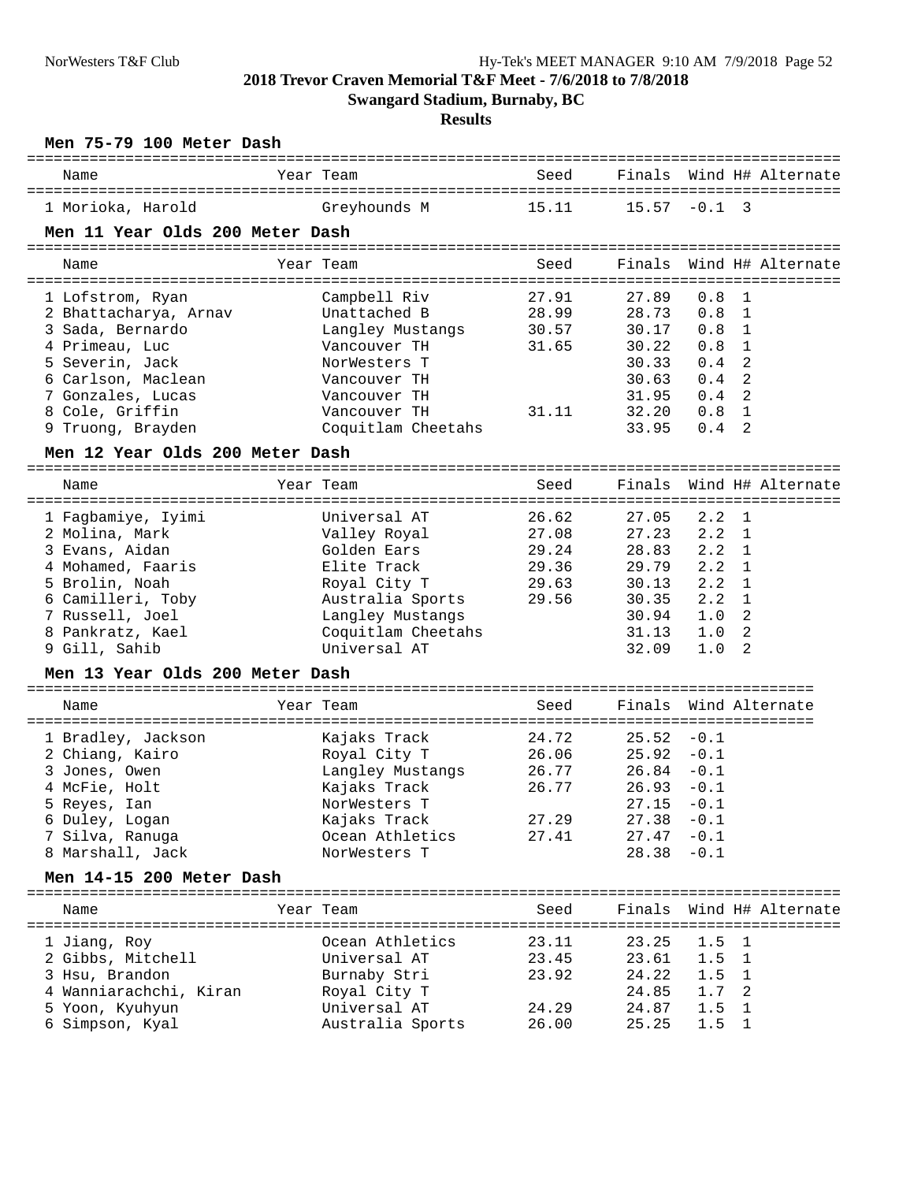## 2018 Trevor Craven Memorial T&F Meet - 7/6/2018 to 7/8/2018

**Swangard Stadium, Burnaby, BC**

**Results**

### Men 75-79 100 Meter Dash

| | Name | Year | Team | Seed | Finals | Wind | H# | Alternate |
|---|---|---|---|---|---|---|---|---|
| 1 | Morioka, Harold | | Greyhounds M | 15.11 | 15.57 | -0.1 | 3 | |

### Men 11 Year Olds 200 Meter Dash

| | Name | Year | Team | Seed | Finals | Wind | H# | Alternate |
|---|---|---|---|---|---|---|---|---|
| 1 | Lofstrom, Ryan | | Campbell Riv | 27.91 | 27.89 | 0.8 | 1 | |
| 2 | Bhattacharya, Arnav | | Unattached B | 28.99 | 28.73 | 0.8 | 1 | |
| 3 | Sada, Bernardo | | Langley Mustangs | 30.57 | 30.17 | 0.8 | 1 | |
| 4 | Primeau, Luc | | Vancouver TH | 31.65 | 30.22 | 0.8 | 1 | |
| 5 | Severin, Jack | | NorWesters T | | 30.33 | 0.4 | 2 | |
| 6 | Carlson, Maclean | | Vancouver TH | | 30.63 | 0.4 | 2 | |
| 7 | Gonzales, Lucas | | Vancouver TH | | 31.95 | 0.4 | 2 | |
| 8 | Cole, Griffin | | Vancouver TH | 31.11 | 32.20 | 0.8 | 1 | |
| 9 | Truong, Brayden | | Coquitlam Cheetahs | | 33.95 | 0.4 | 2 | |

### Men 12 Year Olds 200 Meter Dash

| | Name | Year | Team | Seed | Finals | Wind | H# | Alternate |
|---|---|---|---|---|---|---|---|---|
| 1 | Fagbamiye, Iyimi | | Universal AT | 26.62 | 27.05 | 2.2 | 1 | |
| 2 | Molina, Mark | | Valley Royal | 27.08 | 27.23 | 2.2 | 1 | |
| 3 | Evans, Aidan | | Golden Ears | 29.24 | 28.83 | 2.2 | 1 | |
| 4 | Mohamed, Faaris | | Elite Track | 29.36 | 29.79 | 2.2 | 1 | |
| 5 | Brolin, Noah | | Royal City T | 29.63 | 30.13 | 2.2 | 1 | |
| 6 | Camilleri, Toby | | Australia Sports | 29.56 | 30.35 | 2.2 | 1 | |
| 7 | Russell, Joel | | Langley Mustangs | | 30.94 | 1.0 | 2 | |
| 8 | Pankratz, Kael | | Coquitlam Cheetahs | | 31.13 | 1.0 | 2 | |
| 9 | Gill, Sahib | | Universal AT | | 32.09 | 1.0 | 2 | |

### Men 13 Year Olds 200 Meter Dash

| | Name | Year | Team | Seed | Finals | Wind | Alternate |
|---|---|---|---|---|---|---|---|
| 1 | Bradley, Jackson | | Kajaks Track | 24.72 | 25.52 | -0.1 | |
| 2 | Chiang, Kairo | | Royal City T | 26.06 | 25.92 | -0.1 | |
| 3 | Jones, Owen | | Langley Mustangs | 26.77 | 26.84 | -0.1 | |
| 4 | McFie, Holt | | Kajaks Track | 26.77 | 26.93 | -0.1 | |
| 5 | Reyes, Ian | | NorWesters T | | 27.15 | -0.1 | |
| 6 | Duley, Logan | | Kajaks Track | 27.29 | 27.38 | -0.1 | |
| 7 | Silva, Ranuga | | Ocean Athletics | 27.41 | 27.47 | -0.1 | |
| 8 | Marshall, Jack | | NorWesters T | | 28.38 | -0.1 | |

### Men 14-15 200 Meter Dash

| | Name | Year | Team | Seed | Finals | Wind | H# | Alternate |
|---|---|---|---|---|---|---|---|---|
| 1 | Jiang, Roy | | Ocean Athletics | 23.11 | 23.25 | 1.5 | 1 | |
| 2 | Gibbs, Mitchell | | Universal AT | 23.45 | 23.61 | 1.5 | 1 | |
| 3 | Hsu, Brandon | | Burnaby Stri | 23.92 | 24.22 | 1.5 | 1 | |
| 4 | Wanniarachchi, Kiran | | Royal City T | | 24.85 | 1.7 | 2 | |
| 5 | Yoon, Kyuhyun | | Universal AT | 24.29 | 24.87 | 1.5 | 1 | |
| 6 | Simpson, Kyal | | Australia Sports | 26.00 | 25.25 | 1.5 | 1 | |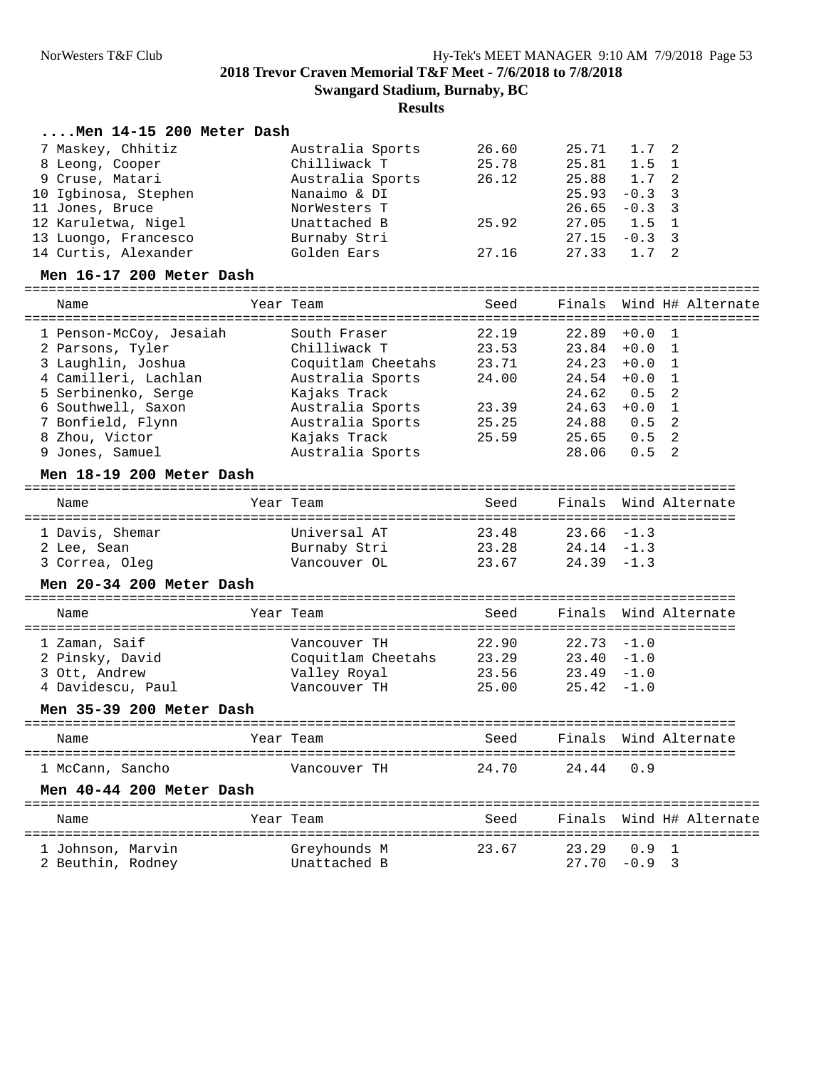**2018 Trevor Craven Memorial T&F Meet - 7/6/2018 to 7/8/2018**

**Swangard Stadium, Burnaby, BC**

**Results**

### ....Men 14-15 200 Meter Dash

| Place | Name | Year | Team | Seed | Finals | Wind | H# |
|---|---|---|---|---|---|---|---|
| 7 | Maskey, Chhitiz | | Australia Sports | 26.60 | 25.71 | 1.7 | 2 |
| 8 | Leong, Cooper | | Chilliwack T | 25.78 | 25.81 | 1.5 | 1 |
| 9 | Cruse, Matari | | Australia Sports | 26.12 | 25.88 | 1.7 | 2 |
| 10 | Igbinosa, Stephen | | Nanaimo & DI | | 25.93 | -0.3 | 3 |
| 11 | Jones, Bruce | | NorWesters T | | 26.65 | -0.3 | 3 |
| 12 | Karuletwa, Nigel | | Unattached B | 25.92 | 27.05 | 1.5 | 1 |
| 13 | Luongo, Francesco | | Burnaby Stri | | 27.15 | -0.3 | 3 |
| 14 | Curtis, Alexander | | Golden Ears | 27.16 | 27.33 | 1.7 | 2 |

### Men 16-17 200 Meter Dash

| Place | Name | Year | Team | Seed | Finals | Wind | H# | Alternate |
|---|---|---|---|---|---|---|---|---|
| 1 | Penson-McCoy, Jesaiah | | South Fraser | 22.19 | 22.89 | +0.0 | 1 | |
| 2 | Parsons, Tyler | | Chilliwack T | 23.53 | 23.84 | +0.0 | 1 | |
| 3 | Laughlin, Joshua | | Coquitlam Cheetahs | 23.71 | 24.23 | +0.0 | 1 | |
| 4 | Camilleri, Lachlan | | Australia Sports | 24.00 | 24.54 | +0.0 | 1 | |
| 5 | Serbinenko, Serge | | Kajaks Track | | 24.62 | 0.5 | 2 | |
| 6 | Southwell, Saxon | | Australia Sports | 23.39 | 24.63 | +0.0 | 1 | |
| 7 | Bonfield, Flynn | | Australia Sports | 25.25 | 24.88 | 0.5 | 2 | |
| 8 | Zhou, Victor | | Kajaks Track | 25.59 | 25.65 | 0.5 | 2 | |
| 9 | Jones, Samuel | | Australia Sports | | 28.06 | 0.5 | 2 | |

### Men 18-19 200 Meter Dash

| Place | Name | Year | Team | Seed | Finals | Wind | Alternate |
|---|---|---|---|---|---|---|---|
| 1 | Davis, Shemar | | Universal AT | 23.48 | 23.66 | -1.3 | |
| 2 | Lee, Sean | | Burnaby Stri | 23.28 | 24.14 | -1.3 | |
| 3 | Correa, Oleg | | Vancouver OL | 23.67 | 24.39 | -1.3 | |

### Men 20-34 200 Meter Dash

| Place | Name | Year | Team | Seed | Finals | Wind | Alternate |
|---|---|---|---|---|---|---|---|
| 1 | Zaman, Saif | | Vancouver TH | 22.90 | 22.73 | -1.0 | |
| 2 | Pinsky, David | | Coquitlam Cheetahs | 23.29 | 23.40 | -1.0 | |
| 3 | Ott, Andrew | | Valley Royal | 23.56 | 23.49 | -1.0 | |
| 4 | Davidescu, Paul | | Vancouver TH | 25.00 | 25.42 | -1.0 | |

### Men 35-39 200 Meter Dash

| Place | Name | Year | Team | Seed | Finals | Wind | Alternate |
|---|---|---|---|---|---|---|---|
| 1 | McCann, Sancho | | Vancouver TH | 24.70 | 24.44 | 0.9 | |

### Men 40-44 200 Meter Dash

| Place | Name | Year | Team | Seed | Finals | Wind | H# | Alternate |
|---|---|---|---|---|---|---|---|---|
| 1 | Johnson, Marvin | | Greyhounds M | 23.67 | 23.29 | 0.9 | 1 | |
| 2 | Beuthin, Rodney | | Unattached B | | 27.70 | -0.9 | 3 | |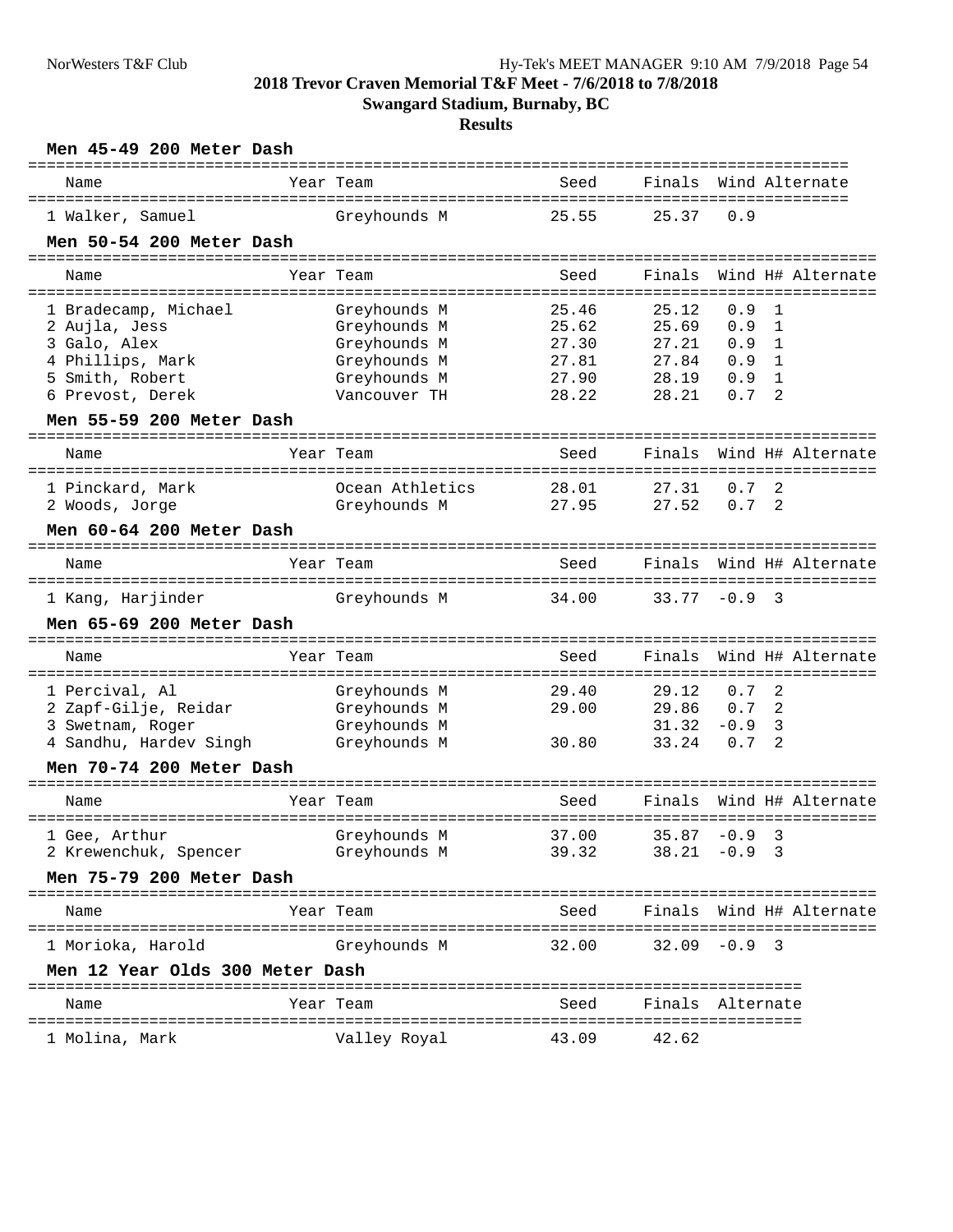**2018 Trevor Craven Memorial T&F Meet - 7/6/2018 to 7/8/2018**

**Swangard Stadium, Burnaby, BC**

**Results**

### Men 45-49 200 Meter Dash

| Name | Year | Team | Seed | Finals | Wind | Alternate |
|---|---|---|---|---|---|---|
| 1 Walker, Samuel | | Greyhounds M | 25.55 | 25.37 | 0.9 | |

### Men 50-54 200 Meter Dash

| Name | Year | Team | Seed | Finals | Wind | H# | Alternate |
|---|---|---|---|---|---|---|---|
| 1 Bradecamp, Michael | | Greyhounds M | 25.46 | 25.12 | 0.9 | 1 | |
| 2 Aujla, Jess | | Greyhounds M | 25.62 | 25.69 | 0.9 | 1 | |
| 3 Galo, Alex | | Greyhounds M | 27.30 | 27.21 | 0.9 | 1 | |
| 4 Phillips, Mark | | Greyhounds M | 27.81 | 27.84 | 0.9 | 1 | |
| 5 Smith, Robert | | Greyhounds M | 27.90 | 28.19 | 0.9 | 1 | |
| 6 Prevost, Derek | | Vancouver TH | 28.22 | 28.21 | 0.7 | 2 | |

### Men 55-59 200 Meter Dash

| Name | Year | Team | Seed | Finals | Wind | H# | Alternate |
|---|---|---|---|---|---|---|---|
| 1 Pinckard, Mark | | Ocean Athletics | 28.01 | 27.31 | 0.7 | 2 | |
| 2 Woods, Jorge | | Greyhounds M | 27.95 | 27.52 | 0.7 | 2 | |

### Men 60-64 200 Meter Dash

| Name | Year | Team | Seed | Finals | Wind | H# | Alternate |
|---|---|---|---|---|---|---|---|
| 1 Kang, Harjinder | | Greyhounds M | 34.00 | 33.77 | -0.9 | 3 | |

### Men 65-69 200 Meter Dash

| Name | Year | Team | Seed | Finals | Wind | H# | Alternate |
|---|---|---|---|---|---|---|---|
| 1 Percival, Al | | Greyhounds M | 29.40 | 29.12 | 0.7 | 2 | |
| 2 Zapf-Gilje, Reidar | | Greyhounds M | 29.00 | 29.86 | 0.7 | 2 | |
| 3 Swetnam, Roger | | Greyhounds M | | 31.32 | -0.9 | 3 | |
| 4 Sandhu, Hardev Singh | | Greyhounds M | 30.80 | 33.24 | 0.7 | 2 | |

### Men 70-74 200 Meter Dash

| Name | Year | Team | Seed | Finals | Wind | H# | Alternate |
|---|---|---|---|---|---|---|---|
| 1 Gee, Arthur | | Greyhounds M | 37.00 | 35.87 | -0.9 | 3 | |
| 2 Krewenchuk, Spencer | | Greyhounds M | 39.32 | 38.21 | -0.9 | 3 | |

### Men 75-79 200 Meter Dash

| Name | Year | Team | Seed | Finals | Wind | H# | Alternate |
|---|---|---|---|---|---|---|---|
| 1 Morioka, Harold | | Greyhounds M | 32.00 | 32.09 | -0.9 | 3 | |

### Men 12 Year Olds 300 Meter Dash

| Name | Year | Team | Seed | Finals | Alternate |
|---|---|---|---|---|---|
| 1 Molina, Mark | | Valley Royal | 43.09 | 42.62 | |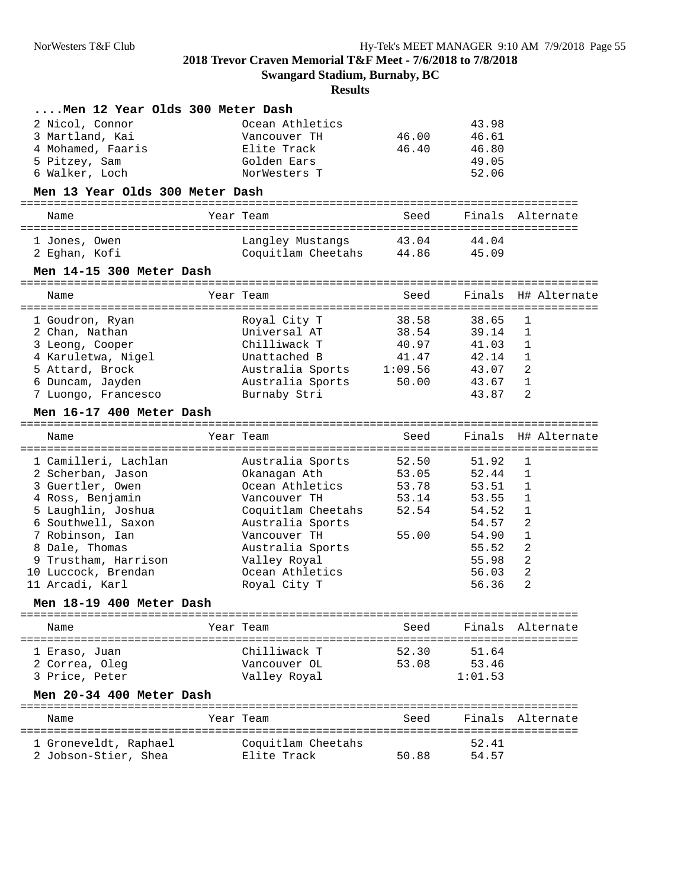# 2018 Trevor Craven Memorial T&F Meet - 7/6/2018 to 7/8/2018

## Swangard Stadium, Burnaby, BC

## Results

### ....Men 12 Year Olds 300 Meter Dash

| Name | Year | Team | Seed | Finals | Alternate |
|---|---|---|---|---|---|
| 2 Nicol, Connor | | Ocean Athletics | | 43.98 | |
| 3 Martland, Kai | | Vancouver TH | 46.00 | 46.61 | |
| 4 Mohamed, Faaris | | Elite Track | 46.40 | 46.80 | |
| 5 Pitzey, Sam | | Golden Ears | | 49.05 | |
| 6 Walker, Loch | | NorWesters T | | 52.06 | |

### Men 13 Year Olds 300 Meter Dash

| Name | Year | Team | Seed | Finals | Alternate |
|---|---|---|---|---|---|
| 1 Jones, Owen | | Langley Mustangs | 43.04 | 44.04 | |
| 2 Eghan, Kofi | | Coquitlam Cheetahs | 44.86 | 45.09 | |

### Men 14-15 300 Meter Dash

| Name | Year | Team | Seed | Finals | H# | Alternate |
|---|---|---|---|---|---|---|
| 1 Goudron, Ryan | | Royal City T | 38.58 | 38.65 | 1 | |
| 2 Chan, Nathan | | Universal AT | 38.54 | 39.14 | 1 | |
| 3 Leong, Cooper | | Chilliwack T | 40.97 | 41.03 | 1 | |
| 4 Karuletwa, Nigel | | Unattached B | 41.47 | 42.14 | 1 | |
| 5 Attard, Brock | | Australia Sports | 1:09.56 | 43.07 | 2 | |
| 6 Duncam, Jayden | | Australia Sports | 50.00 | 43.67 | 1 | |
| 7 Luongo, Francesco | | Burnaby Stri | | 43.87 | 2 | |

### Men 16-17 400 Meter Dash

| Name | Year | Team | Seed | Finals | H# | Alternate |
|---|---|---|---|---|---|---|
| 1 Camilleri, Lachlan | | Australia Sports | 52.50 | 51.92 | 1 | |
| 2 Scherban, Jason | | Okanagan Ath | 53.05 | 52.44 | 1 | |
| 3 Guertler, Owen | | Ocean Athletics | 53.78 | 53.51 | 1 | |
| 4 Ross, Benjamin | | Vancouver TH | 53.14 | 53.55 | 1 | |
| 5 Laughlin, Joshua | | Coquitlam Cheetahs | 52.54 | 54.52 | 1 | |
| 6 Southwell, Saxon | | Australia Sports | | 54.57 | 2 | |
| 7 Robinson, Ian | | Vancouver TH | 55.00 | 54.90 | 1 | |
| 8 Dale, Thomas | | Australia Sports | | 55.52 | 2 | |
| 9 Trustham, Harrison | | Valley Royal | | 55.98 | 2 | |
| 10 Luccock, Brendan | | Ocean Athletics | | 56.03 | 2 | |
| 11 Arcadi, Karl | | Royal City T | | 56.36 | 2 | |

### Men 18-19 400 Meter Dash

| Name | Year | Team | Seed | Finals | Alternate |
|---|---|---|---|---|---|
| 1 Eraso, Juan | | Chilliwack T | 52.30 | 51.64 | |
| 2 Correa, Oleg | | Vancouver OL | 53.08 | 53.46 | |
| 3 Price, Peter | | Valley Royal | | 1:01.53 | |

### Men 20-34 400 Meter Dash

| Name | Year | Team | Seed | Finals | Alternate |
|---|---|---|---|---|---|
| 1 Groneveldt, Raphael | | Coquitlam Cheetahs | | 52.41 | |
| 2 Jobson-Stier, Shea | | Elite Track | 50.88 | 54.57 | |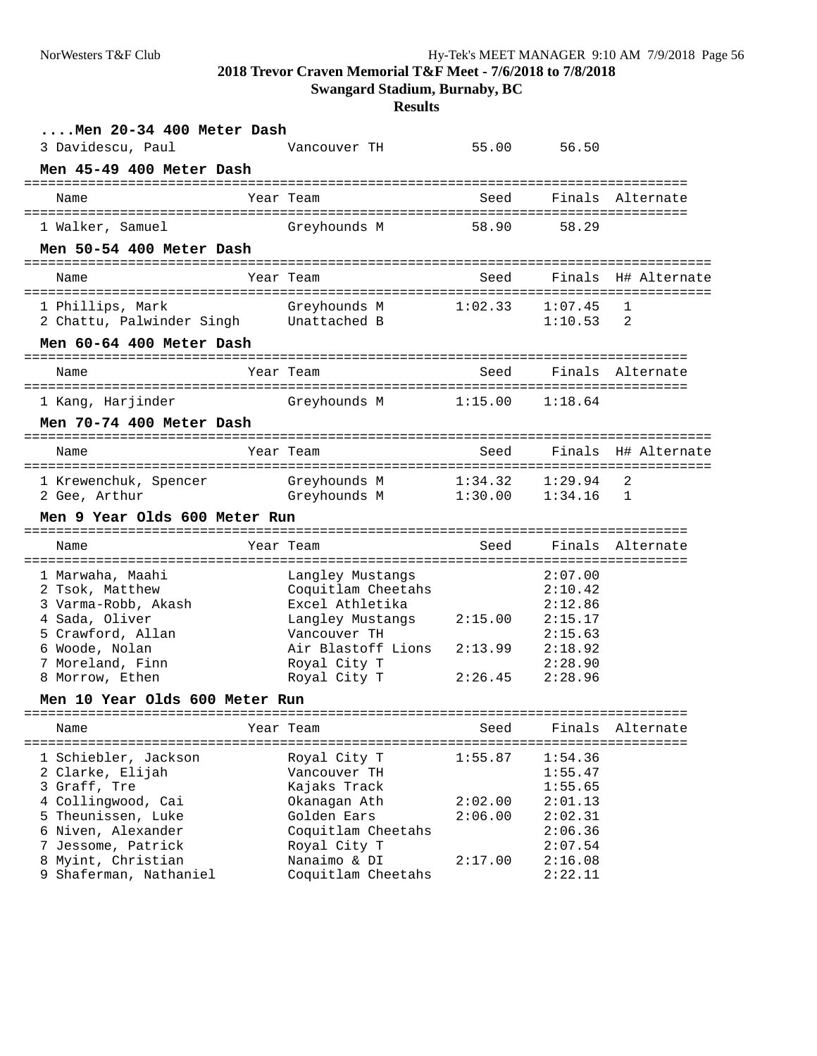**2018 Trevor Craven Memorial T&F Meet - 7/6/2018 to 7/8/2018**

**Swangard Stadium, Burnaby, BC**

**Results**

### ....Men 20-34 400 Meter Dash

| Place | Name | Year | Team | Seed | Finals | Alternate |
|---|---|---|---|---|---|---|
| 3 | Davidescu, Paul | | Vancouver TH | 55.00 | 56.50 | |

### Men 45-49 400 Meter Dash

| Place | Name | Year | Team | Seed | Finals | Alternate |
|---|---|---|---|---|---|---|
| 1 | Walker, Samuel | | Greyhounds M | 58.90 | 58.29 | |

### Men 50-54 400 Meter Dash

| Place | Name | Year | Team | Seed | Finals | H# | Alternate |
|---|---|---|---|---|---|---|---|
| 1 | Phillips, Mark | | Greyhounds M | 1:02.33 | 1:07.45 | 1 | |
| 2 | Chattu, Palwinder Singh | | Unattached B | | 1:10.53 | 2 | |

### Men 60-64 400 Meter Dash

| Place | Name | Year | Team | Seed | Finals | Alternate |
|---|---|---|---|---|---|---|
| 1 | Kang, Harjinder | | Greyhounds M | 1:15.00 | 1:18.64 | |

### Men 70-74 400 Meter Dash

| Place | Name | Year | Team | Seed | Finals | H# | Alternate |
|---|---|---|---|---|---|---|---|
| 1 | Krewenchuk, Spencer | | Greyhounds M | 1:34.32 | 1:29.94 | 2 | |
| 2 | Gee, Arthur | | Greyhounds M | 1:30.00 | 1:34.16 | 1 | |

### Men 9 Year Olds 600 Meter Run

| Place | Name | Year | Team | Seed | Finals | Alternate |
|---|---|---|---|---|---|---|
| 1 | Marwaha, Maahi | | Langley Mustangs | | 2:07.00 | |
| 2 | Tsok, Matthew | | Coquitlam Cheetahs | | 2:10.42 | |
| 3 | Varma-Robb, Akash | | Excel Athletika | | 2:12.86 | |
| 4 | Sada, Oliver | | Langley Mustangs | 2:15.00 | 2:15.17 | |
| 5 | Crawford, Allan | | Vancouver TH | | 2:15.63 | |
| 6 | Woode, Nolan | | Air Blastoff Lions | 2:13.99 | 2:18.92 | |
| 7 | Moreland, Finn | | Royal City T | | 2:28.90 | |
| 8 | Morrow, Ethen | | Royal City T | 2:26.45 | 2:28.96 | |

### Men 10 Year Olds 600 Meter Run

| Place | Name | Year | Team | Seed | Finals | Alternate |
|---|---|---|---|---|---|---|
| 1 | Schiebler, Jackson | | Royal City T | 1:55.87 | 1:54.36 | |
| 2 | Clarke, Elijah | | Vancouver TH | | 1:55.47 | |
| 3 | Graff, Tre | | Kajaks Track | | 1:55.65 | |
| 4 | Collingwood, Cai | | Okanagan Ath | 2:02.00 | 2:01.13 | |
| 5 | Theunissen, Luke | | Golden Ears | 2:06.00 | 2:02.31 | |
| 6 | Niven, Alexander | | Coquitlam Cheetahs | | 2:06.36 | |
| 7 | Jessome, Patrick | | Royal City T | | 2:07.54 | |
| 8 | Myint, Christian | | Nanaimo & DI | 2:17.00 | 2:16.08 | |
| 9 | Shaferman, Nathaniel | | Coquitlam Cheetahs | | 2:22.11 | |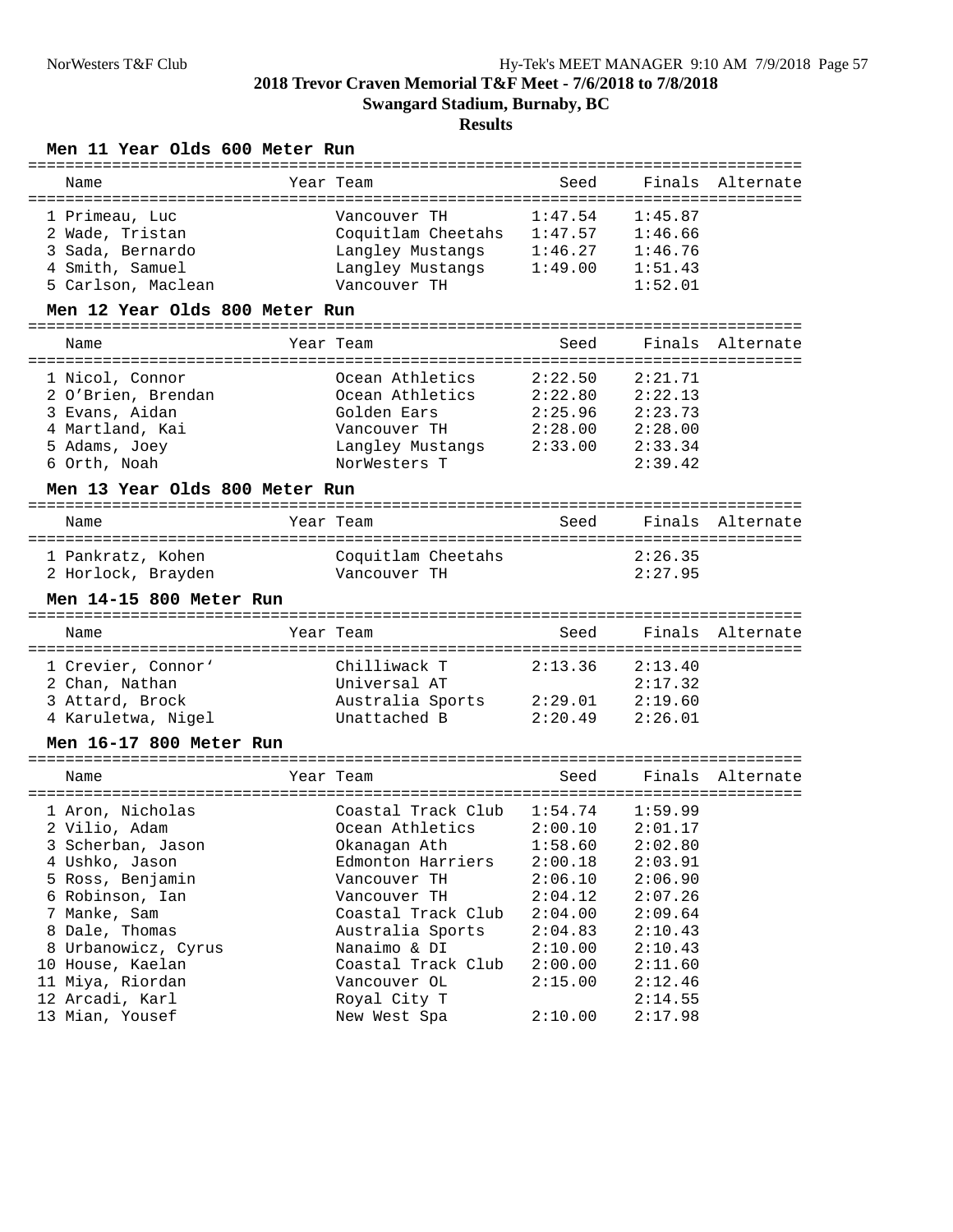## 2018 Trevor Craven Memorial T&F Meet - 7/6/2018 to 7/8/2018

**Swangard Stadium, Burnaby, BC**

**Results**

### Men 11 Year Olds 600 Meter Run

| Name | Year | Team | Seed | Finals | Alternate |
|---|---|---|---|---|---|
| 1 Primeau, Luc | | Vancouver TH | 1:47.54 | 1:45.87 | |
| 2 Wade, Tristan | | Coquitlam Cheetahs | 1:47.57 | 1:46.66 | |
| 3 Sada, Bernardo | | Langley Mustangs | 1:46.27 | 1:46.76 | |
| 4 Smith, Samuel | | Langley Mustangs | 1:49.00 | 1:51.43 | |
| 5 Carlson, Maclean | | Vancouver TH | | 1:52.01 | |

### Men 12 Year Olds 800 Meter Run

| Name | Year | Team | Seed | Finals | Alternate |
|---|---|---|---|---|---|
| 1 Nicol, Connor | | Ocean Athletics | 2:22.50 | 2:21.71 | |
| 2 O'Brien, Brendan | | Ocean Athletics | 2:22.80 | 2:22.13 | |
| 3 Evans, Aidan | | Golden Ears | 2:25.96 | 2:23.73 | |
| 4 Martland, Kai | | Vancouver TH | 2:28.00 | 2:28.00 | |
| 5 Adams, Joey | | Langley Mustangs | 2:33.00 | 2:33.34 | |
| 6 Orth, Noah | | NorWesters T | | 2:39.42 | |

### Men 13 Year Olds 800 Meter Run

| Name | Year | Team | Seed | Finals | Alternate |
|---|---|---|---|---|---|
| 1 Pankratz, Kohen | | Coquitlam Cheetahs | | 2:26.35 | |
| 2 Horlock, Brayden | | Vancouver TH | | 2:27.95 | |

### Men 14-15 800 Meter Run

| Name | Year | Team | Seed | Finals | Alternate |
|---|---|---|---|---|---|
| 1 Crevier, Connor' | | Chilliwack T | 2:13.36 | 2:13.40 | |
| 2 Chan, Nathan | | Universal AT | | 2:17.32 | |
| 3 Attard, Brock | | Australia Sports | 2:29.01 | 2:19.60 | |
| 4 Karuletwa, Nigel | | Unattached B | 2:20.49 | 2:26.01 | |

### Men 16-17 800 Meter Run

| Name | Year | Team | Seed | Finals | Alternate |
|---|---|---|---|---|---|
| 1 Aron, Nicholas | | Coastal Track Club | 1:54.74 | 1:59.99 | |
| 2 Vilio, Adam | | Ocean Athletics | 2:00.10 | 2:01.17 | |
| 3 Scherban, Jason | | Okanagan Ath | 1:58.60 | 2:02.80 | |
| 4 Ushko, Jason | | Edmonton Harriers | 2:00.18 | 2:03.91 | |
| 5 Ross, Benjamin | | Vancouver TH | 2:06.10 | 2:06.90 | |
| 6 Robinson, Ian | | Vancouver TH | 2:04.12 | 2:07.26 | |
| 7 Manke, Sam | | Coastal Track Club | 2:04.00 | 2:09.64 | |
| 8 Dale, Thomas | | Australia Sports | 2:04.83 | 2:10.43 | |
| 8 Urbanowicz, Cyrus | | Nanaimo & DI | 2:10.00 | 2:10.43 | |
| 10 House, Kaelan | | Coastal Track Club | 2:00.00 | 2:11.60 | |
| 11 Miya, Riordan | | Vancouver OL | 2:15.00 | 2:12.46 | |
| 12 Arcadi, Karl | | Royal City T | | 2:14.55 | |
| 13 Mian, Yousef | | New West Spa | 2:10.00 | 2:17.98 | |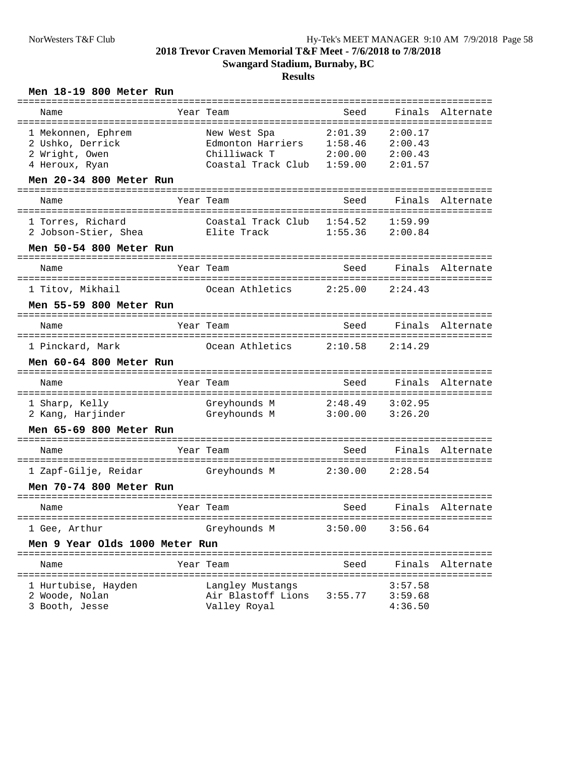# 2018 Trevor Craven Memorial T&F Meet - 7/6/2018 to 7/8/2018

## Swangard Stadium, Burnaby, BC

### Results

**Men 18-19 800 Meter Run**

| Name | Year | Team | Seed | Finals | Alternate |
|---|---|---|---|---|---|
| 1 Mekonnen, Ephrem | | New West Spa | 2:01.39 | 2:00.17 | |
| 2 Ushko, Derrick | | Edmonton Harriers | 1:58.46 | 2:00.43 | |
| 2 Wright, Owen | | Chilliwack T | 2:00.00 | 2:00.43 | |
| 4 Heroux, Ryan | | Coastal Track Club | 1:59.00 | 2:01.57 | |

**Men 20-34 800 Meter Run**

| Name | Year | Team | Seed | Finals | Alternate |
|---|---|---|---|---|---|
| 1 Torres, Richard | | Coastal Track Club | 1:54.52 | 1:59.99 | |
| 2 Jobson-Stier, Shea | | Elite Track | 1:55.36 | 2:00.84 | |

**Men 50-54 800 Meter Run**

| Name | Year | Team | Seed | Finals | Alternate |
|---|---|---|---|---|---|
| 1 Titov, Mikhail | | Ocean Athletics | 2:25.00 | 2:24.43 | |

**Men 55-59 800 Meter Run**

| Name | Year | Team | Seed | Finals | Alternate |
|---|---|---|---|---|---|
| 1 Pinckard, Mark | | Ocean Athletics | 2:10.58 | 2:14.29 | |

**Men 60-64 800 Meter Run**

| Name | Year | Team | Seed | Finals | Alternate |
|---|---|---|---|---|---|
| 1 Sharp, Kelly | | Greyhounds M | 2:48.49 | 3:02.95 | |
| 2 Kang, Harjinder | | Greyhounds M | 3:00.00 | 3:26.20 | |

**Men 65-69 800 Meter Run**

| Name | Year | Team | Seed | Finals | Alternate |
|---|---|---|---|---|---|
| 1 Zapf-Gilje, Reidar | | Greyhounds M | 2:30.00 | 2:28.54 | |

**Men 70-74 800 Meter Run**

| Name | Year | Team | Seed | Finals | Alternate |
|---|---|---|---|---|---|
| 1 Gee, Arthur | | Greyhounds M | 3:50.00 | 3:56.64 | |

**Men 9 Year Olds 1000 Meter Run**

| Name | Year | Team | Seed | Finals | Alternate |
|---|---|---|---|---|---|
| 1 Hurtubise, Hayden | | Langley Mustangs | | 3:57.58 | |
| 2 Woode, Nolan | | Air Blastoff Lions | 3:55.77 | 3:59.68 | |
| 3 Booth, Jesse | | Valley Royal | | 4:36.50 | |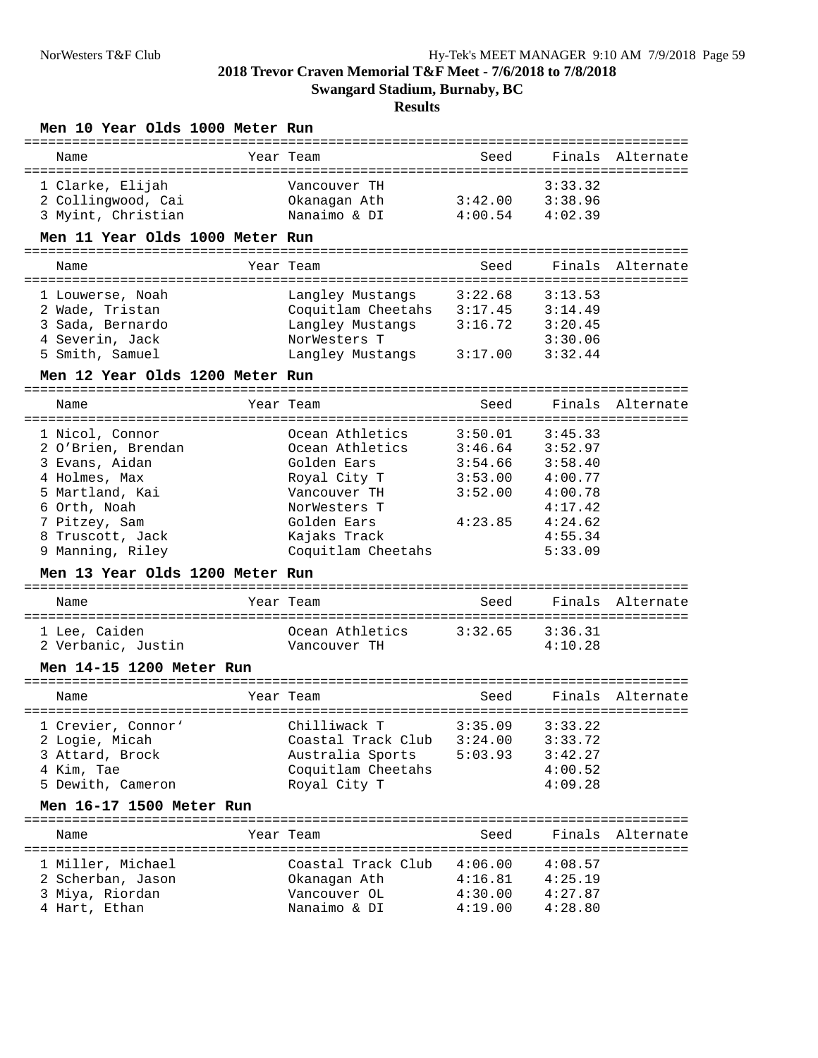## 2018 Trevor Craven Memorial T&F Meet - 7/6/2018 to 7/8/2018

### Swangard Stadium, Burnaby, BC

### Results

#### Men 10 Year Olds 1000 Meter Run

| Name | Year | Team | Seed | Finals | Alternate |
|---|---|---|---|---|---|
| 1 Clarke, Elijah | | Vancouver TH | | 3:33.32 | |
| 2 Collingwood, Cai | | Okanagan Ath | 3:42.00 | 3:38.96 | |
| 3 Myint, Christian | | Nanaimo & DI | 4:00.54 | 4:02.39 | |

#### Men 11 Year Olds 1000 Meter Run

| Name | Year | Team | Seed | Finals | Alternate |
|---|---|---|---|---|---|
| 1 Louwerse, Noah | | Langley Mustangs | 3:22.68 | 3:13.53 | |
| 2 Wade, Tristan | | Coquitlam Cheetahs | 3:17.45 | 3:14.49 | |
| 3 Sada, Bernardo | | Langley Mustangs | 3:16.72 | 3:20.45 | |
| 4 Severin, Jack | | NorWesters T | | 3:30.06 | |
| 5 Smith, Samuel | | Langley Mustangs | 3:17.00 | 3:32.44 | |

#### Men 12 Year Olds 1200 Meter Run

| Name | Year | Team | Seed | Finals | Alternate |
|---|---|---|---|---|---|
| 1 Nicol, Connor | | Ocean Athletics | 3:50.01 | 3:45.33 | |
| 2 O'Brien, Brendan | | Ocean Athletics | 3:46.64 | 3:52.97 | |
| 3 Evans, Aidan | | Golden Ears | 3:54.66 | 3:58.40 | |
| 4 Holmes, Max | | Royal City T | 3:53.00 | 4:00.77 | |
| 5 Martland, Kai | | Vancouver TH | 3:52.00 | 4:00.78 | |
| 6 Orth, Noah | | NorWesters T | | 4:17.42 | |
| 7 Pitzey, Sam | | Golden Ears | 4:23.85 | 4:24.62 | |
| 8 Truscott, Jack | | Kajaks Track | | 4:55.34 | |
| 9 Manning, Riley | | Coquitlam Cheetahs | | 5:33.09 | |

#### Men 13 Year Olds 1200 Meter Run

| Name | Year | Team | Seed | Finals | Alternate |
|---|---|---|---|---|---|
| 1 Lee, Caiden | | Ocean Athletics | 3:32.65 | 3:36.31 | |
| 2 Verbanic, Justin | | Vancouver TH | | 4:10.28 | |

#### Men 14-15 1200 Meter Run

| Name | Year | Team | Seed | Finals | Alternate |
|---|---|---|---|---|---|
| 1 Crevier, Connor' | | Chilliwack T | 3:35.09 | 3:33.22 | |
| 2 Logie, Micah | | Coastal Track Club | 3:24.00 | 3:33.72 | |
| 3 Attard, Brock | | Australia Sports | 5:03.93 | 3:42.27 | |
| 4 Kim, Tae | | Coquitlam Cheetahs | | 4:00.52 | |
| 5 Dewith, Cameron | | Royal City T | | 4:09.28 | |

#### Men 16-17 1500 Meter Run

| Name | Year | Team | Seed | Finals | Alternate |
|---|---|---|---|---|---|
| 1 Miller, Michael | | Coastal Track Club | 4:06.00 | 4:08.57 | |
| 2 Scherban, Jason | | Okanagan Ath | 4:16.81 | 4:25.19 | |
| 3 Miya, Riordan | | Vancouver OL | 4:30.00 | 4:27.87 | |
| 4 Hart, Ethan | | Nanaimo & DI | 4:19.00 | 4:28.80 | |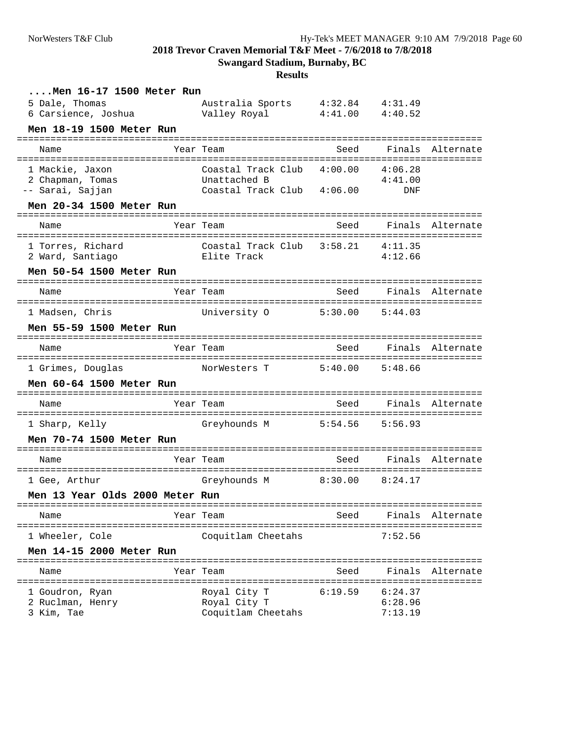## 2018 Trevor Craven Memorial T&F Meet - 7/6/2018 to 7/8/2018

**Swangard Stadium, Burnaby, BC**

**Results**

### ....Men 16-17 1500 Meter Run

| Name | Year | Team | Seed | Finals | Alternate |
|---|---|---|---|---|---|
| 5 Dale, Thomas | | Australia Sports | 4:32.84 | 4:31.49 | |
| 6 Carsience, Joshua | | Valley Royal | 4:41.00 | 4:40.52 | |

### Men 18-19 1500 Meter Run

| Name | Year | Team | Seed | Finals | Alternate |
|---|---|---|---|---|---|
| 1 Mackie, Jaxon | | Coastal Track Club | 4:00.00 | 4:06.28 | |
| 2 Chapman, Tomas | | Unattached B | | 4:41.00 | |
| -- Sarai, Sajjan | | Coastal Track Club | 4:06.00 | DNF | |

### Men 20-34 1500 Meter Run

| Name | Year | Team | Seed | Finals | Alternate |
|---|---|---|---|---|---|
| 1 Torres, Richard | | Coastal Track Club | 3:58.21 | 4:11.35 | |
| 2 Ward, Santiago | | Elite Track | | 4:12.66 | |

### Men 50-54 1500 Meter Run

| Name | Year | Team | Seed | Finals | Alternate |
|---|---|---|---|---|---|
| 1 Madsen, Chris | | University O | 5:30.00 | 5:44.03 | |

### Men 55-59 1500 Meter Run

| Name | Year | Team | Seed | Finals | Alternate |
|---|---|---|---|---|---|
| 1 Grimes, Douglas | | NorWesters T | 5:40.00 | 5:48.66 | |

### Men 60-64 1500 Meter Run

| Name | Year | Team | Seed | Finals | Alternate |
|---|---|---|---|---|---|
| 1 Sharp, Kelly | | Greyhounds M | 5:54.56 | 5:56.93 | |

### Men 70-74 1500 Meter Run

| Name | Year | Team | Seed | Finals | Alternate |
|---|---|---|---|---|---|
| 1 Gee, Arthur | | Greyhounds M | 8:30.00 | 8:24.17 | |

### Men 13 Year Olds 2000 Meter Run

| Name | Year | Team | Seed | Finals | Alternate |
|---|---|---|---|---|---|
| 1 Wheeler, Cole | | Coquitlam Cheetahs | | 7:52.56 | |

### Men 14-15 2000 Meter Run

| Name | Year | Team | Seed | Finals | Alternate |
|---|---|---|---|---|---|
| 1 Goudron, Ryan | | Royal City T | 6:19.59 | 6:24.37 | |
| 2 Ruclman, Henry | | Royal City T | | 6:28.96 | |
| 3 Kim, Tae | | Coquitlam Cheetahs | | 7:13.19 | |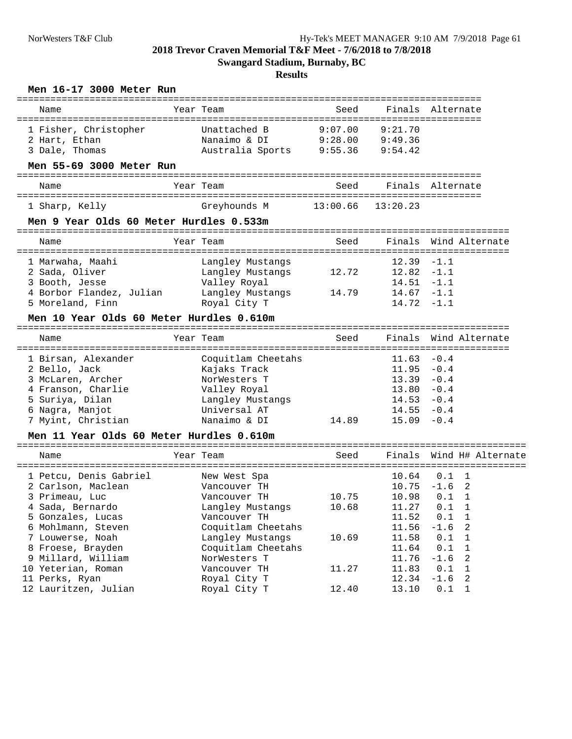**2018 Trevor Craven Memorial T&F Meet - 7/6/2018 to 7/8/2018**

**Swangard Stadium, Burnaby, BC**

**Results**

### Men 16-17 3000 Meter Run

| Name | Year | Team | Seed | Finals | Alternate |
|---|---|---|---|---|---|
| 1 Fisher, Christopher | | Unattached B | 9:07.00 | 9:21.70 | |
| 2 Hart, Ethan | | Nanaimo & DI | 9:28.00 | 9:49.36 | |
| 3 Dale, Thomas | | Australia Sports | 9:55.36 | 9:54.42 | |

### Men 55-69 3000 Meter Run

| Name | Year | Team | Seed | Finals | Alternate |
|---|---|---|---|---|---|
| 1 Sharp, Kelly | | Greyhounds M | 13:00.66 | 13:20.23 | |

### Men 9 Year Olds 60 Meter Hurdles 0.533m

| Name | Year | Team | Seed | Finals | Wind | Alternate |
|---|---|---|---|---|---|---|
| 1 Marwaha, Maahi | | Langley Mustangs | | 12.39 | -1.1 | |
| 2 Sada, Oliver | | Langley Mustangs | 12.72 | 12.82 | -1.1 | |
| 3 Booth, Jesse | | Valley Royal | | 14.51 | -1.1 | |
| 4 Borbor Flandez, Julian | | Langley Mustangs | 14.79 | 14.67 | -1.1 | |
| 5 Moreland, Finn | | Royal City T | | 14.72 | -1.1 | |

### Men 10 Year Olds 60 Meter Hurdles 0.610m

| Name | Year | Team | Seed | Finals | Wind | Alternate |
|---|---|---|---|---|---|---|
| 1 Birsan, Alexander | | Coquitlam Cheetahs | | 11.63 | -0.4 | |
| 2 Bello, Jack | | Kajaks Track | | 11.95 | -0.4 | |
| 3 McLaren, Archer | | NorWesters T | | 13.39 | -0.4 | |
| 4 Franson, Charlie | | Valley Royal | | 13.80 | -0.4 | |
| 5 Suriya, Dilan | | Langley Mustangs | | 14.53 | -0.4 | |
| 6 Nagra, Manjot | | Universal AT | | 14.55 | -0.4 | |
| 7 Myint, Christian | | Nanaimo & DI | 14.89 | 15.09 | -0.4 | |

### Men 11 Year Olds 60 Meter Hurdles 0.610m

| Name | Year | Team | Seed | Finals | Wind | H# | Alternate |
|---|---|---|---|---|---|---|---|
| 1 Petcu, Denis Gabriel | | New West Spa | | 10.64 | 0.1 | 1 | |
| 2 Carlson, Maclean | | Vancouver TH | | 10.75 | -1.6 | 2 | |
| 3 Primeau, Luc | | Vancouver TH | 10.75 | 10.98 | 0.1 | 1 | |
| 4 Sada, Bernardo | | Langley Mustangs | 10.68 | 11.27 | 0.1 | 1 | |
| 5 Gonzales, Lucas | | Vancouver TH | | 11.52 | 0.1 | 1 | |
| 6 Mohlmann, Steven | | Coquitlam Cheetahs | | 11.56 | -1.6 | 2 | |
| 7 Louwerse, Noah | | Langley Mustangs | 10.69 | 11.58 | 0.1 | 1 | |
| 8 Froese, Brayden | | Coquitlam Cheetahs | | 11.64 | 0.1 | 1 | |
| 9 Millard, William | | NorWesters T | | 11.76 | -1.6 | 2 | |
| 10 Yeterian, Roman | | Vancouver TH | 11.27 | 11.83 | 0.1 | 1 | |
| 11 Perks, Ryan | | Royal City T | | 12.34 | -1.6 | 2 | |
| 12 Lauritzen, Julian | | Royal City T | 12.40 | 13.10 | 0.1 | 1 | |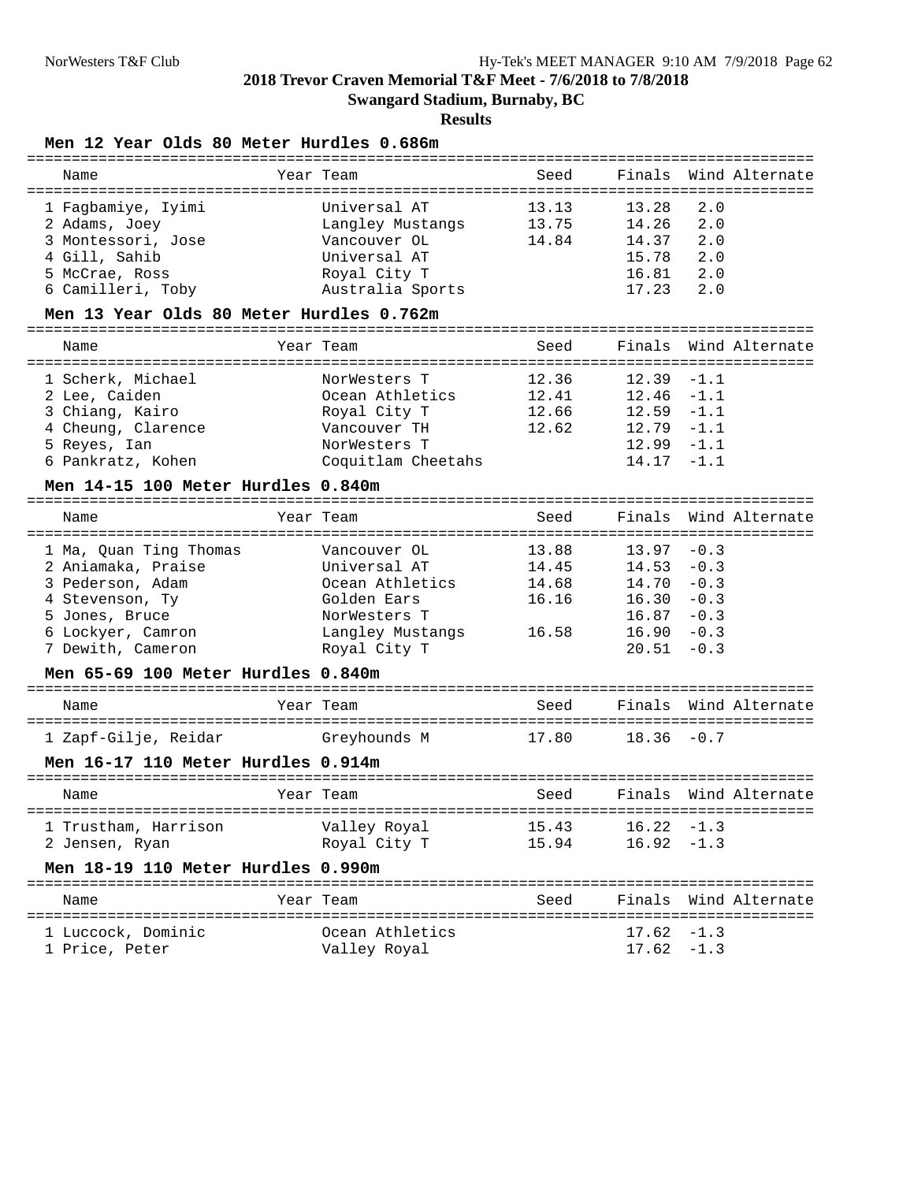**2018 Trevor Craven Memorial T&F Meet - 7/6/2018 to 7/8/2018**

**Swangard Stadium, Burnaby, BC**

**Results**

### Men 12 Year Olds 80 Meter Hurdles 0.686m

| Name | Year | Team | Seed | Finals | Wind | Alternate |
|---|---|---|---|---|---|---|
| 1 Fagbamiye, Iyimi | | Universal AT | 13.13 | 13.28 | 2.0 | |
| 2 Adams, Joey | | Langley Mustangs | 13.75 | 14.26 | 2.0 | |
| 3 Montessori, Jose | | Vancouver OL | 14.84 | 14.37 | 2.0 | |
| 4 Gill, Sahib | | Universal AT | | 15.78 | 2.0 | |
| 5 McCrae, Ross | | Royal City T | | 16.81 | 2.0 | |
| 6 Camilleri, Toby | | Australia Sports | | 17.23 | 2.0 | |

### Men 13 Year Olds 80 Meter Hurdles 0.762m

| Name | Year | Team | Seed | Finals | Wind | Alternate |
|---|---|---|---|---|---|---|
| 1 Scherk, Michael | | NorWesters T | 12.36 | 12.39 | -1.1 | |
| 2 Lee, Caiden | | Ocean Athletics | 12.41 | 12.46 | -1.1 | |
| 3 Chiang, Kairo | | Royal City T | 12.66 | 12.59 | -1.1 | |
| 4 Cheung, Clarence | | Vancouver TH | 12.62 | 12.79 | -1.1 | |
| 5 Reyes, Ian | | NorWesters T | | 12.99 | -1.1 | |
| 6 Pankratz, Kohen | | Coquitlam Cheetahs | | 14.17 | -1.1 | |

### Men 14-15 100 Meter Hurdles 0.840m

| Name | Year | Team | Seed | Finals | Wind | Alternate |
|---|---|---|---|---|---|---|
| 1 Ma, Quan Ting Thomas | | Vancouver OL | 13.88 | 13.97 | -0.3 | |
| 2 Aniamaka, Praise | | Universal AT | 14.45 | 14.53 | -0.3 | |
| 3 Pederson, Adam | | Ocean Athletics | 14.68 | 14.70 | -0.3 | |
| 4 Stevenson, Ty | | Golden Ears | 16.16 | 16.30 | -0.3 | |
| 5 Jones, Bruce | | NorWesters T | | 16.87 | -0.3 | |
| 6 Lockyer, Camron | | Langley Mustangs | 16.58 | 16.90 | -0.3 | |
| 7 Dewith, Cameron | | Royal City T | | 20.51 | -0.3 | |

### Men 65-69 100 Meter Hurdles 0.840m

| Name | Year | Team | Seed | Finals | Wind | Alternate |
|---|---|---|---|---|---|---|
| 1 Zapf-Gilje, Reidar | | Greyhounds M | 17.80 | 18.36 | -0.7 | |

### Men 16-17 110 Meter Hurdles 0.914m

| Name | Year | Team | Seed | Finals | Wind | Alternate |
|---|---|---|---|---|---|---|
| 1 Trustham, Harrison | | Valley Royal | 15.43 | 16.22 | -1.3 | |
| 2 Jensen, Ryan | | Royal City T | 15.94 | 16.92 | -1.3 | |

### Men 18-19 110 Meter Hurdles 0.990m

| Name | Year | Team | Seed | Finals | Wind | Alternate |
|---|---|---|---|---|---|---|
| 1 Luccock, Dominic | | Ocean Athletics | | 17.62 | -1.3 | |
| 1 Price, Peter | | Valley Royal | | 17.62 | -1.3 | |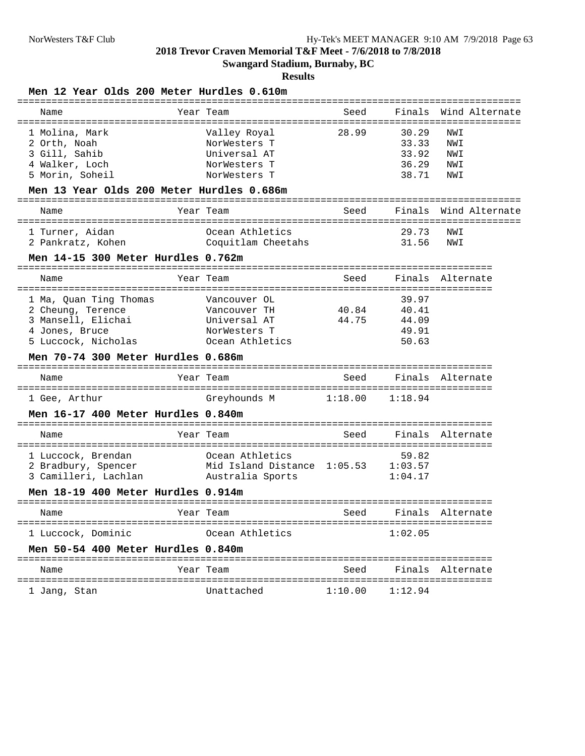# 2018 Trevor Craven Memorial T&F Meet - 7/6/2018 to 7/8/2018

## Swangard Stadium, Burnaby, BC

### Results

**Men 12 Year Olds 200 Meter Hurdles 0.610m**

| Name | Year | Team | Seed | Finals | Wind | Alternate |
|---|---|---|---|---|---|---|
| 1 Molina, Mark | | Valley Royal | 28.99 | 30.29 | NWI | |
| 2 Orth, Noah | | NorWesters T | | 33.33 | NWI | |
| 3 Gill, Sahib | | Universal AT | | 33.92 | NWI | |
| 4 Walker, Loch | | NorWesters T | | 36.29 | NWI | |
| 5 Morin, Soheil | | NorWesters T | | 38.71 | NWI | |

**Men 13 Year Olds 200 Meter Hurdles 0.686m**

| Name | Year | Team | Seed | Finals | Wind | Alternate |
|---|---|---|---|---|---|---|
| 1 Turner, Aidan | | Ocean Athletics | | 29.73 | NWI | |
| 2 Pankratz, Kohen | | Coquitlam Cheetahs | | 31.56 | NWI | |

**Men 14-15 300 Meter Hurdles 0.762m**

| Name | Year | Team | Seed | Finals | Alternate |
|---|---|---|---|---|---|
| 1 Ma, Quan Ting Thomas | | Vancouver OL | | 39.97 | |
| 2 Cheung, Terence | | Vancouver TH | 40.84 | 40.41 | |
| 3 Mansell, Elichai | | Universal AT | 44.75 | 44.09 | |
| 4 Jones, Bruce | | NorWesters T | | 49.91 | |
| 5 Luccock, Nicholas | | Ocean Athletics | | 50.63 | |

**Men 70-74 300 Meter Hurdles 0.686m**

| Name | Year | Team | Seed | Finals | Alternate |
|---|---|---|---|---|---|
| 1 Gee, Arthur | | Greyhounds M | 1:18.00 | 1:18.94 | |

**Men 16-17 400 Meter Hurdles 0.840m**

| Name | Year | Team | Seed | Finals | Alternate |
|---|---|---|---|---|---|
| 1 Luccock, Brendan | | Ocean Athletics | | 59.82 | |
| 2 Bradbury, Spencer | | Mid Island Distance | 1:05.53 | 1:03.57 | |
| 3 Camilleri, Lachlan | | Australia Sports | | 1:04.17 | |

**Men 18-19 400 Meter Hurdles 0.914m**

| Name | Year | Team | Seed | Finals | Alternate |
|---|---|---|---|---|---|
| 1 Luccock, Dominic | | Ocean Athletics | | 1:02.05 | |

**Men 50-54 400 Meter Hurdles 0.840m**

| Name | Year | Team | Seed | Finals | Alternate |
|---|---|---|---|---|---|
| 1 Jang, Stan | | Unattached | 1:10.00 | 1:12.94 | |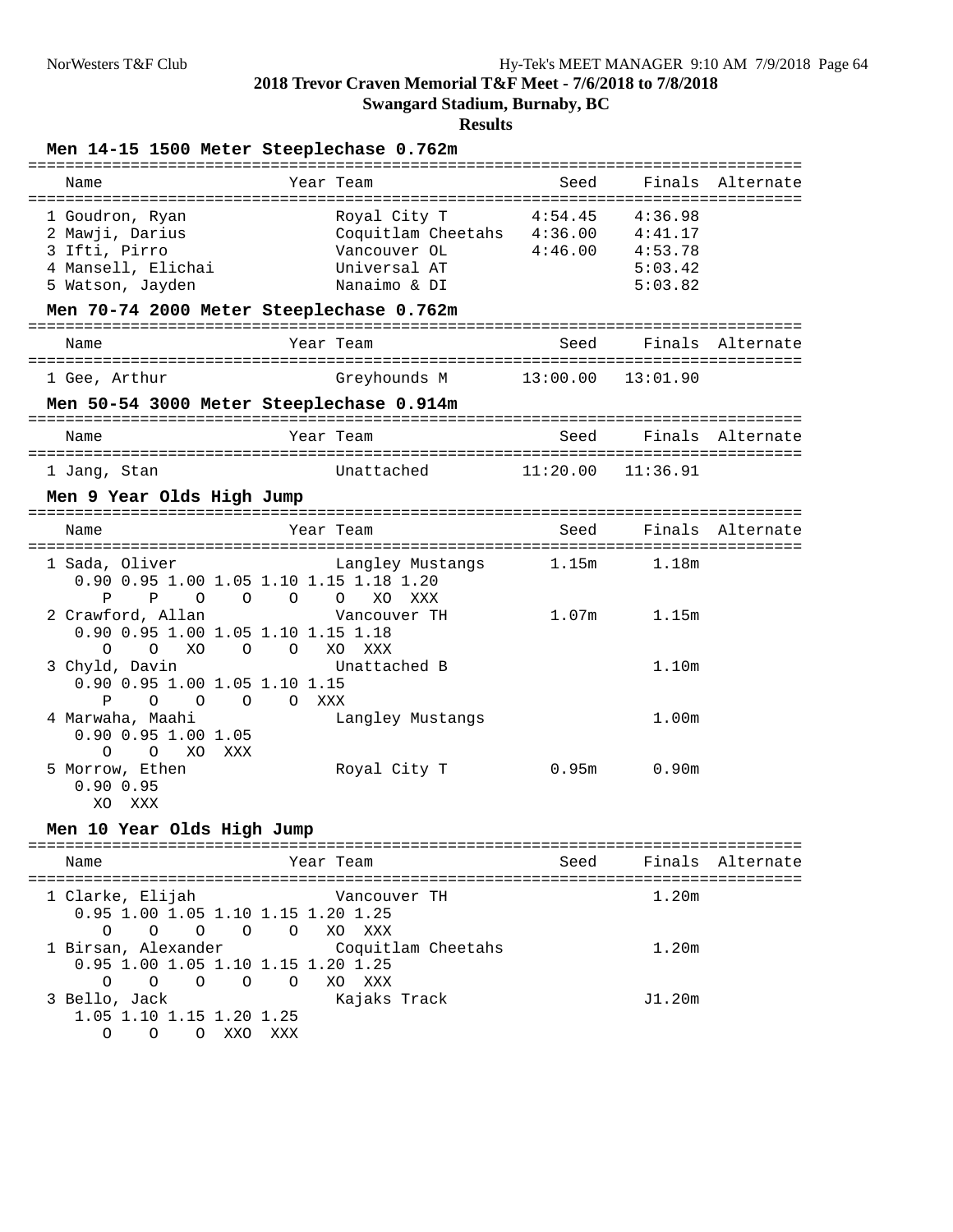**2018 Trevor Craven Memorial T&F Meet - 7/6/2018 to 7/8/2018**

**Swangard Stadium, Burnaby, BC**

**Results**

### Men 14-15 1500 Meter Steeplechase 0.762m

| Name | Year | Team | Seed | Finals | Alternate |
|---|---|---|---|---|---|
| 1 Goudron, Ryan | | Royal City T | 4:54.45 | 4:36.98 | |
| 2 Mawji, Darius | | Coquitlam Cheetahs | 4:36.00 | 4:41.17 | |
| 3 Ifti, Pirro | | Vancouver OL | 4:46.00 | 4:53.78 | |
| 4 Mansell, Elichai | | Universal AT | | 5:03.42 | |
| 5 Watson, Jayden | | Nanaimo & DI | | 5:03.82 | |

### Men 70-74 2000 Meter Steeplechase 0.762m

| Name | Year | Team | Seed | Finals | Alternate |
|---|---|---|---|---|---|
| 1 Gee, Arthur | | Greyhounds M | 13:00.00 | 13:01.90 | |

### Men 50-54 3000 Meter Steeplechase 0.914m

| Name | Year | Team | Seed | Finals | Alternate |
|---|---|---|---|---|---|
| 1 Jang, Stan | | Unattached | 11:20.00 | 11:36.91 | |

### Men 9 Year Olds High Jump

| Name | Year | Team | Seed | Finals | Alternate |
|---|---|---|---|---|---|
| 1 Sada, Oliver | | Langley Mustangs | 1.15m | 1.18m | |
| 2 Crawford, Allan | | Vancouver TH | 1.07m | 1.15m | |
| 3 Chyld, Davin | | Unattached B | | 1.10m | |
| 4 Marwaha, Maahi | | Langley Mustangs | | 1.00m | |
| 5 Morrow, Ethen | | Royal City T | 0.95m | 0.90m | |

```
1 Sada, Oliver
  0.90 0.95 1.00 1.05 1.10 1.15 1.18 1.20
     P    P    O    O    O    O   XO  XXX
2 Crawford, Allan
  0.90 0.95 1.00 1.05 1.10 1.15 1.18
     O    O   XO    O    O   XO  XXX
3 Chyld, Davin
  0.90 0.95 1.00 1.05 1.10 1.15
     P    O    O    O    O  XXX
4 Marwaha, Maahi
  0.90 0.95 1.00 1.05
     O    O   XO  XXX
5 Morrow, Ethen
  0.90 0.95
    XO  XXX
```

### Men 10 Year Olds High Jump

| Name | Year | Team | Seed | Finals | Alternate |
|---|---|---|---|---|---|
| 1 Clarke, Elijah | | Vancouver TH | | 1.20m | |
| 1 Birsan, Alexander | | Coquitlam Cheetahs | | 1.20m | |
| 3 Bello, Jack | | Kajaks Track | | J1.20m | |

```
1 Clarke, Elijah
  0.95 1.00 1.05 1.10 1.15 1.20 1.25
     O    O    O    O    O   XO  XXX
1 Birsan, Alexander
  0.95 1.00 1.05 1.10 1.15 1.20 1.25
     O    O    O    O    O   XO  XXX
3 Bello, Jack
  1.05 1.10 1.15 1.20 1.25
     O    O    O  XXO  XXX
```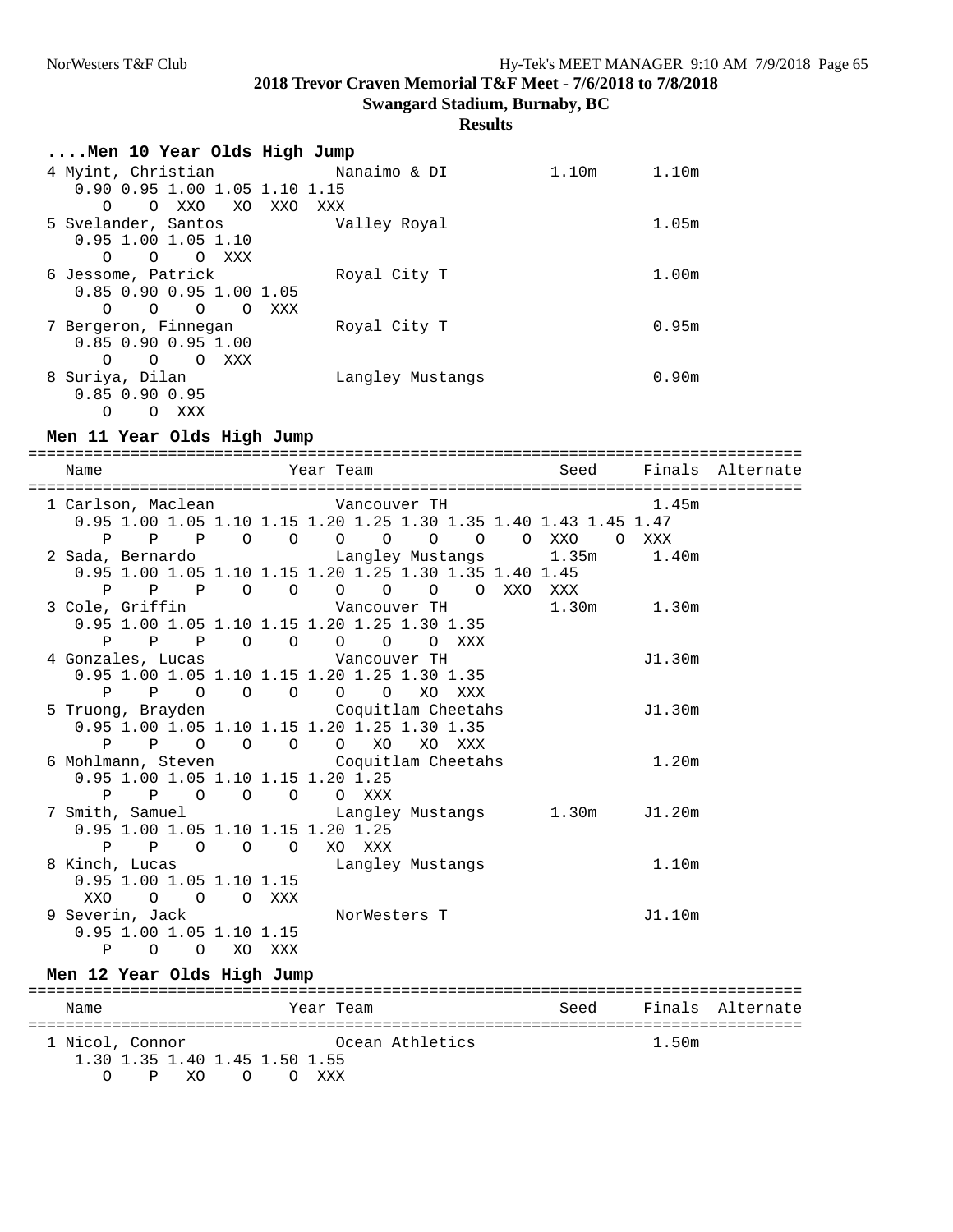# 2018 Trevor Craven Memorial T&F Meet - 7/6/2018 to 7/8/2018

**Swangard Stadium, Burnaby, BC**

**Results**

### ....Men 10 Year Olds High Jump

```
 4 Myint, Christian            Nanaimo & DI            1.10m      1.10m 
    0.90 0.95 1.00 1.05 1.10 1.15
       O    O  XXO   XO  XXO  XXX
 5 Svelander, Santos           Valley Royal                       1.05m 
    0.95 1.00 1.05 1.10
       O    O    O  XXX
 6 Jessome, Patrick            Royal City T                       1.00m 
    0.85 0.90 0.95 1.00 1.05
       O    O    O    O  XXX
 7 Bergeron, Finnegan          Royal City T                       0.95m 
    0.85 0.90 0.95 1.00
       O    O    O  XXX
 8 Suriya, Dilan               Langley Mustangs                   0.90m 
    0.85 0.90 0.95
       O    O  XXX
```

### Men 11 Year Olds High Jump

```
=====================================================================================
    Name                    Year Team                       Seed     Finals  Alternate
=====================================================================================
  1 Carlson, Maclean             Vancouver TH                         1.45m  
     0.95 1.00 1.05 1.10 1.15 1.20 1.25 1.30 1.35 1.40 1.43 1.45 1.47
        P    P    P    O    O    O    O    O    O    O  XXO    O  XXX
  2 Sada, Bernardo               Langley Mustangs       1.35m         1.40m  
     0.95 1.00 1.05 1.10 1.15 1.20 1.25 1.30 1.35 1.40 1.45
        P    P    P    O    O    O    O    O    O  XXO  XXX
  3 Cole, Griffin                Vancouver TH           1.30m         1.30m  
     0.95 1.00 1.05 1.10 1.15 1.20 1.25 1.30 1.35
        P    P    P    O    O    O    O    O  XXX
  4 Gonzales, Lucas              Vancouver TH                        J1.30m  
     0.95 1.00 1.05 1.10 1.15 1.20 1.25 1.30 1.35
        P    P    O    O    O    O    O   XO  XXX
  5 Truong, Brayden              Coquitlam Cheetahs                  J1.30m  
     0.95 1.00 1.05 1.10 1.15 1.20 1.25 1.30 1.35
        P    P    O    O    O    O   XO   XO  XXX
  6 Mohlmann, Steven             Coquitlam Cheetahs                   1.20m  
     0.95 1.00 1.05 1.10 1.15 1.20 1.25
        P    P    O    O    O    O  XXX
  7 Smith, Samuel                Langley Mustangs       1.30m        J1.20m  
     0.95 1.00 1.05 1.10 1.15 1.20 1.25
        P    P    O    O    O   XO  XXX
  8 Kinch, Lucas                 Langley Mustangs                     1.10m  
     0.95 1.00 1.05 1.10 1.15
      XXO    O    O    O  XXX
  9 Severin, Jack                NorWesters T                        J1.10m  
     0.95 1.00 1.05 1.10 1.15
        P    O    O   XO  XXX
```

### Men 12 Year Olds High Jump

```
=====================================================================================
    Name                    Year Team                       Seed     Finals  Alternate
=====================================================================================
  1 Nicol, Connor                Ocean Athletics                      1.50m  
     1.30 1.35 1.40 1.45 1.50 1.55
        O    P   XO    O    O  XXX
```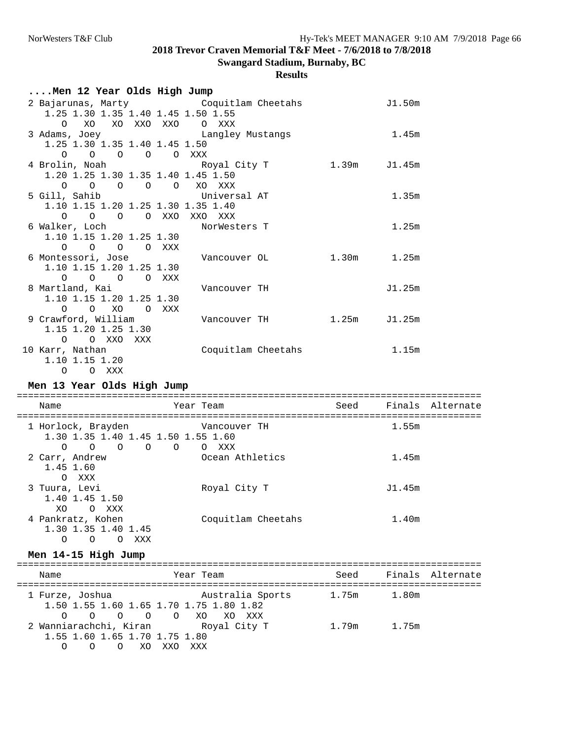# 2018 Trevor Craven Memorial T&F Meet - 7/6/2018 to 7/8/2018

**Swangard Stadium, Burnaby, BC**

**Results**

## ....Men 12 Year Olds High Jump

```
  2 Bajarunas, Marty             Coquitlam Cheetahs               J1.50m
     1.25 1.30 1.35 1.40 1.45 1.50 1.55
        O   XO   XO  XXO  XXO    O  XXX
  3 Adams, Joey                  Langley Mustangs                  1.45m
     1.25 1.30 1.35 1.40 1.45 1.50
        O    O    O    O    O  XXX
  4 Brolin, Noah                 Royal City T           1.39m     J1.45m
     1.20 1.25 1.30 1.35 1.40 1.45 1.50
        O    O    O    O    O   XO  XXX
  5 Gill, Sahib                  Universal AT                      1.35m
     1.10 1.15 1.20 1.25 1.30 1.35 1.40
        O    O    O    O  XXO  XXO  XXX
  6 Walker, Loch                 NorWesters T                      1.25m
     1.10 1.15 1.20 1.25 1.30
        O    O    O    O  XXX
  6 Montessori, Jose             Vancouver OL           1.30m      1.25m
     1.10 1.15 1.20 1.25 1.30
        O    O    O    O  XXX
  8 Martland, Kai                Vancouver TH                     J1.25m
     1.10 1.15 1.20 1.25 1.30
        O    O   XO    O  XXX
  9 Crawford, William            Vancouver TH           1.25m     J1.25m
     1.15 1.20 1.25 1.30
        O    O  XXO  XXX
 10 Karr, Nathan                 Coquitlam Cheetahs                1.15m
     1.10 1.15 1.20
        O    O  XXX
```

## Men 13 Year Olds High Jump

```
===================================================================================
    Name                    Year Team                   Seed     Finals  Alternate
===================================================================================
  1 Horlock, Brayden             Vancouver TH                      1.55m
     1.30 1.35 1.40 1.45 1.50 1.55 1.60
        O    O    O    O    O    O  XXX
  2 Carr, Andrew                 Ocean Athletics                   1.45m
     1.45 1.60
        O  XXX
  3 Tuura, Levi                  Royal City T                     J1.45m
     1.40 1.45 1.50
       XO    O  XXX
  4 Pankratz, Kohen              Coquitlam Cheetahs                1.40m
     1.30 1.35 1.40 1.45
        O    O    O  XXX
```

## Men 14-15 High Jump

```
===================================================================================
    Name                    Year Team                   Seed     Finals  Alternate
===================================================================================
  1 Furze, Joshua                Australia Sports       1.75m      1.80m
     1.50 1.55 1.60 1.65 1.70 1.75 1.80 1.82
        O    O    O    O    O   XO   XO  XXX
  2 Wanniarachchi, Kiran         Royal City T           1.79m      1.75m
     1.55 1.60 1.65 1.70 1.75 1.80
        O    O    O   XO  XXO  XXX
```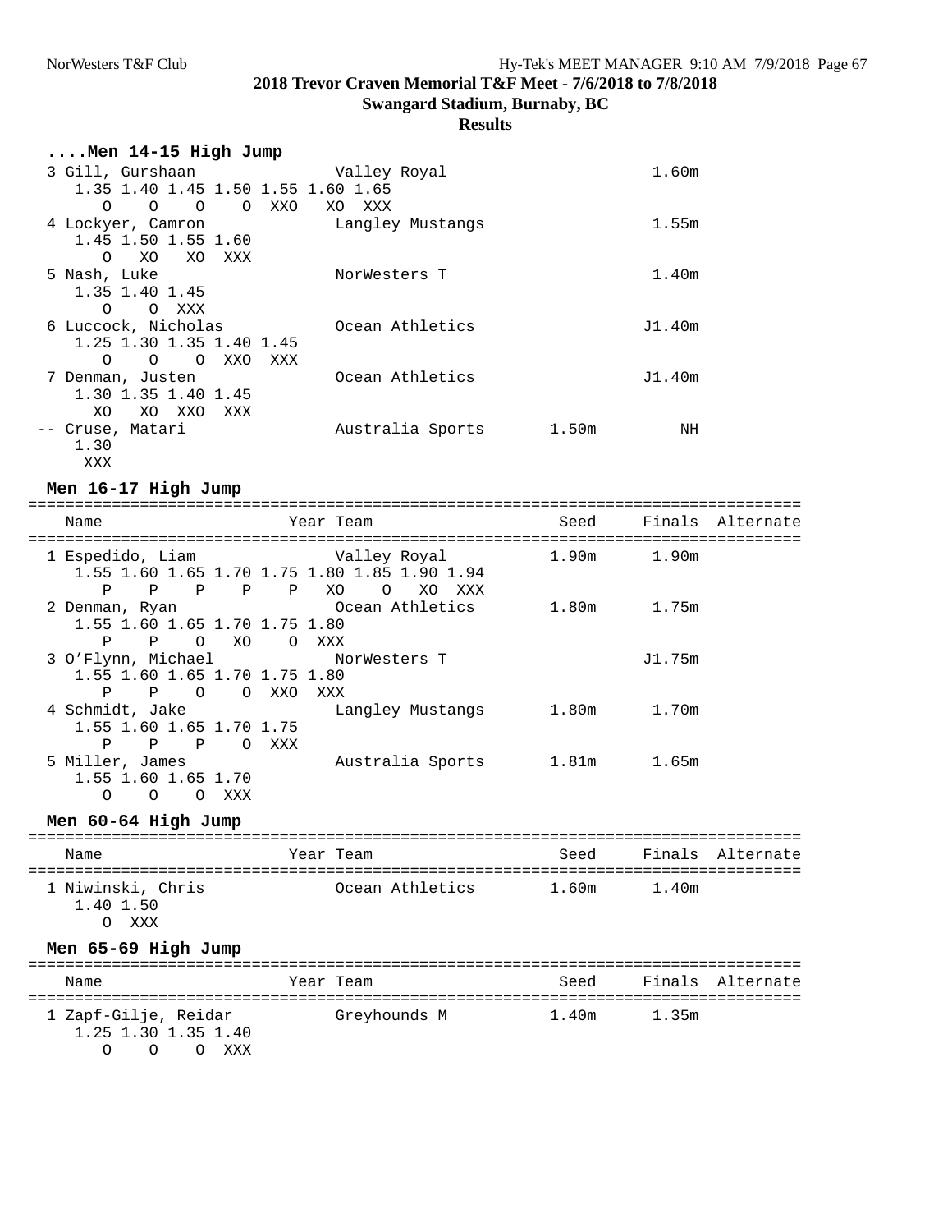**2018 Trevor Craven Memorial T&F Meet - 7/6/2018 to 7/8/2018**

**Swangard Stadium, Burnaby, BC**

**Results**

```
....Men 14-15 High Jump
  3 Gill, Gurshaan              Valley Royal                       1.60m
     1.35 1.40 1.45 1.50 1.55 1.60 1.65
        O    O    O    O  XXO   XO  XXX
  4 Lockyer, Camron             Langley Mustangs                   1.55m
     1.45 1.50 1.55 1.60
        O   XO   XO  XXX
  5 Nash, Luke                  NorWesters T                       1.40m
     1.35 1.40 1.45
        O    O  XXX
  6 Luccock, Nicholas           Ocean Athletics                   J1.40m
     1.25 1.30 1.35 1.40 1.45
        O    O    O  XXO  XXX
  7 Denman, Justen              Ocean Athletics                   J1.40m
     1.30 1.35 1.40 1.45
       XO   XO  XXO  XXX
 -- Cruse, Matari               Australia Sports      1.50m           NH
     1.30
      XXX
```

**Men 16-17 High Jump**

```
================================================================================
   Name                    Year Team                 Seed     Finals  Alternate
================================================================================
  1 Espedido, Liam              Valley Royal          1.90m      1.90m
     1.55 1.60 1.65 1.70 1.75 1.80 1.85 1.90 1.94
        P    P    P    P    P   XO    O   XO  XXX
  2 Denman, Ryan                Ocean Athletics       1.80m      1.75m
     1.55 1.60 1.65 1.70 1.75 1.80
        P    P    O   XO    O  XXX
  3 O'Flynn, Michael            NorWesters T                    J1.75m
     1.55 1.60 1.65 1.70 1.75 1.80
        P    P    O    O  XXO  XXX
  4 Schmidt, Jake               Langley Mustangs      1.80m      1.70m
     1.55 1.60 1.65 1.70 1.75
        P    P    P    O  XXX
  5 Miller, James               Australia Sports      1.81m      1.65m
     1.55 1.60 1.65 1.70
        O    O    O  XXX
```

**Men 60-64 High Jump**

```
================================================================================
   Name                    Year Team                 Seed     Finals  Alternate
================================================================================
  1 Niwinski, Chris             Ocean Athletics       1.60m      1.40m
     1.40 1.50
        O  XXX
```

**Men 65-69 High Jump**

```
================================================================================
   Name                    Year Team                 Seed     Finals  Alternate
================================================================================
  1 Zapf-Gilje, Reidar          Greyhounds M          1.40m      1.35m
     1.25 1.30 1.35 1.40
        O    O    O  XXX
```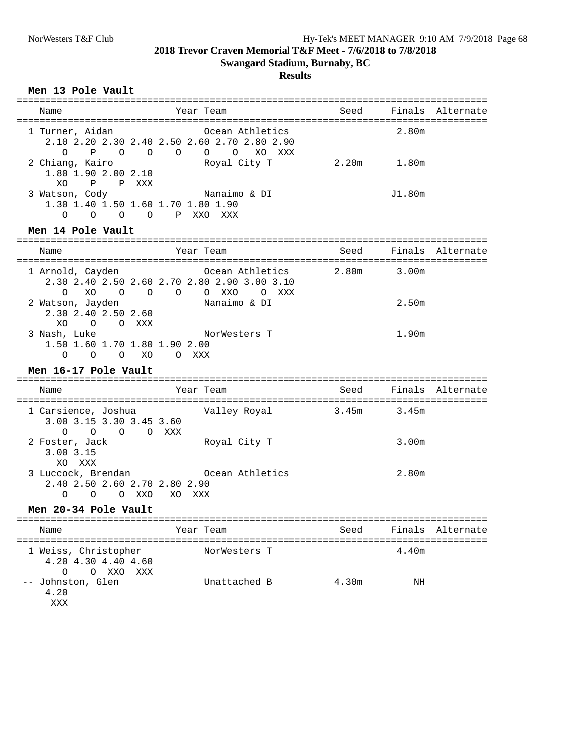**2018 Trevor Craven Memorial T&F Meet - 7/6/2018 to 7/8/2018**

**Swangard Stadium, Burnaby, BC**

**Results**

## Men 13 Pole Vault

| Name | Year | Team | Seed | Finals | Alternate |
|---|---|---|---|---|---|
| 1 Turner, Aidan | | Ocean Athletics | | 2.80m | |
| 2 Chiang, Kairo | | Royal City T | 2.20m | 1.80m | |
| 3 Watson, Cody | | Nanaimo & DI | | J1.80m | |

```
1 Turner, Aidan
   2.10 2.20 2.30 2.40 2.50 2.60 2.70 2.80 2.90
      O    P    O    O    O    O    O   XO  XXX
2 Chiang, Kairo
   1.80 1.90 2.00 2.10
     XO    P    P  XXX
3 Watson, Cody
   1.30 1.40 1.50 1.60 1.70 1.80 1.90
      O    O    O    O    P  XXO  XXX
```

## Men 14 Pole Vault

| Name | Year | Team | Seed | Finals | Alternate |
|---|---|---|---|---|---|
| 1 Arnold, Cayden | | Ocean Athletics | 2.80m | 3.00m | |
| 2 Watson, Jayden | | Nanaimo & DI | | 2.50m | |
| 3 Nash, Luke | | NorWesters T | | 1.90m | |

```
1 Arnold, Cayden
   2.30 2.40 2.50 2.60 2.70 2.80 2.90 3.00 3.10
      O   XO    O    O    O    O  XXO    O  XXX
2 Watson, Jayden
   2.30 2.40 2.50 2.60
     XO    O    O  XXX
3 Nash, Luke
   1.50 1.60 1.70 1.80 1.90 2.00
      O    O    O   XO    O  XXX
```

## Men 16-17 Pole Vault

| Name | Year | Team | Seed | Finals | Alternate |
|---|---|---|---|---|---|
| 1 Carsience, Joshua | | Valley Royal | 3.45m | 3.45m | |
| 2 Foster, Jack | | Royal City T | | 3.00m | |
| 3 Luccock, Brendan | | Ocean Athletics | | 2.80m | |

```
1 Carsience, Joshua
   3.00 3.15 3.30 3.45 3.60
      O    O    O    O  XXX
2 Foster, Jack
   3.00 3.15
     XO  XXX
3 Luccock, Brendan
   2.40 2.50 2.60 2.70 2.80 2.90
      O    O    O  XXO   XO  XXX
```

## Men 20-34 Pole Vault

| Name | Year | Team | Seed | Finals | Alternate |
|---|---|---|---|---|---|
| 1 Weiss, Christopher | | NorWesters T | | 4.40m | |
| -- Johnston, Glen | | Unattached B | 4.30m | NH | |

```
1 Weiss, Christopher
   4.20 4.30 4.40 4.60
      O    O  XXO  XXX
-- Johnston, Glen
   4.20
    XXX
```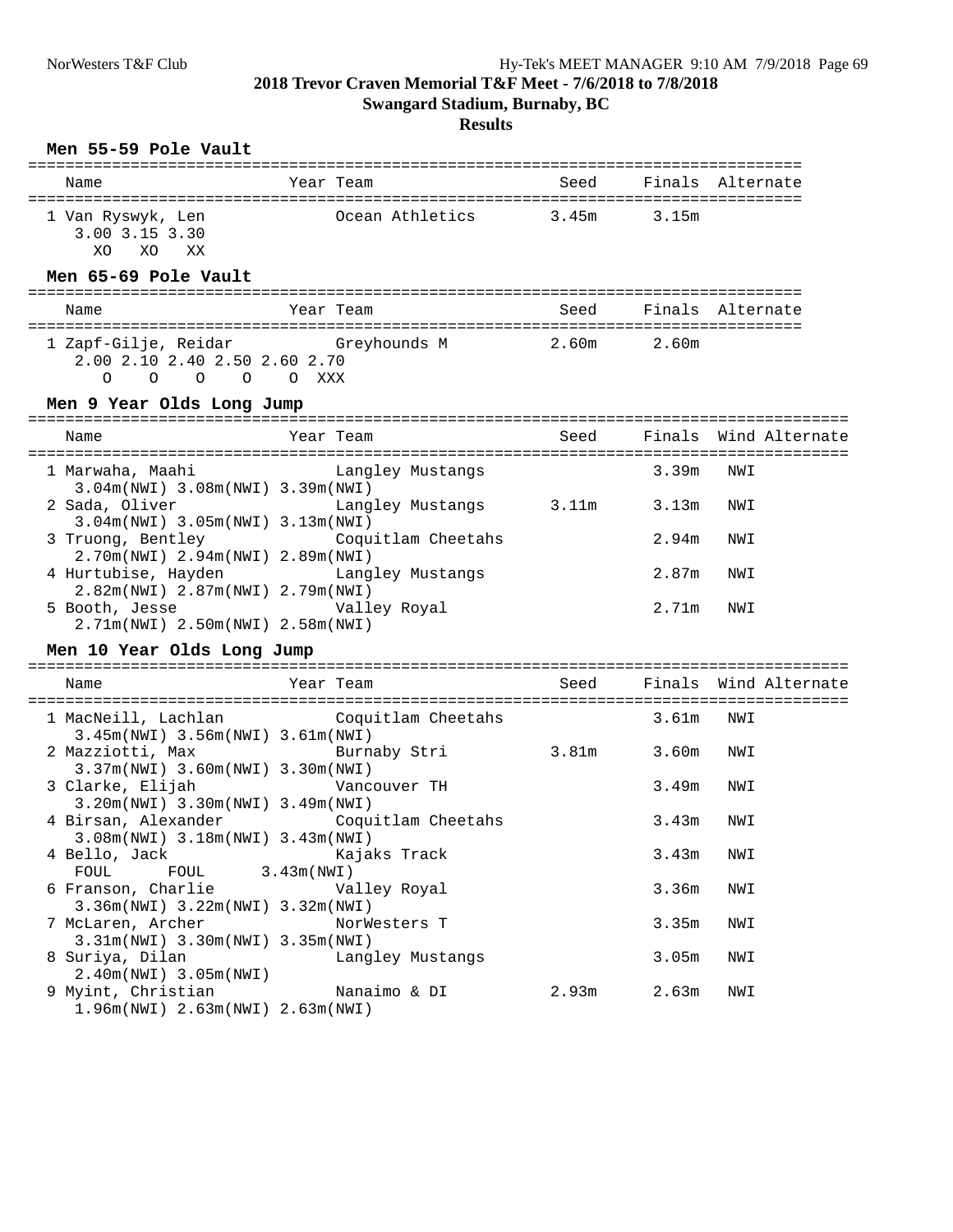# 2018 Trevor Craven Memorial T&F Meet - 7/6/2018 to 7/8/2018

## Swangard Stadium, Burnaby, BC

## Results

### Men 55-59 Pole Vault

| Place | Name | Year | Team | Seed | Finals | Alternate |
|---|---|---|---|---|---|---|
| 1 | Van Ryswyk, Len | | Ocean Athletics | 3.45m | 3.15m | |

3.00 3.15 3.30
XO XO XX

### Men 65-69 Pole Vault

| Place | Name | Year | Team | Seed | Finals | Alternate |
|---|---|---|---|---|---|---|
| 1 | Zapf-Gilje, Reidar | | Greyhounds M | 2.60m | 2.60m | |

2.00 2.10 2.40 2.50 2.60 2.70
O O O O O XXX

### Men 9 Year Olds Long Jump

| Place | Name | Year | Team | Seed | Finals | Wind | Alternate |
|---|---|---|---|---|---|---|---|
| 1 | Marwaha, Maahi | | Langley Mustangs | | 3.39m | NWI | |
| | 3.04m(NWI) 3.08m(NWI) 3.39m(NWI) | | | | | | |
| 2 | Sada, Oliver | | Langley Mustangs | 3.11m | 3.13m | NWI | |
| | 3.04m(NWI) 3.05m(NWI) 3.13m(NWI) | | | | | | |
| 3 | Truong, Bentley | | Coquitlam Cheetahs | | 2.94m | NWI | |
| | 2.70m(NWI) 2.94m(NWI) 2.89m(NWI) | | | | | | |
| 4 | Hurtubise, Hayden | | Langley Mustangs | | 2.87m | NWI | |
| | 2.82m(NWI) 2.87m(NWI) 2.79m(NWI) | | | | | | |
| 5 | Booth, Jesse | | Valley Royal | | 2.71m | NWI | |
| | 2.71m(NWI) 2.50m(NWI) 2.58m(NWI) | | | | | | |

### Men 10 Year Olds Long Jump

| Place | Name | Year | Team | Seed | Finals | Wind | Alternate |
|---|---|---|---|---|---|---|---|
| 1 | MacNeill, Lachlan | | Coquitlam Cheetahs | | 3.61m | NWI | |
| | 3.45m(NWI) 3.56m(NWI) 3.61m(NWI) | | | | | | |
| 2 | Mazziotti, Max | | Burnaby Stri | 3.81m | 3.60m | NWI | |
| | 3.37m(NWI) 3.60m(NWI) 3.30m(NWI) | | | | | | |
| 3 | Clarke, Elijah | | Vancouver TH | | 3.49m | NWI | |
| | 3.20m(NWI) 3.30m(NWI) 3.49m(NWI) | | | | | | |
| 4 | Birsan, Alexander | | Coquitlam Cheetahs | | 3.43m | NWI | |
| | 3.08m(NWI) 3.18m(NWI) 3.43m(NWI) | | | | | | |
| 4 | Bello, Jack | | Kajaks Track | | 3.43m | NWI | |
| | FOUL FOUL 3.43m(NWI) | | | | | | |
| 6 | Franson, Charlie | | Valley Royal | | 3.36m | NWI | |
| | 3.36m(NWI) 3.22m(NWI) 3.32m(NWI) | | | | | | |
| 7 | McLaren, Archer | | NorWesters T | | 3.35m | NWI | |
| | 3.31m(NWI) 3.30m(NWI) 3.35m(NWI) | | | | | | |
| 8 | Suriya, Dilan | | Langley Mustangs | | 3.05m | NWI | |
| | 2.40m(NWI) 3.05m(NWI) | | | | | | |
| 9 | Myint, Christian | | Nanaimo & DI | 2.93m | 2.63m | NWI | |
| | 1.96m(NWI) 2.63m(NWI) 2.63m(NWI) | | | | | | |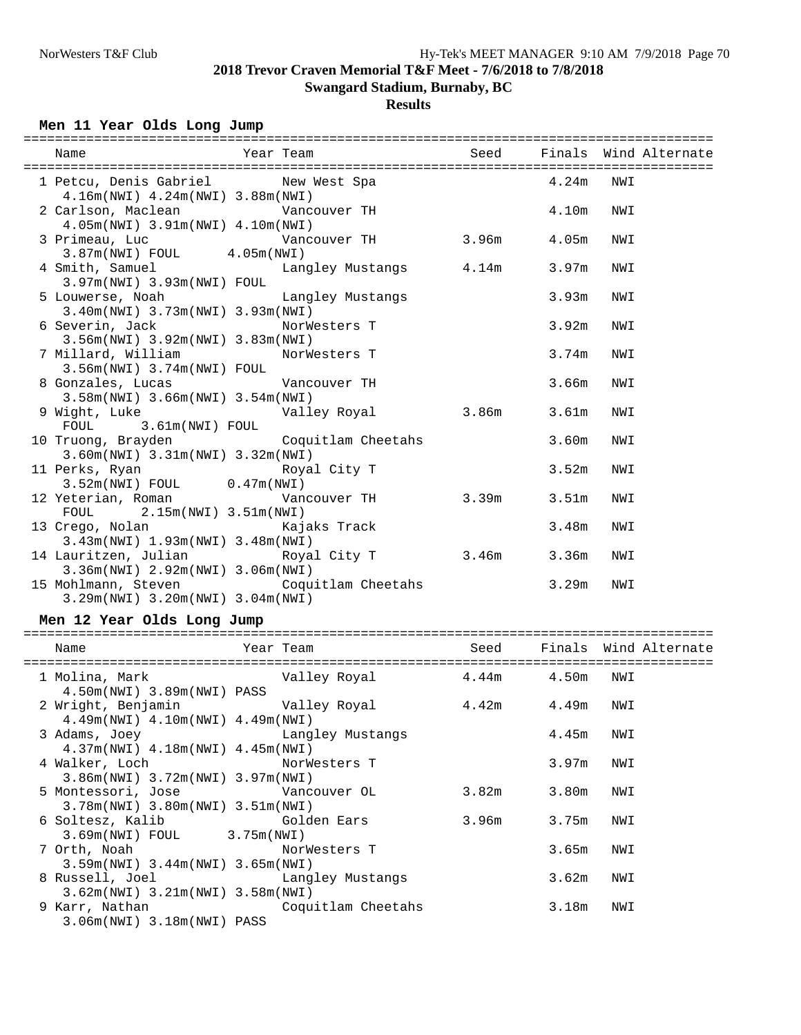## 2018 Trevor Craven Memorial T&F Meet - 7/6/2018 to 7/8/2018

**Swangard Stadium, Burnaby, BC**

**Results**

### Men 11 Year Olds Long Jump

| Place | Name | Year | Team | Seed | Finals | Wind | Alternate |
|---|---|---|---|---|---|---|---|
| 1 | Petcu, Denis Gabriel | | New West Spa | | 4.24m | NWI | |
| | 4.16m(NWI) 4.24m(NWI) 3.88m(NWI) | | | | | | |
| 2 | Carlson, Maclean | | Vancouver TH | | 4.10m | NWI | |
| | 4.05m(NWI) 3.91m(NWI) 4.10m(NWI) | | | | | | |
| 3 | Primeau, Luc | | Vancouver TH | 3.96m | 4.05m | NWI | |
| | 3.87m(NWI) FOUL 4.05m(NWI) | | | | | | |
| 4 | Smith, Samuel | | Langley Mustangs | 4.14m | 3.97m | NWI | |
| | 3.97m(NWI) 3.93m(NWI) FOUL | | | | | | |
| 5 | Louwerse, Noah | | Langley Mustangs | | 3.93m | NWI | |
| | 3.40m(NWI) 3.73m(NWI) 3.93m(NWI) | | | | | | |
| 6 | Severin, Jack | | NorWesters T | | 3.92m | NWI | |
| | 3.56m(NWI) 3.92m(NWI) 3.83m(NWI) | | | | | | |
| 7 | Millard, William | | NorWesters T | | 3.74m | NWI | |
| | 3.56m(NWI) 3.74m(NWI) FOUL | | | | | | |
| 8 | Gonzales, Lucas | | Vancouver TH | | 3.66m | NWI | |
| | 3.58m(NWI) 3.66m(NWI) 3.54m(NWI) | | | | | | |
| 9 | Wight, Luke | | Valley Royal | 3.86m | 3.61m | NWI | |
| | FOUL 3.61m(NWI) FOUL | | | | | | |
| 10 | Truong, Brayden | | Coquitlam Cheetahs | | 3.60m | NWI | |
| | 3.60m(NWI) 3.31m(NWI) 3.32m(NWI) | | | | | | |
| 11 | Perks, Ryan | | Royal City T | | 3.52m | NWI | |
| | 3.52m(NWI) FOUL 0.47m(NWI) | | | | | | |
| 12 | Yeterian, Roman | | Vancouver TH | 3.39m | 3.51m | NWI | |
| | FOUL 2.15m(NWI) 3.51m(NWI) | | | | | | |
| 13 | Crego, Nolan | | Kajaks Track | | 3.48m | NWI | |
| | 3.43m(NWI) 1.93m(NWI) 3.48m(NWI) | | | | | | |
| 14 | Lauritzen, Julian | | Royal City T | 3.46m | 3.36m | NWI | |
| | 3.36m(NWI) 2.92m(NWI) 3.06m(NWI) | | | | | | |
| 15 | Mohlmann, Steven | | Coquitlam Cheetahs | | 3.29m | NWI | |
| | 3.29m(NWI) 3.20m(NWI) 3.04m(NWI) | | | | | | |

### Men 12 Year Olds Long Jump

| Place | Name | Year | Team | Seed | Finals | Wind | Alternate |
|---|---|---|---|---|---|---|---|
| 1 | Molina, Mark | | Valley Royal | 4.44m | 4.50m | NWI | |
| | 4.50m(NWI) 3.89m(NWI) PASS | | | | | | |
| 2 | Wright, Benjamin | | Valley Royal | 4.42m | 4.49m | NWI | |
| | 4.49m(NWI) 4.10m(NWI) 4.49m(NWI) | | | | | | |
| 3 | Adams, Joey | | Langley Mustangs | | 4.45m | NWI | |
| | 4.37m(NWI) 4.18m(NWI) 4.45m(NWI) | | | | | | |
| 4 | Walker, Loch | | NorWesters T | | 3.97m | NWI | |
| | 3.86m(NWI) 3.72m(NWI) 3.97m(NWI) | | | | | | |
| 5 | Montessori, Jose | | Vancouver OL | 3.82m | 3.80m | NWI | |
| | 3.78m(NWI) 3.80m(NWI) 3.51m(NWI) | | | | | | |
| 6 | Soltesz, Kalib | | Golden Ears | 3.96m | 3.75m | NWI | |
| | 3.69m(NWI) FOUL 3.75m(NWI) | | | | | | |
| 7 | Orth, Noah | | NorWesters T | | 3.65m | NWI | |
| | 3.59m(NWI) 3.44m(NWI) 3.65m(NWI) | | | | | | |
| 8 | Russell, Joel | | Langley Mustangs | | 3.62m | NWI | |
| | 3.62m(NWI) 3.21m(NWI) 3.58m(NWI) | | | | | | |
| 9 | Karr, Nathan | | Coquitlam Cheetahs | | 3.18m | NWI | |
| | 3.06m(NWI) 3.18m(NWI) PASS | | | | | | |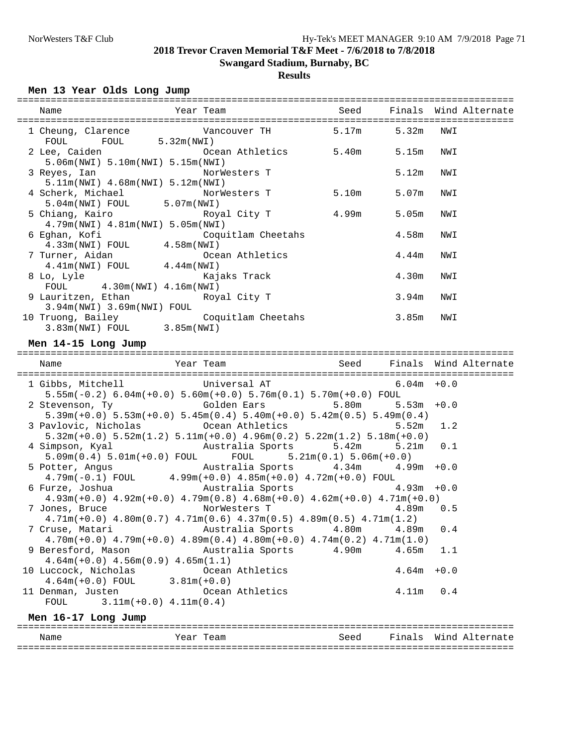**2018 Trevor Craven Memorial T&F Meet - 7/6/2018 to 7/8/2018**

**Swangard Stadium, Burnaby, BC**

**Results**

### Men 13 Year Olds Long Jump

| Place | Name | Year | Team | Seed | Finals | Wind | Alternate |
|---|---|---|---|---|---|---|---|
| 1 | Cheung, Clarence | | Vancouver TH | 5.17m | 5.32m | NWI | |
| | FOUL FOUL 5.32m(NWI) | | | | | | |
| 2 | Lee, Caiden | | Ocean Athletics | 5.40m | 5.15m | NWI | |
| | 5.06m(NWI) 5.10m(NWI) 5.15m(NWI) | | | | | | |
| 3 | Reyes, Ian | | NorWesters T | | 5.12m | NWI | |
| | 5.11m(NWI) 4.68m(NWI) 5.12m(NWI) | | | | | | |
| 4 | Scherk, Michael | | NorWesters T | 5.10m | 5.07m | NWI | |
| | 5.04m(NWI) FOUL 5.07m(NWI) | | | | | | |
| 5 | Chiang, Kairo | | Royal City T | 4.99m | 5.05m | NWI | |
| | 4.79m(NWI) 4.81m(NWI) 5.05m(NWI) | | | | | | |
| 6 | Eghan, Kofi | | Coquitlam Cheetahs | | 4.58m | NWI | |
| | 4.33m(NWI) FOUL 4.58m(NWI) | | | | | | |
| 7 | Turner, Aidan | | Ocean Athletics | | 4.44m | NWI | |
| | 4.41m(NWI) FOUL 4.44m(NWI) | | | | | | |
| 8 | Lo, Lyle | | Kajaks Track | | 4.30m | NWI | |
| | FOUL 4.30m(NWI) 4.16m(NWI) | | | | | | |
| 9 | Lauritzen, Ethan | | Royal City T | | 3.94m | NWI | |
| | 3.94m(NWI) 3.69m(NWI) FOUL | | | | | | |
| 10 | Truong, Bailey | | Coquitlam Cheetahs | | 3.85m | NWI | |
| | 3.83m(NWI) FOUL 3.85m(NWI) | | | | | | |

### Men 14-15 Long Jump

| Place | Name | Year | Team | Seed | Finals | Wind | Alternate |
|---|---|---|---|---|---|---|---|
| 1 | Gibbs, Mitchell | | Universal AT | | 6.04m | +0.0 | |
| | 5.55m(-0.2) 6.04m(+0.0) 5.60m(+0.0) 5.76m(0.1) 5.70m(+0.0) FOUL | | | | | | |
| 2 | Stevenson, Ty | | Golden Ears | 5.80m | 5.53m | +0.0 | |
| | 5.39m(+0.0) 5.53m(+0.0) 5.45m(0.4) 5.40m(+0.0) 5.42m(0.5) 5.49m(0.4) | | | | | | |
| 3 | Pavlovic, Nicholas | | Ocean Athletics | | 5.52m | 1.2 | |
| | 5.32m(+0.0) 5.52m(1.2) 5.11m(+0.0) 4.96m(0.2) 5.22m(1.2) 5.18m(+0.0) | | | | | | |
| 4 | Simpson, Kyal | | Australia Sports | 5.42m | 5.21m | 0.1 | |
| | 5.09m(0.4) 5.01m(+0.0) FOUL FOUL 5.21m(0.1) 5.06m(+0.0) | | | | | | |
| 5 | Potter, Angus | | Australia Sports | 4.34m | 4.99m | +0.0 | |
| | 4.79m(-0.1) FOUL 4.99m(+0.0) 4.85m(+0.0) 4.72m(+0.0) FOUL | | | | | | |
| 6 | Furze, Joshua | | Australia Sports | | 4.93m | +0.0 | |
| | 4.93m(+0.0) 4.92m(+0.0) 4.79m(0.8) 4.68m(+0.0) 4.62m(+0.0) 4.71m(+0.0) | | | | | | |
| 7 | Jones, Bruce | | NorWesters T | | 4.89m | 0.5 | |
| | 4.71m(+0.0) 4.80m(0.7) 4.71m(0.6) 4.37m(0.5) 4.89m(0.5) 4.71m(1.2) | | | | | | |
| 7 | Cruse, Matari | | Australia Sports | 4.80m | 4.89m | 0.4 | |
| | 4.70m(+0.0) 4.79m(+0.0) 4.89m(0.4) 4.80m(+0.0) 4.74m(0.2) 4.71m(1.0) | | | | | | |
| 9 | Beresford, Mason | | Australia Sports | 4.90m | 4.65m | 1.1 | |
| | 4.64m(+0.0) 4.56m(0.9) 4.65m(1.1) | | | | | | |
| 10 | Luccock, Nicholas | | Ocean Athletics | | 4.64m | +0.0 | |
| | 4.64m(+0.0) FOUL 3.81m(+0.0) | | | | | | |
| 11 | Denman, Justen | | Ocean Athletics | | 4.11m | 0.4 | |
| | FOUL 3.11m(+0.0) 4.11m(0.4) | | | | | | |

### Men 16-17 Long Jump

| Name | Year | Team | Seed | Finals | Wind | Alternate |
|---|---|---|---|---|---|---|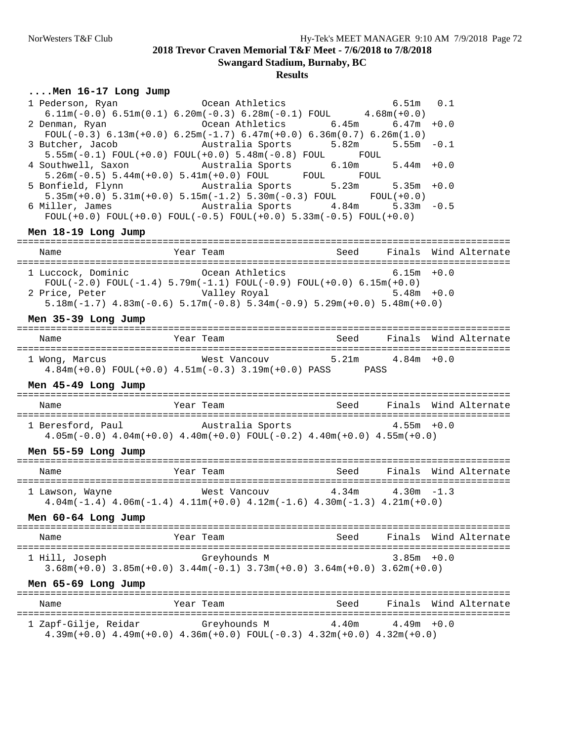## 2018 Trevor Craven Memorial T&F Meet - 7/6/2018 to 7/8/2018

**Swangard Stadium, Burnaby, BC**

**Results**

### ....Men 16-17 Long Jump

| Place | Name | Year | Team | Seed | Finals | Wind | Alternate |
|---|---|---|---|---|---|---|---|
| 1 | Pederson, Ryan | | Ocean Athletics | | 6.51m | 0.1 | |
| | 6.11m(-0.0) 6.51m(0.1) 6.20m(-0.3) 6.28m(-0.1) FOUL 4.68m(+0.0) | | | | | | |
| 2 | Denman, Ryan | | Ocean Athletics | 6.45m | 6.47m | +0.0 | |
| | FOUL(-0.3) 6.13m(+0.0) 6.25m(-1.7) 6.47m(+0.0) 6.36m(0.7) 6.26m(1.0) | | | | | | |
| 3 | Butcher, Jacob | | Australia Sports | 5.82m | 5.55m | -0.1 | |
| | 5.55m(-0.1) FOUL(+0.0) FOUL(+0.0) 5.48m(-0.8) FOUL FOUL | | | | | | |
| 4 | Southwell, Saxon | | Australia Sports | 6.10m | 5.44m | +0.0 | |
| | 5.26m(-0.5) 5.44m(+0.0) 5.41m(+0.0) FOUL FOUL FOUL | | | | | | |
| 5 | Bonfield, Flynn | | Australia Sports | 5.23m | 5.35m | +0.0 | |
| | 5.35m(+0.0) 5.31m(+0.0) 5.15m(-1.2) 5.30m(-0.3) FOUL FOUL(+0.0) | | | | | | |
| 6 | Miller, James | | Australia Sports | 4.84m | 5.33m | -0.5 | |
| | FOUL(+0.0) FOUL(+0.0) FOUL(-0.5) FOUL(+0.0) 5.33m(-0.5) FOUL(+0.0) | | | | | | |

### Men 18-19 Long Jump

| Place | Name | Year | Team | Seed | Finals | Wind | Alternate |
|---|---|---|---|---|---|---|---|
| 1 | Luccock, Dominic | | Ocean Athletics | | 6.15m | +0.0 | |
| | FOUL(-2.0) FOUL(-1.4) 5.79m(-1.1) FOUL(-0.9) FOUL(+0.0) 6.15m(+0.0) | | | | | | |
| 2 | Price, Peter | | Valley Royal | | 5.48m | +0.0 | |
| | 5.18m(-1.7) 4.83m(-0.6) 5.17m(-0.8) 5.34m(-0.9) 5.29m(+0.0) 5.48m(+0.0) | | | | | | |

### Men 35-39 Long Jump

| Place | Name | Year | Team | Seed | Finals | Wind | Alternate |
|---|---|---|---|---|---|---|---|
| 1 | Wong, Marcus | | West Vancouv | 5.21m | 4.84m | +0.0 | |
| | 4.84m(+0.0) FOUL(+0.0) 4.51m(-0.3) 3.19m(+0.0) PASS PASS | | | | | | |

### Men 45-49 Long Jump

| Place | Name | Year | Team | Seed | Finals | Wind | Alternate |
|---|---|---|---|---|---|---|---|
| 1 | Beresford, Paul | | Australia Sports | | 4.55m | +0.0 | |
| | 4.05m(-0.0) 4.04m(+0.0) 4.40m(+0.0) FOUL(-0.2) 4.40m(+0.0) 4.55m(+0.0) | | | | | | |

### Men 55-59 Long Jump

| Place | Name | Year | Team | Seed | Finals | Wind | Alternate |
|---|---|---|---|---|---|---|---|
| 1 | Lawson, Wayne | | West Vancouv | 4.34m | 4.30m | -1.3 | |
| | 4.04m(-1.4) 4.06m(-1.4) 4.11m(+0.0) 4.12m(-1.6) 4.30m(-1.3) 4.21m(+0.0) | | | | | | |

### Men 60-64 Long Jump

| Place | Name | Year | Team | Seed | Finals | Wind | Alternate |
|---|---|---|---|---|---|---|---|
| 1 | Hill, Joseph | | Greyhounds M | | 3.85m | +0.0 | |
| | 3.68m(+0.0) 3.85m(+0.0) 3.44m(-0.1) 3.73m(+0.0) 3.64m(+0.0) 3.62m(+0.0) | | | | | | |

### Men 65-69 Long Jump

| Place | Name | Year | Team | Seed | Finals | Wind | Alternate |
|---|---|---|---|---|---|---|---|
| 1 | Zapf-Gilje, Reidar | | Greyhounds M | 4.40m | 4.49m | +0.0 | |
| | 4.39m(+0.0) 4.49m(+0.0) 4.36m(+0.0) FOUL(-0.3) 4.32m(+0.0) 4.32m(+0.0) | | | | | | |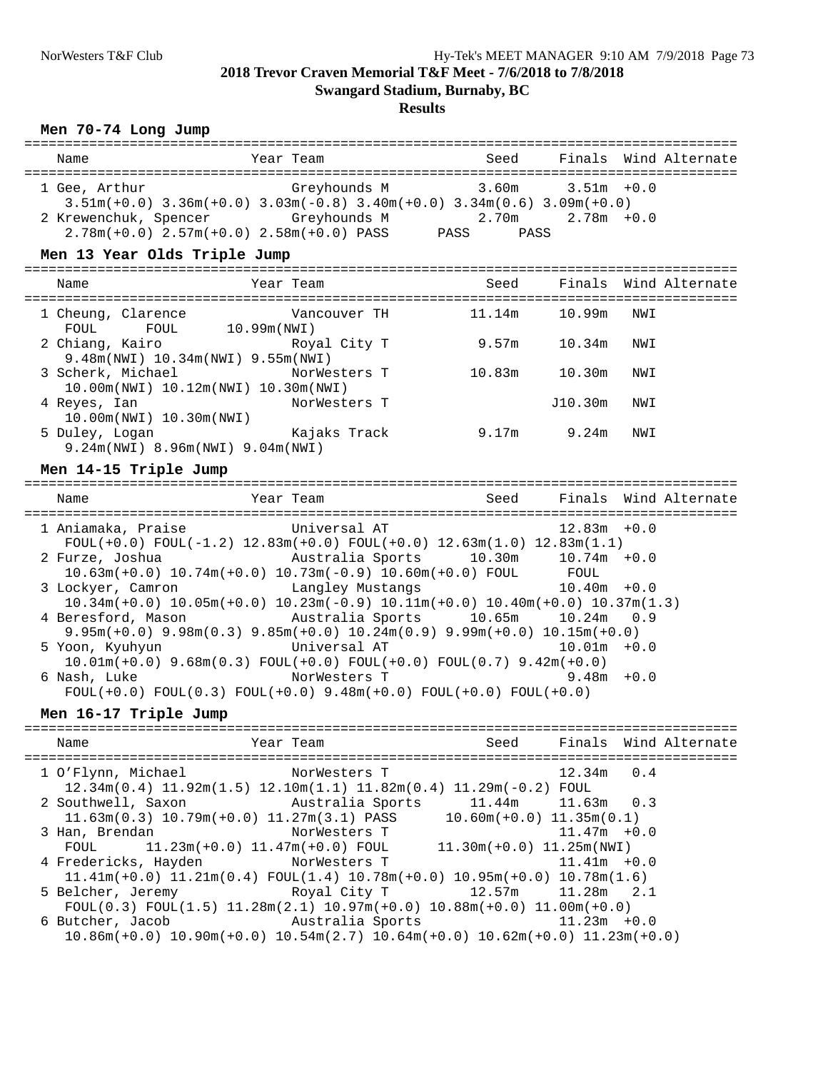# 2018 Trevor Craven Memorial T&F Meet - 7/6/2018 to 7/8/2018

## Swangard Stadium, Burnaby, BC

### Results

#### Men 70-74 Long Jump

| Place | Name | Year | Team | Seed | Finals | Wind | Alternate |
|---|---|---|---|---|---|---|---|
| 1 | Gee, Arthur | | Greyhounds M | 3.60m | 3.51m | +0.0 | |
| | 3.51m(+0.0) 3.36m(+0.0) 3.03m(-0.8) 3.40m(+0.0) 3.34m(0.6) 3.09m(+0.0) | | | | | | |
| 2 | Krewenchuk, Spencer | | Greyhounds M | 2.70m | 2.78m | +0.0 | |
| | 2.78m(+0.0) 2.57m(+0.0) 2.58m(+0.0) PASS PASS PASS | | | | | | |

#### Men 13 Year Olds Triple Jump

| Place | Name | Year | Team | Seed | Finals | Wind | Alternate |
|---|---|---|---|---|---|---|---|
| 1 | Cheung, Clarence | | Vancouver TH | 11.14m | 10.99m | NWI | |
| | FOUL FOUL 10.99m(NWI) | | | | | | |
| 2 | Chiang, Kairo | | Royal City T | 9.57m | 10.34m | NWI | |
| | 9.48m(NWI) 10.34m(NWI) 9.55m(NWI) | | | | | | |
| 3 | Scherk, Michael | | NorWesters T | 10.83m | 10.30m | NWI | |
| | 10.00m(NWI) 10.12m(NWI) 10.30m(NWI) | | | | | | |
| 4 | Reyes, Ian | | NorWesters T | | J10.30m | NWI | |
| | 10.00m(NWI) 10.30m(NWI) | | | | | | |
| 5 | Duley, Logan | | Kajaks Track | 9.17m | 9.24m | NWI | |
| | 9.24m(NWI) 8.96m(NWI) 9.04m(NWI) | | | | | | |

#### Men 14-15 Triple Jump

| Place | Name | Year | Team | Seed | Finals | Wind | Alternate |
|---|---|---|---|---|---|---|---|
| 1 | Aniamaka, Praise | | Universal AT | | 12.83m | +0.0 | |
| | FOUL(+0.0) FOUL(-1.2) 12.83m(+0.0) FOUL(+0.0) 12.63m(1.0) 12.83m(1.1) | | | | | | |
| 2 | Furze, Joshua | | Australia Sports | 10.30m | 10.74m | +0.0 | |
| | 10.63m(+0.0) 10.74m(+0.0) 10.73m(-0.9) 10.60m(+0.0) FOUL FOUL | | | | | | |
| 3 | Lockyer, Camron | | Langley Mustangs | | 10.40m | +0.0 | |
| | 10.34m(+0.0) 10.05m(+0.0) 10.23m(-0.9) 10.11m(+0.0) 10.40m(+0.0) 10.37m(1.3) | | | | | | |
| 4 | Beresford, Mason | | Australia Sports | 10.65m | 10.24m | 0.9 | |
| | 9.95m(+0.0) 9.98m(0.3) 9.85m(+0.0) 10.24m(0.9) 9.99m(+0.0) 10.15m(+0.0) | | | | | | |
| 5 | Yoon, Kyuhyun | | Universal AT | | 10.01m | +0.0 | |
| | 10.01m(+0.0) 9.68m(0.3) FOUL(+0.0) FOUL(+0.0) FOUL(0.7) 9.42m(+0.0) | | | | | | |
| 6 | Nash, Luke | | NorWesters T | | 9.48m | +0.0 | |
| | FOUL(+0.0) FOUL(0.3) FOUL(+0.0) 9.48m(+0.0) FOUL(+0.0) FOUL(+0.0) | | | | | | |

#### Men 16-17 Triple Jump

| Place | Name | Year | Team | Seed | Finals | Wind | Alternate |
|---|---|---|---|---|---|---|---|
| 1 | O'Flynn, Michael | | NorWesters T | | 12.34m | 0.4 | |
| | 12.34m(0.4) 11.92m(1.5) 12.10m(1.1) 11.82m(0.4) 11.29m(-0.2) FOUL | | | | | | |
| 2 | Southwell, Saxon | | Australia Sports | 11.44m | 11.63m | 0.3 | |
| | 11.63m(0.3) 10.79m(+0.0) 11.27m(3.1) PASS 10.60m(+0.0) 11.35m(0.1) | | | | | | |
| 3 | Han, Brendan | | NorWesters T | | 11.47m | +0.0 | |
| | FOUL 11.23m(+0.0) 11.47m(+0.0) FOUL 11.30m(+0.0) 11.25m(NWI) | | | | | | |
| 4 | Fredericks, Hayden | | NorWesters T | | 11.41m | +0.0 | |
| | 11.41m(+0.0) 11.21m(0.4) FOUL(1.4) 10.78m(+0.0) 10.95m(+0.0) 10.78m(1.6) | | | | | | |
| 5 | Belcher, Jeremy | | Royal City T | 12.57m | 11.28m | 2.1 | |
| | FOUL(0.3) FOUL(1.5) 11.28m(2.1) 10.97m(+0.0) 10.88m(+0.0) 11.00m(+0.0) | | | | | | |
| 6 | Butcher, Jacob | | Australia Sports | | 11.23m | +0.0 | |
| | 10.86m(+0.0) 10.90m(+0.0) 10.54m(2.7) 10.64m(+0.0) 10.62m(+0.0) 11.23m(+0.0) | | | | | | |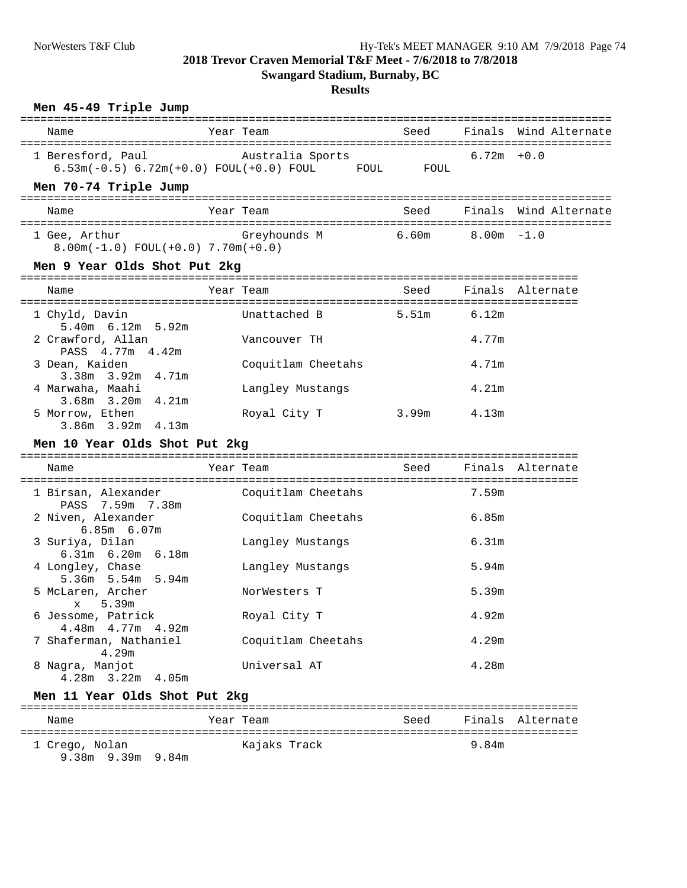## 2018 Trevor Craven Memorial T&F Meet - 7/6/2018 to 7/8/2018

### Swangard Stadium, Burnaby, BC

### Results

**Men 45-49 Triple Jump**

| Name | Year | Team | Seed | Finals | Wind | Alternate |
|---|---|---|---|---|---|---|
| 1 Beresford, Paul | | Australia Sports | | 6.72m | +0.0 | |
| 6.53m(-0.5) 6.72m(+0.0) FOUL(+0.0) FOUL FOUL FOUL | | | | | | |

**Men 70-74 Triple Jump**

| Name | Year | Team | Seed | Finals | Wind | Alternate |
|---|---|---|---|---|---|---|
| 1 Gee, Arthur | | Greyhounds M | 6.60m | 8.00m | -1.0 | |
| 8.00m(-1.0) FOUL(+0.0) 7.70m(+0.0) | | | | | | |

**Men 9 Year Olds Shot Put 2kg**

| Name | Year | Team | Seed | Finals | Alternate |
|---|---|---|---|---|---|
| 1 Chyld, Davin | | Unattached B | 5.51m | 6.12m | |
| 5.40m 6.12m 5.92m | | | | | |
| 2 Crawford, Allan | | Vancouver TH | | 4.77m | |
| PASS 4.77m 4.42m | | | | | |
| 3 Dean, Kaiden | | Coquitlam Cheetahs | | 4.71m | |
| 3.38m 3.92m 4.71m | | | | | |
| 4 Marwaha, Maahi | | Langley Mustangs | | 4.21m | |
| 3.68m 3.20m 4.21m | | | | | |
| 5 Morrow, Ethen | | Royal City T | 3.99m | 4.13m | |
| 3.86m 3.92m 4.13m | | | | | |

**Men 10 Year Olds Shot Put 2kg**

| Name | Year | Team | Seed | Finals | Alternate |
|---|---|---|---|---|---|
| 1 Birsan, Alexander | | Coquitlam Cheetahs | | 7.59m | |
| PASS 7.59m 7.38m | | | | | |
| 2 Niven, Alexander | | Coquitlam Cheetahs | | 6.85m | |
| 6.85m 6.07m | | | | | |
| 3 Suriya, Dilan | | Langley Mustangs | | 6.31m | |
| 6.31m 6.20m 6.18m | | | | | |
| 4 Longley, Chase | | Langley Mustangs | | 5.94m | |
| 5.36m 5.54m 5.94m | | | | | |
| 5 McLaren, Archer | | NorWesters T | | 5.39m | |
| x 5.39m | | | | | |
| 6 Jessome, Patrick | | Royal City T | | 4.92m | |
| 4.48m 4.77m 4.92m | | | | | |
| 7 Shaferman, Nathaniel | | Coquitlam Cheetahs | | 4.29m | |
| 4.29m | | | | | |
| 8 Nagra, Manjot | | Universal AT | | 4.28m | |
| 4.28m 3.22m 4.05m | | | | | |

**Men 11 Year Olds Shot Put 2kg**

| Name | Year | Team | Seed | Finals | Alternate |
|---|---|---|---|---|---|
| 1 Crego, Nolan | | Kajaks Track | | 9.84m | |
| 9.38m 9.39m 9.84m | | | | | |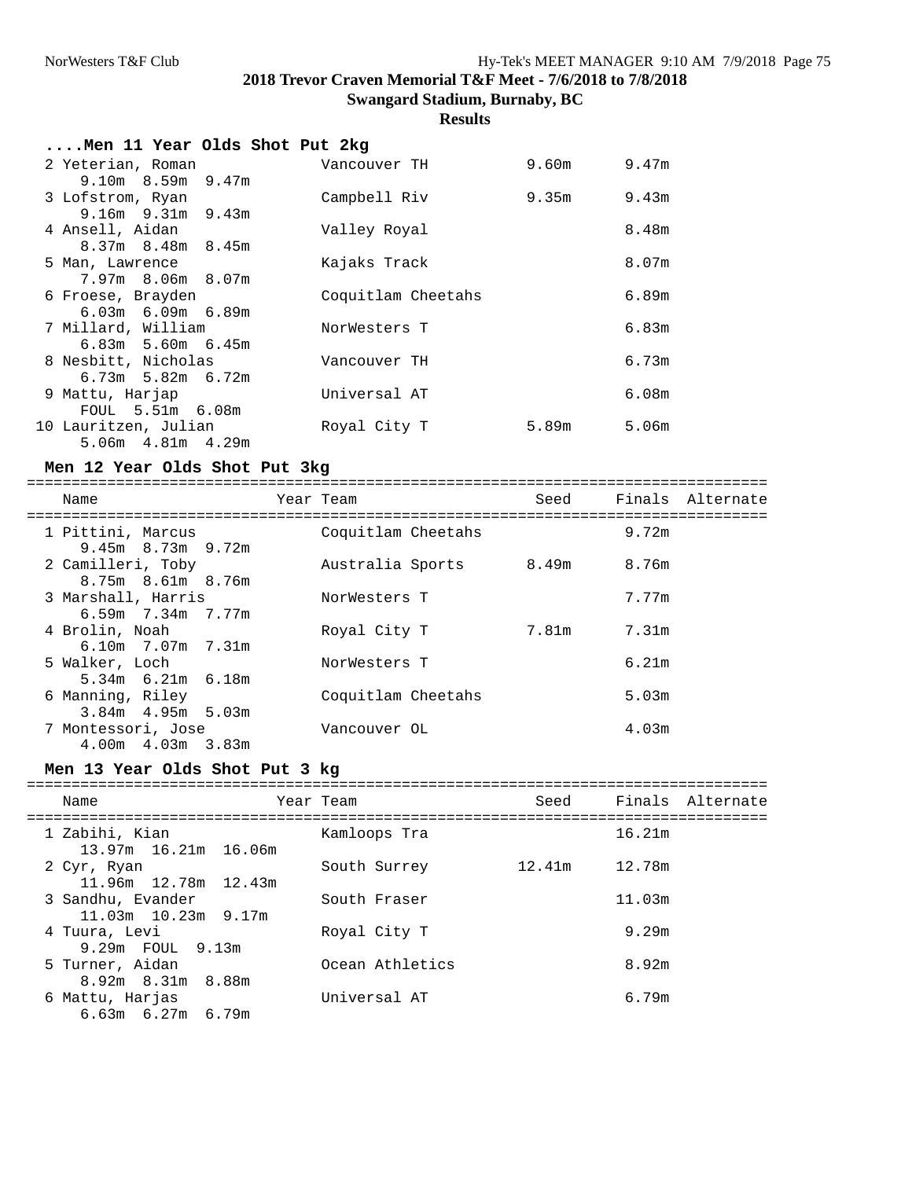## 2018 Trevor Craven Memorial T&F Meet - 7/6/2018 to 7/8/2018

**Swangard Stadium, Burnaby, BC**

**Results**

### ....Men 11 Year Olds Shot Put 2kg

| Name | Year | Team | Seed | Finals | Alternate |
|---|---|---|---|---|---|
| 2 Yeterian, Roman | | Vancouver TH | 9.60m | 9.47m | |
| 9.10m 8.59m 9.47m | | | | | |
| 3 Lofstrom, Ryan | | Campbell Riv | 9.35m | 9.43m | |
| 9.16m 9.31m 9.43m | | | | | |
| 4 Ansell, Aidan | | Valley Royal | | 8.48m | |
| 8.37m 8.48m 8.45m | | | | | |
| 5 Man, Lawrence | | Kajaks Track | | 8.07m | |
| 7.97m 8.06m 8.07m | | | | | |
| 6 Froese, Brayden | | Coquitlam Cheetahs | | 6.89m | |
| 6.03m 6.09m 6.89m | | | | | |
| 7 Millard, William | | NorWesters T | | 6.83m | |
| 6.83m 5.60m 6.45m | | | | | |
| 8 Nesbitt, Nicholas | | Vancouver TH | | 6.73m | |
| 6.73m 5.82m 6.72m | | | | | |
| 9 Mattu, Harjap | | Universal AT | | 6.08m | |
| FOUL 5.51m 6.08m | | | | | |
| 10 Lauritzen, Julian | | Royal City T | 5.89m | 5.06m | |
| 5.06m 4.81m 4.29m | | | | | |

### Men 12 Year Olds Shot Put 3kg

| Name | Year | Team | Seed | Finals | Alternate |
|---|---|---|---|---|---|
| 1 Pittini, Marcus | | Coquitlam Cheetahs | | 9.72m | |
| 9.45m 8.73m 9.72m | | | | | |
| 2 Camilleri, Toby | | Australia Sports | 8.49m | 8.76m | |
| 8.75m 8.61m 8.76m | | | | | |
| 3 Marshall, Harris | | NorWesters T | | 7.77m | |
| 6.59m 7.34m 7.77m | | | | | |
| 4 Brolin, Noah | | Royal City T | 7.81m | 7.31m | |
| 6.10m 7.07m 7.31m | | | | | |
| 5 Walker, Loch | | NorWesters T | | 6.21m | |
| 5.34m 6.21m 6.18m | | | | | |
| 6 Manning, Riley | | Coquitlam Cheetahs | | 5.03m | |
| 3.84m 4.95m 5.03m | | | | | |
| 7 Montessori, Jose | | Vancouver OL | | 4.03m | |
| 4.00m 4.03m 3.83m | | | | | |

### Men 13 Year Olds Shot Put 3 kg

| Name | Year | Team | Seed | Finals | Alternate |
|---|---|---|---|---|---|
| 1 Zabihi, Kian | | Kamloops Tra | | 16.21m | |
| 13.97m 16.21m 16.06m | | | | | |
| 2 Cyr, Ryan | | South Surrey | 12.41m | 12.78m | |
| 11.96m 12.78m 12.43m | | | | | |
| 3 Sandhu, Evander | | South Fraser | | 11.03m | |
| 11.03m 10.23m 9.17m | | | | | |
| 4 Tuura, Levi | | Royal City T | | 9.29m | |
| 9.29m FOUL 9.13m | | | | | |
| 5 Turner, Aidan | | Ocean Athletics | | 8.92m | |
| 8.92m 8.31m 8.88m | | | | | |
| 6 Mattu, Harjas | | Universal AT | | 6.79m | |
| 6.63m 6.27m 6.79m | | | | | |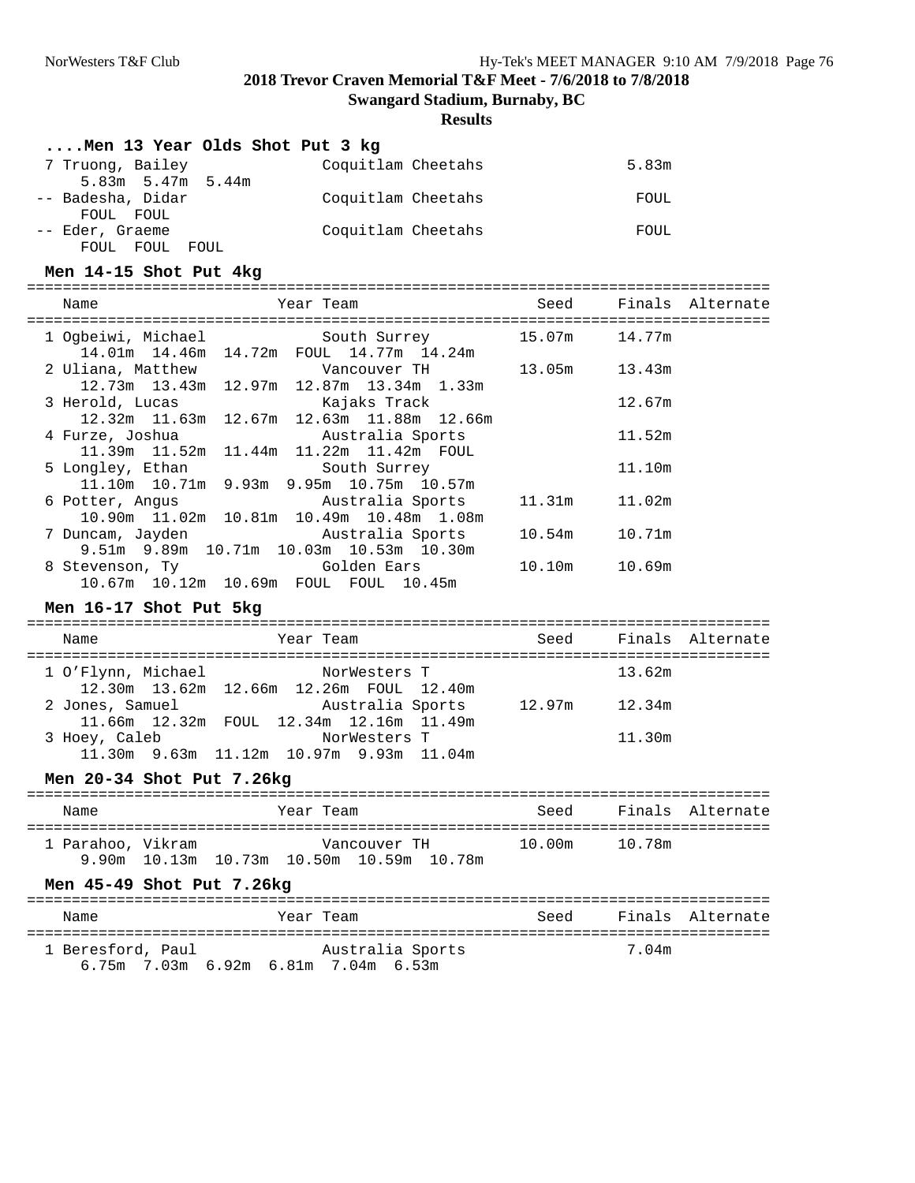# 2018 Trevor Craven Memorial T&F Meet - 7/6/2018 to 7/8/2018

**Swangard Stadium, Burnaby, BC**

**Results**

### ....Men 13 Year Olds Shot Put 3 kg

| Place | Name | Team | Finals |
|---|---|---|---|
| 7 | Truong, Bailey | Coquitlam Cheetahs | 5.83m |
| | 5.83m 5.47m 5.44m | | |
| -- | Badesha, Didar | Coquitlam Cheetahs | FOUL |
| | FOUL FOUL | | |
| -- | Eder, Graeme | Coquitlam Cheetahs | FOUL |
| | FOUL FOUL FOUL | | |

### Men 14-15 Shot Put 4kg

| Place | Name | Year | Team | Seed | Finals | Alternate |
|---|---|---|---|---|---|---|
| 1 | Ogbeiwi, Michael | | South Surrey | 15.07m | 14.77m | |
| | 14.01m 14.46m 14.72m FOUL 14.77m 14.24m | | | | | |
| 2 | Uliana, Matthew | | Vancouver TH | 13.05m | 13.43m | |
| | 12.73m 13.43m 12.97m 12.87m 13.34m 1.33m | | | | | |
| 3 | Herold, Lucas | | Kajaks Track | | 12.67m | |
| | 12.32m 11.63m 12.67m 12.63m 11.88m 12.66m | | | | | |
| 4 | Furze, Joshua | | Australia Sports | | 11.52m | |
| | 11.39m 11.52m 11.44m 11.22m 11.42m FOUL | | | | | |
| 5 | Longley, Ethan | | South Surrey | | 11.10m | |
| | 11.10m 10.71m 9.93m 9.95m 10.75m 10.57m | | | | | |
| 6 | Potter, Angus | | Australia Sports | 11.31m | 11.02m | |
| | 10.90m 11.02m 10.81m 10.49m 10.48m 1.08m | | | | | |
| 7 | Duncam, Jayden | | Australia Sports | 10.54m | 10.71m | |
| | 9.51m 9.89m 10.71m 10.03m 10.53m 10.30m | | | | | |
| 8 | Stevenson, Ty | | Golden Ears | 10.10m | 10.69m | |
| | 10.67m 10.12m 10.69m FOUL FOUL 10.45m | | | | | |

### Men 16-17 Shot Put 5kg

| Place | Name | Year | Team | Seed | Finals | Alternate |
|---|---|---|---|---|---|---|
| 1 | O'Flynn, Michael | | NorWesters T | | 13.62m | |
| | 12.30m 13.62m 12.66m 12.26m FOUL 12.40m | | | | | |
| 2 | Jones, Samuel | | Australia Sports | 12.97m | 12.34m | |
| | 11.66m 12.32m FOUL 12.34m 12.16m 11.49m | | | | | |
| 3 | Hoey, Caleb | | NorWesters T | | 11.30m | |
| | 11.30m 9.63m 11.12m 10.97m 9.93m 11.04m | | | | | |

### Men 20-34 Shot Put 7.26kg

| Place | Name | Year | Team | Seed | Finals | Alternate |
|---|---|---|---|---|---|---|
| 1 | Parahoo, Vikram | | Vancouver TH | 10.00m | 10.78m | |
| | 9.90m 10.13m 10.73m 10.50m 10.59m 10.78m | | | | | |

### Men 45-49 Shot Put 7.26kg

| Place | Name | Year | Team | Seed | Finals | Alternate |
|---|---|---|---|---|---|---|
| 1 | Beresford, Paul | | Australia Sports | | 7.04m | |
| | 6.75m 7.03m 6.92m 6.81m 7.04m 6.53m | | | | | |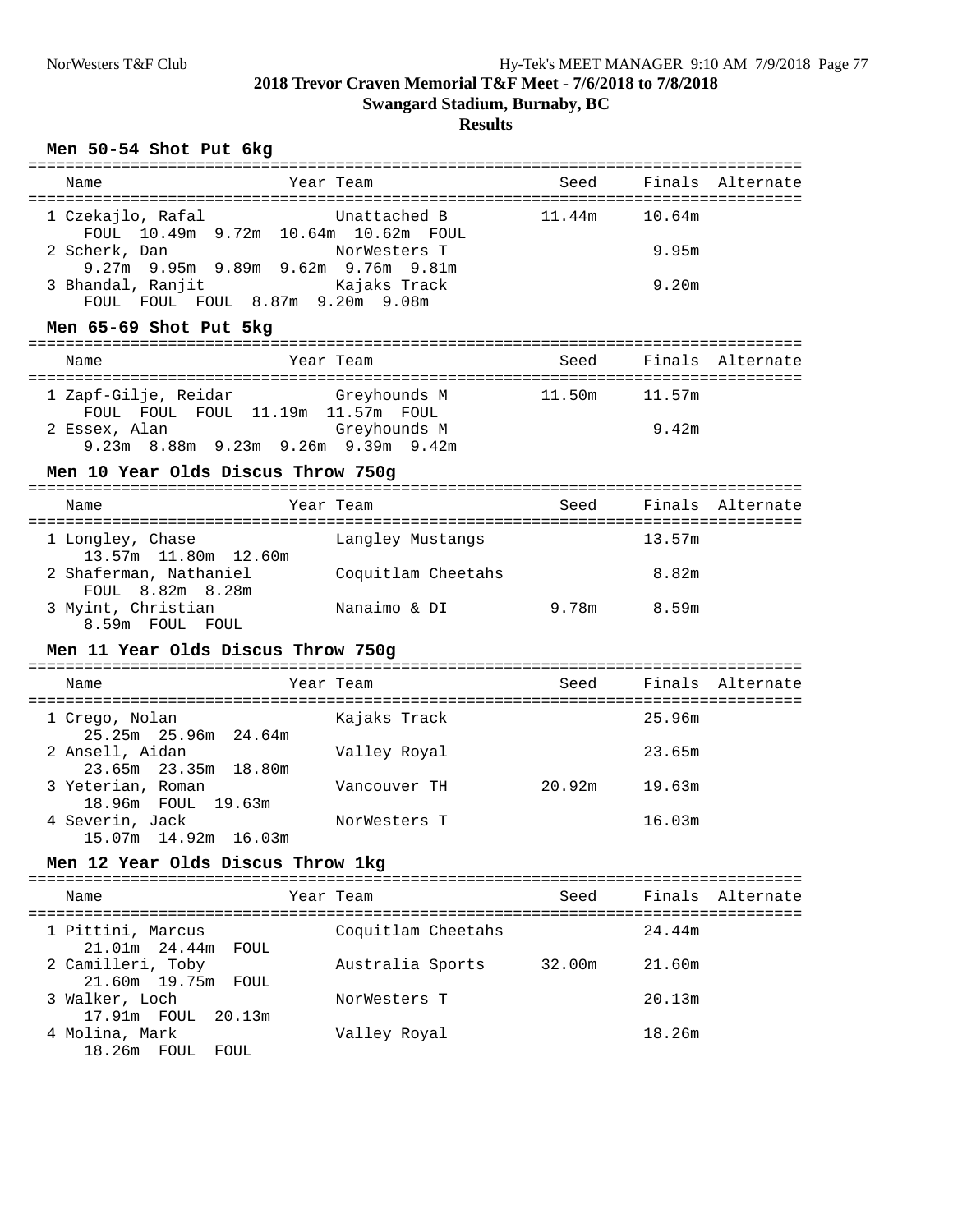**2018 Trevor Craven Memorial T&F Meet - 7/6/2018 to 7/8/2018**

**Swangard Stadium, Burnaby, BC**

**Results**

### Men 50-54 Shot Put 6kg

| | Name | Year | Team | Seed | Finals | Alternate |
|---|---|---|---|---|---|---|
| 1 | Czekajlo, Rafal | | Unattached B | 11.44m | 10.64m | |
| | FOUL 10.49m 9.72m 10.64m 10.62m FOUL | | | | | |
| 2 | Scherk, Dan | | NorWesters T | | 9.95m | |
| | 9.27m 9.95m 9.89m 9.62m 9.76m 9.81m | | | | | |
| 3 | Bhandal, Ranjit | | Kajaks Track | | 9.20m | |
| | FOUL FOUL FOUL 8.87m 9.20m 9.08m | | | | | |

### Men 65-69 Shot Put 5kg

| | Name | Year | Team | Seed | Finals | Alternate |
|---|---|---|---|---|---|---|
| 1 | Zapf-Gilje, Reidar | | Greyhounds M | 11.50m | 11.57m | |
| | FOUL FOUL FOUL 11.19m 11.57m FOUL | | | | | |
| 2 | Essex, Alan | | Greyhounds M | | 9.42m | |
| | 9.23m 8.88m 9.23m 9.26m 9.39m 9.42m | | | | | |

### Men 10 Year Olds Discus Throw 750g

| | Name | Year | Team | Seed | Finals | Alternate |
|---|---|---|---|---|---|---|
| 1 | Longley, Chase | | Langley Mustangs | | 13.57m | |
| | 13.57m 11.80m 12.60m | | | | | |
| 2 | Shaferman, Nathaniel | | Coquitlam Cheetahs | | 8.82m | |
| | FOUL 8.82m 8.28m | | | | | |
| 3 | Myint, Christian | | Nanaimo & DI | 9.78m | 8.59m | |
| | 8.59m FOUL FOUL | | | | | |

### Men 11 Year Olds Discus Throw 750g

| | Name | Year | Team | Seed | Finals | Alternate |
|---|---|---|---|---|---|---|
| 1 | Crego, Nolan | | Kajaks Track | | 25.96m | |
| | 25.25m 25.96m 24.64m | | | | | |
| 2 | Ansell, Aidan | | Valley Royal | | 23.65m | |
| | 23.65m 23.35m 18.80m | | | | | |
| 3 | Yeterian, Roman | | Vancouver TH | 20.92m | 19.63m | |
| | 18.96m FOUL 19.63m | | | | | |
| 4 | Severin, Jack | | NorWesters T | | 16.03m | |
| | 15.07m 14.92m 16.03m | | | | | |

### Men 12 Year Olds Discus Throw 1kg

| | Name | Year | Team | Seed | Finals | Alternate |
|---|---|---|---|---|---|---|
| 1 | Pittini, Marcus | | Coquitlam Cheetahs | | 24.44m | |
| | 21.01m 24.44m FOUL | | | | | |
| 2 | Camilleri, Toby | | Australia Sports | 32.00m | 21.60m | |
| | 21.60m 19.75m FOUL | | | | | |
| 3 | Walker, Loch | | NorWesters T | | 20.13m | |
| | 17.91m FOUL 20.13m | | | | | |
| 4 | Molina, Mark | | Valley Royal | | 18.26m | |
| | 18.26m FOUL FOUL | | | | | |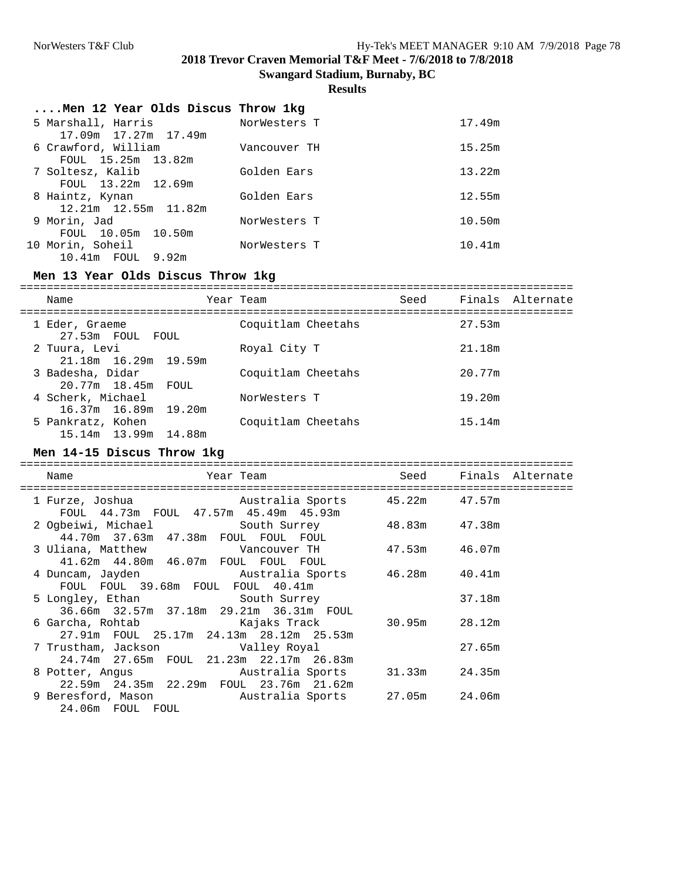## 2018 Trevor Craven Memorial T&F Meet - 7/6/2018 to 7/8/2018

**Swangard Stadium, Burnaby, BC**

**Results**

### ....Men 12 Year Olds Discus Throw 1kg

| Place | Name | Team | Finals |
|---|---|---|---|
| 5 | Marshall, Harris | NorWesters T | 17.49m |
| | 17.09m 17.27m 17.49m | | |
| 6 | Crawford, William | Vancouver TH | 15.25m |
| | FOUL 15.25m 13.82m | | |
| 7 | Soltesz, Kalib | Golden Ears | 13.22m |
| | FOUL 13.22m 12.69m | | |
| 8 | Haintz, Kynan | Golden Ears | 12.55m |
| | 12.21m 12.55m 11.82m | | |
| 9 | Morin, Jad | NorWesters T | 10.50m |
| | FOUL 10.05m 10.50m | | |
| 10 | Morin, Soheil | NorWesters T | 10.41m |
| | 10.41m FOUL 9.92m | | |

### Men 13 Year Olds Discus Throw 1kg

| Place | Name | Year | Team | Seed | Finals | Alternate |
|---|---|---|---|---|---|---|
| 1 | Eder, Graeme | | Coquitlam Cheetahs | | 27.53m | |
| | 27.53m FOUL FOUL | | | | | |
| 2 | Tuura, Levi | | Royal City T | | 21.18m | |
| | 21.18m 16.29m 19.59m | | | | | |
| 3 | Badesha, Didar | | Coquitlam Cheetahs | | 20.77m | |
| | 20.77m 18.45m FOUL | | | | | |
| 4 | Scherk, Michael | | NorWesters T | | 19.20m | |
| | 16.37m 16.89m 19.20m | | | | | |
| 5 | Pankratz, Kohen | | Coquitlam Cheetahs | | 15.14m | |
| | 15.14m 13.99m 14.88m | | | | | |

### Men 14-15 Discus Throw 1kg

| Place | Name | Year | Team | Seed | Finals | Alternate |
|---|---|---|---|---|---|---|
| 1 | Furze, Joshua | | Australia Sports | 45.22m | 47.57m | |
| | FOUL 44.73m FOUL 47.57m 45.49m 45.93m | | | | | |
| 2 | Ogbeiwi, Michael | | South Surrey | 48.83m | 47.38m | |
| | 44.70m 37.63m 47.38m FOUL FOUL FOUL | | | | | |
| 3 | Uliana, Matthew | | Vancouver TH | 47.53m | 46.07m | |
| | 41.62m 44.80m 46.07m FOUL FOUL FOUL | | | | | |
| 4 | Duncam, Jayden | | Australia Sports | 46.28m | 40.41m | |
| | FOUL FOUL 39.68m FOUL FOUL 40.41m | | | | | |
| 5 | Longley, Ethan | | South Surrey | | 37.18m | |
| | 36.66m 32.57m 37.18m 29.21m 36.31m FOUL | | | | | |
| 6 | Garcha, Rohtab | | Kajaks Track | 30.95m | 28.12m | |
| | 27.91m FOUL 25.17m 24.13m 28.12m 25.53m | | | | | |
| 7 | Trustham, Jackson | | Valley Royal | | 27.65m | |
| | 24.74m 27.65m FOUL 21.23m 22.17m 26.83m | | | | | |
| 8 | Potter, Angus | | Australia Sports | 31.33m | 24.35m | |
| | 22.59m 24.35m 22.29m FOUL 23.76m 21.62m | | | | | |
| 9 | Beresford, Mason | | Australia Sports | 27.05m | 24.06m | |
| | 24.06m FOUL FOUL | | | | | |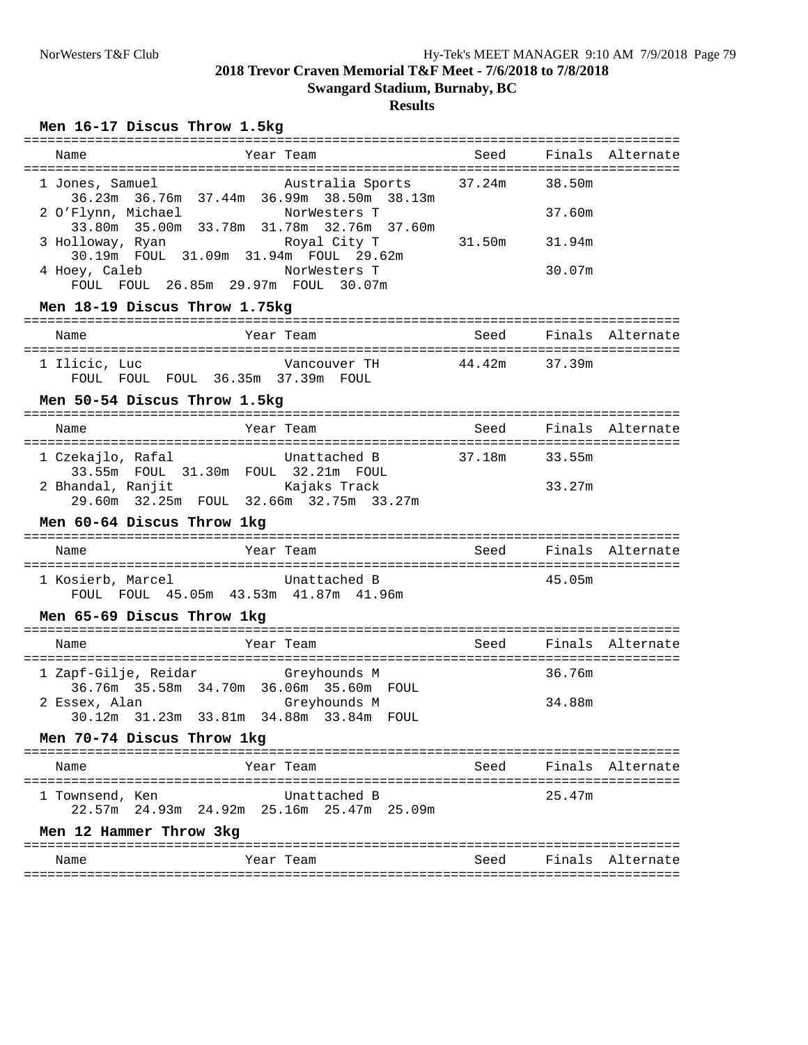## 2018 Trevor Craven Memorial T&F Meet - 7/6/2018 to 7/8/2018

### Swangard Stadium, Burnaby, BC

### Results

**Men 16-17 Discus Throw 1.5kg**

| Name | Year | Team | Seed | Finals | Alternate |
|---|---|---|---|---|---|
| 1 Jones, Samuel | | Australia Sports | 37.24m | 38.50m | |
| 36.23m 36.76m 37.44m 36.99m 38.50m 38.13m | | | | | |
| 2 O'Flynn, Michael | | NorWesters T | | 37.60m | |
| 33.80m 35.00m 33.78m 31.78m 32.76m 37.60m | | | | | |
| 3 Holloway, Ryan | | Royal City T | 31.50m | 31.94m | |
| 30.19m FOUL 31.09m 31.94m FOUL 29.62m | | | | | |
| 4 Hoey, Caleb | | NorWesters T | | 30.07m | |
| FOUL FOUL 26.85m 29.97m FOUL 30.07m | | | | | |

**Men 18-19 Discus Throw 1.75kg**

| Name | Year | Team | Seed | Finals | Alternate |
|---|---|---|---|---|---|
| 1 Ilicic, Luc | | Vancouver TH | 44.42m | 37.39m | |
| FOUL FOUL FOUL 36.35m 37.39m FOUL | | | | | |

**Men 50-54 Discus Throw 1.5kg**

| Name | Year | Team | Seed | Finals | Alternate |
|---|---|---|---|---|---|
| 1 Czekajlo, Rafal | | Unattached B | 37.18m | 33.55m | |
| 33.55m FOUL 31.30m FOUL 32.21m FOUL | | | | | |
| 2 Bhandal, Ranjit | | Kajaks Track | | 33.27m | |
| 29.60m 32.25m FOUL 32.66m 32.75m 33.27m | | | | | |

**Men 60-64 Discus Throw 1kg**

| Name | Year | Team | Seed | Finals | Alternate |
|---|---|---|---|---|---|
| 1 Kosierb, Marcel | | Unattached B | | 45.05m | |
| FOUL FOUL 45.05m 43.53m 41.87m 41.96m | | | | | |

**Men 65-69 Discus Throw 1kg**

| Name | Year | Team | Seed | Finals | Alternate |
|---|---|---|---|---|---|
| 1 Zapf-Gilje, Reidar | | Greyhounds M | | 36.76m | |
| 36.76m 35.58m 34.70m 36.06m 35.60m FOUL | | | | | |
| 2 Essex, Alan | | Greyhounds M | | 34.88m | |
| 30.12m 31.23m 33.81m 34.88m 33.84m FOUL | | | | | |

**Men 70-74 Discus Throw 1kg**

| Name | Year | Team | Seed | Finals | Alternate |
|---|---|---|---|---|---|
| 1 Townsend, Ken | | Unattached B | | 25.47m | |
| 22.57m 24.93m 24.92m 25.16m 25.47m 25.09m | | | | | |

**Men 12 Hammer Throw 3kg**

| Name | Year | Team | Seed | Finals | Alternate |
|---|---|---|---|---|---|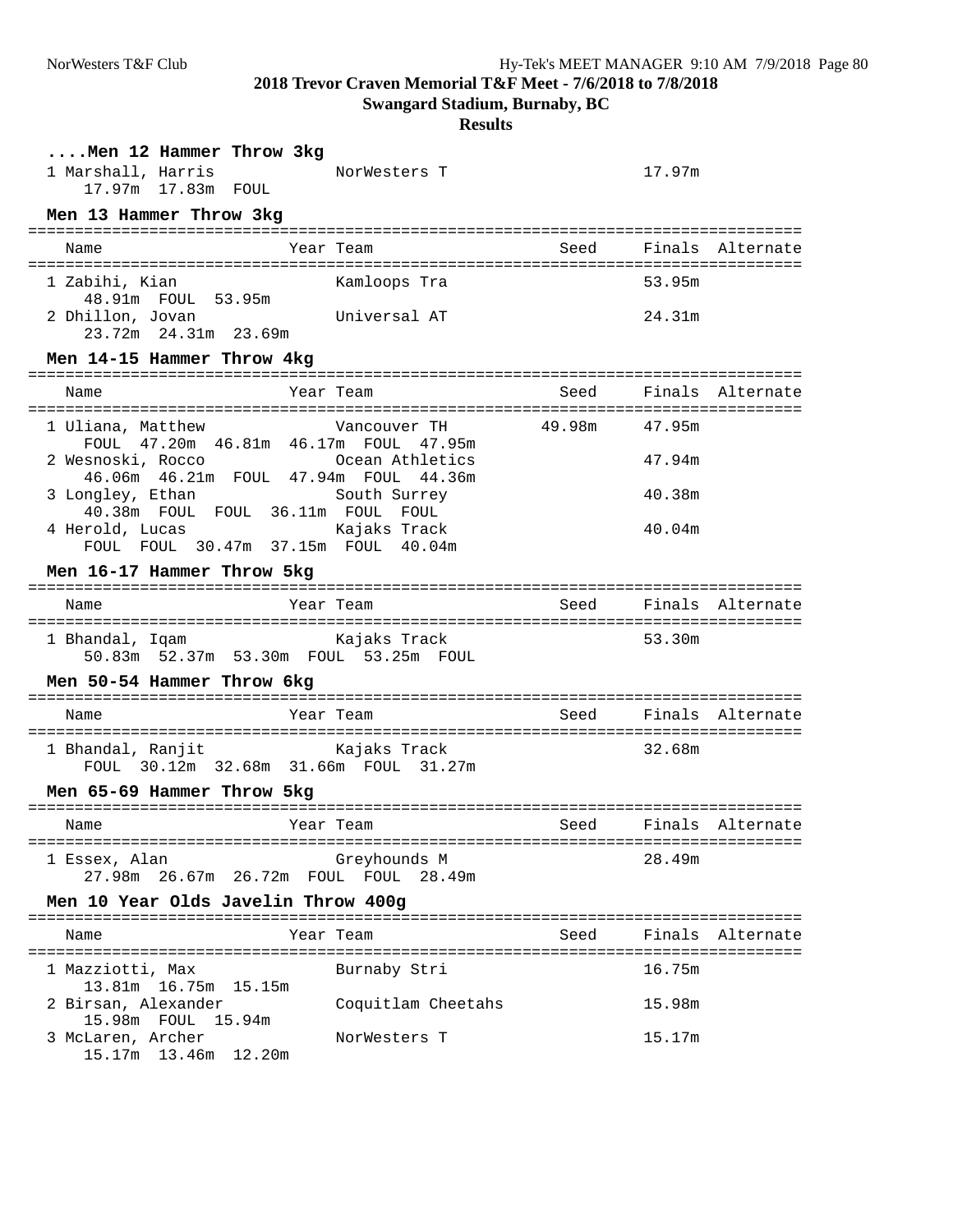## 2018 Trevor Craven Memorial T&F Meet - 7/6/2018 to 7/8/2018

**Swangard Stadium, Burnaby, BC**

**Results**

### ....Men 12 Hammer Throw 3kg

| Name | Year | Team | Seed | Finals | Alternate |
|---|---|---|---|---|---|
| 1 Marshall, Harris | | NorWesters T | | 17.97m | |
| 17.97m 17.83m FOUL | | | | | |

### Men 13 Hammer Throw 3kg

| Name | Year | Team | Seed | Finals | Alternate |
|---|---|---|---|---|---|
| 1 Zabihi, Kian | | Kamloops Tra | | 53.95m | |
| 48.91m FOUL 53.95m | | | | | |
| 2 Dhillon, Jovan | | Universal AT | | 24.31m | |
| 23.72m 24.31m 23.69m | | | | | |

### Men 14-15 Hammer Throw 4kg

| Name | Year | Team | Seed | Finals | Alternate |
|---|---|---|---|---|---|
| 1 Uliana, Matthew | | Vancouver TH | 49.98m | 47.95m | |
| FOUL 47.20m 46.81m 46.17m FOUL 47.95m | | | | | |
| 2 Wesnoski, Rocco | | Ocean Athletics | | 47.94m | |
| 46.06m 46.21m FOUL 47.94m FOUL 44.36m | | | | | |
| 3 Longley, Ethan | | South Surrey | | 40.38m | |
| 40.38m FOUL FOUL 36.11m FOUL FOUL | | | | | |
| 4 Herold, Lucas | | Kajaks Track | | 40.04m | |
| FOUL FOUL 30.47m 37.15m FOUL 40.04m | | | | | |

### Men 16-17 Hammer Throw 5kg

| Name | Year | Team | Seed | Finals | Alternate |
|---|---|---|---|---|---|
| 1 Bhandal, Iqam | | Kajaks Track | | 53.30m | |
| 50.83m 52.37m 53.30m FOUL 53.25m FOUL | | | | | |

### Men 50-54 Hammer Throw 6kg

| Name | Year | Team | Seed | Finals | Alternate |
|---|---|---|---|---|---|
| 1 Bhandal, Ranjit | | Kajaks Track | | 32.68m | |
| FOUL 30.12m 32.68m 31.66m FOUL 31.27m | | | | | |

### Men 65-69 Hammer Throw 5kg

| Name | Year | Team | Seed | Finals | Alternate |
|---|---|---|---|---|---|
| 1 Essex, Alan | | Greyhounds M | | 28.49m | |
| 27.98m 26.67m 26.72m FOUL FOUL 28.49m | | | | | |

### Men 10 Year Olds Javelin Throw 400g

| Name | Year | Team | Seed | Finals | Alternate |
|---|---|---|---|---|---|
| 1 Mazziotti, Max | | Burnaby Stri | | 16.75m | |
| 13.81m 16.75m 15.15m | | | | | |
| 2 Birsan, Alexander | | Coquitlam Cheetahs | | 15.98m | |
| 15.98m FOUL 15.94m | | | | | |
| 3 McLaren, Archer | | NorWesters T | | 15.17m | |
| 15.17m 13.46m 12.20m | | | | | |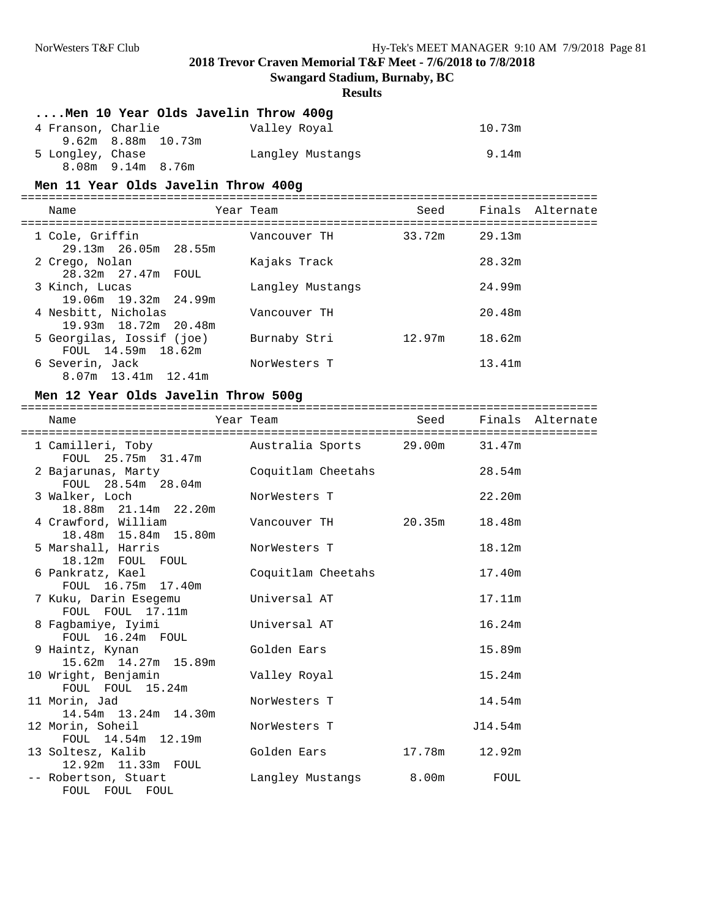## ....Men 10 Year Olds Javelin Throw 400g

| Name | Year | Team | Seed | Finals | Alternate |
|---|---|---|---|---|---|
| 4 Franson, Charlie | | Valley Royal | | 10.73m | |
| 9.62m 8.88m 10.73m | | | | | |
| 5 Longley, Chase | | Langley Mustangs | | 9.14m | |
| 8.08m 9.14m 8.76m | | | | | |

## Men 11 Year Olds Javelin Throw 400g

| Name | Year | Team | Seed | Finals | Alternate |
|---|---|---|---|---|---|
| 1 Cole, Griffin | | Vancouver TH | 33.72m | 29.13m | |
| 29.13m 26.05m 28.55m | | | | | |
| 2 Crego, Nolan | | Kajaks Track | | 28.32m | |
| 28.32m 27.47m FOUL | | | | | |
| 3 Kinch, Lucas | | Langley Mustangs | | 24.99m | |
| 19.06m 19.32m 24.99m | | | | | |
| 4 Nesbitt, Nicholas | | Vancouver TH | | 20.48m | |
| 19.93m 18.72m 20.48m | | | | | |
| 5 Georgilas, Iossif (joe) | | Burnaby Stri | 12.97m | 18.62m | |
| FOUL 14.59m 18.62m | | | | | |
| 6 Severin, Jack | | NorWesters T | | 13.41m | |
| 8.07m 13.41m 12.41m | | | | | |

## Men 12 Year Olds Javelin Throw 500g

| Name | Year | Team | Seed | Finals | Alternate |
|---|---|---|---|---|---|
| 1 Camilleri, Toby | | Australia Sports | 29.00m | 31.47m | |
| FOUL 25.75m 31.47m | | | | | |
| 2 Bajarunas, Marty | | Coquitlam Cheetahs | | 28.54m | |
| FOUL 28.54m 28.04m | | | | | |
| 3 Walker, Loch | | NorWesters T | | 22.20m | |
| 18.88m 21.14m 22.20m | | | | | |
| 4 Crawford, William | | Vancouver TH | 20.35m | 18.48m | |
| 18.48m 15.84m 15.80m | | | | | |
| 5 Marshall, Harris | | NorWesters T | | 18.12m | |
| 18.12m FOUL FOUL | | | | | |
| 6 Pankratz, Kael | | Coquitlam Cheetahs | | 17.40m | |
| FOUL 16.75m 17.40m | | | | | |
| 7 Kuku, Darin Esegemu | | Universal AT | | 17.11m | |
| FOUL FOUL 17.11m | | | | | |
| 8 Fagbamiye, Iyimi | | Universal AT | | 16.24m | |
| FOUL 16.24m FOUL | | | | | |
| 9 Haintz, Kynan | | Golden Ears | | 15.89m | |
| 15.62m 14.27m 15.89m | | | | | |
| 10 Wright, Benjamin | | Valley Royal | | 15.24m | |
| FOUL FOUL 15.24m | | | | | |
| 11 Morin, Jad | | NorWesters T | | 14.54m | |
| 14.54m 13.24m 14.30m | | | | | |
| 12 Morin, Soheil | | NorWesters T | | J14.54m | |
| FOUL 14.54m 12.19m | | | | | |
| 13 Soltesz, Kalib | | Golden Ears | 17.78m | 12.92m | |
| 12.92m 11.33m FOUL | | | | | |
| -- Robertson, Stuart | | Langley Mustangs | 8.00m | FOUL | |
| FOUL FOUL FOUL | | | | | |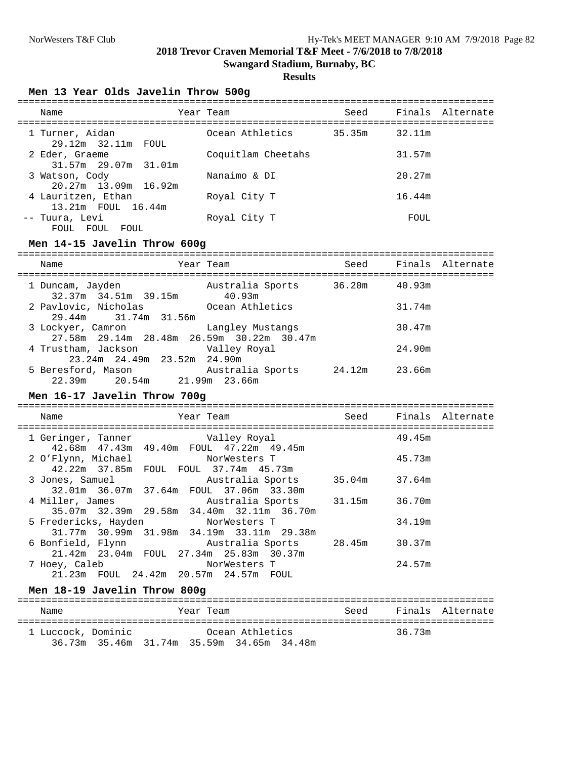# 2018 Trevor Craven Memorial T&F Meet - 7/6/2018 to 7/8/2018

**Swangard Stadium, Burnaby, BC**

**Results**

## Men 13 Year Olds Javelin Throw 500g

| Place | Name | Year | Team | Seed | Finals | Alternate |
|---|---|---|---|---|---|---|
| 1 | Turner, Aidan | | Ocean Athletics | 35.35m | 32.11m | |
| | 29.12m 32.11m FOUL | | | | | |
| 2 | Eder, Graeme | | Coquitlam Cheetahs | | 31.57m | |
| | 31.57m 29.07m 31.01m | | | | | |
| 3 | Watson, Cody | | Nanaimo & DI | | 20.27m | |
| | 20.27m 13.09m 16.92m | | | | | |
| 4 | Lauritzen, Ethan | | Royal City T | | 16.44m | |
| | 13.21m FOUL 16.44m | | | | | |
| -- | Tuura, Levi | | Royal City T | | FOUL | |
| | FOUL FOUL FOUL | | | | | |

## Men 14-15 Javelin Throw 600g

| Place | Name | Year | Team | Seed | Finals | Alternate |
|---|---|---|---|---|---|---|
| 1 | Duncam, Jayden | | Australia Sports | 36.20m | 40.93m | |
| | 32.37m 34.51m 39.15m 40.93m | | | | | |
| 2 | Pavlovic, Nicholas | | Ocean Athletics | | 31.74m | |
| | 29.44m 31.74m 31.56m | | | | | |
| 3 | Lockyer, Camron | | Langley Mustangs | | 30.47m | |
| | 27.58m 29.14m 28.48m 26.59m 30.22m 30.47m | | | | | |
| 4 | Trustham, Jackson | | Valley Royal | | 24.90m | |
| | 23.24m 24.49m 23.52m 24.90m | | | | | |
| 5 | Beresford, Mason | | Australia Sports | 24.12m | 23.66m | |
| | 22.39m 20.54m 21.99m 23.66m | | | | | |

## Men 16-17 Javelin Throw 700g

| Place | Name | Year | Team | Seed | Finals | Alternate |
|---|---|---|---|---|---|---|
| 1 | Geringer, Tanner | | Valley Royal | | 49.45m | |
| | 42.68m 47.43m 49.40m FOUL 47.22m 49.45m | | | | | |
| 2 | O'Flynn, Michael | | NorWesters T | | 45.73m | |
| | 42.22m 37.85m FOUL FOUL 37.74m 45.73m | | | | | |
| 3 | Jones, Samuel | | Australia Sports | 35.04m | 37.64m | |
| | 32.01m 36.07m 37.64m FOUL 37.06m 33.30m | | | | | |
| 4 | Miller, James | | Australia Sports | 31.15m | 36.70m | |
| | 35.07m 32.39m 29.58m 34.40m 32.11m 36.70m | | | | | |
| 5 | Fredericks, Hayden | | NorWesters T | | 34.19m | |
| | 31.77m 30.99m 31.98m 34.19m 33.11m 29.38m | | | | | |
| 6 | Bonfield, Flynn | | Australia Sports | 28.45m | 30.37m | |
| | 21.42m 23.04m FOUL 27.34m 25.83m 30.37m | | | | | |
| 7 | Hoey, Caleb | | NorWesters T | | 24.57m | |
| | 21.23m FOUL 24.42m 20.57m 24.57m FOUL | | | | | |

## Men 18-19 Javelin Throw 800g

| Place | Name | Year | Team | Seed | Finals | Alternate |
|---|---|---|---|---|---|---|
| 1 | Luccock, Dominic | | Ocean Athletics | | 36.73m | |
| | 36.73m 35.46m 31.74m 35.59m 34.65m 34.48m | | | | | |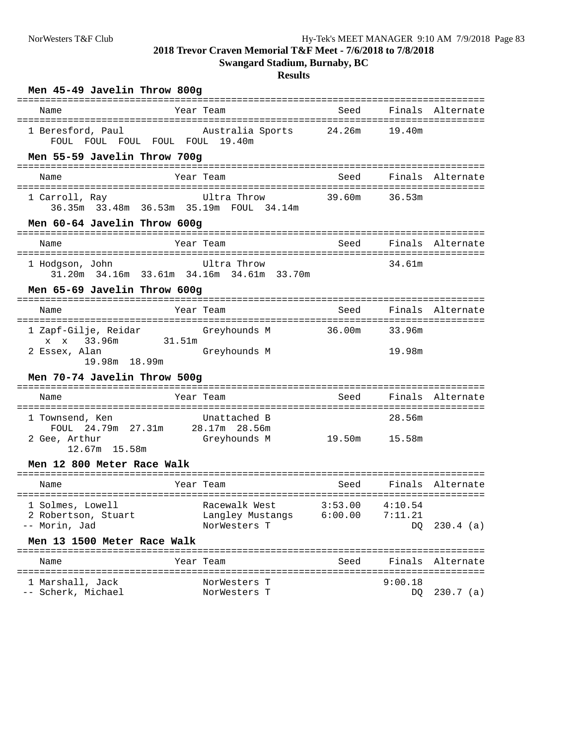**2018 Trevor Craven Memorial T&F Meet - 7/6/2018 to 7/8/2018**

**Swangard Stadium, Burnaby, BC**

**Results**

### Men 45-49 Javelin Throw 800g

| | Name | Year | Team | Seed | Finals | Alternate |
|---|---|---|---|---|---|---|
| 1 | Beresford, Paul | | Australia Sports | 24.26m | 19.40m | |
| | FOUL FOUL FOUL FOUL FOUL 19.40m | | | | | |

### Men 55-59 Javelin Throw 700g

| | Name | Year | Team | Seed | Finals | Alternate |
|---|---|---|---|---|---|---|
| 1 | Carroll, Ray | | Ultra Throw | 39.60m | 36.53m | |
| | 36.35m 33.48m 36.53m 35.19m FOUL 34.14m | | | | | |

### Men 60-64 Javelin Throw 600g

| | Name | Year | Team | Seed | Finals | Alternate |
|---|---|---|---|---|---|---|
| 1 | Hodgson, John | | Ultra Throw | | 34.61m | |
| | 31.20m 34.16m 33.61m 34.16m 34.61m 33.70m | | | | | |

### Men 65-69 Javelin Throw 600g

| | Name | Year | Team | Seed | Finals | Alternate |
|---|---|---|---|---|---|---|
| 1 | Zapf-Gilje, Reidar | | Greyhounds M | 36.00m | 33.96m | |
| | x x 33.96m 31.51m | | | | | |
| 2 | Essex, Alan | | Greyhounds M | | 19.98m | |
| | 19.98m 18.99m | | | | | |

### Men 70-74 Javelin Throw 500g

| | Name | Year | Team | Seed | Finals | Alternate |
|---|---|---|---|---|---|---|
| 1 | Townsend, Ken | | Unattached B | | 28.56m | |
| | FOUL 24.79m 27.31m 28.17m 28.56m | | | | | |
| 2 | Gee, Arthur | | Greyhounds M | 19.50m | 15.58m | |
| | 12.67m 15.58m | | | | | |

### Men 12 800 Meter Race Walk

| | Name | Year | Team | Seed | Finals | Alternate |
|---|---|---|---|---|---|---|
| 1 | Solmes, Lowell | | Racewalk West | 3:53.00 | 4:10.54 | |
| 2 | Robertson, Stuart | | Langley Mustangs | 6:00.00 | 7:11.21 | |
| -- | Morin, Jad | | NorWesters T | | DQ | 230.4 (a) |

### Men 13 1500 Meter Race Walk

| | Name | Year | Team | Seed | Finals | Alternate |
|---|---|---|---|---|---|---|
| 1 | Marshall, Jack | | NorWesters T | | 9:00.18 | |
| -- | Scherk, Michael | | NorWesters T | | DQ | 230.7 (a) |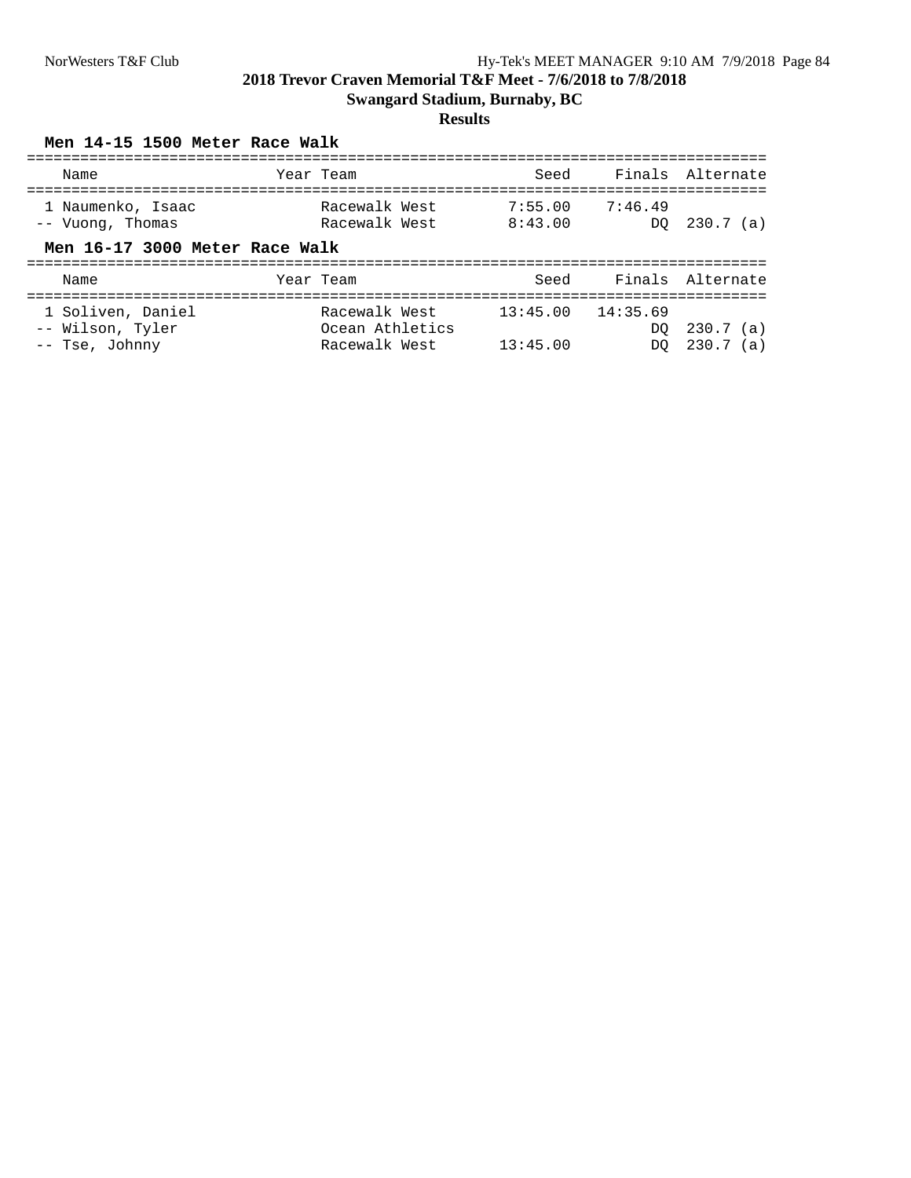## 2018 Trevor Craven Memorial T&F Meet - 7/6/2018 to 7/8/2018

### Swangard Stadium, Burnaby, BC

### Results

#### Men 14-15 1500 Meter Race Walk

| Name | Year | Team | Seed | Finals | Alternate |
|---|---|---|---|---|---|
| 1 Naumenko, Isaac | | Racewalk West | 7:55.00 | 7:46.49 | |
| -- Vuong, Thomas | | Racewalk West | 8:43.00 | DQ | 230.7 (a) |

#### Men 16-17 3000 Meter Race Walk

| Name | Year | Team | Seed | Finals | Alternate |
|---|---|---|---|---|---|
| 1 Soliven, Daniel | | Racewalk West | 13:45.00 | 14:35.69 | |
| -- Wilson, Tyler | | Ocean Athletics | | DQ | 230.7 (a) |
| -- Tse, Johnny | | Racewalk West | 13:45.00 | DQ | 230.7 (a) |